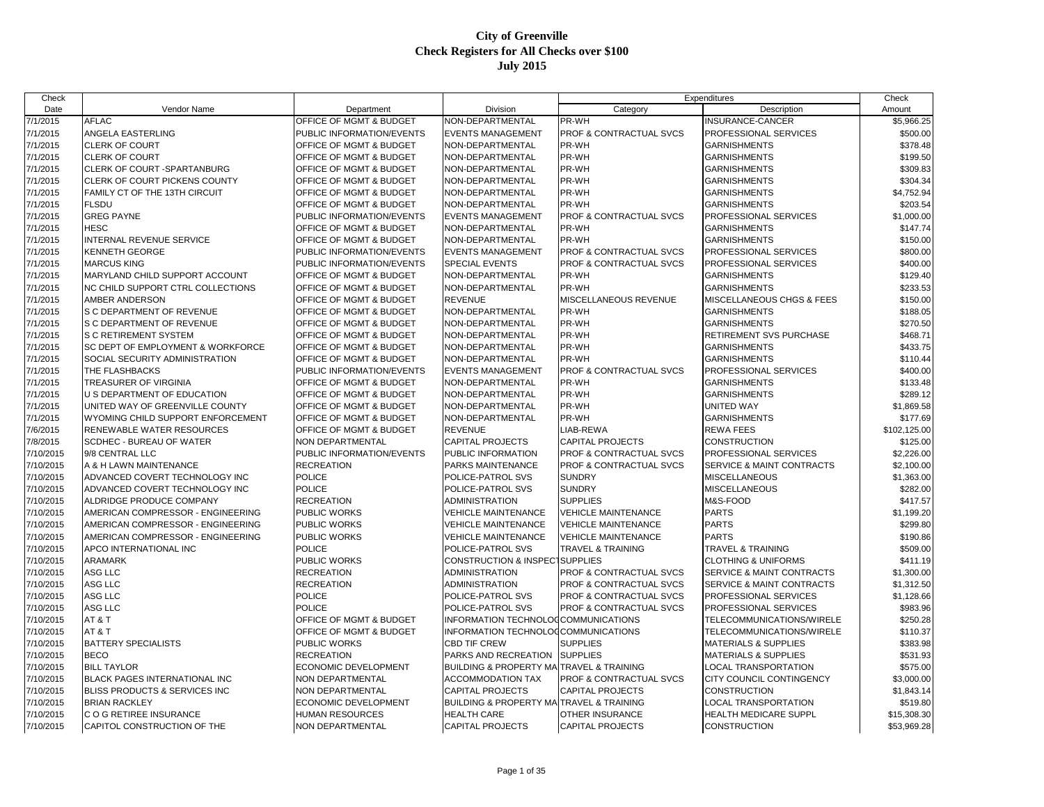# City of Greenville
## Check Registers for All Checks over $100
### July 2015

| Check Date | Vendor Name | Department | Division | Expenditures Category | Description | Check Amount |
|---|---|---|---|---|---|---|
| 7/1/2015 | AFLAC | OFFICE OF MGMT & BUDGET | NON-DEPARTMENTAL | PR-WH | INSURANCE-CANCER | $5,966.25 |
| 7/1/2015 | ANGELA EASTERLING | PUBLIC INFORMATION/EVENTS | EVENTS MANAGEMENT | PROF & CONTRACTUAL SVCS | PROFESSIONAL SERVICES | $500.00 |
| 7/1/2015 | CLERK OF COURT | OFFICE OF MGMT & BUDGET | NON-DEPARTMENTAL | PR-WH | GARNISHMENTS | $378.48 |
| 7/1/2015 | CLERK OF COURT | OFFICE OF MGMT & BUDGET | NON-DEPARTMENTAL | PR-WH | GARNISHMENTS | $199.50 |
| 7/1/2015 | CLERK OF COURT -SPARTANBURG | OFFICE OF MGMT & BUDGET | NON-DEPARTMENTAL | PR-WH | GARNISHMENTS | $309.83 |
| 7/1/2015 | CLERK OF COURT PICKENS COUNTY | OFFICE OF MGMT & BUDGET | NON-DEPARTMENTAL | PR-WH | GARNISHMENTS | $304.34 |
| 7/1/2015 | FAMILY CT OF THE 13TH CIRCUIT | OFFICE OF MGMT & BUDGET | NON-DEPARTMENTAL | PR-WH | GARNISHMENTS | $4,752.94 |
| 7/1/2015 | FLSDU | OFFICE OF MGMT & BUDGET | NON-DEPARTMENTAL | PR-WH | GARNISHMENTS | $203.54 |
| 7/1/2015 | GREG PAYNE | PUBLIC INFORMATION/EVENTS | EVENTS MANAGEMENT | PROF & CONTRACTUAL SVCS | PROFESSIONAL SERVICES | $1,000.00 |
| 7/1/2015 | HESC | OFFICE OF MGMT & BUDGET | NON-DEPARTMENTAL | PR-WH | GARNISHMENTS | $147.74 |
| 7/1/2015 | INTERNAL REVENUE SERVICE | OFFICE OF MGMT & BUDGET | NON-DEPARTMENTAL | PR-WH | GARNISHMENTS | $150.00 |
| 7/1/2015 | KENNETH GEORGE | PUBLIC INFORMATION/EVENTS | EVENTS MANAGEMENT | PROF & CONTRACTUAL SVCS | PROFESSIONAL SERVICES | $800.00 |
| 7/1/2015 | MARCUS KING | PUBLIC INFORMATION/EVENTS | SPECIAL EVENTS | PROF & CONTRACTUAL SVCS | PROFESSIONAL SERVICES | $400.00 |
| 7/1/2015 | MARYLAND CHILD SUPPORT ACCOUNT | OFFICE OF MGMT & BUDGET | NON-DEPARTMENTAL | PR-WH | GARNISHMENTS | $129.40 |
| 7/1/2015 | NC CHILD SUPPORT CTRL COLLECTIONS | OFFICE OF MGMT & BUDGET | NON-DEPARTMENTAL | PR-WH | GARNISHMENTS | $233.53 |
| 7/1/2015 | AMBER ANDERSON | OFFICE OF MGMT & BUDGET | REVENUE | MISCELLANEOUS REVENUE | MISCELLANEOUS CHGS & FEES | $150.00 |
| 7/1/2015 | S C DEPARTMENT OF REVENUE | OFFICE OF MGMT & BUDGET | NON-DEPARTMENTAL | PR-WH | GARNISHMENTS | $188.05 |
| 7/1/2015 | S C DEPARTMENT OF REVENUE | OFFICE OF MGMT & BUDGET | NON-DEPARTMENTAL | PR-WH | GARNISHMENTS | $270.50 |
| 7/1/2015 | S C RETIREMENT SYSTEM | OFFICE OF MGMT & BUDGET | NON-DEPARTMENTAL | PR-WH | RETIREMENT SVS PURCHASE | $468.71 |
| 7/1/2015 | SC DEPT OF EMPLOYMENT & WORKFORCE | OFFICE OF MGMT & BUDGET | NON-DEPARTMENTAL | PR-WH | GARNISHMENTS | $433.75 |
| 7/1/2015 | SOCIAL SECURITY ADMINISTRATION | OFFICE OF MGMT & BUDGET | NON-DEPARTMENTAL | PR-WH | GARNISHMENTS | $110.44 |
| 7/1/2015 | THE FLASHBACKS | PUBLIC INFORMATION/EVENTS | EVENTS MANAGEMENT | PROF & CONTRACTUAL SVCS | PROFESSIONAL SERVICES | $400.00 |
| 7/1/2015 | TREASURER OF VIRGINIA | OFFICE OF MGMT & BUDGET | NON-DEPARTMENTAL | PR-WH | GARNISHMENTS | $133.48 |
| 7/1/2015 | U S DEPARTMENT OF EDUCATION | OFFICE OF MGMT & BUDGET | NON-DEPARTMENTAL | PR-WH | GARNISHMENTS | $289.12 |
| 7/1/2015 | UNITED WAY OF GREENVILLE COUNTY | OFFICE OF MGMT & BUDGET | NON-DEPARTMENTAL | PR-WH | UNITED WAY | $1,869.58 |
| 7/1/2015 | WYOMING CHILD SUPPORT ENFORCEMENT | OFFICE OF MGMT & BUDGET | NON-DEPARTMENTAL | PR-WH | GARNISHMENTS | $177.69 |
| 7/6/2015 | RENEWABLE WATER RESOURCES | OFFICE OF MGMT & BUDGET | REVENUE | LIAB-REWA | REWA FEES | $102,125.00 |
| 7/8/2015 | SCDHEC - BUREAU OF WATER | NON DEPARTMENTAL | CAPITAL PROJECTS | CAPITAL PROJECTS | CONSTRUCTION | $125.00 |
| 7/10/2015 | 9/8 CENTRAL LLC | PUBLIC INFORMATION/EVENTS | PUBLIC INFORMATION | PROF & CONTRACTUAL SVCS | PROFESSIONAL SERVICES | $2,226.00 |
| 7/10/2015 | A & H LAWN MAINTENANCE | RECREATION | PARKS MAINTENANCE | PROF & CONTRACTUAL SVCS | SERVICE & MAINT CONTRACTS | $2,100.00 |
| 7/10/2015 | ADVANCED COVERT TECHNOLOGY INC | POLICE | POLICE-PATROL SVS | SUNDRY | MISCELLANEOUS | $1,363.00 |
| 7/10/2015 | ADVANCED COVERT TECHNOLOGY INC | POLICE | POLICE-PATROL SVS | SUNDRY | MISCELLANEOUS | $282.00 |
| 7/10/2015 | ALDRIDGE PRODUCE COMPANY | RECREATION | ADMINISTRATION | SUPPLIES | M&S-FOOD | $417.57 |
| 7/10/2015 | AMERICAN COMPRESSOR - ENGINEERING | PUBLIC WORKS | VEHICLE MAINTENANCE | VEHICLE MAINTENANCE | PARTS | $1,199.20 |
| 7/10/2015 | AMERICAN COMPRESSOR - ENGINEERING | PUBLIC WORKS | VEHICLE MAINTENANCE | VEHICLE MAINTENANCE | PARTS | $299.80 |
| 7/10/2015 | AMERICAN COMPRESSOR - ENGINEERING | PUBLIC WORKS | VEHICLE MAINTENANCE | VEHICLE MAINTENANCE | PARTS | $190.86 |
| 7/10/2015 | APCO INTERNATIONAL INC | POLICE | POLICE-PATROL SVS | TRAVEL & TRAINING | TRAVEL & TRAINING | $509.00 |
| 7/10/2015 | ARAMARK | PUBLIC WORKS | CONSTRUCTION & INSPECT | SUPPLIES | CLOTHING & UNIFORMS | $411.19 |
| 7/10/2015 | ASG LLC | RECREATION | ADMINISTRATION | PROF & CONTRACTUAL SVCS | SERVICE & MAINT CONTRACTS | $1,300.00 |
| 7/10/2015 | ASG LLC | RECREATION | ADMINISTRATION | PROF & CONTRACTUAL SVCS | SERVICE & MAINT CONTRACTS | $1,312.50 |
| 7/10/2015 | ASG LLC | POLICE | POLICE-PATROL SVS | PROF & CONTRACTUAL SVCS | PROFESSIONAL SERVICES | $1,128.66 |
| 7/10/2015 | ASG LLC | POLICE | POLICE-PATROL SVS | PROF & CONTRACTUAL SVCS | PROFESSIONAL SERVICES | $983.96 |
| 7/10/2015 | AT & T | OFFICE OF MGMT & BUDGET | INFORMATION TECHNOLOG | COMMUNICATIONS | TELECOMMUNICATIONS/WIRELE | $250.28 |
| 7/10/2015 | AT & T | OFFICE OF MGMT & BUDGET | INFORMATION TECHNOLOG | COMMUNICATIONS | TELECOMMUNICATIONS/WIRELE | $110.37 |
| 7/10/2015 | BATTERY SPECIALISTS | PUBLIC WORKS | CBD TIF CREW | SUPPLIES | MATERIALS & SUPPLIES | $383.98 |
| 7/10/2015 | BECO | RECREATION | PARKS AND RECREATION | SUPPLIES | MATERIALS & SUPPLIES | $531.93 |
| 7/10/2015 | BILL TAYLOR | ECONOMIC DEVELOPMENT | BUILDING & PROPERTY MA | TRAVEL & TRAINING | LOCAL TRANSPORTATION | $575.00 |
| 7/10/2015 | BLACK PAGES INTERNATIONAL INC | NON DEPARTMENTAL | ACCOMMODATION TAX | PROF & CONTRACTUAL SVCS | CITY COUNCIL CONTINGENCY | $3,000.00 |
| 7/10/2015 | BLISS PRODUCTS & SERVICES INC | NON DEPARTMENTAL | CAPITAL PROJECTS | CAPITAL PROJECTS | CONSTRUCTION | $1,843.14 |
| 7/10/2015 | BRIAN RACKLEY | ECONOMIC DEVELOPMENT | BUILDING & PROPERTY MA | TRAVEL & TRAINING | LOCAL TRANSPORTATION | $519.80 |
| 7/10/2015 | C O G RETIREE INSURANCE | HUMAN RESOURCES | HEALTH CARE | OTHER INSURANCE | HEALTH MEDICARE SUPPL | $15,308.30 |
| 7/10/2015 | CAPITOL CONSTRUCTION OF THE | NON DEPARTMENTAL | CAPITAL PROJECTS | CAPITAL PROJECTS | CONSTRUCTION | $53,969.28 |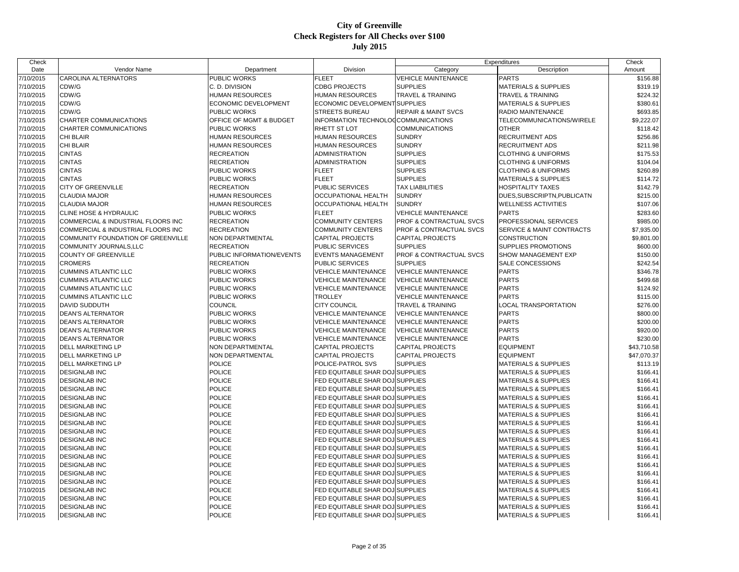# City of Greenville
## Check Registers for All Checks over $100
### July 2015

| Check Date | Vendor Name | Department | Division | Expenditures Category | Expenditures Description | Check Amount |
|---|---|---|---|---|---|---|
| 7/10/2015 | CAROLINA ALTERNATORS | PUBLIC WORKS | FLEET | VEHICLE MAINTENANCE | PARTS | $156.88 |
| 7/10/2015 | CDW/G | C. D. DIVISION | CDBG PROJECTS | SUPPLIES | MATERIALS & SUPPLIES | $319.19 |
| 7/10/2015 | CDW/G | HUMAN RESOURCES | HUMAN RESOURCES | TRAVEL & TRAINING | TRAVEL & TRAINING | $224.32 |
| 7/10/2015 | CDW/G | ECONOMIC DEVELOPMENT | ECONOMIC DEVELOPMENT | SUPPLIES | MATERIALS & SUPPLIES | $380.61 |
| 7/10/2015 | CDW/G | PUBLIC WORKS | STREETS BUREAU | REPAIR & MAINT SVCS | RADIO MAINTENANCE | $693.85 |
| 7/10/2015 | CHARTER COMMUNICATIONS | OFFICE OF MGMT & BUDGET | INFORMATION TECHNOLOG | COMMUNICATIONS | TELECOMMUNICATIONS/WIRELE | $9,222.07 |
| 7/10/2015 | CHARTER COMMUNICATIONS | PUBLIC WORKS | RHETT ST LOT | COMMUNICATIONS | OTHER | $118.42 |
| 7/10/2015 | CHI BLAIR | HUMAN RESOURCES | HUMAN RESOURCES | SUNDRY | RECRUITMENT ADS | $256.86 |
| 7/10/2015 | CHI BLAIR | HUMAN RESOURCES | HUMAN RESOURCES | SUNDRY | RECRUITMENT ADS | $211.98 |
| 7/10/2015 | CINTAS | RECREATION | ADMINISTRATION | SUPPLIES | CLOTHING & UNIFORMS | $175.53 |
| 7/10/2015 | CINTAS | RECREATION | ADMINISTRATION | SUPPLIES | CLOTHING & UNIFORMS | $104.04 |
| 7/10/2015 | CINTAS | PUBLIC WORKS | FLEET | SUPPLIES | CLOTHING & UNIFORMS | $260.89 |
| 7/10/2015 | CINTAS | PUBLIC WORKS | FLEET | SUPPLIES | MATERIALS & SUPPLIES | $114.72 |
| 7/10/2015 | CITY OF GREENVILLE | RECREATION | PUBLIC SERVICES | TAX LIABILITIES | HOSPITALITY TAXES | $142.79 |
| 7/10/2015 | CLAUDIA MAJOR | HUMAN RESOURCES | OCCUPATIONAL HEALTH | SUNDRY | DUES,SUBSCRIPTN,PUBLICATN | $215.00 |
| 7/10/2015 | CLAUDIA MAJOR | HUMAN RESOURCES | OCCUPATIONAL HEALTH | SUNDRY | WELLNESS ACTIVITIES | $107.06 |
| 7/10/2015 | CLINE HOSE & HYDRAULIC | PUBLIC WORKS | FLEET | VEHICLE MAINTENANCE | PARTS | $283.60 |
| 7/10/2015 | COMMERCIAL & INDUSTRIAL FLOORS INC | RECREATION | COMMUNITY CENTERS | PROF & CONTRACTUAL SVCS | PROFESSIONAL SERVICES | $985.00 |
| 7/10/2015 | COMMERCIAL & INDUSTRIAL FLOORS INC | RECREATION | COMMUNITY CENTERS | PROF & CONTRACTUAL SVCS | SERVICE & MAINT CONTRACTS | $7,935.00 |
| 7/10/2015 | COMMUNITY FOUNDATION OF GREENVILLE | NON DEPARTMENTAL | CAPITAL PROJECTS | CAPITAL PROJECTS | CONSTRUCTION | $9,801.00 |
| 7/10/2015 | COMMUNITY JOURNALS,LLC | RECREATION | PUBLIC SERVICES | SUPPLIES | SUPPLIES PROMOTIONS | $600.00 |
| 7/10/2015 | COUNTY OF GREENVILLE | PUBLIC INFORMATION/EVENTS | EVENTS MANAGEMENT | PROF & CONTRACTUAL SVCS | SHOW MANAGEMENT EXP | $150.00 |
| 7/10/2015 | CROMERS | RECREATION | PUBLIC SERVICES | SUPPLIES | SALE CONCESSIONS | $242.54 |
| 7/10/2015 | CUMMINS ATLANTIC LLC | PUBLIC WORKS | VEHICLE MAINTENANCE | VEHICLE MAINTENANCE | PARTS | $346.78 |
| 7/10/2015 | CUMMINS ATLANTIC LLC | PUBLIC WORKS | VEHICLE MAINTENANCE | VEHICLE MAINTENANCE | PARTS | $499.68 |
| 7/10/2015 | CUMMINS ATLANTIC LLC | PUBLIC WORKS | VEHICLE MAINTENANCE | VEHICLE MAINTENANCE | PARTS | $124.92 |
| 7/10/2015 | CUMMINS ATLANTIC LLC | PUBLIC WORKS | TROLLEY | VEHICLE MAINTENANCE | PARTS | $115.00 |
| 7/10/2015 | DAVID SUDDUTH | COUNCIL | CITY COUNCIL | TRAVEL & TRAINING | LOCAL TRANSPORTATION | $276.00 |
| 7/10/2015 | DEAN'S ALTERNATOR | PUBLIC WORKS | VEHICLE MAINTENANCE | VEHICLE MAINTENANCE | PARTS | $800.00 |
| 7/10/2015 | DEAN'S ALTERNATOR | PUBLIC WORKS | VEHICLE MAINTENANCE | VEHICLE MAINTENANCE | PARTS | $200.00 |
| 7/10/2015 | DEAN'S ALTERNATOR | PUBLIC WORKS | VEHICLE MAINTENANCE | VEHICLE MAINTENANCE | PARTS | $920.00 |
| 7/10/2015 | DEAN'S ALTERNATOR | PUBLIC WORKS | VEHICLE MAINTENANCE | VEHICLE MAINTENANCE | PARTS | $230.00 |
| 7/10/2015 | DELL MARKETING LP | NON DEPARTMENTAL | CAPITAL PROJECTS | CAPITAL PROJECTS | EQUIPMENT | $43,710.58 |
| 7/10/2015 | DELL MARKETING LP | NON DEPARTMENTAL | CAPITAL PROJECTS | CAPITAL PROJECTS | EQUIPMENT | $47,070.37 |
| 7/10/2015 | DELL MARKETING LP | POLICE | POLICE-PATROL SVS | SUPPLIES | MATERIALS & SUPPLIES | $113.19 |
| 7/10/2015 | DESIGNLAB INC | POLICE | FED EQUITABLE SHAR DOJ | SUPPLIES | MATERIALS & SUPPLIES | $166.41 |
| 7/10/2015 | DESIGNLAB INC | POLICE | FED EQUITABLE SHAR DOJ | SUPPLIES | MATERIALS & SUPPLIES | $166.41 |
| 7/10/2015 | DESIGNLAB INC | POLICE | FED EQUITABLE SHAR DOJ | SUPPLIES | MATERIALS & SUPPLIES | $166.41 |
| 7/10/2015 | DESIGNLAB INC | POLICE | FED EQUITABLE SHAR DOJ | SUPPLIES | MATERIALS & SUPPLIES | $166.41 |
| 7/10/2015 | DESIGNLAB INC | POLICE | FED EQUITABLE SHAR DOJ | SUPPLIES | MATERIALS & SUPPLIES | $166.41 |
| 7/10/2015 | DESIGNLAB INC | POLICE | FED EQUITABLE SHAR DOJ | SUPPLIES | MATERIALS & SUPPLIES | $166.41 |
| 7/10/2015 | DESIGNLAB INC | POLICE | FED EQUITABLE SHAR DOJ | SUPPLIES | MATERIALS & SUPPLIES | $166.41 |
| 7/10/2015 | DESIGNLAB INC | POLICE | FED EQUITABLE SHAR DOJ | SUPPLIES | MATERIALS & SUPPLIES | $166.41 |
| 7/10/2015 | DESIGNLAB INC | POLICE | FED EQUITABLE SHAR DOJ | SUPPLIES | MATERIALS & SUPPLIES | $166.41 |
| 7/10/2015 | DESIGNLAB INC | POLICE | FED EQUITABLE SHAR DOJ | SUPPLIES | MATERIALS & SUPPLIES | $166.41 |
| 7/10/2015 | DESIGNLAB INC | POLICE | FED EQUITABLE SHAR DOJ | SUPPLIES | MATERIALS & SUPPLIES | $166.41 |
| 7/10/2015 | DESIGNLAB INC | POLICE | FED EQUITABLE SHAR DOJ | SUPPLIES | MATERIALS & SUPPLIES | $166.41 |
| 7/10/2015 | DESIGNLAB INC | POLICE | FED EQUITABLE SHAR DOJ | SUPPLIES | MATERIALS & SUPPLIES | $166.41 |
| 7/10/2015 | DESIGNLAB INC | POLICE | FED EQUITABLE SHAR DOJ | SUPPLIES | MATERIALS & SUPPLIES | $166.41 |
| 7/10/2015 | DESIGNLAB INC | POLICE | FED EQUITABLE SHAR DOJ | SUPPLIES | MATERIALS & SUPPLIES | $166.41 |
| 7/10/2015 | DESIGNLAB INC | POLICE | FED EQUITABLE SHAR DOJ | SUPPLIES | MATERIALS & SUPPLIES | $166.41 |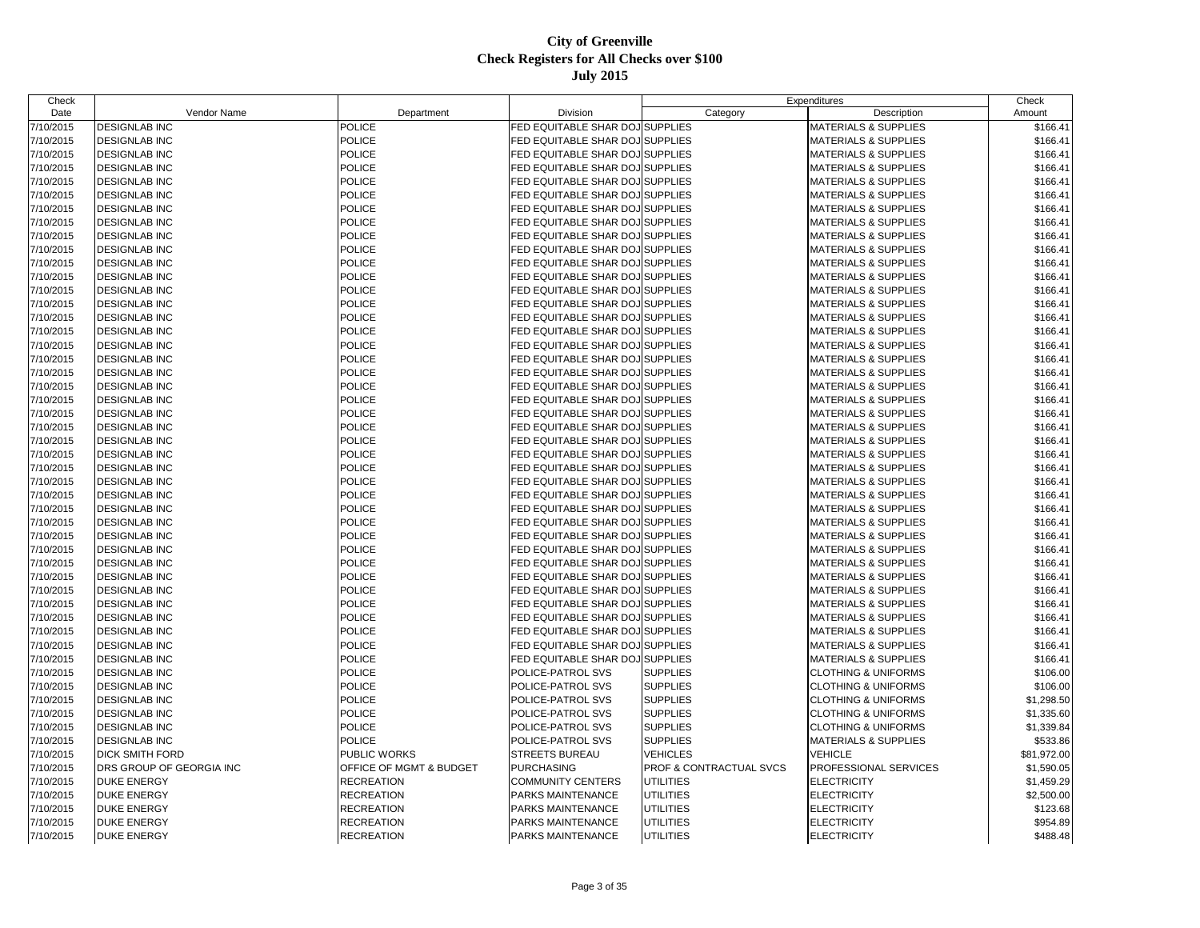# City of Greenville
## Check Registers for All Checks over $100
### July 2015

| Check Date | Vendor Name | Department | Division | Expenditures Category | Expenditures Description | Check Amount |
|---|---|---|---|---|---|---|
| 7/10/2015 | DESIGNLAB INC | POLICE | FED EQUITABLE SHAR DOJ | SUPPLIES | MATERIALS & SUPPLIES | $166.41 |
| 7/10/2015 | DESIGNLAB INC | POLICE | FED EQUITABLE SHAR DOJ | SUPPLIES | MATERIALS & SUPPLIES | $166.41 |
| 7/10/2015 | DESIGNLAB INC | POLICE | FED EQUITABLE SHAR DOJ | SUPPLIES | MATERIALS & SUPPLIES | $166.41 |
| 7/10/2015 | DESIGNLAB INC | POLICE | FED EQUITABLE SHAR DOJ | SUPPLIES | MATERIALS & SUPPLIES | $166.41 |
| 7/10/2015 | DESIGNLAB INC | POLICE | FED EQUITABLE SHAR DOJ | SUPPLIES | MATERIALS & SUPPLIES | $166.41 |
| 7/10/2015 | DESIGNLAB INC | POLICE | FED EQUITABLE SHAR DOJ | SUPPLIES | MATERIALS & SUPPLIES | $166.41 |
| 7/10/2015 | DESIGNLAB INC | POLICE | FED EQUITABLE SHAR DOJ | SUPPLIES | MATERIALS & SUPPLIES | $166.41 |
| 7/10/2015 | DESIGNLAB INC | POLICE | FED EQUITABLE SHAR DOJ | SUPPLIES | MATERIALS & SUPPLIES | $166.41 |
| 7/10/2015 | DESIGNLAB INC | POLICE | FED EQUITABLE SHAR DOJ | SUPPLIES | MATERIALS & SUPPLIES | $166.41 |
| 7/10/2015 | DESIGNLAB INC | POLICE | FED EQUITABLE SHAR DOJ | SUPPLIES | MATERIALS & SUPPLIES | $166.41 |
| 7/10/2015 | DESIGNLAB INC | POLICE | FED EQUITABLE SHAR DOJ | SUPPLIES | MATERIALS & SUPPLIES | $166.41 |
| 7/10/2015 | DESIGNLAB INC | POLICE | FED EQUITABLE SHAR DOJ | SUPPLIES | MATERIALS & SUPPLIES | $166.41 |
| 7/10/2015 | DESIGNLAB INC | POLICE | FED EQUITABLE SHAR DOJ | SUPPLIES | MATERIALS & SUPPLIES | $166.41 |
| 7/10/2015 | DESIGNLAB INC | POLICE | FED EQUITABLE SHAR DOJ | SUPPLIES | MATERIALS & SUPPLIES | $166.41 |
| 7/10/2015 | DESIGNLAB INC | POLICE | FED EQUITABLE SHAR DOJ | SUPPLIES | MATERIALS & SUPPLIES | $166.41 |
| 7/10/2015 | DESIGNLAB INC | POLICE | FED EQUITABLE SHAR DOJ | SUPPLIES | MATERIALS & SUPPLIES | $166.41 |
| 7/10/2015 | DESIGNLAB INC | POLICE | FED EQUITABLE SHAR DOJ | SUPPLIES | MATERIALS & SUPPLIES | $166.41 |
| 7/10/2015 | DESIGNLAB INC | POLICE | FED EQUITABLE SHAR DOJ | SUPPLIES | MATERIALS & SUPPLIES | $166.41 |
| 7/10/2015 | DESIGNLAB INC | POLICE | FED EQUITABLE SHAR DOJ | SUPPLIES | MATERIALS & SUPPLIES | $166.41 |
| 7/10/2015 | DESIGNLAB INC | POLICE | FED EQUITABLE SHAR DOJ | SUPPLIES | MATERIALS & SUPPLIES | $166.41 |
| 7/10/2015 | DESIGNLAB INC | POLICE | FED EQUITABLE SHAR DOJ | SUPPLIES | MATERIALS & SUPPLIES | $166.41 |
| 7/10/2015 | DESIGNLAB INC | POLICE | FED EQUITABLE SHAR DOJ | SUPPLIES | MATERIALS & SUPPLIES | $166.41 |
| 7/10/2015 | DESIGNLAB INC | POLICE | FED EQUITABLE SHAR DOJ | SUPPLIES | MATERIALS & SUPPLIES | $166.41 |
| 7/10/2015 | DESIGNLAB INC | POLICE | FED EQUITABLE SHAR DOJ | SUPPLIES | MATERIALS & SUPPLIES | $166.41 |
| 7/10/2015 | DESIGNLAB INC | POLICE | FED EQUITABLE SHAR DOJ | SUPPLIES | MATERIALS & SUPPLIES | $166.41 |
| 7/10/2015 | DESIGNLAB INC | POLICE | FED EQUITABLE SHAR DOJ | SUPPLIES | MATERIALS & SUPPLIES | $166.41 |
| 7/10/2015 | DESIGNLAB INC | POLICE | FED EQUITABLE SHAR DOJ | SUPPLIES | MATERIALS & SUPPLIES | $166.41 |
| 7/10/2015 | DESIGNLAB INC | POLICE | FED EQUITABLE SHAR DOJ | SUPPLIES | MATERIALS & SUPPLIES | $166.41 |
| 7/10/2015 | DESIGNLAB INC | POLICE | FED EQUITABLE SHAR DOJ | SUPPLIES | MATERIALS & SUPPLIES | $166.41 |
| 7/10/2015 | DESIGNLAB INC | POLICE | FED EQUITABLE SHAR DOJ | SUPPLIES | MATERIALS & SUPPLIES | $166.41 |
| 7/10/2015 | DESIGNLAB INC | POLICE | FED EQUITABLE SHAR DOJ | SUPPLIES | MATERIALS & SUPPLIES | $166.41 |
| 7/10/2015 | DESIGNLAB INC | POLICE | FED EQUITABLE SHAR DOJ | SUPPLIES | MATERIALS & SUPPLIES | $166.41 |
| 7/10/2015 | DESIGNLAB INC | POLICE | FED EQUITABLE SHAR DOJ | SUPPLIES | MATERIALS & SUPPLIES | $166.41 |
| 7/10/2015 | DESIGNLAB INC | POLICE | FED EQUITABLE SHAR DOJ | SUPPLIES | MATERIALS & SUPPLIES | $166.41 |
| 7/10/2015 | DESIGNLAB INC | POLICE | FED EQUITABLE SHAR DOJ | SUPPLIES | MATERIALS & SUPPLIES | $166.41 |
| 7/10/2015 | DESIGNLAB INC | POLICE | FED EQUITABLE SHAR DOJ | SUPPLIES | MATERIALS & SUPPLIES | $166.41 |
| 7/10/2015 | DESIGNLAB INC | POLICE | FED EQUITABLE SHAR DOJ | SUPPLIES | MATERIALS & SUPPLIES | $166.41 |
| 7/10/2015 | DESIGNLAB INC | POLICE | FED EQUITABLE SHAR DOJ | SUPPLIES | MATERIALS & SUPPLIES | $166.41 |
| 7/10/2015 | DESIGNLAB INC | POLICE | POLICE-PATROL SVS | SUPPLIES | CLOTHING & UNIFORMS | $106.00 |
| 7/10/2015 | DESIGNLAB INC | POLICE | POLICE-PATROL SVS | SUPPLIES | CLOTHING & UNIFORMS | $106.00 |
| 7/10/2015 | DESIGNLAB INC | POLICE | POLICE-PATROL SVS | SUPPLIES | CLOTHING & UNIFORMS | $1,298.50 |
| 7/10/2015 | DESIGNLAB INC | POLICE | POLICE-PATROL SVS | SUPPLIES | CLOTHING & UNIFORMS | $1,335.60 |
| 7/10/2015 | DESIGNLAB INC | POLICE | POLICE-PATROL SVS | SUPPLIES | CLOTHING & UNIFORMS | $1,339.84 |
| 7/10/2015 | DESIGNLAB INC | POLICE | POLICE-PATROL SVS | SUPPLIES | MATERIALS & SUPPLIES | $533.86 |
| 7/10/2015 | DICK SMITH FORD | PUBLIC WORKS | STREETS BUREAU | VEHICLES | VEHICLE | $81,972.00 |
| 7/10/2015 | DRS GROUP OF GEORGIA INC | OFFICE OF MGMT & BUDGET | PURCHASING | PROF & CONTRACTUAL SVCS | PROFESSIONAL SERVICES | $1,590.05 |
| 7/10/2015 | DUKE ENERGY | RECREATION | COMMUNITY CENTERS | UTILITIES | ELECTRICITY | $1,459.29 |
| 7/10/2015 | DUKE ENERGY | RECREATION | PARKS MAINTENANCE | UTILITIES | ELECTRICITY | $2,500.00 |
| 7/10/2015 | DUKE ENERGY | RECREATION | PARKS MAINTENANCE | UTILITIES | ELECTRICITY | $123.68 |
| 7/10/2015 | DUKE ENERGY | RECREATION | PARKS MAINTENANCE | UTILITIES | ELECTRICITY | $954.89 |
| 7/10/2015 | DUKE ENERGY | RECREATION | PARKS MAINTENANCE | UTILITIES | ELECTRICITY | $488.48 |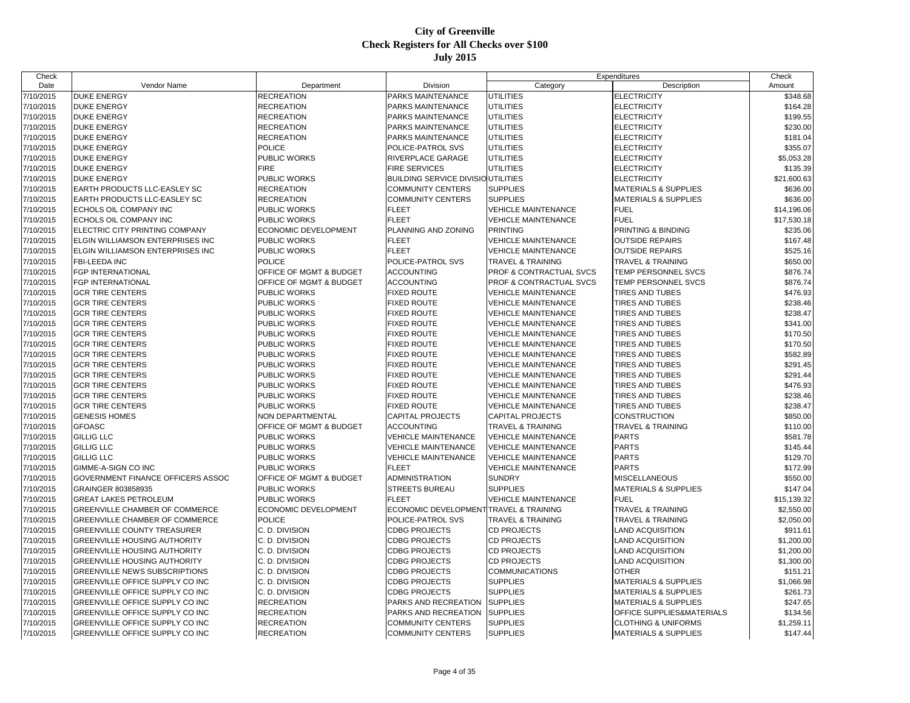# City of Greenville
## Check Registers for All Checks over $100
### July 2015

| Check Date | Vendor Name | Department | Division | Expenditures Category | Expenditures Description | Check Amount |
|---|---|---|---|---|---|---|
| 7/10/2015 | DUKE ENERGY | RECREATION | PARKS MAINTENANCE | UTILITIES | ELECTRICITY | $348.68 |
| 7/10/2015 | DUKE ENERGY | RECREATION | PARKS MAINTENANCE | UTILITIES | ELECTRICITY | $164.28 |
| 7/10/2015 | DUKE ENERGY | RECREATION | PARKS MAINTENANCE | UTILITIES | ELECTRICITY | $199.55 |
| 7/10/2015 | DUKE ENERGY | RECREATION | PARKS MAINTENANCE | UTILITIES | ELECTRICITY | $230.00 |
| 7/10/2015 | DUKE ENERGY | RECREATION | PARKS MAINTENANCE | UTILITIES | ELECTRICITY | $181.04 |
| 7/10/2015 | DUKE ENERGY | POLICE | POLICE-PATROL SVS | UTILITIES | ELECTRICITY | $355.07 |
| 7/10/2015 | DUKE ENERGY | PUBLIC WORKS | RIVERPLACE GARAGE | UTILITIES | ELECTRICITY | $5,053.28 |
| 7/10/2015 | DUKE ENERGY | FIRE | FIRE SERVICES | UTILITIES | ELECTRICITY | $135.39 |
| 7/10/2015 | DUKE ENERGY | PUBLIC WORKS | BUILDING SERVICE DIVISIO | UTILITIES | ELECTRICITY | $21,600.63 |
| 7/10/2015 | EARTH PRODUCTS LLC-EASLEY SC | RECREATION | COMMUNITY CENTERS | SUPPLIES | MATERIALS & SUPPLIES | $636.00 |
| 7/10/2015 | EARTH PRODUCTS LLC-EASLEY SC | RECREATION | COMMUNITY CENTERS | SUPPLIES | MATERIALS & SUPPLIES | $636.00 |
| 7/10/2015 | ECHOLS OIL COMPANY INC | PUBLIC WORKS | FLEET | VEHICLE MAINTENANCE | FUEL | $14,196.06 |
| 7/10/2015 | ECHOLS OIL COMPANY INC | PUBLIC WORKS | FLEET | VEHICLE MAINTENANCE | FUEL | $17,530.18 |
| 7/10/2015 | ELECTRIC CITY PRINTING COMPANY | ECONOMIC DEVELOPMENT | PLANNING AND ZONING | PRINTING | PRINTING & BINDING | $235.06 |
| 7/10/2015 | ELGIN WILLIAMSON ENTERPRISES INC | PUBLIC WORKS | FLEET | VEHICLE MAINTENANCE | OUTSIDE REPAIRS | $167.48 |
| 7/10/2015 | ELGIN WILLIAMSON ENTERPRISES INC | PUBLIC WORKS | FLEET | VEHICLE MAINTENANCE | OUTSIDE REPAIRS | $525.16 |
| 7/10/2015 | FBI-LEEDA INC | POLICE | POLICE-PATROL SVS | TRAVEL & TRAINING | TRAVEL & TRAINING | $650.00 |
| 7/10/2015 | FGP INTERNATIONAL | OFFICE OF MGMT & BUDGET | ACCOUNTING | PROF & CONTRACTUAL SVCS | TEMP PERSONNEL SVCS | $876.74 |
| 7/10/2015 | FGP INTERNATIONAL | OFFICE OF MGMT & BUDGET | ACCOUNTING | PROF & CONTRACTUAL SVCS | TEMP PERSONNEL SVCS | $876.74 |
| 7/10/2015 | GCR TIRE CENTERS | PUBLIC WORKS | FIXED ROUTE | VEHICLE MAINTENANCE | TIRES AND TUBES | $476.93 |
| 7/10/2015 | GCR TIRE CENTERS | PUBLIC WORKS | FIXED ROUTE | VEHICLE MAINTENANCE | TIRES AND TUBES | $238.46 |
| 7/10/2015 | GCR TIRE CENTERS | PUBLIC WORKS | FIXED ROUTE | VEHICLE MAINTENANCE | TIRES AND TUBES | $238.47 |
| 7/10/2015 | GCR TIRE CENTERS | PUBLIC WORKS | FIXED ROUTE | VEHICLE MAINTENANCE | TIRES AND TUBES | $341.00 |
| 7/10/2015 | GCR TIRE CENTERS | PUBLIC WORKS | FIXED ROUTE | VEHICLE MAINTENANCE | TIRES AND TUBES | $170.50 |
| 7/10/2015 | GCR TIRE CENTERS | PUBLIC WORKS | FIXED ROUTE | VEHICLE MAINTENANCE | TIRES AND TUBES | $170.50 |
| 7/10/2015 | GCR TIRE CENTERS | PUBLIC WORKS | FIXED ROUTE | VEHICLE MAINTENANCE | TIRES AND TUBES | $582.89 |
| 7/10/2015 | GCR TIRE CENTERS | PUBLIC WORKS | FIXED ROUTE | VEHICLE MAINTENANCE | TIRES AND TUBES | $291.45 |
| 7/10/2015 | GCR TIRE CENTERS | PUBLIC WORKS | FIXED ROUTE | VEHICLE MAINTENANCE | TIRES AND TUBES | $291.44 |
| 7/10/2015 | GCR TIRE CENTERS | PUBLIC WORKS | FIXED ROUTE | VEHICLE MAINTENANCE | TIRES AND TUBES | $476.93 |
| 7/10/2015 | GCR TIRE CENTERS | PUBLIC WORKS | FIXED ROUTE | VEHICLE MAINTENANCE | TIRES AND TUBES | $238.46 |
| 7/10/2015 | GCR TIRE CENTERS | PUBLIC WORKS | FIXED ROUTE | VEHICLE MAINTENANCE | TIRES AND TUBES | $238.47 |
| 7/10/2015 | GENESIS HOMES | NON DEPARTMENTAL | CAPITAL PROJECTS | CAPITAL PROJECTS | CONSTRUCTION | $850.00 |
| 7/10/2015 | GFOASC | OFFICE OF MGMT & BUDGET | ACCOUNTING | TRAVEL & TRAINING | TRAVEL & TRAINING | $110.00 |
| 7/10/2015 | GILLIG LLC | PUBLIC WORKS | VEHICLE MAINTENANCE | VEHICLE MAINTENANCE | PARTS | $581.78 |
| 7/10/2015 | GILLIG LLC | PUBLIC WORKS | VEHICLE MAINTENANCE | VEHICLE MAINTENANCE | PARTS | $145.44 |
| 7/10/2015 | GILLIG LLC | PUBLIC WORKS | VEHICLE MAINTENANCE | VEHICLE MAINTENANCE | PARTS | $129.70 |
| 7/10/2015 | GIMME-A-SIGN CO INC | PUBLIC WORKS | FLEET | VEHICLE MAINTENANCE | PARTS | $172.99 |
| 7/10/2015 | GOVERNMENT FINANCE OFFICERS ASSOC | OFFICE OF MGMT & BUDGET | ADMINISTRATION | SUNDRY | MISCELLANEOUS | $550.00 |
| 7/10/2015 | GRAINGER 803858935 | PUBLIC WORKS | STREETS BUREAU | SUPPLIES | MATERIALS & SUPPLIES | $147.04 |
| 7/10/2015 | GREAT LAKES PETROLEUM | PUBLIC WORKS | FLEET | VEHICLE MAINTENANCE | FUEL | $15,139.32 |
| 7/10/2015 | GREENVILLE CHAMBER OF COMMERCE | ECONOMIC DEVELOPMENT | ECONOMIC DEVELOPMENT | TRAVEL & TRAINING | TRAVEL & TRAINING | $2,550.00 |
| 7/10/2015 | GREENVILLE CHAMBER OF COMMERCE | POLICE | POLICE-PATROL SVS | TRAVEL & TRAINING | TRAVEL & TRAINING | $2,050.00 |
| 7/10/2015 | GREENVILLE COUNTY TREASURER | C. D. DIVISION | CDBG PROJECTS | CD PROJECTS | LAND ACQUISITION | $911.61 |
| 7/10/2015 | GREENVILLE HOUSING AUTHORITY | C. D. DIVISION | CDBG PROJECTS | CD PROJECTS | LAND ACQUISITION | $1,200.00 |
| 7/10/2015 | GREENVILLE HOUSING AUTHORITY | C. D. DIVISION | CDBG PROJECTS | CD PROJECTS | LAND ACQUISITION | $1,200.00 |
| 7/10/2015 | GREENVILLE HOUSING AUTHORITY | C. D. DIVISION | CDBG PROJECTS | CD PROJECTS | LAND ACQUISITION | $1,300.00 |
| 7/10/2015 | GREENVILLE NEWS SUBSCRIPTIONS | C. D. DIVISION | CDBG PROJECTS | COMMUNICATIONS | OTHER | $151.21 |
| 7/10/2015 | GREENVILLE OFFICE SUPPLY CO INC | C. D. DIVISION | CDBG PROJECTS | SUPPLIES | MATERIALS & SUPPLIES | $1,066.98 |
| 7/10/2015 | GREENVILLE OFFICE SUPPLY CO INC | C. D. DIVISION | CDBG PROJECTS | SUPPLIES | MATERIALS & SUPPLIES | $261.73 |
| 7/10/2015 | GREENVILLE OFFICE SUPPLY CO INC | RECREATION | PARKS AND RECREATION | SUPPLIES | MATERIALS & SUPPLIES | $247.65 |
| 7/10/2015 | GREENVILLE OFFICE SUPPLY CO INC | RECREATION | PARKS AND RECREATION | SUPPLIES | OFFICE SUPPLIES&MATERIALS | $134.56 |
| 7/10/2015 | GREENVILLE OFFICE SUPPLY CO INC | RECREATION | COMMUNITY CENTERS | SUPPLIES | CLOTHING & UNIFORMS | $1,259.11 |
| 7/10/2015 | GREENVILLE OFFICE SUPPLY CO INC | RECREATION | COMMUNITY CENTERS | SUPPLIES | MATERIALS & SUPPLIES | $147.44 |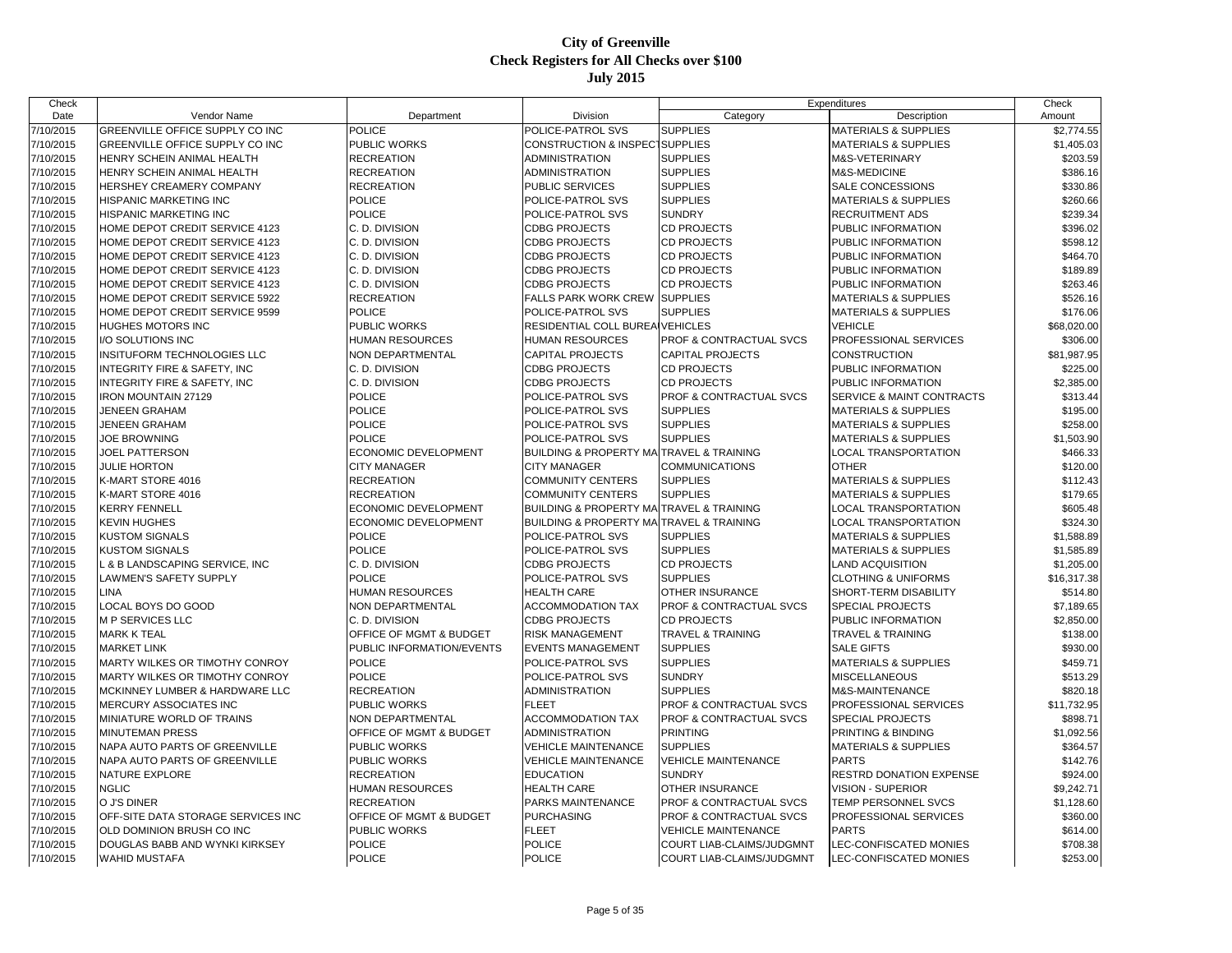# City of Greenville
## Check Registers for All Checks over $100
### July 2015

| Check Date | Vendor Name | Department | Division | Expenditures Category | Expenditures Description | Check Amount |
|---|---|---|---|---|---|---|
| 7/10/2015 | GREENVILLE OFFICE SUPPLY CO INC | POLICE | POLICE-PATROL SVS | SUPPLIES | MATERIALS & SUPPLIES | $2,774.55 |
| 7/10/2015 | GREENVILLE OFFICE SUPPLY CO INC | PUBLIC WORKS | CONSTRUCTION & INSPECT | SUPPLIES | MATERIALS & SUPPLIES | $1,405.03 |
| 7/10/2015 | HENRY SCHEIN ANIMAL HEALTH | RECREATION | ADMINISTRATION | SUPPLIES | M&S-VETERINARY | $203.59 |
| 7/10/2015 | HENRY SCHEIN ANIMAL HEALTH | RECREATION | ADMINISTRATION | SUPPLIES | M&S-MEDICINE | $386.16 |
| 7/10/2015 | HERSHEY CREAMERY COMPANY | RECREATION | PUBLIC SERVICES | SUPPLIES | SALE CONCESSIONS | $330.86 |
| 7/10/2015 | HISPANIC MARKETING INC | POLICE | POLICE-PATROL SVS | SUPPLIES | MATERIALS & SUPPLIES | $260.66 |
| 7/10/2015 | HISPANIC MARKETING INC | POLICE | POLICE-PATROL SVS | SUNDRY | RECRUITMENT ADS | $239.34 |
| 7/10/2015 | HOME DEPOT CREDIT SERVICE 4123 | C. D. DIVISION | CDBG PROJECTS | CD PROJECTS | PUBLIC INFORMATION | $396.02 |
| 7/10/2015 | HOME DEPOT CREDIT SERVICE 4123 | C. D. DIVISION | CDBG PROJECTS | CD PROJECTS | PUBLIC INFORMATION | $598.12 |
| 7/10/2015 | HOME DEPOT CREDIT SERVICE 4123 | C. D. DIVISION | CDBG PROJECTS | CD PROJECTS | PUBLIC INFORMATION | $464.70 |
| 7/10/2015 | HOME DEPOT CREDIT SERVICE 4123 | C. D. DIVISION | CDBG PROJECTS | CD PROJECTS | PUBLIC INFORMATION | $189.89 |
| 7/10/2015 | HOME DEPOT CREDIT SERVICE 4123 | C. D. DIVISION | CDBG PROJECTS | CD PROJECTS | PUBLIC INFORMATION | $263.46 |
| 7/10/2015 | HOME DEPOT CREDIT SERVICE 5922 | RECREATION | FALLS PARK WORK CREW | SUPPLIES | MATERIALS & SUPPLIES | $526.16 |
| 7/10/2015 | HOME DEPOT CREDIT SERVICE 9599 | POLICE | POLICE-PATROL SVS | SUPPLIES | MATERIALS & SUPPLIES | $176.06 |
| 7/10/2015 | HUGHES MOTORS INC | PUBLIC WORKS | RESIDENTIAL COLL BUREA | VEHICLES | VEHICLE | $68,020.00 |
| 7/10/2015 | I/O SOLUTIONS INC | HUMAN RESOURCES | HUMAN RESOURCES | PROF & CONTRACTUAL SVCS | PROFESSIONAL SERVICES | $306.00 |
| 7/10/2015 | INSITUFORM TECHNOLOGIES LLC | NON DEPARTMENTAL | CAPITAL PROJECTS | CAPITAL PROJECTS | CONSTRUCTION | $81,987.95 |
| 7/10/2015 | INTEGRITY FIRE & SAFETY, INC | C. D. DIVISION | CDBG PROJECTS | CD PROJECTS | PUBLIC INFORMATION | $225.00 |
| 7/10/2015 | INTEGRITY FIRE & SAFETY, INC | C. D. DIVISION | CDBG PROJECTS | CD PROJECTS | PUBLIC INFORMATION | $2,385.00 |
| 7/10/2015 | IRON MOUNTAIN 27129 | POLICE | POLICE-PATROL SVS | PROF & CONTRACTUAL SVCS | SERVICE & MAINT CONTRACTS | $313.44 |
| 7/10/2015 | JENEEN GRAHAM | POLICE | POLICE-PATROL SVS | SUPPLIES | MATERIALS & SUPPLIES | $195.00 |
| 7/10/2015 | JENEEN GRAHAM | POLICE | POLICE-PATROL SVS | SUPPLIES | MATERIALS & SUPPLIES | $258.00 |
| 7/10/2015 | JOE BROWNING | POLICE | POLICE-PATROL SVS | SUPPLIES | MATERIALS & SUPPLIES | $1,503.90 |
| 7/10/2015 | JOEL PATTERSON | ECONOMIC DEVELOPMENT | BUILDING & PROPERTY MA | TRAVEL & TRAINING | LOCAL TRANSPORTATION | $466.33 |
| 7/10/2015 | JULIE HORTON | CITY MANAGER | CITY MANAGER | COMMUNICATIONS | OTHER | $120.00 |
| 7/10/2015 | K-MART STORE 4016 | RECREATION | COMMUNITY CENTERS | SUPPLIES | MATERIALS & SUPPLIES | $112.43 |
| 7/10/2015 | K-MART STORE 4016 | RECREATION | COMMUNITY CENTERS | SUPPLIES | MATERIALS & SUPPLIES | $179.65 |
| 7/10/2015 | KERRY FENNELL | ECONOMIC DEVELOPMENT | BUILDING & PROPERTY MA | TRAVEL & TRAINING | LOCAL TRANSPORTATION | $605.48 |
| 7/10/2015 | KEVIN HUGHES | ECONOMIC DEVELOPMENT | BUILDING & PROPERTY MA | TRAVEL & TRAINING | LOCAL TRANSPORTATION | $324.30 |
| 7/10/2015 | KUSTOM SIGNALS | POLICE | POLICE-PATROL SVS | SUPPLIES | MATERIALS & SUPPLIES | $1,588.89 |
| 7/10/2015 | KUSTOM SIGNALS | POLICE | POLICE-PATROL SVS | SUPPLIES | MATERIALS & SUPPLIES | $1,585.89 |
| 7/10/2015 | L & B LANDSCAPING SERVICE, INC | C. D. DIVISION | CDBG PROJECTS | CD PROJECTS | LAND ACQUISITION | $1,205.00 |
| 7/10/2015 | LAWMEN'S SAFETY SUPPLY | POLICE | POLICE-PATROL SVS | SUPPLIES | CLOTHING & UNIFORMS | $16,317.38 |
| 7/10/2015 | LINA | HUMAN RESOURCES | HEALTH CARE | OTHER INSURANCE | SHORT-TERM DISABILITY | $514.80 |
| 7/10/2015 | LOCAL BOYS DO GOOD | NON DEPARTMENTAL | ACCOMMODATION TAX | PROF & CONTRACTUAL SVCS | SPECIAL PROJECTS | $7,189.65 |
| 7/10/2015 | M P SERVICES LLC | C. D. DIVISION | CDBG PROJECTS | CD PROJECTS | PUBLIC INFORMATION | $2,850.00 |
| 7/10/2015 | MARK K TEAL | OFFICE OF MGMT & BUDGET | RISK MANAGEMENT | TRAVEL & TRAINING | TRAVEL & TRAINING | $138.00 |
| 7/10/2015 | MARKET LINK | PUBLIC INFORMATION/EVENTS | EVENTS MANAGEMENT | SUPPLIES | SALE GIFTS | $930.00 |
| 7/10/2015 | MARTY WILKES OR TIMOTHY CONROY | POLICE | POLICE-PATROL SVS | SUPPLIES | MATERIALS & SUPPLIES | $459.71 |
| 7/10/2015 | MARTY WILKES OR TIMOTHY CONROY | POLICE | POLICE-PATROL SVS | SUNDRY | MISCELLANEOUS | $513.29 |
| 7/10/2015 | MCKINNEY LUMBER & HARDWARE LLC | RECREATION | ADMINISTRATION | SUPPLIES | M&S-MAINTENANCE | $820.18 |
| 7/10/2015 | MERCURY ASSOCIATES INC | PUBLIC WORKS | FLEET | PROF & CONTRACTUAL SVCS | PROFESSIONAL SERVICES | $11,732.95 |
| 7/10/2015 | MINIATURE WORLD OF TRAINS | NON DEPARTMENTAL | ACCOMMODATION TAX | PROF & CONTRACTUAL SVCS | SPECIAL PROJECTS | $898.71 |
| 7/10/2015 | MINUTEMAN PRESS | OFFICE OF MGMT & BUDGET | ADMINISTRATION | PRINTING | PRINTING & BINDING | $1,092.56 |
| 7/10/2015 | NAPA AUTO PARTS OF GREENVILLE | PUBLIC WORKS | VEHICLE MAINTENANCE | SUPPLIES | MATERIALS & SUPPLIES | $364.57 |
| 7/10/2015 | NAPA AUTO PARTS OF GREENVILLE | PUBLIC WORKS | VEHICLE MAINTENANCE | VEHICLE MAINTENANCE | PARTS | $142.76 |
| 7/10/2015 | NATURE EXPLORE | RECREATION | EDUCATION | SUNDRY | RESTRD DONATION EXPENSE | $924.00 |
| 7/10/2015 | NGLIC | HUMAN RESOURCES | HEALTH CARE | OTHER INSURANCE | VISION - SUPERIOR | $9,242.71 |
| 7/10/2015 | O J'S DINER | RECREATION | PARKS MAINTENANCE | PROF & CONTRACTUAL SVCS | TEMP PERSONNEL SVCS | $1,128.60 |
| 7/10/2015 | OFF-SITE DATA STORAGE SERVICES INC | OFFICE OF MGMT & BUDGET | PURCHASING | PROF & CONTRACTUAL SVCS | PROFESSIONAL SERVICES | $360.00 |
| 7/10/2015 | OLD DOMINION BRUSH CO INC | PUBLIC WORKS | FLEET | VEHICLE MAINTENANCE | PARTS | $614.00 |
| 7/10/2015 | DOUGLAS BABB AND WYNKI KIRKSEY | POLICE | POLICE | COURT LIAB-CLAIMS/JUDGMNT | LEC-CONFISCATED MONIES | $708.38 |
| 7/10/2015 | WAHID MUSTAFA | POLICE | POLICE | COURT LIAB-CLAIMS/JUDGMNT | LEC-CONFISCATED MONIES | $253.00 |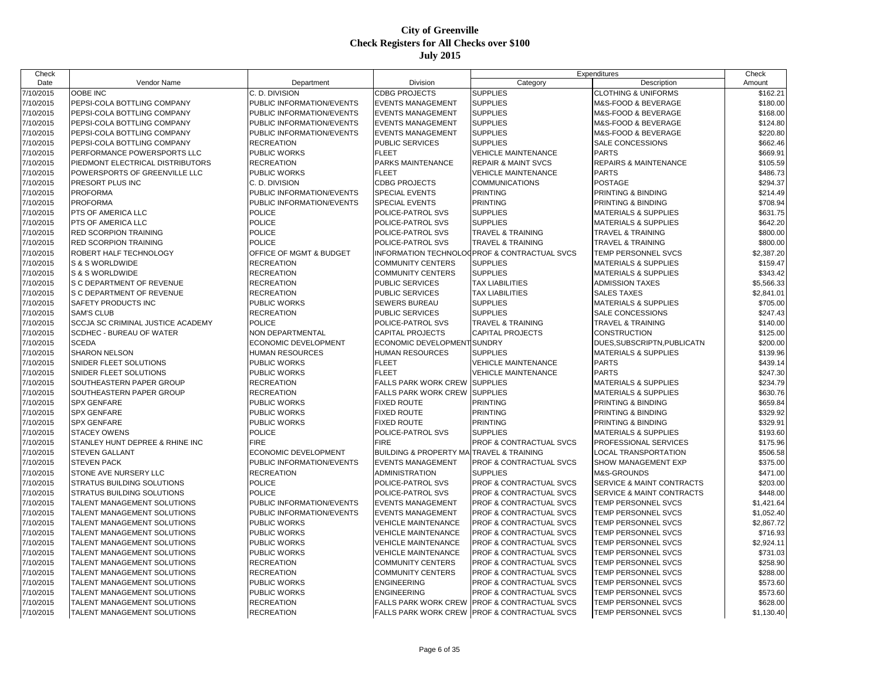# City of Greenville
## Check Registers for All Checks over $100
### July 2015

| Check Date | Vendor Name | Department | Division | Expenditures Category | Expenditures Description | Check Amount |
|---|---|---|---|---|---|---|
| 7/10/2015 | OOBE INC | C. D. DIVISION | CDBG PROJECTS | SUPPLIES | CLOTHING & UNIFORMS | $162.21 |
| 7/10/2015 | PEPSI-COLA BOTTLING COMPANY | PUBLIC INFORMATION/EVENTS | EVENTS MANAGEMENT | SUPPLIES | M&S-FOOD & BEVERAGE | $180.00 |
| 7/10/2015 | PEPSI-COLA BOTTLING COMPANY | PUBLIC INFORMATION/EVENTS | EVENTS MANAGEMENT | SUPPLIES | M&S-FOOD & BEVERAGE | $168.00 |
| 7/10/2015 | PEPSI-COLA BOTTLING COMPANY | PUBLIC INFORMATION/EVENTS | EVENTS MANAGEMENT | SUPPLIES | M&S-FOOD & BEVERAGE | $124.80 |
| 7/10/2015 | PEPSI-COLA BOTTLING COMPANY | PUBLIC INFORMATION/EVENTS | EVENTS MANAGEMENT | SUPPLIES | M&S-FOOD & BEVERAGE | $220.80 |
| 7/10/2015 | PEPSI-COLA BOTTLING COMPANY | RECREATION | PUBLIC SERVICES | SUPPLIES | SALE CONCESSIONS | $662.46 |
| 7/10/2015 | PERFORMANCE POWERSPORTS LLC | PUBLIC WORKS | FLEET | VEHICLE MAINTENANCE | PARTS | $669.91 |
| 7/10/2015 | PIEDMONT ELECTRICAL DISTRIBUTORS | RECREATION | PARKS MAINTENANCE | REPAIR & MAINT SVCS | REPAIRS & MAINTENANCE | $105.59 |
| 7/10/2015 | POWERSPORTS OF GREENVILLE LLC | PUBLIC WORKS | FLEET | VEHICLE MAINTENANCE | PARTS | $486.73 |
| 7/10/2015 | PRESORT PLUS INC | C. D. DIVISION | CDBG PROJECTS | COMMUNICATIONS | POSTAGE | $294.37 |
| 7/10/2015 | PROFORMA | PUBLIC INFORMATION/EVENTS | SPECIAL EVENTS | PRINTING | PRINTING & BINDING | $214.49 |
| 7/10/2015 | PROFORMA | PUBLIC INFORMATION/EVENTS | SPECIAL EVENTS | PRINTING | PRINTING & BINDING | $708.94 |
| 7/10/2015 | PTS OF AMERICA LLC | POLICE | POLICE-PATROL SVS | SUPPLIES | MATERIALS & SUPPLIES | $631.75 |
| 7/10/2015 | PTS OF AMERICA LLC | POLICE | POLICE-PATROL SVS | SUPPLIES | MATERIALS & SUPPLIES | $642.20 |
| 7/10/2015 | RED SCORPION TRAINING | POLICE | POLICE-PATROL SVS | TRAVEL & TRAINING | TRAVEL & TRAINING | $800.00 |
| 7/10/2015 | RED SCORPION TRAINING | POLICE | POLICE-PATROL SVS | TRAVEL & TRAINING | TRAVEL & TRAINING | $800.00 |
| 7/10/2015 | ROBERT HALF TECHNOLOGY | OFFICE OF MGMT & BUDGET | INFORMATION TECHNOLOG | PROF & CONTRACTUAL SVCS | TEMP PERSONNEL SVCS | $2,387.20 |
| 7/10/2015 | S & S WORLDWIDE | RECREATION | COMMUNITY CENTERS | SUPPLIES | MATERIALS & SUPPLIES | $159.47 |
| 7/10/2015 | S & S WORLDWIDE | RECREATION | COMMUNITY CENTERS | SUPPLIES | MATERIALS & SUPPLIES | $343.42 |
| 7/10/2015 | S C DEPARTMENT OF REVENUE | RECREATION | PUBLIC SERVICES | TAX LIABILITIES | ADMISSION TAXES | $5,566.33 |
| 7/10/2015 | S C DEPARTMENT OF REVENUE | RECREATION | PUBLIC SERVICES | TAX LIABILITIES | SALES TAXES | $2,841.01 |
| 7/10/2015 | SAFETY PRODUCTS INC | PUBLIC WORKS | SEWERS BUREAU | SUPPLIES | MATERIALS & SUPPLIES | $705.00 |
| 7/10/2015 | SAM'S CLUB | RECREATION | PUBLIC SERVICES | SUPPLIES | SALE CONCESSIONS | $247.43 |
| 7/10/2015 | SCCJA SC CRIMINAL JUSTICE ACADEMY | POLICE | POLICE-PATROL SVS | TRAVEL & TRAINING | TRAVEL & TRAINING | $140.00 |
| 7/10/2015 | SCDHEC - BUREAU OF WATER | NON DEPARTMENTAL | CAPITAL PROJECTS | CAPITAL PROJECTS | CONSTRUCTION | $125.00 |
| 7/10/2015 | SCEDA | ECONOMIC DEVELOPMENT | ECONOMIC DEVELOPMENT | SUNDRY | DUES,SUBSCRIPTN,PUBLICATN | $200.00 |
| 7/10/2015 | SHARON NELSON | HUMAN RESOURCES | HUMAN RESOURCES | SUPPLIES | MATERIALS & SUPPLIES | $139.96 |
| 7/10/2015 | SNIDER FLEET SOLUTIONS | PUBLIC WORKS | FLEET | VEHICLE MAINTENANCE | PARTS | $439.14 |
| 7/10/2015 | SNIDER FLEET SOLUTIONS | PUBLIC WORKS | FLEET | VEHICLE MAINTENANCE | PARTS | $247.30 |
| 7/10/2015 | SOUTHEASTERN PAPER GROUP | RECREATION | FALLS PARK WORK CREW | SUPPLIES | MATERIALS & SUPPLIES | $234.79 |
| 7/10/2015 | SOUTHEASTERN PAPER GROUP | RECREATION | FALLS PARK WORK CREW | SUPPLIES | MATERIALS & SUPPLIES | $630.76 |
| 7/10/2015 | SPX GENFARE | PUBLIC WORKS | FIXED ROUTE | PRINTING | PRINTING & BINDING | $659.84 |
| 7/10/2015 | SPX GENFARE | PUBLIC WORKS | FIXED ROUTE | PRINTING | PRINTING & BINDING | $329.92 |
| 7/10/2015 | SPX GENFARE | PUBLIC WORKS | FIXED ROUTE | PRINTING | PRINTING & BINDING | $329.91 |
| 7/10/2015 | STACEY OWENS | POLICE | POLICE-PATROL SVS | SUPPLIES | MATERIALS & SUPPLIES | $193.60 |
| 7/10/2015 | STANLEY HUNT DEPREE & RHINE INC | FIRE | FIRE | PROF & CONTRACTUAL SVCS | PROFESSIONAL SERVICES | $175.96 |
| 7/10/2015 | STEVEN GALLANT | ECONOMIC DEVELOPMENT | BUILDING & PROPERTY MA | TRAVEL & TRAINING | LOCAL TRANSPORTATION | $506.58 |
| 7/10/2015 | STEVEN PACK | PUBLIC INFORMATION/EVENTS | EVENTS MANAGEMENT | PROF & CONTRACTUAL SVCS | SHOW MANAGEMENT EXP | $375.00 |
| 7/10/2015 | STONE AVE NURSERY LLC | RECREATION | ADMINISTRATION | SUPPLIES | M&S-GROUNDS | $471.00 |
| 7/10/2015 | STRATUS BUILDING SOLUTIONS | POLICE | POLICE-PATROL SVS | PROF & CONTRACTUAL SVCS | SERVICE & MAINT CONTRACTS | $203.00 |
| 7/10/2015 | STRATUS BUILDING SOLUTIONS | POLICE | POLICE-PATROL SVS | PROF & CONTRACTUAL SVCS | SERVICE & MAINT CONTRACTS | $448.00 |
| 7/10/2015 | TALENT MANAGEMENT SOLUTIONS | PUBLIC INFORMATION/EVENTS | EVENTS MANAGEMENT | PROF & CONTRACTUAL SVCS | TEMP PERSONNEL SVCS | $1,421.64 |
| 7/10/2015 | TALENT MANAGEMENT SOLUTIONS | PUBLIC INFORMATION/EVENTS | EVENTS MANAGEMENT | PROF & CONTRACTUAL SVCS | TEMP PERSONNEL SVCS | $1,052.40 |
| 7/10/2015 | TALENT MANAGEMENT SOLUTIONS | PUBLIC WORKS | VEHICLE MAINTENANCE | PROF & CONTRACTUAL SVCS | TEMP PERSONNEL SVCS | $2,867.72 |
| 7/10/2015 | TALENT MANAGEMENT SOLUTIONS | PUBLIC WORKS | VEHICLE MAINTENANCE | PROF & CONTRACTUAL SVCS | TEMP PERSONNEL SVCS | $716.93 |
| 7/10/2015 | TALENT MANAGEMENT SOLUTIONS | PUBLIC WORKS | VEHICLE MAINTENANCE | PROF & CONTRACTUAL SVCS | TEMP PERSONNEL SVCS | $2,924.11 |
| 7/10/2015 | TALENT MANAGEMENT SOLUTIONS | PUBLIC WORKS | VEHICLE MAINTENANCE | PROF & CONTRACTUAL SVCS | TEMP PERSONNEL SVCS | $731.03 |
| 7/10/2015 | TALENT MANAGEMENT SOLUTIONS | RECREATION | COMMUNITY CENTERS | PROF & CONTRACTUAL SVCS | TEMP PERSONNEL SVCS | $258.90 |
| 7/10/2015 | TALENT MANAGEMENT SOLUTIONS | RECREATION | COMMUNITY CENTERS | PROF & CONTRACTUAL SVCS | TEMP PERSONNEL SVCS | $288.00 |
| 7/10/2015 | TALENT MANAGEMENT SOLUTIONS | PUBLIC WORKS | ENGINEERING | PROF & CONTRACTUAL SVCS | TEMP PERSONNEL SVCS | $573.60 |
| 7/10/2015 | TALENT MANAGEMENT SOLUTIONS | PUBLIC WORKS | ENGINEERING | PROF & CONTRACTUAL SVCS | TEMP PERSONNEL SVCS | $573.60 |
| 7/10/2015 | TALENT MANAGEMENT SOLUTIONS | RECREATION | FALLS PARK WORK CREW | PROF & CONTRACTUAL SVCS | TEMP PERSONNEL SVCS | $628.00 |
| 7/10/2015 | TALENT MANAGEMENT SOLUTIONS | RECREATION | FALLS PARK WORK CREW | PROF & CONTRACTUAL SVCS | TEMP PERSONNEL SVCS | $1,130.40 |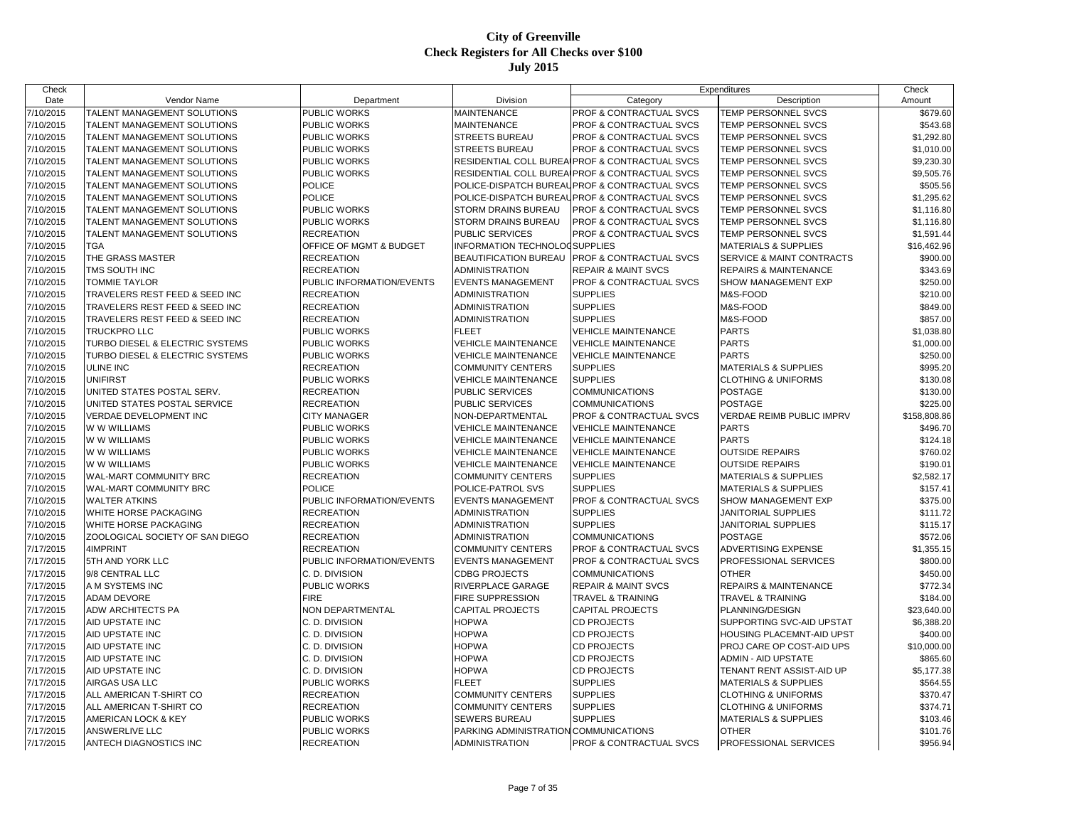# City of Greenville
## Check Registers for All Checks over $100
## July 2015

| Check Date | Vendor Name | Department | Division | Expenditures Category | Expenditures Description | Check Amount |
|---|---|---|---|---|---|---|
| 7/10/2015 | TALENT MANAGEMENT SOLUTIONS | PUBLIC WORKS | MAINTENANCE | PROF & CONTRACTUAL SVCS | TEMP PERSONNEL SVCS | $679.60 |
| 7/10/2015 | TALENT MANAGEMENT SOLUTIONS | PUBLIC WORKS | MAINTENANCE | PROF & CONTRACTUAL SVCS | TEMP PERSONNEL SVCS | $543.68 |
| 7/10/2015 | TALENT MANAGEMENT SOLUTIONS | PUBLIC WORKS | STREETS BUREAU | PROF & CONTRACTUAL SVCS | TEMP PERSONNEL SVCS | $1,292.80 |
| 7/10/2015 | TALENT MANAGEMENT SOLUTIONS | PUBLIC WORKS | STREETS BUREAU | PROF & CONTRACTUAL SVCS | TEMP PERSONNEL SVCS | $1,010.00 |
| 7/10/2015 | TALENT MANAGEMENT SOLUTIONS | PUBLIC WORKS | RESIDENTIAL COLL BUREAU | PROF & CONTRACTUAL SVCS | TEMP PERSONNEL SVCS | $9,230.30 |
| 7/10/2015 | TALENT MANAGEMENT SOLUTIONS | PUBLIC WORKS | RESIDENTIAL COLL BUREAU | PROF & CONTRACTUAL SVCS | TEMP PERSONNEL SVCS | $9,505.76 |
| 7/10/2015 | TALENT MANAGEMENT SOLUTIONS | POLICE | POLICE-DISPATCH BUREAU | PROF & CONTRACTUAL SVCS | TEMP PERSONNEL SVCS | $505.56 |
| 7/10/2015 | TALENT MANAGEMENT SOLUTIONS | POLICE | POLICE-DISPATCH BUREAU | PROF & CONTRACTUAL SVCS | TEMP PERSONNEL SVCS | $1,295.62 |
| 7/10/2015 | TALENT MANAGEMENT SOLUTIONS | PUBLIC WORKS | STORM DRAINS BUREAU | PROF & CONTRACTUAL SVCS | TEMP PERSONNEL SVCS | $1,116.80 |
| 7/10/2015 | TALENT MANAGEMENT SOLUTIONS | PUBLIC WORKS | STORM DRAINS BUREAU | PROF & CONTRACTUAL SVCS | TEMP PERSONNEL SVCS | $1,116.80 |
| 7/10/2015 | TALENT MANAGEMENT SOLUTIONS | RECREATION | PUBLIC SERVICES | PROF & CONTRACTUAL SVCS | TEMP PERSONNEL SVCS | $1,591.44 |
| 7/10/2015 | TGA | OFFICE OF MGMT & BUDGET | INFORMATION TECHNOLOG | SUPPLIES | MATERIALS & SUPPLIES | $16,462.96 |
| 7/10/2015 | THE GRASS MASTER | RECREATION | BEAUTIFICATION BUREAU | PROF & CONTRACTUAL SVCS | SERVICE & MAINT CONTRACTS | $900.00 |
| 7/10/2015 | TMS SOUTH INC | RECREATION | ADMINISTRATION | REPAIR & MAINT SVCS | REPAIRS & MAINTENANCE | $343.69 |
| 7/10/2015 | TOMMIE TAYLOR | PUBLIC INFORMATION/EVENTS | EVENTS MANAGEMENT | PROF & CONTRACTUAL SVCS | SHOW MANAGEMENT EXP | $250.00 |
| 7/10/2015 | TRAVELERS REST FEED & SEED INC | RECREATION | ADMINISTRATION | SUPPLIES | M&S-FOOD | $210.00 |
| 7/10/2015 | TRAVELERS REST FEED & SEED INC | RECREATION | ADMINISTRATION | SUPPLIES | M&S-FOOD | $849.00 |
| 7/10/2015 | TRAVELERS REST FEED & SEED INC | RECREATION | ADMINISTRATION | SUPPLIES | M&S-FOOD | $857.00 |
| 7/10/2015 | TRUCKPRO LLC | PUBLIC WORKS | FLEET | VEHICLE MAINTENANCE | PARTS | $1,038.80 |
| 7/10/2015 | TURBO DIESEL & ELECTRIC SYSTEMS | PUBLIC WORKS | VEHICLE MAINTENANCE | VEHICLE MAINTENANCE | PARTS | $1,000.00 |
| 7/10/2015 | TURBO DIESEL & ELECTRIC SYSTEMS | PUBLIC WORKS | VEHICLE MAINTENANCE | VEHICLE MAINTENANCE | PARTS | $250.00 |
| 7/10/2015 | ULINE INC | RECREATION | COMMUNITY CENTERS | SUPPLIES | MATERIALS & SUPPLIES | $995.20 |
| 7/10/2015 | UNIFIRST | PUBLIC WORKS | VEHICLE MAINTENANCE | SUPPLIES | CLOTHING & UNIFORMS | $130.08 |
| 7/10/2015 | UNITED STATES POSTAL SERV. | RECREATION | PUBLIC SERVICES | COMMUNICATIONS | POSTAGE | $130.00 |
| 7/10/2015 | UNITED STATES POSTAL SERVICE | RECREATION | PUBLIC SERVICES | COMMUNICATIONS | POSTAGE | $225.00 |
| 7/10/2015 | VERDAE DEVELOPMENT INC | CITY MANAGER | NON-DEPARTMENTAL | PROF & CONTRACTUAL SVCS | VERDAE REIMB PUBLIC IMPRV | $158,808.86 |
| 7/10/2015 | W W WILLIAMS | PUBLIC WORKS | VEHICLE MAINTENANCE | VEHICLE MAINTENANCE | PARTS | $496.70 |
| 7/10/2015 | W W WILLIAMS | PUBLIC WORKS | VEHICLE MAINTENANCE | VEHICLE MAINTENANCE | PARTS | $124.18 |
| 7/10/2015 | W W WILLIAMS | PUBLIC WORKS | VEHICLE MAINTENANCE | VEHICLE MAINTENANCE | OUTSIDE REPAIRS | $760.02 |
| 7/10/2015 | W W WILLIAMS | PUBLIC WORKS | VEHICLE MAINTENANCE | VEHICLE MAINTENANCE | OUTSIDE REPAIRS | $190.01 |
| 7/10/2015 | WAL-MART COMMUNITY BRC | RECREATION | COMMUNITY CENTERS | SUPPLIES | MATERIALS & SUPPLIES | $2,582.17 |
| 7/10/2015 | WAL-MART COMMUNITY BRC | POLICE | POLICE-PATROL SVS | SUPPLIES | MATERIALS & SUPPLIES | $157.41 |
| 7/10/2015 | WALTER ATKINS | PUBLIC INFORMATION/EVENTS | EVENTS MANAGEMENT | PROF & CONTRACTUAL SVCS | SHOW MANAGEMENT EXP | $375.00 |
| 7/10/2015 | WHITE HORSE PACKAGING | RECREATION | ADMINISTRATION | SUPPLIES | JANITORIAL SUPPLIES | $111.72 |
| 7/10/2015 | WHITE HORSE PACKAGING | RECREATION | ADMINISTRATION | SUPPLIES | JANITORIAL SUPPLIES | $115.17 |
| 7/10/2015 | ZOOLOGICAL SOCIETY OF SAN DIEGO | RECREATION | ADMINISTRATION | COMMUNICATIONS | POSTAGE | $572.06 |
| 7/17/2015 | 4IMPRINT | RECREATION | COMMUNITY CENTERS | PROF & CONTRACTUAL SVCS | ADVERTISING EXPENSE | $1,355.15 |
| 7/17/2015 | 5TH AND YORK LLC | PUBLIC INFORMATION/EVENTS | EVENTS MANAGEMENT | PROF & CONTRACTUAL SVCS | PROFESSIONAL SERVICES | $800.00 |
| 7/17/2015 | 9/8 CENTRAL LLC | C. D. DIVISION | CDBG PROJECTS | COMMUNICATIONS | OTHER | $450.00 |
| 7/17/2015 | A M SYSTEMS INC | PUBLIC WORKS | RIVERPLACE GARAGE | REPAIR & MAINT SVCS | REPAIRS & MAINTENANCE | $772.34 |
| 7/17/2015 | ADAM DEVORE | FIRE | FIRE SUPPRESSION | TRAVEL & TRAINING | TRAVEL & TRAINING | $184.00 |
| 7/17/2015 | ADW ARCHITECTS PA | NON DEPARTMENTAL | CAPITAL PROJECTS | CAPITAL PROJECTS | PLANNING/DESIGN | $23,640.00 |
| 7/17/2015 | AID UPSTATE INC | C. D. DIVISION | HOPWA | CD PROJECTS | SUPPORTING SVC-AID UPSTAT | $6,388.20 |
| 7/17/2015 | AID UPSTATE INC | C. D. DIVISION | HOPWA | CD PROJECTS | HOUSING PLACEMNT-AID UPST | $400.00 |
| 7/17/2015 | AID UPSTATE INC | C. D. DIVISION | HOPWA | CD PROJECTS | PROJ CARE OP COST-AID UPS | $10,000.00 |
| 7/17/2015 | AID UPSTATE INC | C. D. DIVISION | HOPWA | CD PROJECTS | ADMIN - AID UPSTATE | $865.60 |
| 7/17/2015 | AID UPSTATE INC | C. D. DIVISION | HOPWA | CD PROJECTS | TENANT RENT ASSIST-AID UP | $5,177.38 |
| 7/17/2015 | AIRGAS USA LLC | PUBLIC WORKS | FLEET | SUPPLIES | MATERIALS & SUPPLIES | $564.55 |
| 7/17/2015 | ALL AMERICAN T-SHIRT CO | RECREATION | COMMUNITY CENTERS | SUPPLIES | CLOTHING & UNIFORMS | $370.47 |
| 7/17/2015 | ALL AMERICAN T-SHIRT CO | RECREATION | COMMUNITY CENTERS | SUPPLIES | CLOTHING & UNIFORMS | $374.71 |
| 7/17/2015 | AMERICAN LOCK & KEY | PUBLIC WORKS | SEWERS BUREAU | SUPPLIES | MATERIALS & SUPPLIES | $103.46 |
| 7/17/2015 | ANSWERLIVE LLC | PUBLIC WORKS | PARKING ADMINISTRATION | COMMUNICATIONS | OTHER | $101.76 |
| 7/17/2015 | ANTECH DIAGNOSTICS INC | RECREATION | ADMINISTRATION | PROF & CONTRACTUAL SVCS | PROFESSIONAL SERVICES | $956.94 |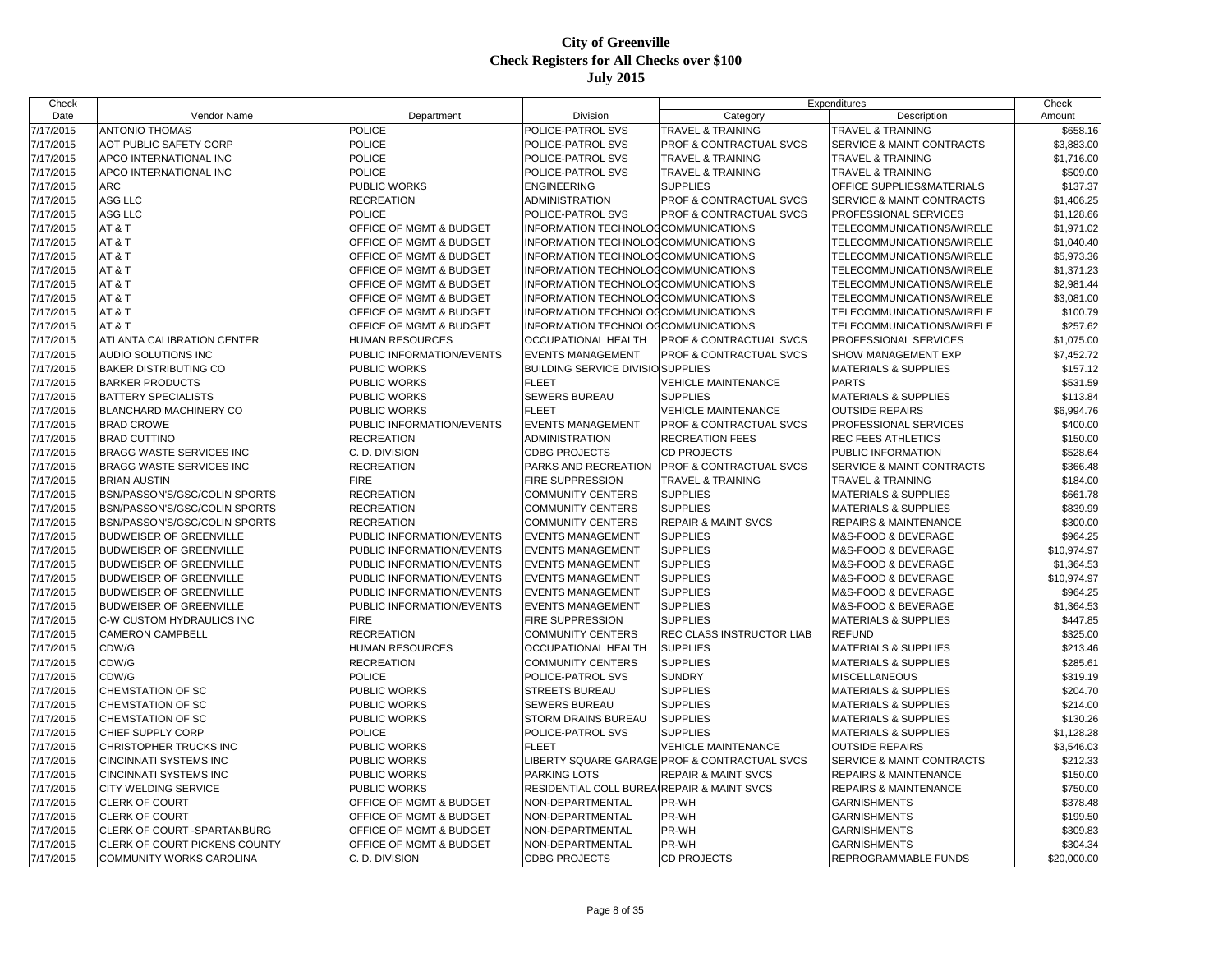# City of Greenville
## Check Registers for All Checks over $100
### July 2015

| Check Date | Vendor Name | Department | Division | Expenditures Category | Expenditures Description | Check Amount |
|---|---|---|---|---|---|---|
| 7/17/2015 | ANTONIO THOMAS | POLICE | POLICE-PATROL SVS | TRAVEL & TRAINING | TRAVEL & TRAINING | $658.16 |
| 7/17/2015 | AOT PUBLIC SAFETY CORP | POLICE | POLICE-PATROL SVS | PROF & CONTRACTUAL SVCS | SERVICE & MAINT CONTRACTS | $3,883.00 |
| 7/17/2015 | APCO INTERNATIONAL INC | POLICE | POLICE-PATROL SVS | TRAVEL & TRAINING | TRAVEL & TRAINING | $1,716.00 |
| 7/17/2015 | APCO INTERNATIONAL INC | POLICE | POLICE-PATROL SVS | TRAVEL & TRAINING | TRAVEL & TRAINING | $509.00 |
| 7/17/2015 | ARC | PUBLIC WORKS | ENGINEERING | SUPPLIES | OFFICE SUPPLIES&MATERIALS | $137.37 |
| 7/17/2015 | ASG LLC | RECREATION | ADMINISTRATION | PROF & CONTRACTUAL SVCS | SERVICE & MAINT CONTRACTS | $1,406.25 |
| 7/17/2015 | ASG LLC | POLICE | POLICE-PATROL SVS | PROF & CONTRACTUAL SVCS | PROFESSIONAL SERVICES | $1,128.66 |
| 7/17/2015 | AT & T | OFFICE OF MGMT & BUDGET | INFORMATION TECHNOLOGCOMMUNICATIONS | | TELECOMMUNICATIONS/WIRELE | $1,971.02 |
| 7/17/2015 | AT & T | OFFICE OF MGMT & BUDGET | INFORMATION TECHNOLOGCOMMUNICATIONS | | TELECOMMUNICATIONS/WIRELE | $1,040.40 |
| 7/17/2015 | AT & T | OFFICE OF MGMT & BUDGET | INFORMATION TECHNOLOGCOMMUNICATIONS | | TELECOMMUNICATIONS/WIRELE | $5,973.36 |
| 7/17/2015 | AT & T | OFFICE OF MGMT & BUDGET | INFORMATION TECHNOLOGCOMMUNICATIONS | | TELECOMMUNICATIONS/WIRELE | $1,371.23 |
| 7/17/2015 | AT & T | OFFICE OF MGMT & BUDGET | INFORMATION TECHNOLOGCOMMUNICATIONS | | TELECOMMUNICATIONS/WIRELE | $2,981.44 |
| 7/17/2015 | AT & T | OFFICE OF MGMT & BUDGET | INFORMATION TECHNOLOGCOMMUNICATIONS | | TELECOMMUNICATIONS/WIRELE | $3,081.00 |
| 7/17/2015 | AT & T | OFFICE OF MGMT & BUDGET | INFORMATION TECHNOLOGCOMMUNICATIONS | | TELECOMMUNICATIONS/WIRELE | $100.79 |
| 7/17/2015 | AT & T | OFFICE OF MGMT & BUDGET | INFORMATION TECHNOLOGCOMMUNICATIONS | | TELECOMMUNICATIONS/WIRELE | $257.62 |
| 7/17/2015 | ATLANTA CALIBRATION CENTER | HUMAN RESOURCES | OCCUPATIONAL HEALTH | PROF & CONTRACTUAL SVCS | PROFESSIONAL SERVICES | $1,075.00 |
| 7/17/2015 | AUDIO SOLUTIONS INC | PUBLIC INFORMATION/EVENTS | EVENTS MANAGEMENT | PROF & CONTRACTUAL SVCS | SHOW MANAGEMENT EXP | $7,452.72 |
| 7/17/2015 | BAKER DISTRIBUTING CO | PUBLIC WORKS | BUILDING SERVICE DIVISIOSUPPLIES | | MATERIALS & SUPPLIES | $157.12 |
| 7/17/2015 | BARKER PRODUCTS | PUBLIC WORKS | FLEET | VEHICLE MAINTENANCE | PARTS | $531.59 |
| 7/17/2015 | BATTERY SPECIALISTS | PUBLIC WORKS | SEWERS BUREAU | SUPPLIES | MATERIALS & SUPPLIES | $113.84 |
| 7/17/2015 | BLANCHARD MACHINERY CO | PUBLIC WORKS | FLEET | VEHICLE MAINTENANCE | OUTSIDE REPAIRS | $6,994.76 |
| 7/17/2015 | BRAD CROWE | PUBLIC INFORMATION/EVENTS | EVENTS MANAGEMENT | PROF & CONTRACTUAL SVCS | PROFESSIONAL SERVICES | $400.00 |
| 7/17/2015 | BRAD CUTTINO | RECREATION | ADMINISTRATION | RECREATION FEES | REC FEES ATHLETICS | $150.00 |
| 7/17/2015 | BRAGG WASTE SERVICES INC | C. D. DIVISION | CDBG PROJECTS | CD PROJECTS | PUBLIC INFORMATION | $528.64 |
| 7/17/2015 | BRAGG WASTE SERVICES INC | RECREATION | PARKS AND RECREATION | PROF & CONTRACTUAL SVCS | SERVICE & MAINT CONTRACTS | $366.48 |
| 7/17/2015 | BRIAN AUSTIN | FIRE | FIRE SUPPRESSION | TRAVEL & TRAINING | TRAVEL & TRAINING | $184.00 |
| 7/17/2015 | BSN/PASSON'S/GSC/COLIN SPORTS | RECREATION | COMMUNITY CENTERS | SUPPLIES | MATERIALS & SUPPLIES | $661.78 |
| 7/17/2015 | BSN/PASSON'S/GSC/COLIN SPORTS | RECREATION | COMMUNITY CENTERS | SUPPLIES | MATERIALS & SUPPLIES | $839.99 |
| 7/17/2015 | BSN/PASSON'S/GSC/COLIN SPORTS | RECREATION | COMMUNITY CENTERS | REPAIR & MAINT SVCS | REPAIRS & MAINTENANCE | $300.00 |
| 7/17/2015 | BUDWEISER OF GREENVILLE | PUBLIC INFORMATION/EVENTS | EVENTS MANAGEMENT | SUPPLIES | M&S-FOOD & BEVERAGE | $964.25 |
| 7/17/2015 | BUDWEISER OF GREENVILLE | PUBLIC INFORMATION/EVENTS | EVENTS MANAGEMENT | SUPPLIES | M&S-FOOD & BEVERAGE | $10,974.97 |
| 7/17/2015 | BUDWEISER OF GREENVILLE | PUBLIC INFORMATION/EVENTS | EVENTS MANAGEMENT | SUPPLIES | M&S-FOOD & BEVERAGE | $1,364.53 |
| 7/17/2015 | BUDWEISER OF GREENVILLE | PUBLIC INFORMATION/EVENTS | EVENTS MANAGEMENT | SUPPLIES | M&S-FOOD & BEVERAGE | $10,974.97 |
| 7/17/2015 | BUDWEISER OF GREENVILLE | PUBLIC INFORMATION/EVENTS | EVENTS MANAGEMENT | SUPPLIES | M&S-FOOD & BEVERAGE | $964.25 |
| 7/17/2015 | BUDWEISER OF GREENVILLE | PUBLIC INFORMATION/EVENTS | EVENTS MANAGEMENT | SUPPLIES | M&S-FOOD & BEVERAGE | $1,364.53 |
| 7/17/2015 | C-W CUSTOM HYDRAULICS INC | FIRE | FIRE SUPPRESSION | SUPPLIES | MATERIALS & SUPPLIES | $447.85 |
| 7/17/2015 | CAMERON CAMPBELL | RECREATION | COMMUNITY CENTERS | REC CLASS INSTRUCTOR LIAB | REFUND | $325.00 |
| 7/17/2015 | CDW/G | HUMAN RESOURCES | OCCUPATIONAL HEALTH | SUPPLIES | MATERIALS & SUPPLIES | $213.46 |
| 7/17/2015 | CDW/G | RECREATION | COMMUNITY CENTERS | SUPPLIES | MATERIALS & SUPPLIES | $285.61 |
| 7/17/2015 | CDW/G | POLICE | POLICE-PATROL SVS | SUNDRY | MISCELLANEOUS | $319.19 |
| 7/17/2015 | CHEMSTATION OF SC | PUBLIC WORKS | STREETS BUREAU | SUPPLIES | MATERIALS & SUPPLIES | $204.70 |
| 7/17/2015 | CHEMSTATION OF SC | PUBLIC WORKS | SEWERS BUREAU | SUPPLIES | MATERIALS & SUPPLIES | $214.00 |
| 7/17/2015 | CHEMSTATION OF SC | PUBLIC WORKS | STORM DRAINS BUREAU | SUPPLIES | MATERIALS & SUPPLIES | $130.26 |
| 7/17/2015 | CHIEF SUPPLY CORP | POLICE | POLICE-PATROL SVS | SUPPLIES | MATERIALS & SUPPLIES | $1,128.28 |
| 7/17/2015 | CHRISTOPHER TRUCKS INC | PUBLIC WORKS | FLEET | VEHICLE MAINTENANCE | OUTSIDE REPAIRS | $3,546.03 |
| 7/17/2015 | CINCINNATI SYSTEMS INC | PUBLIC WORKS | LIBERTY SQUARE GARAGE | PROF & CONTRACTUAL SVCS | SERVICE & MAINT CONTRACTS | $212.33 |
| 7/17/2015 | CINCINNATI SYSTEMS INC | PUBLIC WORKS | PARKING LOTS | REPAIR & MAINT SVCS | REPAIRS & MAINTENANCE | $150.00 |
| 7/17/2015 | CITY WELDING SERVICE | PUBLIC WORKS | RESIDENTIAL COLL BUREAI | REPAIR & MAINT SVCS | REPAIRS & MAINTENANCE | $750.00 |
| 7/17/2015 | CLERK OF COURT | OFFICE OF MGMT & BUDGET | NON-DEPARTMENTAL | PR-WH | GARNISHMENTS | $378.48 |
| 7/17/2015 | CLERK OF COURT | OFFICE OF MGMT & BUDGET | NON-DEPARTMENTAL | PR-WH | GARNISHMENTS | $199.50 |
| 7/17/2015 | CLERK OF COURT -SPARTANBURG | OFFICE OF MGMT & BUDGET | NON-DEPARTMENTAL | PR-WH | GARNISHMENTS | $309.83 |
| 7/17/2015 | CLERK OF COURT PICKENS COUNTY | OFFICE OF MGMT & BUDGET | NON-DEPARTMENTAL | PR-WH | GARNISHMENTS | $304.34 |
| 7/17/2015 | COMMUNITY WORKS CAROLINA | C. D. DIVISION | CDBG PROJECTS | CD PROJECTS | REPROGRAMMABLE FUNDS | $20,000.00 |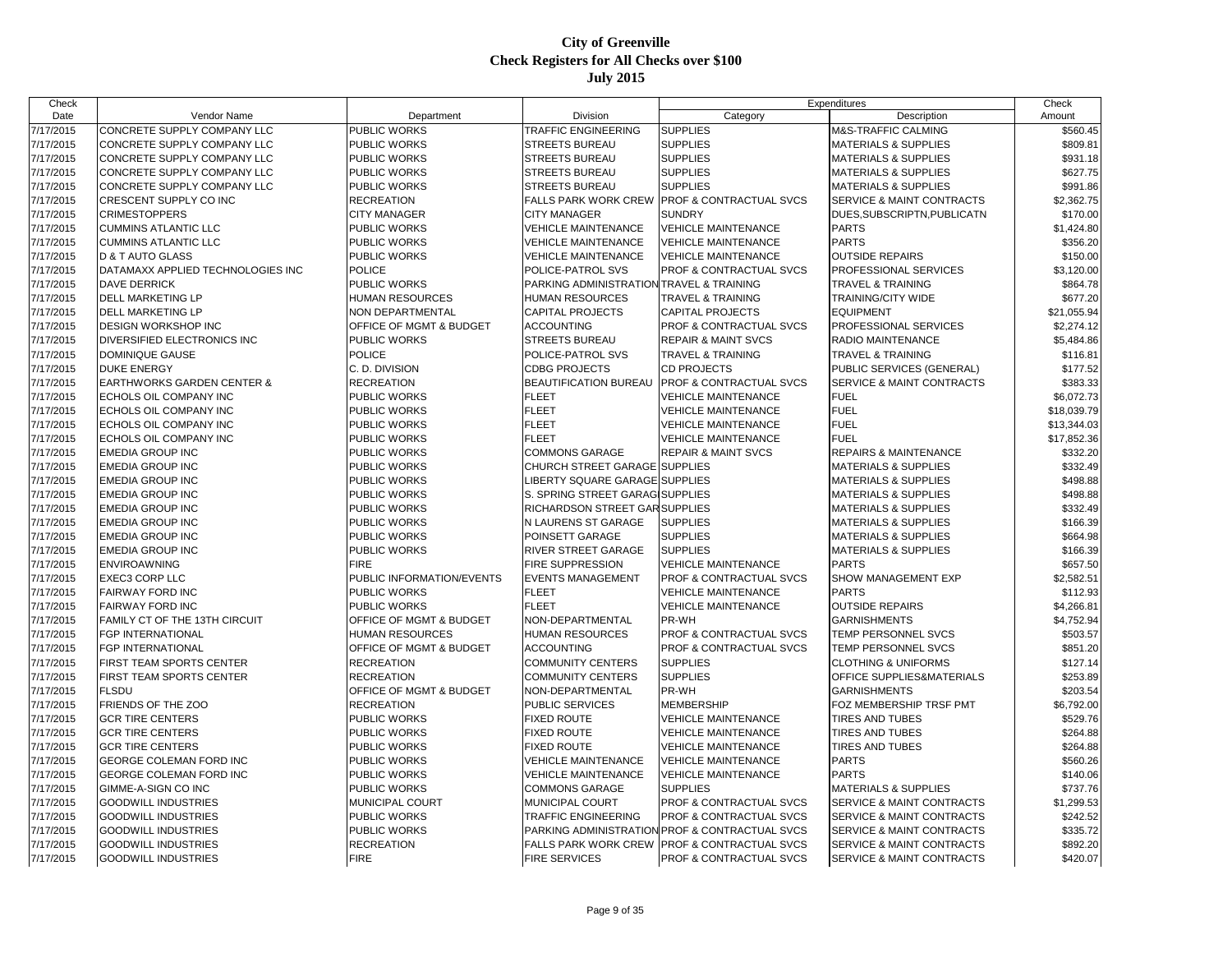# City of Greenville
## Check Registers for All Checks over $100
### July 2015

| Check Date | Vendor Name | Department | Division | Expenditures Category | Expenditures Description | Check Amount |
|---|---|---|---|---|---|---|
| 7/17/2015 | CONCRETE SUPPLY COMPANY LLC | PUBLIC WORKS | TRAFFIC ENGINEERING | SUPPLIES | M&S-TRAFFIC CALMING | $560.45 |
| 7/17/2015 | CONCRETE SUPPLY COMPANY LLC | PUBLIC WORKS | STREETS BUREAU | SUPPLIES | MATERIALS & SUPPLIES | $809.81 |
| 7/17/2015 | CONCRETE SUPPLY COMPANY LLC | PUBLIC WORKS | STREETS BUREAU | SUPPLIES | MATERIALS & SUPPLIES | $931.18 |
| 7/17/2015 | CONCRETE SUPPLY COMPANY LLC | PUBLIC WORKS | STREETS BUREAU | SUPPLIES | MATERIALS & SUPPLIES | $627.75 |
| 7/17/2015 | CONCRETE SUPPLY COMPANY LLC | PUBLIC WORKS | STREETS BUREAU | SUPPLIES | MATERIALS & SUPPLIES | $991.86 |
| 7/17/2015 | CRESCENT SUPPLY CO INC | RECREATION | FALLS PARK WORK CREW | PROF & CONTRACTUAL SVCS | SERVICE & MAINT CONTRACTS | $2,362.75 |
| 7/17/2015 | CRIMESTOPPERS | CITY MANAGER | CITY MANAGER | SUNDRY | DUES,SUBSCRIPTN,PUBLICATN | $170.00 |
| 7/17/2015 | CUMMINS ATLANTIC LLC | PUBLIC WORKS | VEHICLE MAINTENANCE | VEHICLE MAINTENANCE | PARTS | $1,424.80 |
| 7/17/2015 | CUMMINS ATLANTIC LLC | PUBLIC WORKS | VEHICLE MAINTENANCE | VEHICLE MAINTENANCE | PARTS | $356.20 |
| 7/17/2015 | D & T AUTO GLASS | PUBLIC WORKS | VEHICLE MAINTENANCE | VEHICLE MAINTENANCE | OUTSIDE REPAIRS | $150.00 |
| 7/17/2015 | DATAMAXX APPLIED TECHNOLOGIES INC | POLICE | POLICE-PATROL SVS | PROF & CONTRACTUAL SVCS | PROFESSIONAL SERVICES | $3,120.00 |
| 7/17/2015 | DAVE DERRICK | PUBLIC WORKS | PARKING ADMINISTRATION | TRAVEL & TRAINING | TRAVEL & TRAINING | $864.78 |
| 7/17/2015 | DELL MARKETING LP | HUMAN RESOURCES | HUMAN RESOURCES | TRAVEL & TRAINING | TRAINING/CITY WIDE | $677.20 |
| 7/17/2015 | DELL MARKETING LP | NON DEPARTMENTAL | CAPITAL PROJECTS | CAPITAL PROJECTS | EQUIPMENT | $21,055.94 |
| 7/17/2015 | DESIGN WORKSHOP INC | OFFICE OF MGMT & BUDGET | ACCOUNTING | PROF & CONTRACTUAL SVCS | PROFESSIONAL SERVICES | $2,274.12 |
| 7/17/2015 | DIVERSIFIED ELECTRONICS INC | PUBLIC WORKS | STREETS BUREAU | REPAIR & MAINT SVCS | RADIO MAINTENANCE | $5,484.86 |
| 7/17/2015 | DOMINIQUE GAUSE | POLICE | POLICE-PATROL SVS | TRAVEL & TRAINING | TRAVEL & TRAINING | $116.81 |
| 7/17/2015 | DUKE ENERGY | C. D. DIVISION | CDBG PROJECTS | CD PROJECTS | PUBLIC SERVICES (GENERAL) | $177.52 |
| 7/17/2015 | EARTHWORKS GARDEN CENTER & | RECREATION | BEAUTIFICATION BUREAU | PROF & CONTRACTUAL SVCS | SERVICE & MAINT CONTRACTS | $383.33 |
| 7/17/2015 | ECHOLS OIL COMPANY INC | PUBLIC WORKS | FLEET | VEHICLE MAINTENANCE | FUEL | $6,072.73 |
| 7/17/2015 | ECHOLS OIL COMPANY INC | PUBLIC WORKS | FLEET | VEHICLE MAINTENANCE | FUEL | $18,039.79 |
| 7/17/2015 | ECHOLS OIL COMPANY INC | PUBLIC WORKS | FLEET | VEHICLE MAINTENANCE | FUEL | $13,344.03 |
| 7/17/2015 | ECHOLS OIL COMPANY INC | PUBLIC WORKS | FLEET | VEHICLE MAINTENANCE | FUEL | $17,852.36 |
| 7/17/2015 | EMEDIA GROUP INC | PUBLIC WORKS | COMMONS GARAGE | REPAIR & MAINT SVCS | REPAIRS & MAINTENANCE | $332.20 |
| 7/17/2015 | EMEDIA GROUP INC | PUBLIC WORKS | CHURCH STREET GARAGE | SUPPLIES | MATERIALS & SUPPLIES | $332.49 |
| 7/17/2015 | EMEDIA GROUP INC | PUBLIC WORKS | LIBERTY SQUARE GARAGE | SUPPLIES | MATERIALS & SUPPLIES | $498.88 |
| 7/17/2015 | EMEDIA GROUP INC | PUBLIC WORKS | S. SPRING STREET GARAGE | SUPPLIES | MATERIALS & SUPPLIES | $498.88 |
| 7/17/2015 | EMEDIA GROUP INC | PUBLIC WORKS | RICHARDSON STREET GAR | SUPPLIES | MATERIALS & SUPPLIES | $332.49 |
| 7/17/2015 | EMEDIA GROUP INC | PUBLIC WORKS | N LAURENS ST GARAGE | SUPPLIES | MATERIALS & SUPPLIES | $166.39 |
| 7/17/2015 | EMEDIA GROUP INC | PUBLIC WORKS | POINSETT GARAGE | SUPPLIES | MATERIALS & SUPPLIES | $664.98 |
| 7/17/2015 | EMEDIA GROUP INC | PUBLIC WORKS | RIVER STREET GARAGE | SUPPLIES | MATERIALS & SUPPLIES | $166.39 |
| 7/17/2015 | ENVIROAWNING | FIRE | FIRE SUPPRESSION | VEHICLE MAINTENANCE | PARTS | $657.50 |
| 7/17/2015 | EXEC3 CORP LLC | PUBLIC INFORMATION/EVENTS | EVENTS MANAGEMENT | PROF & CONTRACTUAL SVCS | SHOW MANAGEMENT EXP | $2,582.51 |
| 7/17/2015 | FAIRWAY FORD INC | PUBLIC WORKS | FLEET | VEHICLE MAINTENANCE | PARTS | $112.93 |
| 7/17/2015 | FAIRWAY FORD INC | PUBLIC WORKS | FLEET | VEHICLE MAINTENANCE | OUTSIDE REPAIRS | $4,266.81 |
| 7/17/2015 | FAMILY CT OF THE 13TH CIRCUIT | OFFICE OF MGMT & BUDGET | NON-DEPARTMENTAL | PR-WH | GARNISHMENTS | $4,752.94 |
| 7/17/2015 | FGP INTERNATIONAL | HUMAN RESOURCES | HUMAN RESOURCES | PROF & CONTRACTUAL SVCS | TEMP PERSONNEL SVCS | $503.57 |
| 7/17/2015 | FGP INTERNATIONAL | OFFICE OF MGMT & BUDGET | ACCOUNTING | PROF & CONTRACTUAL SVCS | TEMP PERSONNEL SVCS | $851.20 |
| 7/17/2015 | FIRST TEAM SPORTS CENTER | RECREATION | COMMUNITY CENTERS | SUPPLIES | CLOTHING & UNIFORMS | $127.14 |
| 7/17/2015 | FIRST TEAM SPORTS CENTER | RECREATION | COMMUNITY CENTERS | SUPPLIES | OFFICE SUPPLIES&MATERIALS | $253.89 |
| 7/17/2015 | FLSDU | OFFICE OF MGMT & BUDGET | NON-DEPARTMENTAL | PR-WH | GARNISHMENTS | $203.54 |
| 7/17/2015 | FRIENDS OF THE ZOO | RECREATION | PUBLIC SERVICES | MEMBERSHIP | FOZ MEMBERSHIP TRSF PMT | $6,792.00 |
| 7/17/2015 | GCR TIRE CENTERS | PUBLIC WORKS | FIXED ROUTE | VEHICLE MAINTENANCE | TIRES AND TUBES | $529.76 |
| 7/17/2015 | GCR TIRE CENTERS | PUBLIC WORKS | FIXED ROUTE | VEHICLE MAINTENANCE | TIRES AND TUBES | $264.88 |
| 7/17/2015 | GCR TIRE CENTERS | PUBLIC WORKS | FIXED ROUTE | VEHICLE MAINTENANCE | TIRES AND TUBES | $264.88 |
| 7/17/2015 | GEORGE COLEMAN FORD INC | PUBLIC WORKS | VEHICLE MAINTENANCE | VEHICLE MAINTENANCE | PARTS | $560.26 |
| 7/17/2015 | GEORGE COLEMAN FORD INC | PUBLIC WORKS | VEHICLE MAINTENANCE | VEHICLE MAINTENANCE | PARTS | $140.06 |
| 7/17/2015 | GIMME-A-SIGN CO INC | PUBLIC WORKS | COMMONS GARAGE | SUPPLIES | MATERIALS & SUPPLIES | $737.76 |
| 7/17/2015 | GOODWILL INDUSTRIES | MUNICIPAL COURT | MUNICIPAL COURT | PROF & CONTRACTUAL SVCS | SERVICE & MAINT CONTRACTS | $1,299.53 |
| 7/17/2015 | GOODWILL INDUSTRIES | PUBLIC WORKS | TRAFFIC ENGINEERING | PROF & CONTRACTUAL SVCS | SERVICE & MAINT CONTRACTS | $242.52 |
| 7/17/2015 | GOODWILL INDUSTRIES | PUBLIC WORKS | PARKING ADMINISTRATION | PROF & CONTRACTUAL SVCS | SERVICE & MAINT CONTRACTS | $335.72 |
| 7/17/2015 | GOODWILL INDUSTRIES | RECREATION | FALLS PARK WORK CREW | PROF & CONTRACTUAL SVCS | SERVICE & MAINT CONTRACTS | $892.20 |
| 7/17/2015 | GOODWILL INDUSTRIES | FIRE | FIRE SERVICES | PROF & CONTRACTUAL SVCS | SERVICE & MAINT CONTRACTS | $420.07 |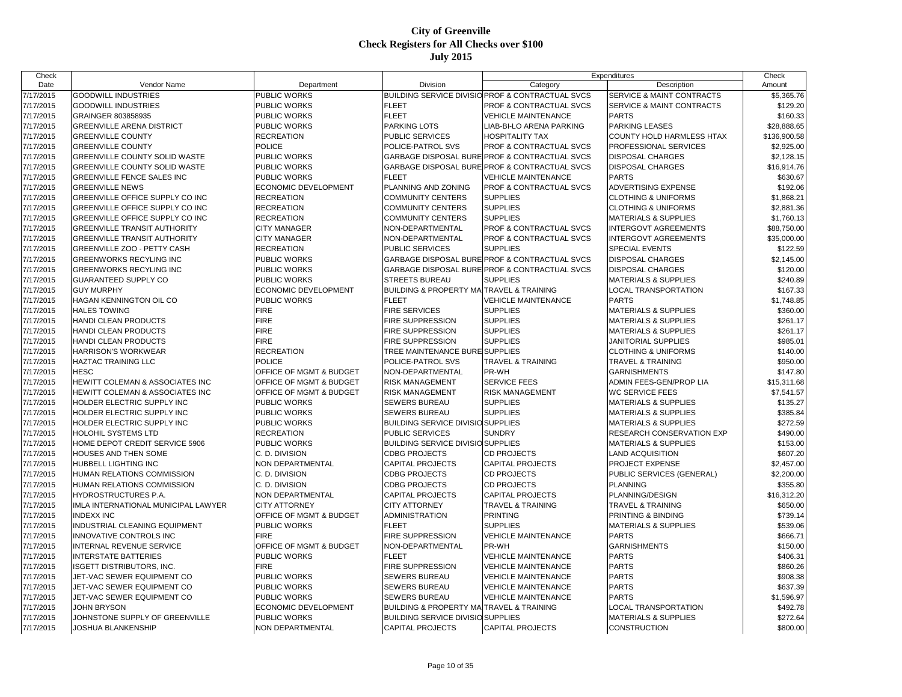# City of Greenville
## Check Registers for All Checks over $100
### July 2015

| Check Date | Vendor Name | Department | Division | Expenditures Category | Expenditures Description | Check Amount |
|---|---|---|---|---|---|---|
| 7/17/2015 | GOODWILL INDUSTRIES | PUBLIC WORKS | BUILDING SERVICE DIVISIO | PROF & CONTRACTUAL SVCS | SERVICE & MAINT CONTRACTS | $5,365.76 |
| 7/17/2015 | GOODWILL INDUSTRIES | PUBLIC WORKS | FLEET | PROF & CONTRACTUAL SVCS | SERVICE & MAINT CONTRACTS | $129.20 |
| 7/17/2015 | GRAINGER 803858935 | PUBLIC WORKS | FLEET | VEHICLE MAINTENANCE | PARTS | $160.33 |
| 7/17/2015 | GREENVILLE ARENA DISTRICT | PUBLIC WORKS | PARKING LOTS | LIAB-BI-LO ARENA PARKING | PARKING LEASES | $28,888.65 |
| 7/17/2015 | GREENVILLE COUNTY | RECREATION | PUBLIC SERVICES | HOSPITALITY TAX | COUNTY HOLD HARMLESS HTAX | $136,900.58 |
| 7/17/2015 | GREENVILLE COUNTY | POLICE | POLICE-PATROL SVS | PROF & CONTRACTUAL SVCS | PROFESSIONAL SERVICES | $2,925.00 |
| 7/17/2015 | GREENVILLE COUNTY SOLID WASTE | PUBLIC WORKS | GARBAGE DISPOSAL BURE | PROF & CONTRACTUAL SVCS | DISPOSAL CHARGES | $2,128.15 |
| 7/17/2015 | GREENVILLE COUNTY SOLID WASTE | PUBLIC WORKS | GARBAGE DISPOSAL BURE | PROF & CONTRACTUAL SVCS | DISPOSAL CHARGES | $16,914.76 |
| 7/17/2015 | GREENVILLE FENCE SALES INC | PUBLIC WORKS | FLEET | VEHICLE MAINTENANCE | PARTS | $630.67 |
| 7/17/2015 | GREENVILLE NEWS | ECONOMIC DEVELOPMENT | PLANNING AND ZONING | PROF & CONTRACTUAL SVCS | ADVERTISING EXPENSE | $192.06 |
| 7/17/2015 | GREENVILLE OFFICE SUPPLY CO INC | RECREATION | COMMUNITY CENTERS | SUPPLIES | CLOTHING & UNIFORMS | $1,868.21 |
| 7/17/2015 | GREENVILLE OFFICE SUPPLY CO INC | RECREATION | COMMUNITY CENTERS | SUPPLIES | CLOTHING & UNIFORMS | $2,881.36 |
| 7/17/2015 | GREENVILLE OFFICE SUPPLY CO INC | RECREATION | COMMUNITY CENTERS | SUPPLIES | MATERIALS & SUPPLIES | $1,760.13 |
| 7/17/2015 | GREENVILLE TRANSIT AUTHORITY | CITY MANAGER | NON-DEPARTMENTAL | PROF & CONTRACTUAL SVCS | INTERGOVT AGREEMENTS | $88,750.00 |
| 7/17/2015 | GREENVILLE TRANSIT AUTHORITY | CITY MANAGER | NON-DEPARTMENTAL | PROF & CONTRACTUAL SVCS | INTERGOVT AGREEMENTS | $35,000.00 |
| 7/17/2015 | GREENVILLE ZOO - PETTY CASH | RECREATION | PUBLIC SERVICES | SUPPLIES | SPECIAL EVENTS | $122.59 |
| 7/17/2015 | GREENWORKS RECYLING INC | PUBLIC WORKS | GARBAGE DISPOSAL BURE | PROF & CONTRACTUAL SVCS | DISPOSAL CHARGES | $2,145.00 |
| 7/17/2015 | GREENWORKS RECYLING INC | PUBLIC WORKS | GARBAGE DISPOSAL BURE | PROF & CONTRACTUAL SVCS | DISPOSAL CHARGES | $120.00 |
| 7/17/2015 | GUARANTEED SUPPLY CO | PUBLIC WORKS | STREETS BUREAU | SUPPLIES | MATERIALS & SUPPLIES | $240.89 |
| 7/17/2015 | GUY MURPHY | ECONOMIC DEVELOPMENT | BUILDING & PROPERTY MA | TRAVEL & TRAINING | LOCAL TRANSPORTATION | $167.33 |
| 7/17/2015 | HAGAN KENNINGTON OIL CO | PUBLIC WORKS | FLEET | VEHICLE MAINTENANCE | PARTS | $1,748.85 |
| 7/17/2015 | HALES TOWING | FIRE | FIRE SERVICES | SUPPLIES | MATERIALS & SUPPLIES | $360.00 |
| 7/17/2015 | HANDI CLEAN PRODUCTS | FIRE | FIRE SUPPRESSION | SUPPLIES | MATERIALS & SUPPLIES | $261.17 |
| 7/17/2015 | HANDI CLEAN PRODUCTS | FIRE | FIRE SUPPRESSION | SUPPLIES | MATERIALS & SUPPLIES | $261.17 |
| 7/17/2015 | HANDI CLEAN PRODUCTS | FIRE | FIRE SUPPRESSION | SUPPLIES | JANITORIAL SUPPLIES | $985.01 |
| 7/17/2015 | HARRISON'S WORKWEAR | RECREATION | TREE MAINTENANCE BURE | SUPPLIES | CLOTHING & UNIFORMS | $140.00 |
| 7/17/2015 | HAZTAC TRAINING LLC | POLICE | POLICE-PATROL SVS | TRAVEL & TRAINING | TRAVEL & TRAINING | $950.00 |
| 7/17/2015 | HESC | OFFICE OF MGMT & BUDGET | NON-DEPARTMENTAL | PR-WH | GARNISHMENTS | $147.80 |
| 7/17/2015 | HEWITT COLEMAN & ASSOCIATES INC | OFFICE OF MGMT & BUDGET | RISK MANAGEMENT | SERVICE FEES | ADMIN FEES-GEN/PROP LIA | $15,311.68 |
| 7/17/2015 | HEWITT COLEMAN & ASSOCIATES INC | OFFICE OF MGMT & BUDGET | RISK MANAGEMENT | RISK MANAGEMENT | WC SERVICE FEES | $7,541.57 |
| 7/17/2015 | HOLDER ELECTRIC SUPPLY INC | PUBLIC WORKS | SEWERS BUREAU | SUPPLIES | MATERIALS & SUPPLIES | $135.27 |
| 7/17/2015 | HOLDER ELECTRIC SUPPLY INC | PUBLIC WORKS | SEWERS BUREAU | SUPPLIES | MATERIALS & SUPPLIES | $385.84 |
| 7/17/2015 | HOLDER ELECTRIC SUPPLY INC | PUBLIC WORKS | BUILDING SERVICE DIVISIO | SUPPLIES | MATERIALS & SUPPLIES | $272.59 |
| 7/17/2015 | HOLOHIL SYSTEMS LTD | RECREATION | PUBLIC SERVICES | SUNDRY | RESEARCH CONSERVATION EXP | $490.00 |
| 7/17/2015 | HOME DEPOT CREDIT SERVICE 5906 | PUBLIC WORKS | BUILDING SERVICE DIVISIO | SUPPLIES | MATERIALS & SUPPLIES | $153.00 |
| 7/17/2015 | HOUSES AND THEN SOME | C. D. DIVISION | CDBG PROJECTS | CD PROJECTS | LAND ACQUISITION | $607.20 |
| 7/17/2015 | HUBBELL LIGHTING INC | NON DEPARTMENTAL | CAPITAL PROJECTS | CAPITAL PROJECTS | PROJECT EXPENSE | $2,457.00 |
| 7/17/2015 | HUMAN RELATIONS COMMISSION | C. D. DIVISION | CDBG PROJECTS | CD PROJECTS | PUBLIC SERVICES (GENERAL) | $2,200.00 |
| 7/17/2015 | HUMAN RELATIONS COMMISSION | C. D. DIVISION | CDBG PROJECTS | CD PROJECTS | PLANNING | $355.80 |
| 7/17/2015 | HYDROSTRUCTURES P.A. | NON DEPARTMENTAL | CAPITAL PROJECTS | CAPITAL PROJECTS | PLANNING/DESIGN | $16,312.20 |
| 7/17/2015 | IMLA INTERNATIONAL MUNICIPAL LAWYER | CITY ATTORNEY | CITY ATTORNEY | TRAVEL & TRAINING | TRAVEL & TRAINING | $650.00 |
| 7/17/2015 | INDEXX INC | OFFICE OF MGMT & BUDGET | ADMINISTRATION | PRINTING | PRINTING & BINDING | $739.14 |
| 7/17/2015 | INDUSTRIAL CLEANING EQUIPMENT | PUBLIC WORKS | FLEET | SUPPLIES | MATERIALS & SUPPLIES | $539.06 |
| 7/17/2015 | INNOVATIVE CONTROLS INC | FIRE | FIRE SUPPRESSION | VEHICLE MAINTENANCE | PARTS | $666.71 |
| 7/17/2015 | INTERNAL REVENUE SERVICE | OFFICE OF MGMT & BUDGET | NON-DEPARTMENTAL | PR-WH | GARNISHMENTS | $150.00 |
| 7/17/2015 | INTERSTATE BATTERIES | PUBLIC WORKS | FLEET | VEHICLE MAINTENANCE | PARTS | $406.31 |
| 7/17/2015 | ISGETT DISTRIBUTORS, INC. | FIRE | FIRE SUPPRESSION | VEHICLE MAINTENANCE | PARTS | $860.26 |
| 7/17/2015 | JET-VAC SEWER EQUIPMENT CO | PUBLIC WORKS | SEWERS BUREAU | VEHICLE MAINTENANCE | PARTS | $908.38 |
| 7/17/2015 | JET-VAC SEWER EQUIPMENT CO | PUBLIC WORKS | SEWERS BUREAU | VEHICLE MAINTENANCE | PARTS | $637.39 |
| 7/17/2015 | JET-VAC SEWER EQUIPMENT CO | PUBLIC WORKS | SEWERS BUREAU | VEHICLE MAINTENANCE | PARTS | $1,596.97 |
| 7/17/2015 | JOHN BRYSON | ECONOMIC DEVELOPMENT | BUILDING & PROPERTY MA | TRAVEL & TRAINING | LOCAL TRANSPORTATION | $492.78 |
| 7/17/2015 | JOHNSTONE SUPPLY OF GREENVILLE | PUBLIC WORKS | BUILDING SERVICE DIVISIO | SUPPLIES | MATERIALS & SUPPLIES | $272.64 |
| 7/17/2015 | JOSHUA BLANKENSHIP | NON DEPARTMENTAL | CAPITAL PROJECTS | CAPITAL PROJECTS | CONSTRUCTION | $800.00 |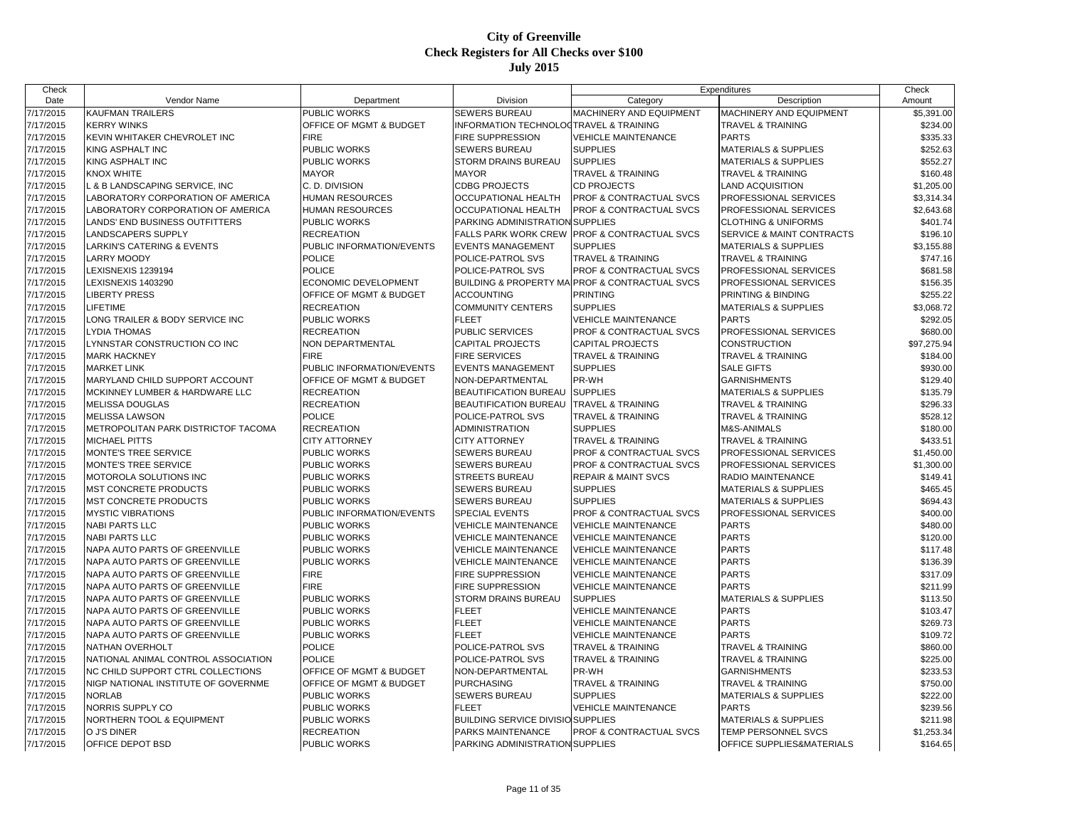# City of Greenville
## Check Registers for All Checks over $100
### July 2015

| Check Date | Vendor Name | Department | Division | Expenditures Category | Expenditures Description | Check Amount |
|---|---|---|---|---|---|---|
| 7/17/2015 | KAUFMAN TRAILERS | PUBLIC WORKS | SEWERS BUREAU | MACHINERY AND EQUIPMENT | MACHINERY AND EQUIPMENT | $5,391.00 |
| 7/17/2015 | KERRY WINKS | OFFICE OF MGMT & BUDGET | INFORMATION TECHNOLOG | TRAVEL & TRAINING | TRAVEL & TRAINING | $234.00 |
| 7/17/2015 | KEVIN WHITAKER CHEVROLET INC | FIRE | FIRE SUPPRESSION | VEHICLE MAINTENANCE | PARTS | $335.33 |
| 7/17/2015 | KING ASPHALT INC | PUBLIC WORKS | SEWERS BUREAU | SUPPLIES | MATERIALS & SUPPLIES | $252.63 |
| 7/17/2015 | KING ASPHALT INC | PUBLIC WORKS | STORM DRAINS BUREAU | SUPPLIES | MATERIALS & SUPPLIES | $552.27 |
| 7/17/2015 | KNOX WHITE | MAYOR | MAYOR | TRAVEL & TRAINING | TRAVEL & TRAINING | $160.48 |
| 7/17/2015 | L & B LANDSCAPING SERVICE, INC | C. D. DIVISION | CDBG PROJECTS | CD PROJECTS | LAND ACQUISITION | $1,205.00 |
| 7/17/2015 | LABORATORY CORPORATION OF AMERICA | HUMAN RESOURCES | OCCUPATIONAL HEALTH | PROF & CONTRACTUAL SVCS | PROFESSIONAL SERVICES | $3,314.34 |
| 7/17/2015 | LABORATORY CORPORATION OF AMERICA | HUMAN RESOURCES | OCCUPATIONAL HEALTH | PROF & CONTRACTUAL SVCS | PROFESSIONAL SERVICES | $2,643.68 |
| 7/17/2015 | LANDS' END BUSINESS OUTFITTERS | PUBLIC WORKS | PARKING ADMINISTRATION | SUPPLIES | CLOTHING & UNIFORMS | $401.74 |
| 7/17/2015 | LANDSCAPERS SUPPLY | RECREATION | FALLS PARK WORK CREW | PROF & CONTRACTUAL SVCS | SERVICE & MAINT CONTRACTS | $196.10 |
| 7/17/2015 | LARKIN'S CATERING & EVENTS | PUBLIC INFORMATION/EVENTS | EVENTS MANAGEMENT | SUPPLIES | MATERIALS & SUPPLIES | $3,155.88 |
| 7/17/2015 | LARRY MOODY | POLICE | POLICE-PATROL SVS | TRAVEL & TRAINING | TRAVEL & TRAINING | $747.16 |
| 7/17/2015 | LEXISNEXIS 1239194 | POLICE | POLICE-PATROL SVS | PROF & CONTRACTUAL SVCS | PROFESSIONAL SERVICES | $681.58 |
| 7/17/2015 | LEXISNEXIS 1403290 | ECONOMIC DEVELOPMENT | BUILDING & PROPERTY MA | PROF & CONTRACTUAL SVCS | PROFESSIONAL SERVICES | $156.35 |
| 7/17/2015 | LIBERTY PRESS | OFFICE OF MGMT & BUDGET | ACCOUNTING | PRINTING | PRINTING & BINDING | $255.22 |
| 7/17/2015 | LIFETIME | RECREATION | COMMUNITY CENTERS | SUPPLIES | MATERIALS & SUPPLIES | $3,068.72 |
| 7/17/2015 | LONG TRAILER & BODY SERVICE INC | PUBLIC WORKS | FLEET | VEHICLE MAINTENANCE | PARTS | $292.05 |
| 7/17/2015 | LYDIA THOMAS | RECREATION | PUBLIC SERVICES | PROF & CONTRACTUAL SVCS | PROFESSIONAL SERVICES | $680.00 |
| 7/17/2015 | LYNNSTAR CONSTRUCTION CO INC | NON DEPARTMENTAL | CAPITAL PROJECTS | CAPITAL PROJECTS | CONSTRUCTION | $97,275.94 |
| 7/17/2015 | MARK HACKNEY | FIRE | FIRE SERVICES | TRAVEL & TRAINING | TRAVEL & TRAINING | $184.00 |
| 7/17/2015 | MARKET LINK | PUBLIC INFORMATION/EVENTS | EVENTS MANAGEMENT | SUPPLIES | SALE GIFTS | $930.00 |
| 7/17/2015 | MARYLAND CHILD SUPPORT ACCOUNT | OFFICE OF MGMT & BUDGET | NON-DEPARTMENTAL | PR-WH | GARNISHMENTS | $129.40 |
| 7/17/2015 | MCKINNEY LUMBER & HARDWARE LLC | RECREATION | BEAUTIFICATION BUREAU | SUPPLIES | MATERIALS & SUPPLIES | $135.79 |
| 7/17/2015 | MELISSA DOUGLAS | RECREATION | BEAUTIFICATION BUREAU | TRAVEL & TRAINING | TRAVEL & TRAINING | $296.33 |
| 7/17/2015 | MELISSA LAWSON | POLICE | POLICE-PATROL SVS | TRAVEL & TRAINING | TRAVEL & TRAINING | $528.12 |
| 7/17/2015 | METROPOLITAN PARK DISTRICTOF TACOMA | RECREATION | ADMINISTRATION | SUPPLIES | M&S-ANIMALS | $180.00 |
| 7/17/2015 | MICHAEL PITTS | CITY ATTORNEY | CITY ATTORNEY | TRAVEL & TRAINING | TRAVEL & TRAINING | $433.51 |
| 7/17/2015 | MONTE'S TREE SERVICE | PUBLIC WORKS | SEWERS BUREAU | PROF & CONTRACTUAL SVCS | PROFESSIONAL SERVICES | $1,450.00 |
| 7/17/2015 | MONTE'S TREE SERVICE | PUBLIC WORKS | SEWERS BUREAU | PROF & CONTRACTUAL SVCS | PROFESSIONAL SERVICES | $1,300.00 |
| 7/17/2015 | MOTOROLA SOLUTIONS INC | PUBLIC WORKS | STREETS BUREAU | REPAIR & MAINT SVCS | RADIO MAINTENANCE | $149.41 |
| 7/17/2015 | MST CONCRETE PRODUCTS | PUBLIC WORKS | SEWERS BUREAU | SUPPLIES | MATERIALS & SUPPLIES | $465.45 |
| 7/17/2015 | MST CONCRETE PRODUCTS | PUBLIC WORKS | SEWERS BUREAU | SUPPLIES | MATERIALS & SUPPLIES | $694.43 |
| 7/17/2015 | MYSTIC VIBRATIONS | PUBLIC INFORMATION/EVENTS | SPECIAL EVENTS | PROF & CONTRACTUAL SVCS | PROFESSIONAL SERVICES | $400.00 |
| 7/17/2015 | NABI PARTS LLC | PUBLIC WORKS | VEHICLE MAINTENANCE | VEHICLE MAINTENANCE | PARTS | $480.00 |
| 7/17/2015 | NABI PARTS LLC | PUBLIC WORKS | VEHICLE MAINTENANCE | VEHICLE MAINTENANCE | PARTS | $120.00 |
| 7/17/2015 | NAPA AUTO PARTS OF GREENVILLE | PUBLIC WORKS | VEHICLE MAINTENANCE | VEHICLE MAINTENANCE | PARTS | $117.48 |
| 7/17/2015 | NAPA AUTO PARTS OF GREENVILLE | PUBLIC WORKS | VEHICLE MAINTENANCE | VEHICLE MAINTENANCE | PARTS | $136.39 |
| 7/17/2015 | NAPA AUTO PARTS OF GREENVILLE | FIRE | FIRE SUPPRESSION | VEHICLE MAINTENANCE | PARTS | $317.09 |
| 7/17/2015 | NAPA AUTO PARTS OF GREENVILLE | FIRE | FIRE SUPPRESSION | VEHICLE MAINTENANCE | PARTS | $211.99 |
| 7/17/2015 | NAPA AUTO PARTS OF GREENVILLE | PUBLIC WORKS | STORM DRAINS BUREAU | SUPPLIES | MATERIALS & SUPPLIES | $113.50 |
| 7/17/2015 | NAPA AUTO PARTS OF GREENVILLE | PUBLIC WORKS | FLEET | VEHICLE MAINTENANCE | PARTS | $103.47 |
| 7/17/2015 | NAPA AUTO PARTS OF GREENVILLE | PUBLIC WORKS | FLEET | VEHICLE MAINTENANCE | PARTS | $269.73 |
| 7/17/2015 | NAPA AUTO PARTS OF GREENVILLE | PUBLIC WORKS | FLEET | VEHICLE MAINTENANCE | PARTS | $109.72 |
| 7/17/2015 | NATHAN OVERHOLT | POLICE | POLICE-PATROL SVS | TRAVEL & TRAINING | TRAVEL & TRAINING | $860.00 |
| 7/17/2015 | NATIONAL ANIMAL CONTROL ASSOCIATION | POLICE | POLICE-PATROL SVS | TRAVEL & TRAINING | TRAVEL & TRAINING | $225.00 |
| 7/17/2015 | NC CHILD SUPPORT CTRL COLLECTIONS | OFFICE OF MGMT & BUDGET | NON-DEPARTMENTAL | PR-WH | GARNISHMENTS | $233.53 |
| 7/17/2015 | NIGP NATIONAL INSTITUTE OF GOVERNME | OFFICE OF MGMT & BUDGET | PURCHASING | TRAVEL & TRAINING | TRAVEL & TRAINING | $750.00 |
| 7/17/2015 | NORLAB | PUBLIC WORKS | SEWERS BUREAU | SUPPLIES | MATERIALS & SUPPLIES | $222.00 |
| 7/17/2015 | NORRIS SUPPLY CO | PUBLIC WORKS | FLEET | VEHICLE MAINTENANCE | PARTS | $239.56 |
| 7/17/2015 | NORTHERN TOOL & EQUIPMENT | PUBLIC WORKS | BUILDING SERVICE DIVISIO | SUPPLIES | MATERIALS & SUPPLIES | $211.98 |
| 7/17/2015 | O J'S DINER | RECREATION | PARKS MAINTENANCE | PROF & CONTRACTUAL SVCS | TEMP PERSONNEL SVCS | $1,253.34 |
| 7/17/2015 | OFFICE DEPOT BSD | PUBLIC WORKS | PARKING ADMINISTRATION | SUPPLIES | OFFICE SUPPLIES&MATERIALS | $164.65 |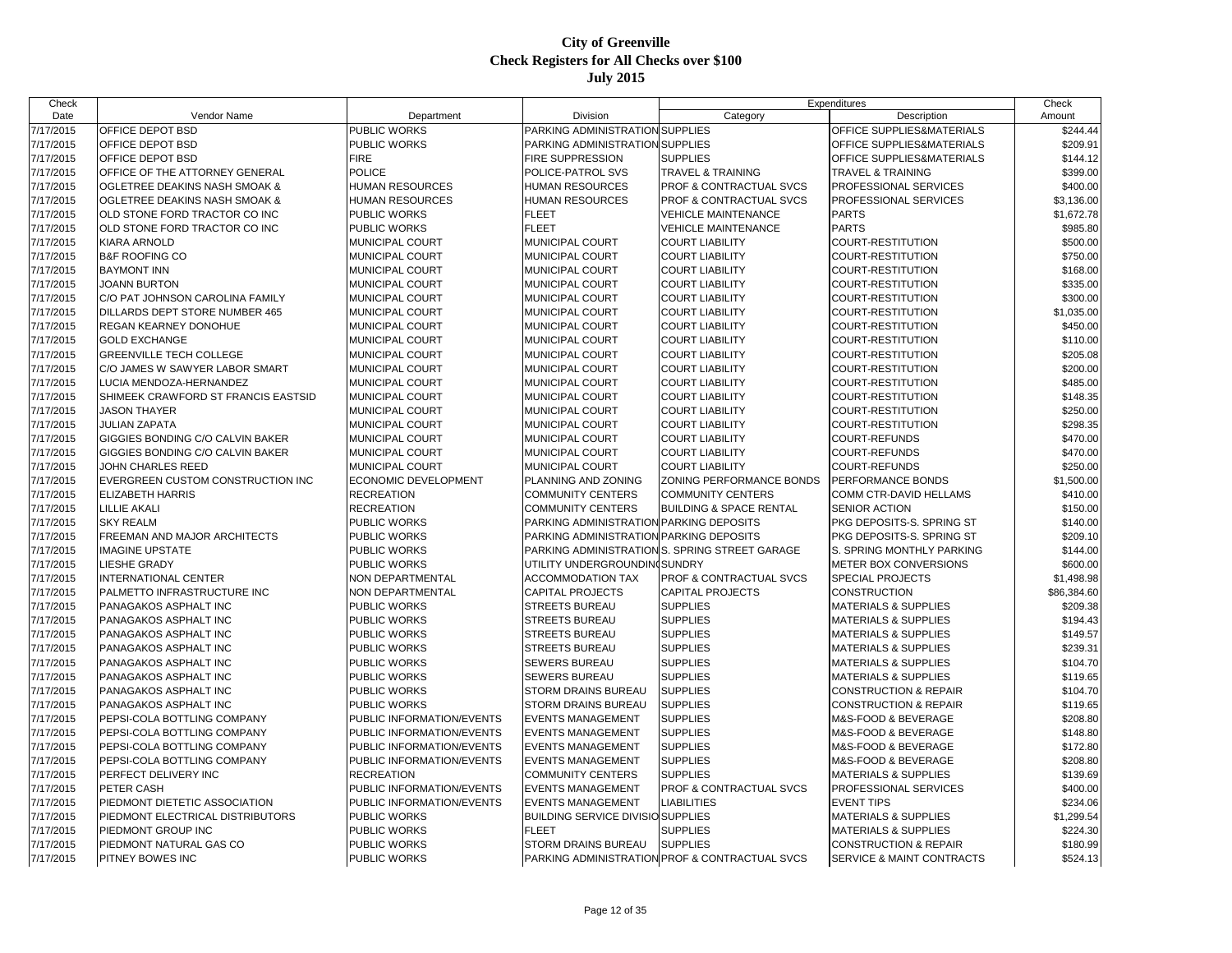# City of Greenville
## Check Registers for All Checks over $100
### July 2015

| Check Date | Vendor Name | Department | Division | Expenditures Category | Expenditures Description | Check Amount |
|---|---|---|---|---|---|---|
| 7/17/2015 | OFFICE DEPOT BSD | PUBLIC WORKS | PARKING ADMINISTRATION | SUPPLIES | OFFICE SUPPLIES&MATERIALS | $244.44 |
| 7/17/2015 | OFFICE DEPOT BSD | PUBLIC WORKS | PARKING ADMINISTRATION | SUPPLIES | OFFICE SUPPLIES&MATERIALS | $209.91 |
| 7/17/2015 | OFFICE DEPOT BSD | FIRE | FIRE SUPPRESSION | SUPPLIES | OFFICE SUPPLIES&MATERIALS | $144.12 |
| 7/17/2015 | OFFICE OF THE ATTORNEY GENERAL | POLICE | POLICE-PATROL SVS | TRAVEL & TRAINING | TRAVEL & TRAINING | $399.00 |
| 7/17/2015 | OGLETREE DEAKINS NASH SMOAK & | HUMAN RESOURCES | HUMAN RESOURCES | PROF & CONTRACTUAL SVCS | PROFESSIONAL SERVICES | $400.00 |
| 7/17/2015 | OGLETREE DEAKINS NASH SMOAK & | HUMAN RESOURCES | HUMAN RESOURCES | PROF & CONTRACTUAL SVCS | PROFESSIONAL SERVICES | $3,136.00 |
| 7/17/2015 | OLD STONE FORD TRACTOR CO INC | PUBLIC WORKS | FLEET | VEHICLE MAINTENANCE | PARTS | $1,672.78 |
| 7/17/2015 | OLD STONE FORD TRACTOR CO INC | PUBLIC WORKS | FLEET | VEHICLE MAINTENANCE | PARTS | $985.80 |
| 7/17/2015 | KIARA ARNOLD | MUNICIPAL COURT | MUNICIPAL COURT | COURT LIABILITY | COURT-RESTITUTION | $500.00 |
| 7/17/2015 | B&F ROOFING CO | MUNICIPAL COURT | MUNICIPAL COURT | COURT LIABILITY | COURT-RESTITUTION | $750.00 |
| 7/17/2015 | BAYMONT INN | MUNICIPAL COURT | MUNICIPAL COURT | COURT LIABILITY | COURT-RESTITUTION | $168.00 |
| 7/17/2015 | JOANN BURTON | MUNICIPAL COURT | MUNICIPAL COURT | COURT LIABILITY | COURT-RESTITUTION | $335.00 |
| 7/17/2015 | C/O PAT JOHNSON CAROLINA FAMILY | MUNICIPAL COURT | MUNICIPAL COURT | COURT LIABILITY | COURT-RESTITUTION | $300.00 |
| 7/17/2015 | DILLARDS DEPT STORE NUMBER 465 | MUNICIPAL COURT | MUNICIPAL COURT | COURT LIABILITY | COURT-RESTITUTION | $1,035.00 |
| 7/17/2015 | REGAN KEARNEY DONOHUE | MUNICIPAL COURT | MUNICIPAL COURT | COURT LIABILITY | COURT-RESTITUTION | $450.00 |
| 7/17/2015 | GOLD EXCHANGE | MUNICIPAL COURT | MUNICIPAL COURT | COURT LIABILITY | COURT-RESTITUTION | $110.00 |
| 7/17/2015 | GREENVILLE TECH COLLEGE | MUNICIPAL COURT | MUNICIPAL COURT | COURT LIABILITY | COURT-RESTITUTION | $205.08 |
| 7/17/2015 | C/O JAMES W SAWYER LABOR SMART | MUNICIPAL COURT | MUNICIPAL COURT | COURT LIABILITY | COURT-RESTITUTION | $200.00 |
| 7/17/2015 | LUCIA MENDOZA-HERNANDEZ | MUNICIPAL COURT | MUNICIPAL COURT | COURT LIABILITY | COURT-RESTITUTION | $485.00 |
| 7/17/2015 | SHIMEEK CRAWFORD ST FRANCIS EASTSID | MUNICIPAL COURT | MUNICIPAL COURT | COURT LIABILITY | COURT-RESTITUTION | $148.35 |
| 7/17/2015 | JASON THAYER | MUNICIPAL COURT | MUNICIPAL COURT | COURT LIABILITY | COURT-RESTITUTION | $250.00 |
| 7/17/2015 | JULIAN ZAPATA | MUNICIPAL COURT | MUNICIPAL COURT | COURT LIABILITY | COURT-RESTITUTION | $298.35 |
| 7/17/2015 | GIGGIES BONDING C/O CALVIN BAKER | MUNICIPAL COURT | MUNICIPAL COURT | COURT LIABILITY | COURT-REFUNDS | $470.00 |
| 7/17/2015 | GIGGIES BONDING C/O CALVIN BAKER | MUNICIPAL COURT | MUNICIPAL COURT | COURT LIABILITY | COURT-REFUNDS | $470.00 |
| 7/17/2015 | JOHN CHARLES REED | MUNICIPAL COURT | MUNICIPAL COURT | COURT LIABILITY | COURT-REFUNDS | $250.00 |
| 7/17/2015 | EVERGREEN CUSTOM CONSTRUCTION INC | ECONOMIC DEVELOPMENT | PLANNING AND ZONING | ZONING PERFORMANCE BONDS | PERFORMANCE BONDS | $1,500.00 |
| 7/17/2015 | ELIZABETH HARRIS | RECREATION | COMMUNITY CENTERS | COMMUNITY CENTERS | COMM CTR-DAVID HELLAMS | $410.00 |
| 7/17/2015 | LILLIE AKALI | RECREATION | COMMUNITY CENTERS | BUILDING & SPACE RENTAL | SENIOR ACTION | $150.00 |
| 7/17/2015 | SKY REALM | PUBLIC WORKS | PARKING ADMINISTRATION | PARKING DEPOSITS | PKG DEPOSITS-S. SPRING ST | $140.00 |
| 7/17/2015 | FREEMAN AND MAJOR ARCHITECTS | PUBLIC WORKS | PARKING ADMINISTRATION | PARKING DEPOSITS | PKG DEPOSITS-S. SPRING ST | $209.10 |
| 7/17/2015 | IMAGINE UPSTATE | PUBLIC WORKS | PARKING ADMINISTRATION | S. SPRING STREET GARAGE | S. SPRING MONTHLY PARKING | $144.00 |
| 7/17/2015 | LIESHE GRADY | PUBLIC WORKS | UTILITY UNDERGROUNDING | SUNDRY | METER BOX CONVERSIONS | $600.00 |
| 7/17/2015 | INTERNATIONAL CENTER | NON DEPARTMENTAL | ACCOMMODATION TAX | PROF & CONTRACTUAL SVCS | SPECIAL PROJECTS | $1,498.98 |
| 7/17/2015 | PALMETTO INFRASTRUCTURE INC | NON DEPARTMENTAL | CAPITAL PROJECTS | CAPITAL PROJECTS | CONSTRUCTION | $86,384.60 |
| 7/17/2015 | PANAGAKOS ASPHALT INC | PUBLIC WORKS | STREETS BUREAU | SUPPLIES | MATERIALS & SUPPLIES | $209.38 |
| 7/17/2015 | PANAGAKOS ASPHALT INC | PUBLIC WORKS | STREETS BUREAU | SUPPLIES | MATERIALS & SUPPLIES | $194.43 |
| 7/17/2015 | PANAGAKOS ASPHALT INC | PUBLIC WORKS | STREETS BUREAU | SUPPLIES | MATERIALS & SUPPLIES | $149.57 |
| 7/17/2015 | PANAGAKOS ASPHALT INC | PUBLIC WORKS | STREETS BUREAU | SUPPLIES | MATERIALS & SUPPLIES | $239.31 |
| 7/17/2015 | PANAGAKOS ASPHALT INC | PUBLIC WORKS | SEWERS BUREAU | SUPPLIES | MATERIALS & SUPPLIES | $104.70 |
| 7/17/2015 | PANAGAKOS ASPHALT INC | PUBLIC WORKS | SEWERS BUREAU | SUPPLIES | MATERIALS & SUPPLIES | $119.65 |
| 7/17/2015 | PANAGAKOS ASPHALT INC | PUBLIC WORKS | STORM DRAINS BUREAU | SUPPLIES | CONSTRUCTION & REPAIR | $104.70 |
| 7/17/2015 | PANAGAKOS ASPHALT INC | PUBLIC WORKS | STORM DRAINS BUREAU | SUPPLIES | CONSTRUCTION & REPAIR | $119.65 |
| 7/17/2015 | PEPSI-COLA BOTTLING COMPANY | PUBLIC INFORMATION/EVENTS | EVENTS MANAGEMENT | SUPPLIES | M&S-FOOD & BEVERAGE | $208.80 |
| 7/17/2015 | PEPSI-COLA BOTTLING COMPANY | PUBLIC INFORMATION/EVENTS | EVENTS MANAGEMENT | SUPPLIES | M&S-FOOD & BEVERAGE | $148.80 |
| 7/17/2015 | PEPSI-COLA BOTTLING COMPANY | PUBLIC INFORMATION/EVENTS | EVENTS MANAGEMENT | SUPPLIES | M&S-FOOD & BEVERAGE | $172.80 |
| 7/17/2015 | PEPSI-COLA BOTTLING COMPANY | PUBLIC INFORMATION/EVENTS | EVENTS MANAGEMENT | SUPPLIES | M&S-FOOD & BEVERAGE | $208.80 |
| 7/17/2015 | PERFECT DELIVERY INC | RECREATION | COMMUNITY CENTERS | SUPPLIES | MATERIALS & SUPPLIES | $139.69 |
| 7/17/2015 | PETER CASH | PUBLIC INFORMATION/EVENTS | EVENTS MANAGEMENT | PROF & CONTRACTUAL SVCS | PROFESSIONAL SERVICES | $400.00 |
| 7/17/2015 | PIEDMONT DIETETIC ASSOCIATION | PUBLIC INFORMATION/EVENTS | EVENTS MANAGEMENT | LIABILITIES | EVENT TIPS | $234.06 |
| 7/17/2015 | PIEDMONT ELECTRICAL DISTRIBUTORS | PUBLIC WORKS | BUILDING SERVICE DIVISIO | SUPPLIES | MATERIALS & SUPPLIES | $1,299.54 |
| 7/17/2015 | PIEDMONT GROUP INC | PUBLIC WORKS | FLEET | SUPPLIES | MATERIALS & SUPPLIES | $224.30 |
| 7/17/2015 | PIEDMONT NATURAL GAS CO | PUBLIC WORKS | STORM DRAINS BUREAU | SUPPLIES | CONSTRUCTION & REPAIR | $180.99 |
| 7/17/2015 | PITNEY BOWES INC | PUBLIC WORKS | PARKING ADMINISTRATION | PROF & CONTRACTUAL SVCS | SERVICE & MAINT CONTRACTS | $524.13 |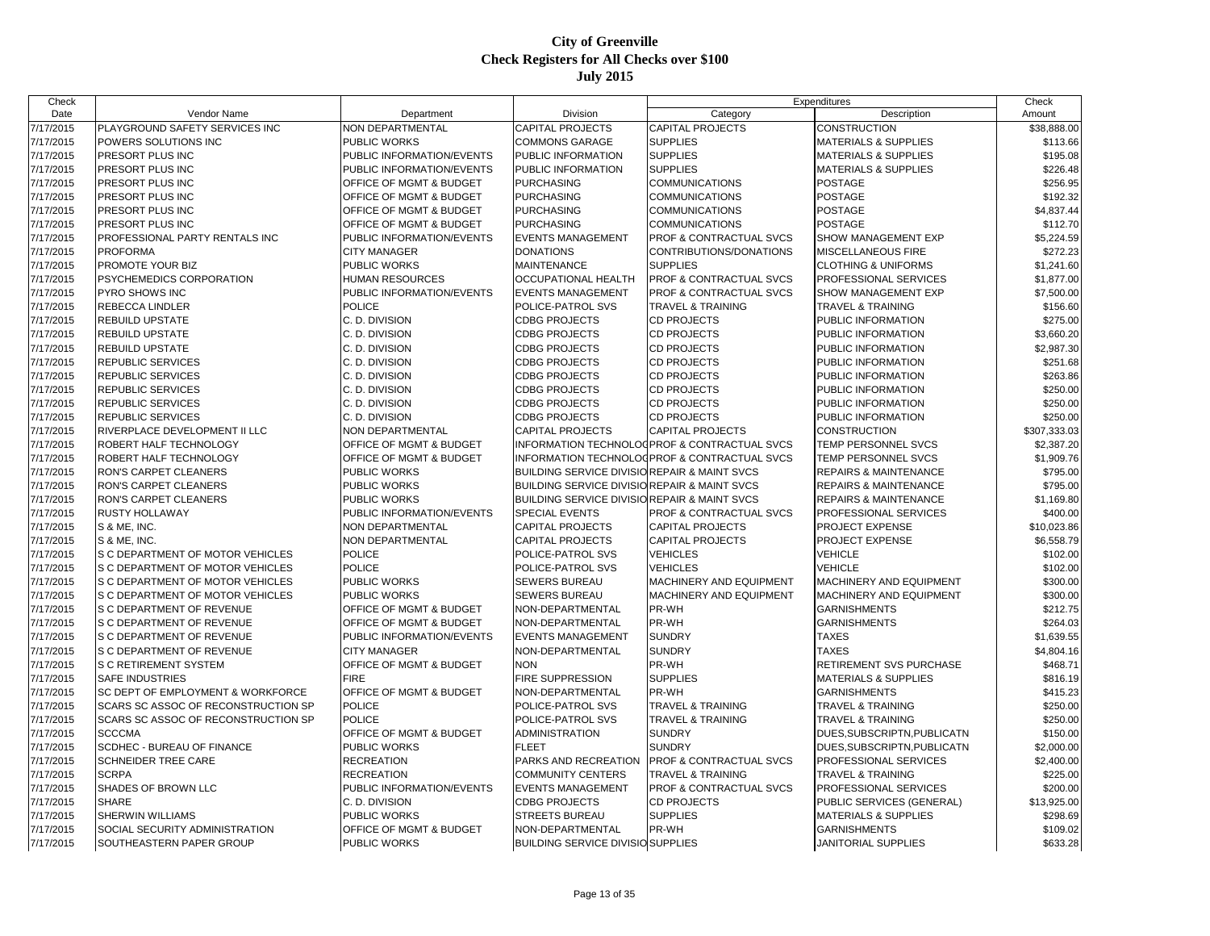# City of Greenville
## Check Registers for All Checks over $100
## July 2015

| Check Date | Vendor Name | Department | Division | Expenditures Category | Description | Check Amount |
|---|---|---|---|---|---|---|
| 7/17/2015 | PLAYGROUND SAFETY SERVICES INC | NON DEPARTMENTAL | CAPITAL PROJECTS | CAPITAL PROJECTS | CONSTRUCTION | $38,888.00 |
| 7/17/2015 | POWERS SOLUTIONS INC | PUBLIC WORKS | COMMONS GARAGE | SUPPLIES | MATERIALS & SUPPLIES | $113.66 |
| 7/17/2015 | PRESORT PLUS INC | PUBLIC INFORMATION/EVENTS | PUBLIC INFORMATION | SUPPLIES | MATERIALS & SUPPLIES | $195.08 |
| 7/17/2015 | PRESORT PLUS INC | PUBLIC INFORMATION/EVENTS | PUBLIC INFORMATION | SUPPLIES | MATERIALS & SUPPLIES | $226.48 |
| 7/17/2015 | PRESORT PLUS INC | OFFICE OF MGMT & BUDGET | PURCHASING | COMMUNICATIONS | POSTAGE | $256.95 |
| 7/17/2015 | PRESORT PLUS INC | OFFICE OF MGMT & BUDGET | PURCHASING | COMMUNICATIONS | POSTAGE | $192.32 |
| 7/17/2015 | PRESORT PLUS INC | OFFICE OF MGMT & BUDGET | PURCHASING | COMMUNICATIONS | POSTAGE | $4,837.44 |
| 7/17/2015 | PRESORT PLUS INC | OFFICE OF MGMT & BUDGET | PURCHASING | COMMUNICATIONS | POSTAGE | $112.70 |
| 7/17/2015 | PROFESSIONAL PARTY RENTALS INC | PUBLIC INFORMATION/EVENTS | EVENTS MANAGEMENT | PROF & CONTRACTUAL SVCS | SHOW MANAGEMENT EXP | $5,224.59 |
| 7/17/2015 | PROFORMA | CITY MANAGER | DONATIONS | CONTRIBUTIONS/DONATIONS | MISCELLANEOUS FIRE | $272.23 |
| 7/17/2015 | PROMOTE YOUR BIZ | PUBLIC WORKS | MAINTENANCE | SUPPLIES | CLOTHING & UNIFORMS | $1,241.60 |
| 7/17/2015 | PSYCHEMEDICS CORPORATION | HUMAN RESOURCES | OCCUPATIONAL HEALTH | PROF & CONTRACTUAL SVCS | PROFESSIONAL SERVICES | $1,877.00 |
| 7/17/2015 | PYRO SHOWS INC | PUBLIC INFORMATION/EVENTS | EVENTS MANAGEMENT | PROF & CONTRACTUAL SVCS | SHOW MANAGEMENT EXP | $7,500.00 |
| 7/17/2015 | REBECCA LINDLER | POLICE | POLICE-PATROL SVS | TRAVEL & TRAINING | TRAVEL & TRAINING | $156.60 |
| 7/17/2015 | REBUILD UPSTATE | C. D. DIVISION | CDBG PROJECTS | CD PROJECTS | PUBLIC INFORMATION | $275.00 |
| 7/17/2015 | REBUILD UPSTATE | C. D. DIVISION | CDBG PROJECTS | CD PROJECTS | PUBLIC INFORMATION | $3,660.20 |
| 7/17/2015 | REBUILD UPSTATE | C. D. DIVISION | CDBG PROJECTS | CD PROJECTS | PUBLIC INFORMATION | $2,987.30 |
| 7/17/2015 | REPUBLIC SERVICES | C. D. DIVISION | CDBG PROJECTS | CD PROJECTS | PUBLIC INFORMATION | $251.68 |
| 7/17/2015 | REPUBLIC SERVICES | C. D. DIVISION | CDBG PROJECTS | CD PROJECTS | PUBLIC INFORMATION | $263.86 |
| 7/17/2015 | REPUBLIC SERVICES | C. D. DIVISION | CDBG PROJECTS | CD PROJECTS | PUBLIC INFORMATION | $250.00 |
| 7/17/2015 | REPUBLIC SERVICES | C. D. DIVISION | CDBG PROJECTS | CD PROJECTS | PUBLIC INFORMATION | $250.00 |
| 7/17/2015 | REPUBLIC SERVICES | C. D. DIVISION | CDBG PROJECTS | CD PROJECTS | PUBLIC INFORMATION | $250.00 |
| 7/17/2015 | RIVERPLACE DEVELOPMENT II LLC | NON DEPARTMENTAL | CAPITAL PROJECTS | CAPITAL PROJECTS | CONSTRUCTION | $307,333.03 |
| 7/17/2015 | ROBERT HALF TECHNOLOGY | OFFICE OF MGMT & BUDGET | INFORMATION TECHNOLOG | PROF & CONTRACTUAL SVCS | TEMP PERSONNEL SVCS | $2,387.20 |
| 7/17/2015 | ROBERT HALF TECHNOLOGY | OFFICE OF MGMT & BUDGET | INFORMATION TECHNOLOG | PROF & CONTRACTUAL SVCS | TEMP PERSONNEL SVCS | $1,909.76 |
| 7/17/2015 | RON'S CARPET CLEANERS | PUBLIC WORKS | BUILDING SERVICE DIVISIO | REPAIR & MAINT SVCS | REPAIRS & MAINTENANCE | $795.00 |
| 7/17/2015 | RON'S CARPET CLEANERS | PUBLIC WORKS | BUILDING SERVICE DIVISIO | REPAIR & MAINT SVCS | REPAIRS & MAINTENANCE | $795.00 |
| 7/17/2015 | RON'S CARPET CLEANERS | PUBLIC WORKS | BUILDING SERVICE DIVISIO | REPAIR & MAINT SVCS | REPAIRS & MAINTENANCE | $1,169.80 |
| 7/17/2015 | RUSTY HOLLAWAY | PUBLIC INFORMATION/EVENTS | SPECIAL EVENTS | PROF & CONTRACTUAL SVCS | PROFESSIONAL SERVICES | $400.00 |
| 7/17/2015 | S & ME, INC. | NON DEPARTMENTAL | CAPITAL PROJECTS | CAPITAL PROJECTS | PROJECT EXPENSE | $10,023.86 |
| 7/17/2015 | S & ME, INC. | NON DEPARTMENTAL | CAPITAL PROJECTS | CAPITAL PROJECTS | PROJECT EXPENSE | $6,558.79 |
| 7/17/2015 | S C DEPARTMENT OF MOTOR VEHICLES | POLICE | POLICE-PATROL SVS | VEHICLES | VEHICLE | $102.00 |
| 7/17/2015 | S C DEPARTMENT OF MOTOR VEHICLES | POLICE | POLICE-PATROL SVS | VEHICLES | VEHICLE | $102.00 |
| 7/17/2015 | S C DEPARTMENT OF MOTOR VEHICLES | PUBLIC WORKS | SEWERS BUREAU | MACHINERY AND EQUIPMENT | MACHINERY AND EQUIPMENT | $300.00 |
| 7/17/2015 | S C DEPARTMENT OF MOTOR VEHICLES | PUBLIC WORKS | SEWERS BUREAU | MACHINERY AND EQUIPMENT | MACHINERY AND EQUIPMENT | $300.00 |
| 7/17/2015 | S C DEPARTMENT OF REVENUE | OFFICE OF MGMT & BUDGET | NON-DEPARTMENTAL | PR-WH | GARNISHMENTS | $212.75 |
| 7/17/2015 | S C DEPARTMENT OF REVENUE | OFFICE OF MGMT & BUDGET | NON-DEPARTMENTAL | PR-WH | GARNISHMENTS | $264.03 |
| 7/17/2015 | S C DEPARTMENT OF REVENUE | PUBLIC INFORMATION/EVENTS | EVENTS MANAGEMENT | SUNDRY | TAXES | $1,639.55 |
| 7/17/2015 | S C DEPARTMENT OF REVENUE | CITY MANAGER | NON-DEPARTMENTAL | SUNDRY | TAXES | $4,804.16 |
| 7/17/2015 | S C RETIREMENT SYSTEM | OFFICE OF MGMT & BUDGET | NON | PR-WH | RETIREMENT SVS PURCHASE | $468.71 |
| 7/17/2015 | SAFE INDUSTRIES | FIRE | FIRE SUPPRESSION | SUPPLIES | MATERIALS & SUPPLIES | $816.19 |
| 7/17/2015 | SC DEPT OF EMPLOYMENT & WORKFORCE | OFFICE OF MGMT & BUDGET | NON-DEPARTMENTAL | PR-WH | GARNISHMENTS | $415.23 |
| 7/17/2015 | SCARS SC ASSOC OF RECONSTRUCTION SP | POLICE | POLICE-PATROL SVS | TRAVEL & TRAINING | TRAVEL & TRAINING | $250.00 |
| 7/17/2015 | SCARS SC ASSOC OF RECONSTRUCTION SP | POLICE | POLICE-PATROL SVS | TRAVEL & TRAINING | TRAVEL & TRAINING | $250.00 |
| 7/17/2015 | SCCCMA | OFFICE OF MGMT & BUDGET | ADMINISTRATION | SUNDRY | DUES,SUBSCRIPTN,PUBLICATN | $150.00 |
| 7/17/2015 | SCDHEC - BUREAU OF FINANCE | PUBLIC WORKS | FLEET | SUNDRY | DUES,SUBSCRIPTN,PUBLICATN | $2,000.00 |
| 7/17/2015 | SCHNEIDER TREE CARE | RECREATION | PARKS AND RECREATION | PROF & CONTRACTUAL SVCS | PROFESSIONAL SERVICES | $2,400.00 |
| 7/17/2015 | SCRPA | RECREATION | COMMUNITY CENTERS | TRAVEL & TRAINING | TRAVEL & TRAINING | $225.00 |
| 7/17/2015 | SHADES OF BROWN LLC | PUBLIC INFORMATION/EVENTS | EVENTS MANAGEMENT | PROF & CONTRACTUAL SVCS | PROFESSIONAL SERVICES | $200.00 |
| 7/17/2015 | SHARE | C. D. DIVISION | CDBG PROJECTS | CD PROJECTS | PUBLIC SERVICES (GENERAL) | $13,925.00 |
| 7/17/2015 | SHERWIN WILLIAMS | PUBLIC WORKS | STREETS BUREAU | SUPPLIES | MATERIALS & SUPPLIES | $298.69 |
| 7/17/2015 | SOCIAL SECURITY ADMINISTRATION | OFFICE OF MGMT & BUDGET | NON-DEPARTMENTAL | PR-WH | GARNISHMENTS | $109.02 |
| 7/17/2015 | SOUTHEASTERN PAPER GROUP | PUBLIC WORKS | BUILDING SERVICE DIVISIO | SUPPLIES | JANITORIAL SUPPLIES | $633.28 |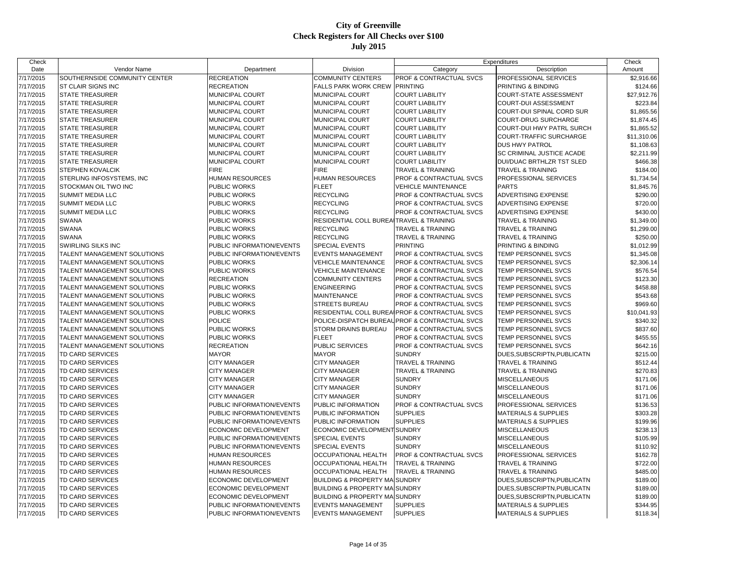# City of Greenville
## Check Registers for All Checks over $100
### July 2015

| Check Date | Vendor Name | Department | Division | Expenditures Category | Expenditures Description | Check Amount |
|---|---|---|---|---|---|---|
| 7/17/2015 | SOUTHERNSIDE COMMUNITY CENTER | RECREATION | COMMUNITY CENTERS | PROF & CONTRACTUAL SVCS | PROFESSIONAL SERVICES | $2,916.66 |
| 7/17/2015 | ST CLAIR SIGNS INC | RECREATION | FALLS PARK WORK CREW | PRINTING | PRINTING & BINDING | $124.66 |
| 7/17/2015 | STATE TREASURER | MUNICIPAL COURT | MUNICIPAL COURT | COURT LIABILITY | COURT-STATE ASSESSMENT | $27,912.76 |
| 7/17/2015 | STATE TREASURER | MUNICIPAL COURT | MUNICIPAL COURT | COURT LIABILITY | COURT-DUI ASSESSMENT | $223.84 |
| 7/17/2015 | STATE TREASURER | MUNICIPAL COURT | MUNICIPAL COURT | COURT LIABILITY | COURT-DUI SPINAL CORD SUR | $1,865.56 |
| 7/17/2015 | STATE TREASURER | MUNICIPAL COURT | MUNICIPAL COURT | COURT LIABILITY | COURT-DRUG SURCHARGE | $1,874.45 |
| 7/17/2015 | STATE TREASURER | MUNICIPAL COURT | MUNICIPAL COURT | COURT LIABILITY | COURT-DUI HWY PATRL SURCH | $1,865.52 |
| 7/17/2015 | STATE TREASURER | MUNICIPAL COURT | MUNICIPAL COURT | COURT LIABILITY | COURT-TRAFFIC SURCHARGE | $11,310.06 |
| 7/17/2015 | STATE TREASURER | MUNICIPAL COURT | MUNICIPAL COURT | COURT LIABILITY | DUS HWY PATROL | $1,108.63 |
| 7/17/2015 | STATE TREASURER | MUNICIPAL COURT | MUNICIPAL COURT | COURT LIABILITY | SC CRIMINAL JUSTICE ACADE | $2,211.99 |
| 7/17/2015 | STATE TREASURER | MUNICIPAL COURT | MUNICIPAL COURT | COURT LIABILITY | DUI/DUAC BRTHLZR TST SLED | $466.38 |
| 7/17/2015 | STEPHEN KOVALCIK | FIRE | FIRE | TRAVEL & TRAINING | TRAVEL & TRAINING | $184.00 |
| 7/17/2015 | STERLING INFOSYSTEMS, INC | HUMAN RESOURCES | HUMAN RESOURCES | PROF & CONTRACTUAL SVCS | PROFESSIONAL SERVICES | $1,734.54 |
| 7/17/2015 | STOCKMAN OIL TWO INC | PUBLIC WORKS | FLEET | VEHICLE MAINTENANCE | PARTS | $1,845.76 |
| 7/17/2015 | SUMMIT MEDIA LLC | PUBLIC WORKS | RECYCLING | PROF & CONTRACTUAL SVCS | ADVERTISING EXPENSE | $290.00 |
| 7/17/2015 | SUMMIT MEDIA LLC | PUBLIC WORKS | RECYCLING | PROF & CONTRACTUAL SVCS | ADVERTISING EXPENSE | $720.00 |
| 7/17/2015 | SUMMIT MEDIA LLC | PUBLIC WORKS | RECYCLING | PROF & CONTRACTUAL SVCS | ADVERTISING EXPENSE | $430.00 |
| 7/17/2015 | SWANA | PUBLIC WORKS | RESIDENTIAL COLL BUREAU | TRAVEL & TRAINING | TRAVEL & TRAINING | $1,349.00 |
| 7/17/2015 | SWANA | PUBLIC WORKS | RECYCLING | TRAVEL & TRAINING | TRAVEL & TRAINING | $1,299.00 |
| 7/17/2015 | SWANA | PUBLIC WORKS | RECYCLING | TRAVEL & TRAINING | TRAVEL & TRAINING | $250.00 |
| 7/17/2015 | SWIRLING SILKS INC | PUBLIC INFORMATION/EVENTS | SPECIAL EVENTS | PRINTING | PRINTING & BINDING | $1,012.99 |
| 7/17/2015 | TALENT MANAGEMENT SOLUTIONS | PUBLIC INFORMATION/EVENTS | EVENTS MANAGEMENT | PROF & CONTRACTUAL SVCS | TEMP PERSONNEL SVCS | $1,345.08 |
| 7/17/2015 | TALENT MANAGEMENT SOLUTIONS | PUBLIC WORKS | VEHICLE MAINTENANCE | PROF & CONTRACTUAL SVCS | TEMP PERSONNEL SVCS | $2,306.14 |
| 7/17/2015 | TALENT MANAGEMENT SOLUTIONS | PUBLIC WORKS | VEHICLE MAINTENANCE | PROF & CONTRACTUAL SVCS | TEMP PERSONNEL SVCS | $576.54 |
| 7/17/2015 | TALENT MANAGEMENT SOLUTIONS | RECREATION | COMMUNITY CENTERS | PROF & CONTRACTUAL SVCS | TEMP PERSONNEL SVCS | $123.30 |
| 7/17/2015 | TALENT MANAGEMENT SOLUTIONS | PUBLIC WORKS | ENGINEERING | PROF & CONTRACTUAL SVCS | TEMP PERSONNEL SVCS | $458.88 |
| 7/17/2015 | TALENT MANAGEMENT SOLUTIONS | PUBLIC WORKS | MAINTENANCE | PROF & CONTRACTUAL SVCS | TEMP PERSONNEL SVCS | $543.68 |
| 7/17/2015 | TALENT MANAGEMENT SOLUTIONS | PUBLIC WORKS | STREETS BUREAU | PROF & CONTRACTUAL SVCS | TEMP PERSONNEL SVCS | $969.60 |
| 7/17/2015 | TALENT MANAGEMENT SOLUTIONS | PUBLIC WORKS | RESIDENTIAL COLL BUREAU | PROF & CONTRACTUAL SVCS | TEMP PERSONNEL SVCS | $10,041.93 |
| 7/17/2015 | TALENT MANAGEMENT SOLUTIONS | POLICE | POLICE-DISPATCH BUREAU | PROF & CONTRACTUAL SVCS | TEMP PERSONNEL SVCS | $340.32 |
| 7/17/2015 | TALENT MANAGEMENT SOLUTIONS | PUBLIC WORKS | STORM DRAINS BUREAU | PROF & CONTRACTUAL SVCS | TEMP PERSONNEL SVCS | $837.60 |
| 7/17/2015 | TALENT MANAGEMENT SOLUTIONS | PUBLIC WORKS | FLEET | PROF & CONTRACTUAL SVCS | TEMP PERSONNEL SVCS | $455.55 |
| 7/17/2015 | TALENT MANAGEMENT SOLUTIONS | RECREATION | PUBLIC SERVICES | PROF & CONTRACTUAL SVCS | TEMP PERSONNEL SVCS | $642.16 |
| 7/17/2015 | TD CARD SERVICES | MAYOR | MAYOR | SUNDRY | DUES,SUBSCRIPTN,PUBLICATN | $215.00 |
| 7/17/2015 | TD CARD SERVICES | CITY MANAGER | CITY MANAGER | TRAVEL & TRAINING | TRAVEL & TRAINING | $512.44 |
| 7/17/2015 | TD CARD SERVICES | CITY MANAGER | CITY MANAGER | TRAVEL & TRAINING | TRAVEL & TRAINING | $270.83 |
| 7/17/2015 | TD CARD SERVICES | CITY MANAGER | CITY MANAGER | SUNDRY | MISCELLANEOUS | $171.06 |
| 7/17/2015 | TD CARD SERVICES | CITY MANAGER | CITY MANAGER | SUNDRY | MISCELLANEOUS | $171.06 |
| 7/17/2015 | TD CARD SERVICES | CITY MANAGER | CITY MANAGER | SUNDRY | MISCELLANEOUS | $171.06 |
| 7/17/2015 | TD CARD SERVICES | PUBLIC INFORMATION/EVENTS | PUBLIC INFORMATION | PROF & CONTRACTUAL SVCS | PROFESSIONAL SERVICES | $136.53 |
| 7/17/2015 | TD CARD SERVICES | PUBLIC INFORMATION/EVENTS | PUBLIC INFORMATION | SUPPLIES | MATERIALS & SUPPLIES | $303.28 |
| 7/17/2015 | TD CARD SERVICES | PUBLIC INFORMATION/EVENTS | PUBLIC INFORMATION | SUPPLIES | MATERIALS & SUPPLIES | $199.96 |
| 7/17/2015 | TD CARD SERVICES | ECONOMIC DEVELOPMENT | ECONOMIC DEVELOPMENT | SUNDRY | MISCELLANEOUS | $238.13 |
| 7/17/2015 | TD CARD SERVICES | PUBLIC INFORMATION/EVENTS | SPECIAL EVENTS | SUNDRY | MISCELLANEOUS | $105.99 |
| 7/17/2015 | TD CARD SERVICES | PUBLIC INFORMATION/EVENTS | SPECIAL EVENTS | SUNDRY | MISCELLANEOUS | $110.92 |
| 7/17/2015 | TD CARD SERVICES | HUMAN RESOURCES | OCCUPATIONAL HEALTH | PROF & CONTRACTUAL SVCS | PROFESSIONAL SERVICES | $162.78 |
| 7/17/2015 | TD CARD SERVICES | HUMAN RESOURCES | OCCUPATIONAL HEALTH | TRAVEL & TRAINING | TRAVEL & TRAINING | $722.00 |
| 7/17/2015 | TD CARD SERVICES | HUMAN RESOURCES | OCCUPATIONAL HEALTH | TRAVEL & TRAINING | TRAVEL & TRAINING | $485.00 |
| 7/17/2015 | TD CARD SERVICES | ECONOMIC DEVELOPMENT | BUILDING & PROPERTY MA | SUNDRY | DUES,SUBSCRIPTN,PUBLICATN | $189.00 |
| 7/17/2015 | TD CARD SERVICES | ECONOMIC DEVELOPMENT | BUILDING & PROPERTY MA | SUNDRY | DUES,SUBSCRIPTN,PUBLICATN | $189.00 |
| 7/17/2015 | TD CARD SERVICES | ECONOMIC DEVELOPMENT | BUILDING & PROPERTY MA | SUNDRY | DUES,SUBSCRIPTN,PUBLICATN | $189.00 |
| 7/17/2015 | TD CARD SERVICES | PUBLIC INFORMATION/EVENTS | EVENTS MANAGEMENT | SUPPLIES | MATERIALS & SUPPLIES | $344.95 |
| 7/17/2015 | TD CARD SERVICES | PUBLIC INFORMATION/EVENTS | EVENTS MANAGEMENT | SUPPLIES | MATERIALS & SUPPLIES | $118.34 |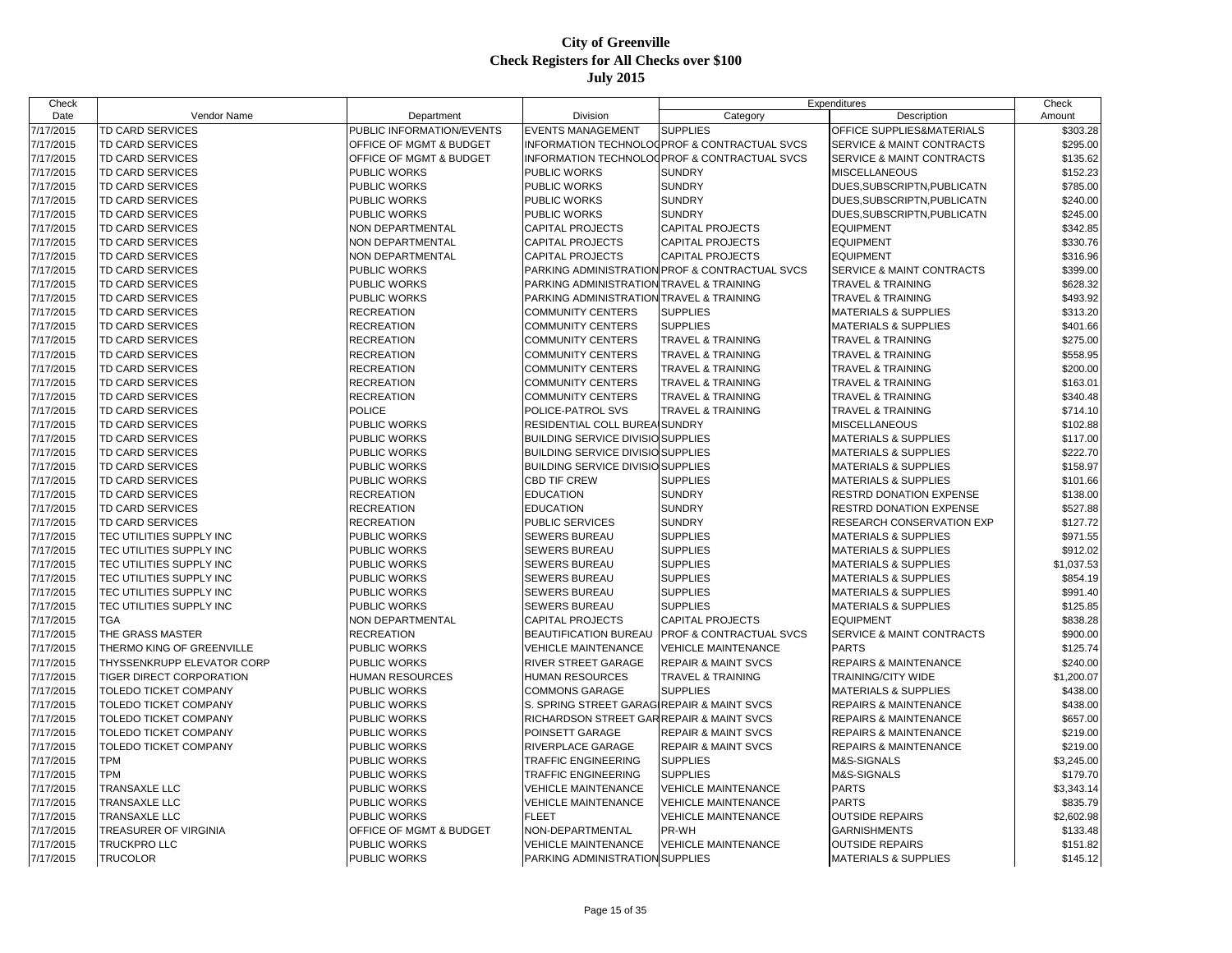# City of Greenville
## Check Registers for All Checks over $100
## July 2015

| Check Date | Vendor Name | Department | Division | Expenditures Category | Expenditures Description | Check Amount |
|---|---|---|---|---|---|---|
| 7/17/2015 | TD CARD SERVICES | PUBLIC INFORMATION/EVENTS | EVENTS MANAGEMENT | SUPPLIES | OFFICE SUPPLIES&MATERIALS | $303.28 |
| 7/17/2015 | TD CARD SERVICES | OFFICE OF MGMT & BUDGET | INFORMATION TECHNOLOG | PROF & CONTRACTUAL SVCS | SERVICE & MAINT CONTRACTS | $295.00 |
| 7/17/2015 | TD CARD SERVICES | OFFICE OF MGMT & BUDGET | INFORMATION TECHNOLOG | PROF & CONTRACTUAL SVCS | SERVICE & MAINT CONTRACTS | $135.62 |
| 7/17/2015 | TD CARD SERVICES | PUBLIC WORKS | PUBLIC WORKS | SUNDRY | MISCELLANEOUS | $152.23 |
| 7/17/2015 | TD CARD SERVICES | PUBLIC WORKS | PUBLIC WORKS | SUNDRY | DUES,SUBSCRIPTN,PUBLICATN | $785.00 |
| 7/17/2015 | TD CARD SERVICES | PUBLIC WORKS | PUBLIC WORKS | SUNDRY | DUES,SUBSCRIPTN,PUBLICATN | $240.00 |
| 7/17/2015 | TD CARD SERVICES | PUBLIC WORKS | PUBLIC WORKS | SUNDRY | DUES,SUBSCRIPTN,PUBLICATN | $245.00 |
| 7/17/2015 | TD CARD SERVICES | NON DEPARTMENTAL | CAPITAL PROJECTS | CAPITAL PROJECTS | EQUIPMENT | $342.85 |
| 7/17/2015 | TD CARD SERVICES | NON DEPARTMENTAL | CAPITAL PROJECTS | CAPITAL PROJECTS | EQUIPMENT | $330.76 |
| 7/17/2015 | TD CARD SERVICES | NON DEPARTMENTAL | CAPITAL PROJECTS | CAPITAL PROJECTS | EQUIPMENT | $316.96 |
| 7/17/2015 | TD CARD SERVICES | PUBLIC WORKS | PARKING ADMINISTRATION | PROF & CONTRACTUAL SVCS | SERVICE & MAINT CONTRACTS | $399.00 |
| 7/17/2015 | TD CARD SERVICES | PUBLIC WORKS | PARKING ADMINISTRATION | TRAVEL & TRAINING | TRAVEL & TRAINING | $628.32 |
| 7/17/2015 | TD CARD SERVICES | PUBLIC WORKS | PARKING ADMINISTRATION | TRAVEL & TRAINING | TRAVEL & TRAINING | $493.92 |
| 7/17/2015 | TD CARD SERVICES | RECREATION | COMMUNITY CENTERS | SUPPLIES | MATERIALS & SUPPLIES | $313.20 |
| 7/17/2015 | TD CARD SERVICES | RECREATION | COMMUNITY CENTERS | SUPPLIES | MATERIALS & SUPPLIES | $401.66 |
| 7/17/2015 | TD CARD SERVICES | RECREATION | COMMUNITY CENTERS | TRAVEL & TRAINING | TRAVEL & TRAINING | $275.00 |
| 7/17/2015 | TD CARD SERVICES | RECREATION | COMMUNITY CENTERS | TRAVEL & TRAINING | TRAVEL & TRAINING | $558.95 |
| 7/17/2015 | TD CARD SERVICES | RECREATION | COMMUNITY CENTERS | TRAVEL & TRAINING | TRAVEL & TRAINING | $200.00 |
| 7/17/2015 | TD CARD SERVICES | RECREATION | COMMUNITY CENTERS | TRAVEL & TRAINING | TRAVEL & TRAINING | $163.01 |
| 7/17/2015 | TD CARD SERVICES | RECREATION | COMMUNITY CENTERS | TRAVEL & TRAINING | TRAVEL & TRAINING | $340.48 |
| 7/17/2015 | TD CARD SERVICES | POLICE | POLICE-PATROL SVS | TRAVEL & TRAINING | TRAVEL & TRAINING | $714.10 |
| 7/17/2015 | TD CARD SERVICES | PUBLIC WORKS | RESIDENTIAL COLL BUREAU | SUNDRY | MISCELLANEOUS | $102.88 |
| 7/17/2015 | TD CARD SERVICES | PUBLIC WORKS | BUILDING SERVICE DIVISIO | SUPPLIES | MATERIALS & SUPPLIES | $117.00 |
| 7/17/2015 | TD CARD SERVICES | PUBLIC WORKS | BUILDING SERVICE DIVISIO | SUPPLIES | MATERIALS & SUPPLIES | $222.70 |
| 7/17/2015 | TD CARD SERVICES | PUBLIC WORKS | BUILDING SERVICE DIVISIO | SUPPLIES | MATERIALS & SUPPLIES | $158.97 |
| 7/17/2015 | TD CARD SERVICES | PUBLIC WORKS | CBD TIF CREW | SUPPLIES | MATERIALS & SUPPLIES | $101.66 |
| 7/17/2015 | TD CARD SERVICES | RECREATION | EDUCATION | SUNDRY | RESTRD DONATION EXPENSE | $138.00 |
| 7/17/2015 | TD CARD SERVICES | RECREATION | EDUCATION | SUNDRY | RESTRD DONATION EXPENSE | $527.88 |
| 7/17/2015 | TD CARD SERVICES | RECREATION | PUBLIC SERVICES | SUNDRY | RESEARCH CONSERVATION EXP | $127.72 |
| 7/17/2015 | TEC UTILITIES SUPPLY INC | PUBLIC WORKS | SEWERS BUREAU | SUPPLIES | MATERIALS & SUPPLIES | $971.55 |
| 7/17/2015 | TEC UTILITIES SUPPLY INC | PUBLIC WORKS | SEWERS BUREAU | SUPPLIES | MATERIALS & SUPPLIES | $912.02 |
| 7/17/2015 | TEC UTILITIES SUPPLY INC | PUBLIC WORKS | SEWERS BUREAU | SUPPLIES | MATERIALS & SUPPLIES | $1,037.53 |
| 7/17/2015 | TEC UTILITIES SUPPLY INC | PUBLIC WORKS | SEWERS BUREAU | SUPPLIES | MATERIALS & SUPPLIES | $854.19 |
| 7/17/2015 | TEC UTILITIES SUPPLY INC | PUBLIC WORKS | SEWERS BUREAU | SUPPLIES | MATERIALS & SUPPLIES | $991.40 |
| 7/17/2015 | TEC UTILITIES SUPPLY INC | PUBLIC WORKS | SEWERS BUREAU | SUPPLIES | MATERIALS & SUPPLIES | $125.85 |
| 7/17/2015 | TGA | NON DEPARTMENTAL | CAPITAL PROJECTS | CAPITAL PROJECTS | EQUIPMENT | $838.28 |
| 7/17/2015 | THE GRASS MASTER | RECREATION | BEAUTIFICATION BUREAU | PROF & CONTRACTUAL SVCS | SERVICE & MAINT CONTRACTS | $900.00 |
| 7/17/2015 | THERMO KING OF GREENVILLE | PUBLIC WORKS | VEHICLE MAINTENANCE | VEHICLE MAINTENANCE | PARTS | $125.74 |
| 7/17/2015 | THYSSENKRUPP ELEVATOR CORP | PUBLIC WORKS | RIVER STREET GARAGE | REPAIR & MAINT SVCS | REPAIRS & MAINTENANCE | $240.00 |
| 7/17/2015 | TIGER DIRECT CORPORATION | HUMAN RESOURCES | HUMAN RESOURCES | TRAVEL & TRAINING | TRAINING/CITY WIDE | $1,200.07 |
| 7/17/2015 | TOLEDO TICKET COMPANY | PUBLIC WORKS | COMMONS GARAGE | SUPPLIES | MATERIALS & SUPPLIES | $438.00 |
| 7/17/2015 | TOLEDO TICKET COMPANY | PUBLIC WORKS | S. SPRING STREET GARAG | REPAIR & MAINT SVCS | REPAIRS & MAINTENANCE | $438.00 |
| 7/17/2015 | TOLEDO TICKET COMPANY | PUBLIC WORKS | RICHARDSON STREET GAR | REPAIR & MAINT SVCS | REPAIRS & MAINTENANCE | $657.00 |
| 7/17/2015 | TOLEDO TICKET COMPANY | PUBLIC WORKS | POINSETT GARAGE | REPAIR & MAINT SVCS | REPAIRS & MAINTENANCE | $219.00 |
| 7/17/2015 | TOLEDO TICKET COMPANY | PUBLIC WORKS | RIVERPLACE GARAGE | REPAIR & MAINT SVCS | REPAIRS & MAINTENANCE | $219.00 |
| 7/17/2015 | TPM | PUBLIC WORKS | TRAFFIC ENGINEERING | SUPPLIES | M&S-SIGNALS | $3,245.00 |
| 7/17/2015 | TPM | PUBLIC WORKS | TRAFFIC ENGINEERING | SUPPLIES | M&S-SIGNALS | $179.70 |
| 7/17/2015 | TRANSAXLE LLC | PUBLIC WORKS | VEHICLE MAINTENANCE | VEHICLE MAINTENANCE | PARTS | $3,343.14 |
| 7/17/2015 | TRANSAXLE LLC | PUBLIC WORKS | VEHICLE MAINTENANCE | VEHICLE MAINTENANCE | PARTS | $835.79 |
| 7/17/2015 | TRANSAXLE LLC | PUBLIC WORKS | FLEET | VEHICLE MAINTENANCE | OUTSIDE REPAIRS | $2,602.98 |
| 7/17/2015 | TREASURER OF VIRGINIA | OFFICE OF MGMT & BUDGET | NON-DEPARTMENTAL | PR-WH | GARNISHMENTS | $133.48 |
| 7/17/2015 | TRUCKPRO LLC | PUBLIC WORKS | VEHICLE MAINTENANCE | VEHICLE MAINTENANCE | OUTSIDE REPAIRS | $151.82 |
| 7/17/2015 | TRUCOLOR | PUBLIC WORKS | PARKING ADMINISTRATION | SUPPLIES | MATERIALS & SUPPLIES | $145.12 |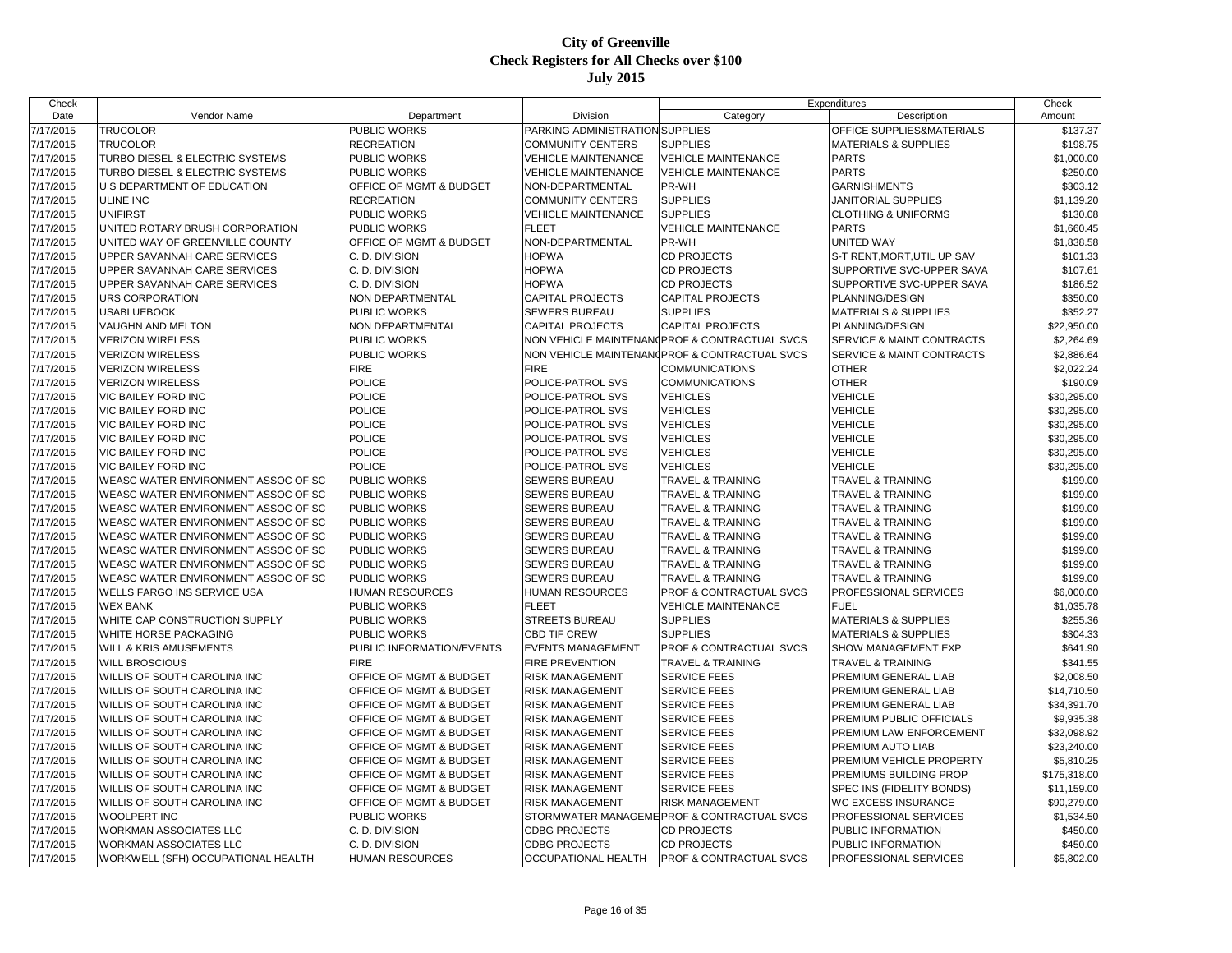# City of Greenville
## Check Registers for All Checks over $100
### July 2015

| Check Date | Vendor Name | Department | Division | Expenditures Category | Expenditures Description | Check Amount |
|---|---|---|---|---|---|---|
| 7/17/2015 | TRUCOLOR | PUBLIC WORKS | PARKING ADMINISTRATION | SUPPLIES | OFFICE SUPPLIES&MATERIALS | $137.37 |
| 7/17/2015 | TRUCOLOR | RECREATION | COMMUNITY CENTERS | SUPPLIES | MATERIALS & SUPPLIES | $198.75 |
| 7/17/2015 | TURBO DIESEL & ELECTRIC SYSTEMS | PUBLIC WORKS | VEHICLE MAINTENANCE | VEHICLE MAINTENANCE | PARTS | $1,000.00 |
| 7/17/2015 | TURBO DIESEL & ELECTRIC SYSTEMS | PUBLIC WORKS | VEHICLE MAINTENANCE | VEHICLE MAINTENANCE | PARTS | $250.00 |
| 7/17/2015 | U S DEPARTMENT OF EDUCATION | OFFICE OF MGMT & BUDGET | NON-DEPARTMENTAL | PR-WH | GARNISHMENTS | $303.12 |
| 7/17/2015 | ULINE INC | RECREATION | COMMUNITY CENTERS | SUPPLIES | JANITORIAL SUPPLIES | $1,139.20 |
| 7/17/2015 | UNIFIRST | PUBLIC WORKS | VEHICLE MAINTENANCE | SUPPLIES | CLOTHING & UNIFORMS | $130.08 |
| 7/17/2015 | UNITED ROTARY BRUSH CORPORATION | PUBLIC WORKS | FLEET | VEHICLE MAINTENANCE | PARTS | $1,660.45 |
| 7/17/2015 | UNITED WAY OF GREENVILLE COUNTY | OFFICE OF MGMT & BUDGET | NON-DEPARTMENTAL | PR-WH | UNITED WAY | $1,838.58 |
| 7/17/2015 | UPPER SAVANNAH CARE SERVICES | C. D. DIVISION | HOPWA | CD PROJECTS | S-T RENT,MORT,UTIL UP SAV | $101.33 |
| 7/17/2015 | UPPER SAVANNAH CARE SERVICES | C. D. DIVISION | HOPWA | CD PROJECTS | SUPPORTIVE SVC-UPPER SAVA | $107.61 |
| 7/17/2015 | UPPER SAVANNAH CARE SERVICES | C. D. DIVISION | HOPWA | CD PROJECTS | SUPPORTIVE SVC-UPPER SAVA | $186.52 |
| 7/17/2015 | URS CORPORATION | NON DEPARTMENTAL | CAPITAL PROJECTS | CAPITAL PROJECTS | PLANNING/DESIGN | $350.00 |
| 7/17/2015 | USABLUEBOOK | PUBLIC WORKS | SEWERS BUREAU | SUPPLIES | MATERIALS & SUPPLIES | $352.27 |
| 7/17/2015 | VAUGHN AND MELTON | NON DEPARTMENTAL | CAPITAL PROJECTS | CAPITAL PROJECTS | PLANNING/DESIGN | $22,950.00 |
| 7/17/2015 | VERIZON WIRELESS | PUBLIC WORKS | NON VEHICLE MAINTENANCE | PROF & CONTRACTUAL SVCS | SERVICE & MAINT CONTRACTS | $2,264.69 |
| 7/17/2015 | VERIZON WIRELESS | PUBLIC WORKS | NON VEHICLE MAINTENANCE | PROF & CONTRACTUAL SVCS | SERVICE & MAINT CONTRACTS | $2,886.64 |
| 7/17/2015 | VERIZON WIRELESS | FIRE | FIRE | COMMUNICATIONS | OTHER | $2,022.24 |
| 7/17/2015 | VERIZON WIRELESS | POLICE | POLICE-PATROL SVS | COMMUNICATIONS | OTHER | $190.09 |
| 7/17/2015 | VIC BAILEY FORD INC | POLICE | POLICE-PATROL SVS | VEHICLES | VEHICLE | $30,295.00 |
| 7/17/2015 | VIC BAILEY FORD INC | POLICE | POLICE-PATROL SVS | VEHICLES | VEHICLE | $30,295.00 |
| 7/17/2015 | VIC BAILEY FORD INC | POLICE | POLICE-PATROL SVS | VEHICLES | VEHICLE | $30,295.00 |
| 7/17/2015 | VIC BAILEY FORD INC | POLICE | POLICE-PATROL SVS | VEHICLES | VEHICLE | $30,295.00 |
| 7/17/2015 | VIC BAILEY FORD INC | POLICE | POLICE-PATROL SVS | VEHICLES | VEHICLE | $30,295.00 |
| 7/17/2015 | VIC BAILEY FORD INC | POLICE | POLICE-PATROL SVS | VEHICLES | VEHICLE | $30,295.00 |
| 7/17/2015 | WEASC WATER ENVIRONMENT ASSOC OF SC | PUBLIC WORKS | SEWERS BUREAU | TRAVEL & TRAINING | TRAVEL & TRAINING | $199.00 |
| 7/17/2015 | WEASC WATER ENVIRONMENT ASSOC OF SC | PUBLIC WORKS | SEWERS BUREAU | TRAVEL & TRAINING | TRAVEL & TRAINING | $199.00 |
| 7/17/2015 | WEASC WATER ENVIRONMENT ASSOC OF SC | PUBLIC WORKS | SEWERS BUREAU | TRAVEL & TRAINING | TRAVEL & TRAINING | $199.00 |
| 7/17/2015 | WEASC WATER ENVIRONMENT ASSOC OF SC | PUBLIC WORKS | SEWERS BUREAU | TRAVEL & TRAINING | TRAVEL & TRAINING | $199.00 |
| 7/17/2015 | WEASC WATER ENVIRONMENT ASSOC OF SC | PUBLIC WORKS | SEWERS BUREAU | TRAVEL & TRAINING | TRAVEL & TRAINING | $199.00 |
| 7/17/2015 | WEASC WATER ENVIRONMENT ASSOC OF SC | PUBLIC WORKS | SEWERS BUREAU | TRAVEL & TRAINING | TRAVEL & TRAINING | $199.00 |
| 7/17/2015 | WEASC WATER ENVIRONMENT ASSOC OF SC | PUBLIC WORKS | SEWERS BUREAU | TRAVEL & TRAINING | TRAVEL & TRAINING | $199.00 |
| 7/17/2015 | WEASC WATER ENVIRONMENT ASSOC OF SC | PUBLIC WORKS | SEWERS BUREAU | TRAVEL & TRAINING | TRAVEL & TRAINING | $199.00 |
| 7/17/2015 | WELLS FARGO INS SERVICE USA | HUMAN RESOURCES | HUMAN RESOURCES | PROF & CONTRACTUAL SVCS | PROFESSIONAL SERVICES | $6,000.00 |
| 7/17/2015 | WEX BANK | PUBLIC WORKS | FLEET | VEHICLE MAINTENANCE | FUEL | $1,035.78 |
| 7/17/2015 | WHITE CAP CONSTRUCTION SUPPLY | PUBLIC WORKS | STREETS BUREAU | SUPPLIES | MATERIALS & SUPPLIES | $255.36 |
| 7/17/2015 | WHITE HORSE PACKAGING | PUBLIC WORKS | CBD TIF CREW | SUPPLIES | MATERIALS & SUPPLIES | $304.33 |
| 7/17/2015 | WILL & KRIS AMUSEMENTS | PUBLIC INFORMATION/EVENTS | EVENTS MANAGEMENT | PROF & CONTRACTUAL SVCS | SHOW MANAGEMENT EXP | $641.90 |
| 7/17/2015 | WILL BROSCIOUS | FIRE | FIRE PREVENTION | TRAVEL & TRAINING | TRAVEL & TRAINING | $341.55 |
| 7/17/2015 | WILLIS OF SOUTH CAROLINA INC | OFFICE OF MGMT & BUDGET | RISK MANAGEMENT | SERVICE FEES | PREMIUM GENERAL LIAB | $2,008.50 |
| 7/17/2015 | WILLIS OF SOUTH CAROLINA INC | OFFICE OF MGMT & BUDGET | RISK MANAGEMENT | SERVICE FEES | PREMIUM GENERAL LIAB | $14,710.50 |
| 7/17/2015 | WILLIS OF SOUTH CAROLINA INC | OFFICE OF MGMT & BUDGET | RISK MANAGEMENT | SERVICE FEES | PREMIUM GENERAL LIAB | $34,391.70 |
| 7/17/2015 | WILLIS OF SOUTH CAROLINA INC | OFFICE OF MGMT & BUDGET | RISK MANAGEMENT | SERVICE FEES | PREMIUM PUBLIC OFFICIALS | $9,935.38 |
| 7/17/2015 | WILLIS OF SOUTH CAROLINA INC | OFFICE OF MGMT & BUDGET | RISK MANAGEMENT | SERVICE FEES | PREMIUM LAW ENFORCEMENT | $32,098.92 |
| 7/17/2015 | WILLIS OF SOUTH CAROLINA INC | OFFICE OF MGMT & BUDGET | RISK MANAGEMENT | SERVICE FEES | PREMIUM AUTO LIAB | $23,240.00 |
| 7/17/2015 | WILLIS OF SOUTH CAROLINA INC | OFFICE OF MGMT & BUDGET | RISK MANAGEMENT | SERVICE FEES | PREMIUM VEHICLE PROPERTY | $5,810.25 |
| 7/17/2015 | WILLIS OF SOUTH CAROLINA INC | OFFICE OF MGMT & BUDGET | RISK MANAGEMENT | SERVICE FEES | PREMIUMS BUILDING PROP | $175,318.00 |
| 7/17/2015 | WILLIS OF SOUTH CAROLINA INC | OFFICE OF MGMT & BUDGET | RISK MANAGEMENT | SERVICE FEES | SPEC INS (FIDELITY BONDS) | $11,159.00 |
| 7/17/2015 | WILLIS OF SOUTH CAROLINA INC | OFFICE OF MGMT & BUDGET | RISK MANAGEMENT | RISK MANAGEMENT | WC EXCESS INSURANCE | $90,279.00 |
| 7/17/2015 | WOOLPERT INC | PUBLIC WORKS | STORMWATER MANAGEMENT | PROF & CONTRACTUAL SVCS | PROFESSIONAL SERVICES | $1,534.50 |
| 7/17/2015 | WORKMAN ASSOCIATES LLC | C. D. DIVISION | CDBG PROJECTS | CD PROJECTS | PUBLIC INFORMATION | $450.00 |
| 7/17/2015 | WORKMAN ASSOCIATES LLC | C. D. DIVISION | CDBG PROJECTS | CD PROJECTS | PUBLIC INFORMATION | $450.00 |
| 7/17/2015 | WORKWELL (SFH) OCCUPATIONAL HEALTH | HUMAN RESOURCES | OCCUPATIONAL HEALTH | PROF & CONTRACTUAL SVCS | PROFESSIONAL SERVICES | $5,802.00 |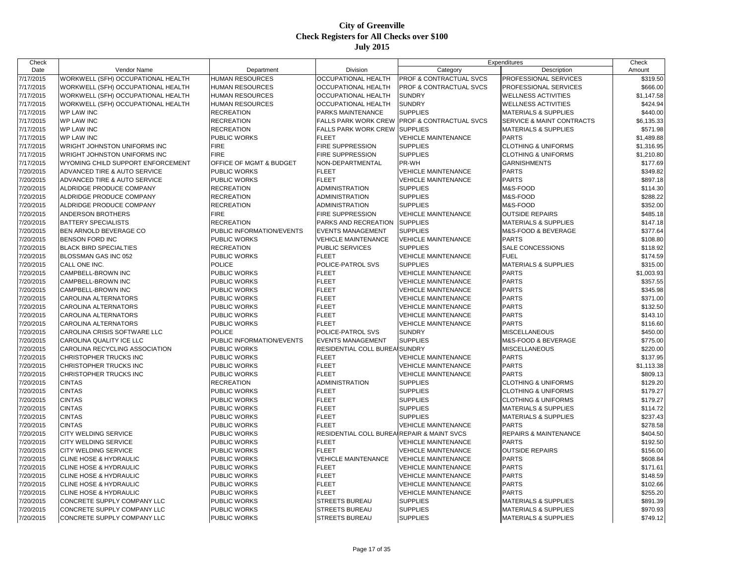# City of Greenville
## Check Registers for All Checks over $100
### July 2015

| Check Date | Vendor Name | Department | Division | Expenditures Category | Expenditures Description | Check Amount |
|---|---|---|---|---|---|---|
| 7/17/2015 | WORKWELL (SFH) OCCUPATIONAL HEALTH | HUMAN RESOURCES | OCCUPATIONAL HEALTH | PROF & CONTRACTUAL SVCS | PROFESSIONAL SERVICES | $319.50 |
| 7/17/2015 | WORKWELL (SFH) OCCUPATIONAL HEALTH | HUMAN RESOURCES | OCCUPATIONAL HEALTH | PROF & CONTRACTUAL SVCS | PROFESSIONAL SERVICES | $666.00 |
| 7/17/2015 | WORKWELL (SFH) OCCUPATIONAL HEALTH | HUMAN RESOURCES | OCCUPATIONAL HEALTH | SUNDRY | WELLNESS ACTIVITIES | $1,147.58 |
| 7/17/2015 | WORKWELL (SFH) OCCUPATIONAL HEALTH | HUMAN RESOURCES | OCCUPATIONAL HEALTH | SUNDRY | WELLNESS ACTIVITIES | $424.94 |
| 7/17/2015 | WP LAW INC | RECREATION | PARKS MAINTENANCE | SUPPLIES | MATERIALS & SUPPLIES | $440.00 |
| 7/17/2015 | WP LAW INC | RECREATION | FALLS PARK WORK CREW | PROF & CONTRACTUAL SVCS | SERVICE & MAINT CONTRACTS | $6,135.33 |
| 7/17/2015 | WP LAW INC | RECREATION | FALLS PARK WORK CREW | SUPPLIES | MATERIALS & SUPPLIES | $571.98 |
| 7/17/2015 | WP LAW INC | PUBLIC WORKS | FLEET | VEHICLE MAINTENANCE | PARTS | $1,489.88 |
| 7/17/2015 | WRIGHT JOHNSTON UNIFORMS INC | FIRE | FIRE SUPPRESSION | SUPPLIES | CLOTHING & UNIFORMS | $1,316.95 |
| 7/17/2015 | WRIGHT JOHNSTON UNIFORMS INC | FIRE | FIRE SUPPRESSION | SUPPLIES | CLOTHING & UNIFORMS | $1,210.80 |
| 7/17/2015 | WYOMING CHILD SUPPORT ENFORCEMENT | OFFICE OF MGMT & BUDGET | NON-DEPARTMENTAL | PR-WH | GARNISHMENTS | $177.69 |
| 7/20/2015 | ADVANCED TIRE & AUTO SERVICE | PUBLIC WORKS | FLEET | VEHICLE MAINTENANCE | PARTS | $349.82 |
| 7/20/2015 | ADVANCED TIRE & AUTO SERVICE | PUBLIC WORKS | FLEET | VEHICLE MAINTENANCE | PARTS | $897.18 |
| 7/20/2015 | ALDRIDGE PRODUCE COMPANY | RECREATION | ADMINISTRATION | SUPPLIES | M&S-FOOD | $114.30 |
| 7/20/2015 | ALDRIDGE PRODUCE COMPANY | RECREATION | ADMINISTRATION | SUPPLIES | M&S-FOOD | $288.22 |
| 7/20/2015 | ALDRIDGE PRODUCE COMPANY | RECREATION | ADMINISTRATION | SUPPLIES | M&S-FOOD | $352.00 |
| 7/20/2015 | ANDERSON BROTHERS | FIRE | FIRE SUPPRESSION | VEHICLE MAINTENANCE | OUTSIDE REPAIRS | $485.18 |
| 7/20/2015 | BATTERY SPECIALISTS | RECREATION | PARKS AND RECREATION | SUPPLIES | MATERIALS & SUPPLIES | $147.18 |
| 7/20/2015 | BEN ARNOLD BEVERAGE CO | PUBLIC INFORMATION/EVENTS | EVENTS MANAGEMENT | SUPPLIES | M&S-FOOD & BEVERAGE | $377.64 |
| 7/20/2015 | BENSON FORD INC | PUBLIC WORKS | VEHICLE MAINTENANCE | VEHICLE MAINTENANCE | PARTS | $108.80 |
| 7/20/2015 | BLACK BIRD SPECIALTIES | RECREATION | PUBLIC SERVICES | SUPPLIES | SALE CONCESSIONS | $118.92 |
| 7/20/2015 | BLOSSMAN GAS INC 052 | PUBLIC WORKS | FLEET | VEHICLE MAINTENANCE | FUEL | $174.59 |
| 7/20/2015 | CALL ONE INC. | POLICE | POLICE-PATROL SVS | SUPPLIES | MATERIALS & SUPPLIES | $315.00 |
| 7/20/2015 | CAMPBELL-BROWN INC | PUBLIC WORKS | FLEET | VEHICLE MAINTENANCE | PARTS | $1,003.93 |
| 7/20/2015 | CAMPBELL-BROWN INC | PUBLIC WORKS | FLEET | VEHICLE MAINTENANCE | PARTS | $357.55 |
| 7/20/2015 | CAMPBELL-BROWN INC | PUBLIC WORKS | FLEET | VEHICLE MAINTENANCE | PARTS | $345.98 |
| 7/20/2015 | CAROLINA ALTERNATORS | PUBLIC WORKS | FLEET | VEHICLE MAINTENANCE | PARTS | $371.00 |
| 7/20/2015 | CAROLINA ALTERNATORS | PUBLIC WORKS | FLEET | VEHICLE MAINTENANCE | PARTS | $132.50 |
| 7/20/2015 | CAROLINA ALTERNATORS | PUBLIC WORKS | FLEET | VEHICLE MAINTENANCE | PARTS | $143.10 |
| 7/20/2015 | CAROLINA ALTERNATORS | PUBLIC WORKS | FLEET | VEHICLE MAINTENANCE | PARTS | $116.60 |
| 7/20/2015 | CAROLINA CRISIS SOFTWARE LLC | POLICE | POLICE-PATROL SVS | SUNDRY | MISCELLANEOUS | $450.00 |
| 7/20/2015 | CAROLINA QUALITY ICE LLC | PUBLIC INFORMATION/EVENTS | EVENTS MANAGEMENT | SUPPLIES | M&S-FOOD & BEVERAGE | $775.00 |
| 7/20/2015 | CAROLINA RECYCLING ASSOCIATION | PUBLIC WORKS | RESIDENTIAL COLL BUREAU | SUNDRY | MISCELLANEOUS | $220.00 |
| 7/20/2015 | CHRISTOPHER TRUCKS INC | PUBLIC WORKS | FLEET | VEHICLE MAINTENANCE | PARTS | $137.95 |
| 7/20/2015 | CHRISTOPHER TRUCKS INC | PUBLIC WORKS | FLEET | VEHICLE MAINTENANCE | PARTS | $1,113.38 |
| 7/20/2015 | CHRISTOPHER TRUCKS INC | PUBLIC WORKS | FLEET | VEHICLE MAINTENANCE | PARTS | $809.13 |
| 7/20/2015 | CINTAS | RECREATION | ADMINISTRATION | SUPPLIES | CLOTHING & UNIFORMS | $129.20 |
| 7/20/2015 | CINTAS | PUBLIC WORKS | FLEET | SUPPLIES | CLOTHING & UNIFORMS | $179.27 |
| 7/20/2015 | CINTAS | PUBLIC WORKS | FLEET | SUPPLIES | CLOTHING & UNIFORMS | $179.27 |
| 7/20/2015 | CINTAS | PUBLIC WORKS | FLEET | SUPPLIES | MATERIALS & SUPPLIES | $114.72 |
| 7/20/2015 | CINTAS | PUBLIC WORKS | FLEET | SUPPLIES | MATERIALS & SUPPLIES | $237.43 |
| 7/20/2015 | CINTAS | PUBLIC WORKS | FLEET | VEHICLE MAINTENANCE | PARTS | $278.58 |
| 7/20/2015 | CITY WELDING SERVICE | PUBLIC WORKS | RESIDENTIAL COLL BUREAU | REPAIR & MAINT SVCS | REPAIRS & MAINTENANCE | $404.50 |
| 7/20/2015 | CITY WELDING SERVICE | PUBLIC WORKS | FLEET | VEHICLE MAINTENANCE | PARTS | $192.50 |
| 7/20/2015 | CITY WELDING SERVICE | PUBLIC WORKS | FLEET | VEHICLE MAINTENANCE | OUTSIDE REPAIRS | $156.00 |
| 7/20/2015 | CLINE HOSE & HYDRAULIC | PUBLIC WORKS | VEHICLE MAINTENANCE | VEHICLE MAINTENANCE | PARTS | $608.84 |
| 7/20/2015 | CLINE HOSE & HYDRAULIC | PUBLIC WORKS | FLEET | VEHICLE MAINTENANCE | PARTS | $171.61 |
| 7/20/2015 | CLINE HOSE & HYDRAULIC | PUBLIC WORKS | FLEET | VEHICLE MAINTENANCE | PARTS | $148.59 |
| 7/20/2015 | CLINE HOSE & HYDRAULIC | PUBLIC WORKS | FLEET | VEHICLE MAINTENANCE | PARTS | $102.66 |
| 7/20/2015 | CLINE HOSE & HYDRAULIC | PUBLIC WORKS | FLEET | VEHICLE MAINTENANCE | PARTS | $255.20 |
| 7/20/2015 | CONCRETE SUPPLY COMPANY LLC | PUBLIC WORKS | STREETS BUREAU | SUPPLIES | MATERIALS & SUPPLIES | $891.39 |
| 7/20/2015 | CONCRETE SUPPLY COMPANY LLC | PUBLIC WORKS | STREETS BUREAU | SUPPLIES | MATERIALS & SUPPLIES | $970.93 |
| 7/20/2015 | CONCRETE SUPPLY COMPANY LLC | PUBLIC WORKS | STREETS BUREAU | SUPPLIES | MATERIALS & SUPPLIES | $749.12 |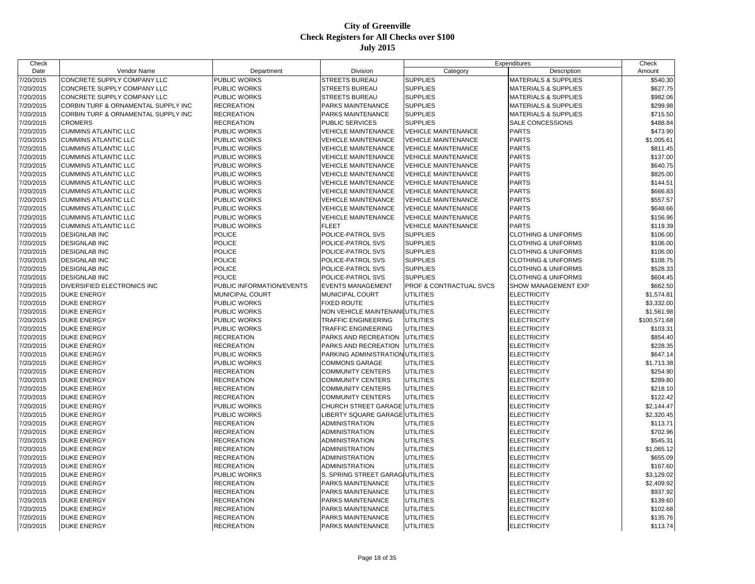# City of Greenville
## Check Registers for All Checks over $100
### July 2015

| Check Date | Vendor Name | Department | Division | Expenditures Category | Expenditures Description | Check Amount |
|---|---|---|---|---|---|---|
| 7/20/2015 | CONCRETE SUPPLY COMPANY LLC | PUBLIC WORKS | STREETS BUREAU | SUPPLIES | MATERIALS & SUPPLIES | $540.30 |
| 7/20/2015 | CONCRETE SUPPLY COMPANY LLC | PUBLIC WORKS | STREETS BUREAU | SUPPLIES | MATERIALS & SUPPLIES | $627.75 |
| 7/20/2015 | CONCRETE SUPPLY COMPANY LLC | PUBLIC WORKS | STREETS BUREAU | SUPPLIES | MATERIALS & SUPPLIES | $982.06 |
| 7/20/2015 | CORBIN TURF & ORNAMENTAL SUPPLY INC | RECREATION | PARKS MAINTENANCE | SUPPLIES | MATERIALS & SUPPLIES | $299.98 |
| 7/20/2015 | CORBIN TURF & ORNAMENTAL SUPPLY INC | RECREATION | PARKS MAINTENANCE | SUPPLIES | MATERIALS & SUPPLIES | $715.50 |
| 7/20/2015 | CROMERS | RECREATION | PUBLIC SERVICES | SUPPLIES | SALE CONCESSIONS | $488.84 |
| 7/20/2015 | CUMMINS ATLANTIC LLC | PUBLIC WORKS | VEHICLE MAINTENANCE | VEHICLE MAINTENANCE | PARTS | $473.90 |
| 7/20/2015 | CUMMINS ATLANTIC LLC | PUBLIC WORKS | VEHICLE MAINTENANCE | VEHICLE MAINTENANCE | PARTS | $1,005.61 |
| 7/20/2015 | CUMMINS ATLANTIC LLC | PUBLIC WORKS | VEHICLE MAINTENANCE | VEHICLE MAINTENANCE | PARTS | $811.45 |
| 7/20/2015 | CUMMINS ATLANTIC LLC | PUBLIC WORKS | VEHICLE MAINTENANCE | VEHICLE MAINTENANCE | PARTS | $137.00 |
| 7/20/2015 | CUMMINS ATLANTIC LLC | PUBLIC WORKS | VEHICLE MAINTENANCE | VEHICLE MAINTENANCE | PARTS | $640.75 |
| 7/20/2015 | CUMMINS ATLANTIC LLC | PUBLIC WORKS | VEHICLE MAINTENANCE | VEHICLE MAINTENANCE | PARTS | $825.00 |
| 7/20/2015 | CUMMINS ATLANTIC LLC | PUBLIC WORKS | VEHICLE MAINTENANCE | VEHICLE MAINTENANCE | PARTS | $144.51 |
| 7/20/2015 | CUMMINS ATLANTIC LLC | PUBLIC WORKS | VEHICLE MAINTENANCE | VEHICLE MAINTENANCE | PARTS | $666.83 |
| 7/20/2015 | CUMMINS ATLANTIC LLC | PUBLIC WORKS | VEHICLE MAINTENANCE | VEHICLE MAINTENANCE | PARTS | $557.57 |
| 7/20/2015 | CUMMINS ATLANTIC LLC | PUBLIC WORKS | VEHICLE MAINTENANCE | VEHICLE MAINTENANCE | PARTS | $648.66 |
| 7/20/2015 | CUMMINS ATLANTIC LLC | PUBLIC WORKS | VEHICLE MAINTENANCE | VEHICLE MAINTENANCE | PARTS | $156.96 |
| 7/20/2015 | CUMMINS ATLANTIC LLC | PUBLIC WORKS | FLEET | VEHICLE MAINTENANCE | PARTS | $119.39 |
| 7/20/2015 | DESIGNLAB INC | POLICE | POLICE-PATROL SVS | SUPPLIES | CLOTHING & UNIFORMS | $106.00 |
| 7/20/2015 | DESIGNLAB INC | POLICE | POLICE-PATROL SVS | SUPPLIES | CLOTHING & UNIFORMS | $106.00 |
| 7/20/2015 | DESIGNLAB INC | POLICE | POLICE-PATROL SVS | SUPPLIES | CLOTHING & UNIFORMS | $106.00 |
| 7/20/2015 | DESIGNLAB INC | POLICE | POLICE-PATROL SVS | SUPPLIES | CLOTHING & UNIFORMS | $108.75 |
| 7/20/2015 | DESIGNLAB INC | POLICE | POLICE-PATROL SVS | SUPPLIES | CLOTHING & UNIFORMS | $528.33 |
| 7/20/2015 | DESIGNLAB INC | POLICE | POLICE-PATROL SVS | SUPPLIES | CLOTHING & UNIFORMS | $604.45 |
| 7/20/2015 | DIVERSIFIED ELECTRONICS INC | PUBLIC INFORMATION/EVENTS | EVENTS MANAGEMENT | PROF & CONTRACTUAL SVCS | SHOW MANAGEMENT EXP | $662.50 |
| 7/20/2015 | DUKE ENERGY | MUNICIPAL COURT | MUNICIPAL COURT | UTILITIES | ELECTRICITY | $1,574.81 |
| 7/20/2015 | DUKE ENERGY | PUBLIC WORKS | FIXED ROUTE | UTILITIES | ELECTRICITY | $3,332.00 |
| 7/20/2015 | DUKE ENERGY | PUBLIC WORKS | NON VEHICLE MAINTENANC | UTILITIES | ELECTRICITY | $1,561.98 |
| 7/20/2015 | DUKE ENERGY | PUBLIC WORKS | TRAFFIC ENGINEERING | UTILITIES | ELECTRICITY | $100,571.68 |
| 7/20/2015 | DUKE ENERGY | PUBLIC WORKS | TRAFFIC ENGINEERING | UTILITIES | ELECTRICITY | $103.31 |
| 7/20/2015 | DUKE ENERGY | RECREATION | PARKS AND RECREATION | UTILITIES | ELECTRICITY | $854.40 |
| 7/20/2015 | DUKE ENERGY | RECREATION | PARKS AND RECREATION | UTILITIES | ELECTRICITY | $228.35 |
| 7/20/2015 | DUKE ENERGY | PUBLIC WORKS | PARKING ADMINISTRATION | UTILITIES | ELECTRICITY | $647.14 |
| 7/20/2015 | DUKE ENERGY | PUBLIC WORKS | COMMONS GARAGE | UTILITIES | ELECTRICITY | $1,713.38 |
| 7/20/2015 | DUKE ENERGY | RECREATION | COMMUNITY CENTERS | UTILITIES | ELECTRICITY | $254.90 |
| 7/20/2015 | DUKE ENERGY | RECREATION | COMMUNITY CENTERS | UTILITIES | ELECTRICITY | $289.80 |
| 7/20/2015 | DUKE ENERGY | RECREATION | COMMUNITY CENTERS | UTILITIES | ELECTRICITY | $218.10 |
| 7/20/2015 | DUKE ENERGY | RECREATION | COMMUNITY CENTERS | UTILITIES | ELECTRICITY | $122.42 |
| 7/20/2015 | DUKE ENERGY | PUBLIC WORKS | CHURCH STREET GARAGE | UTILITIES | ELECTRICITY | $2,144.47 |
| 7/20/2015 | DUKE ENERGY | PUBLIC WORKS | LIBERTY SQUARE GARAGE | UTILITIES | ELECTRICITY | $2,320.45 |
| 7/20/2015 | DUKE ENERGY | RECREATION | ADMINISTRATION | UTILITIES | ELECTRICITY | $113.71 |
| 7/20/2015 | DUKE ENERGY | RECREATION | ADMINISTRATION | UTILITIES | ELECTRICITY | $702.96 |
| 7/20/2015 | DUKE ENERGY | RECREATION | ADMINISTRATION | UTILITIES | ELECTRICITY | $545.31 |
| 7/20/2015 | DUKE ENERGY | RECREATION | ADMINISTRATION | UTILITIES | ELECTRICITY | $1,065.12 |
| 7/20/2015 | DUKE ENERGY | RECREATION | ADMINISTRATION | UTILITIES | ELECTRICITY | $655.09 |
| 7/20/2015 | DUKE ENERGY | RECREATION | ADMINISTRATION | UTILITIES | ELECTRICITY | $167.60 |
| 7/20/2015 | DUKE ENERGY | PUBLIC WORKS | S. SPRING STREET GARAG | UTILITIES | ELECTRICITY | $3,129.02 |
| 7/20/2015 | DUKE ENERGY | RECREATION | PARKS MAINTENANCE | UTILITIES | ELECTRICITY | $2,409.92 |
| 7/20/2015 | DUKE ENERGY | RECREATION | PARKS MAINTENANCE | UTILITIES | ELECTRICITY | $937.92 |
| 7/20/2015 | DUKE ENERGY | RECREATION | PARKS MAINTENANCE | UTILITIES | ELECTRICITY | $139.60 |
| 7/20/2015 | DUKE ENERGY | RECREATION | PARKS MAINTENANCE | UTILITIES | ELECTRICITY | $102.68 |
| 7/20/2015 | DUKE ENERGY | RECREATION | PARKS MAINTENANCE | UTILITIES | ELECTRICITY | $135.76 |
| 7/20/2015 | DUKE ENERGY | RECREATION | PARKS MAINTENANCE | UTILITIES | ELECTRICITY | $113.74 |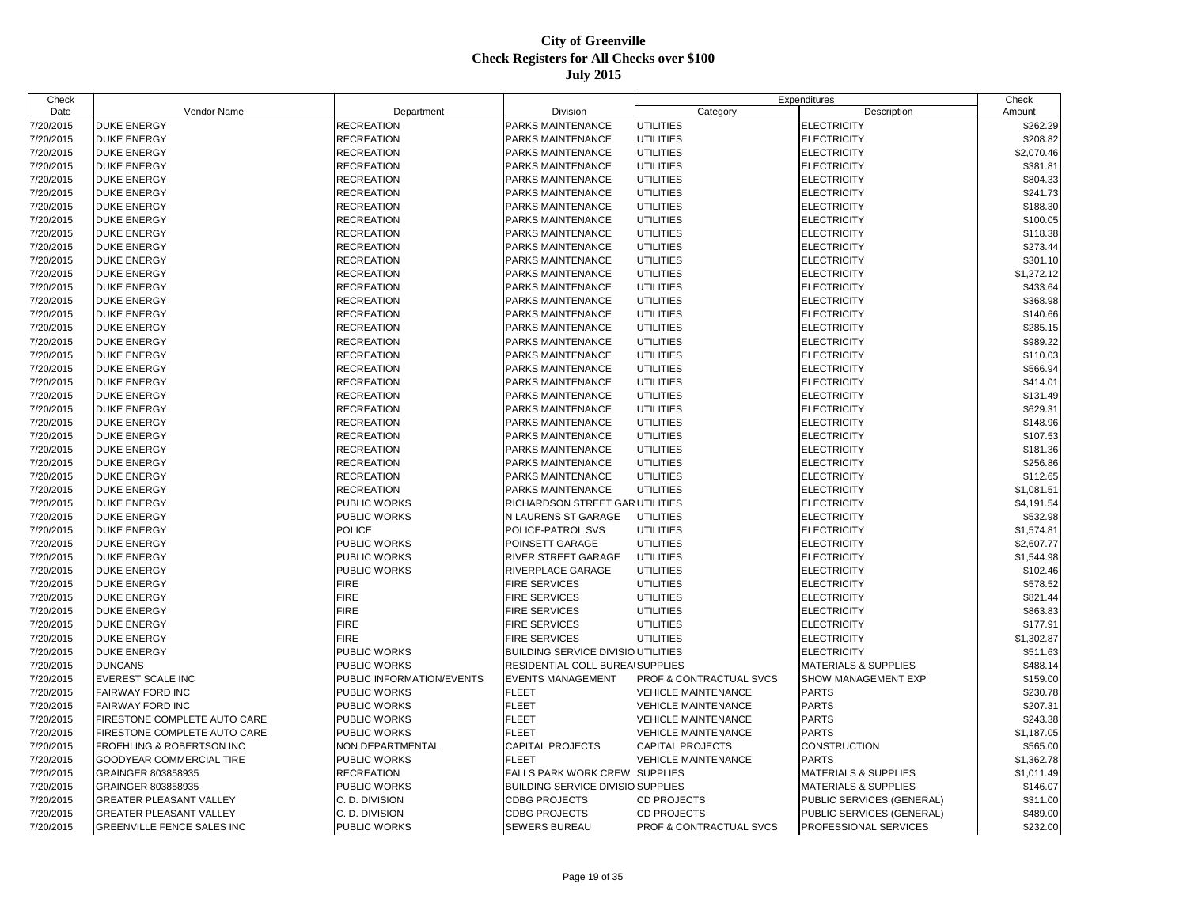# City of Greenville
## Check Registers for All Checks over $100
### July 2015

| Check Date | Vendor Name | Department | Division | Expenditures Category | Expenditures Description | Check Amount |
|---|---|---|---|---|---|---|
| 7/20/2015 | DUKE ENERGY | RECREATION | PARKS MAINTENANCE | UTILITIES | ELECTRICITY | $262.29 |
| 7/20/2015 | DUKE ENERGY | RECREATION | PARKS MAINTENANCE | UTILITIES | ELECTRICITY | $208.82 |
| 7/20/2015 | DUKE ENERGY | RECREATION | PARKS MAINTENANCE | UTILITIES | ELECTRICITY | $2,070.46 |
| 7/20/2015 | DUKE ENERGY | RECREATION | PARKS MAINTENANCE | UTILITIES | ELECTRICITY | $381.81 |
| 7/20/2015 | DUKE ENERGY | RECREATION | PARKS MAINTENANCE | UTILITIES | ELECTRICITY | $804.33 |
| 7/20/2015 | DUKE ENERGY | RECREATION | PARKS MAINTENANCE | UTILITIES | ELECTRICITY | $241.73 |
| 7/20/2015 | DUKE ENERGY | RECREATION | PARKS MAINTENANCE | UTILITIES | ELECTRICITY | $188.30 |
| 7/20/2015 | DUKE ENERGY | RECREATION | PARKS MAINTENANCE | UTILITIES | ELECTRICITY | $100.05 |
| 7/20/2015 | DUKE ENERGY | RECREATION | PARKS MAINTENANCE | UTILITIES | ELECTRICITY | $118.38 |
| 7/20/2015 | DUKE ENERGY | RECREATION | PARKS MAINTENANCE | UTILITIES | ELECTRICITY | $273.44 |
| 7/20/2015 | DUKE ENERGY | RECREATION | PARKS MAINTENANCE | UTILITIES | ELECTRICITY | $301.10 |
| 7/20/2015 | DUKE ENERGY | RECREATION | PARKS MAINTENANCE | UTILITIES | ELECTRICITY | $1,272.12 |
| 7/20/2015 | DUKE ENERGY | RECREATION | PARKS MAINTENANCE | UTILITIES | ELECTRICITY | $433.64 |
| 7/20/2015 | DUKE ENERGY | RECREATION | PARKS MAINTENANCE | UTILITIES | ELECTRICITY | $368.98 |
| 7/20/2015 | DUKE ENERGY | RECREATION | PARKS MAINTENANCE | UTILITIES | ELECTRICITY | $140.66 |
| 7/20/2015 | DUKE ENERGY | RECREATION | PARKS MAINTENANCE | UTILITIES | ELECTRICITY | $285.15 |
| 7/20/2015 | DUKE ENERGY | RECREATION | PARKS MAINTENANCE | UTILITIES | ELECTRICITY | $989.22 |
| 7/20/2015 | DUKE ENERGY | RECREATION | PARKS MAINTENANCE | UTILITIES | ELECTRICITY | $110.03 |
| 7/20/2015 | DUKE ENERGY | RECREATION | PARKS MAINTENANCE | UTILITIES | ELECTRICITY | $566.94 |
| 7/20/2015 | DUKE ENERGY | RECREATION | PARKS MAINTENANCE | UTILITIES | ELECTRICITY | $414.01 |
| 7/20/2015 | DUKE ENERGY | RECREATION | PARKS MAINTENANCE | UTILITIES | ELECTRICITY | $131.49 |
| 7/20/2015 | DUKE ENERGY | RECREATION | PARKS MAINTENANCE | UTILITIES | ELECTRICITY | $629.31 |
| 7/20/2015 | DUKE ENERGY | RECREATION | PARKS MAINTENANCE | UTILITIES | ELECTRICITY | $148.96 |
| 7/20/2015 | DUKE ENERGY | RECREATION | PARKS MAINTENANCE | UTILITIES | ELECTRICITY | $107.53 |
| 7/20/2015 | DUKE ENERGY | RECREATION | PARKS MAINTENANCE | UTILITIES | ELECTRICITY | $181.36 |
| 7/20/2015 | DUKE ENERGY | RECREATION | PARKS MAINTENANCE | UTILITIES | ELECTRICITY | $256.86 |
| 7/20/2015 | DUKE ENERGY | RECREATION | PARKS MAINTENANCE | UTILITIES | ELECTRICITY | $112.65 |
| 7/20/2015 | DUKE ENERGY | RECREATION | PARKS MAINTENANCE | UTILITIES | ELECTRICITY | $1,081.51 |
| 7/20/2015 | DUKE ENERGY | PUBLIC WORKS | RICHARDSON STREET GAR | UTILITIES | ELECTRICITY | $4,191.54 |
| 7/20/2015 | DUKE ENERGY | PUBLIC WORKS | N LAURENS ST GARAGE | UTILITIES | ELECTRICITY | $532.98 |
| 7/20/2015 | DUKE ENERGY | POLICE | POLICE-PATROL SVS | UTILITIES | ELECTRICITY | $1,574.81 |
| 7/20/2015 | DUKE ENERGY | PUBLIC WORKS | POINSETT GARAGE | UTILITIES | ELECTRICITY | $2,607.77 |
| 7/20/2015 | DUKE ENERGY | PUBLIC WORKS | RIVER STREET GARAGE | UTILITIES | ELECTRICITY | $1,544.98 |
| 7/20/2015 | DUKE ENERGY | PUBLIC WORKS | RIVERPLACE GARAGE | UTILITIES | ELECTRICITY | $102.46 |
| 7/20/2015 | DUKE ENERGY | FIRE | FIRE SERVICES | UTILITIES | ELECTRICITY | $578.52 |
| 7/20/2015 | DUKE ENERGY | FIRE | FIRE SERVICES | UTILITIES | ELECTRICITY | $821.44 |
| 7/20/2015 | DUKE ENERGY | FIRE | FIRE SERVICES | UTILITIES | ELECTRICITY | $863.83 |
| 7/20/2015 | DUKE ENERGY | FIRE | FIRE SERVICES | UTILITIES | ELECTRICITY | $177.91 |
| 7/20/2015 | DUKE ENERGY | FIRE | FIRE SERVICES | UTILITIES | ELECTRICITY | $1,302.87 |
| 7/20/2015 | DUKE ENERGY | PUBLIC WORKS | BUILDING SERVICE DIVISIO | UTILITIES | ELECTRICITY | $511.63 |
| 7/20/2015 | DUNCANS | PUBLIC WORKS | RESIDENTIAL COLL BUREA | SUPPLIES | MATERIALS & SUPPLIES | $488.14 |
| 7/20/2015 | EVEREST SCALE INC | PUBLIC INFORMATION/EVENTS | EVENTS MANAGEMENT | PROF & CONTRACTUAL SVCS | SHOW MANAGEMENT EXP | $159.00 |
| 7/20/2015 | FAIRWAY FORD INC | PUBLIC WORKS | FLEET | VEHICLE MAINTENANCE | PARTS | $230.78 |
| 7/20/2015 | FAIRWAY FORD INC | PUBLIC WORKS | FLEET | VEHICLE MAINTENANCE | PARTS | $207.31 |
| 7/20/2015 | FIRESTONE COMPLETE AUTO CARE | PUBLIC WORKS | FLEET | VEHICLE MAINTENANCE | PARTS | $243.38 |
| 7/20/2015 | FIRESTONE COMPLETE AUTO CARE | PUBLIC WORKS | FLEET | VEHICLE MAINTENANCE | PARTS | $1,187.05 |
| 7/20/2015 | FROEHLING & ROBERTSON INC | NON DEPARTMENTAL | CAPITAL PROJECTS | CAPITAL PROJECTS | CONSTRUCTION | $565.00 |
| 7/20/2015 | GOODYEAR COMMERCIAL TIRE | PUBLIC WORKS | FLEET | VEHICLE MAINTENANCE | PARTS | $1,362.78 |
| 7/20/2015 | GRAINGER 803858935 | RECREATION | FALLS PARK WORK CREW | SUPPLIES | MATERIALS & SUPPLIES | $1,011.49 |
| 7/20/2015 | GRAINGER 803858935 | PUBLIC WORKS | BUILDING SERVICE DIVISIO | SUPPLIES | MATERIALS & SUPPLIES | $146.07 |
| 7/20/2015 | GREATER PLEASANT VALLEY | C. D. DIVISION | CDBG PROJECTS | CD PROJECTS | PUBLIC SERVICES (GENERAL) | $311.00 |
| 7/20/2015 | GREATER PLEASANT VALLEY | C. D. DIVISION | CDBG PROJECTS | CD PROJECTS | PUBLIC SERVICES (GENERAL) | $489.00 |
| 7/20/2015 | GREENVILLE FENCE SALES INC | PUBLIC WORKS | SEWERS BUREAU | PROF & CONTRACTUAL SVCS | PROFESSIONAL SERVICES | $232.00 |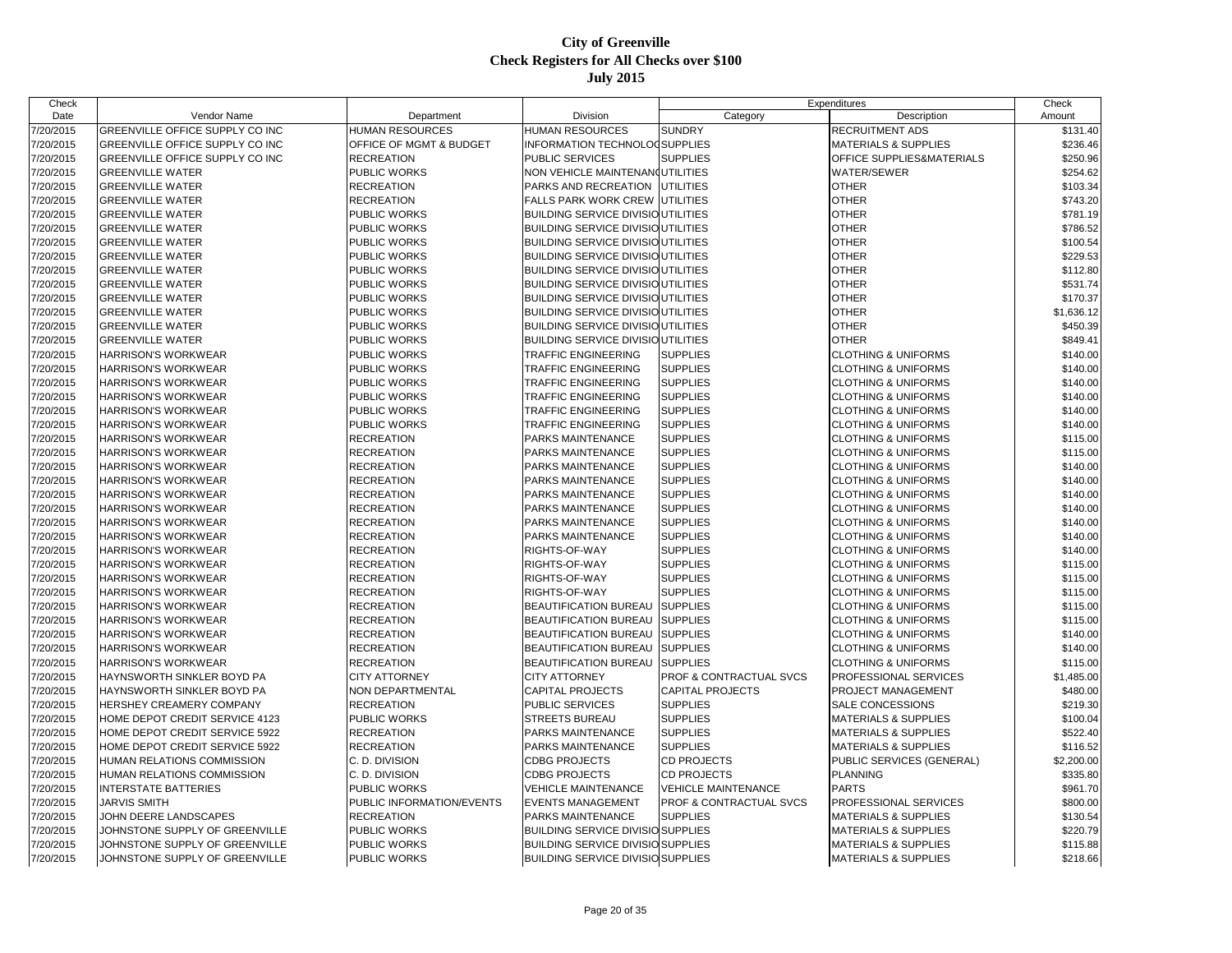# City of Greenville
## Check Registers for All Checks over $100
### July 2015

| Check Date | Vendor Name | Department | Division | Expenditures Category | Expenditures Description | Check Amount |
|---|---|---|---|---|---|---|
| 7/20/2015 | GREENVILLE OFFICE SUPPLY CO INC | HUMAN RESOURCES | HUMAN RESOURCES | SUNDRY | RECRUITMENT ADS | $131.40 |
| 7/20/2015 | GREENVILLE OFFICE SUPPLY CO INC | OFFICE OF MGMT & BUDGET | INFORMATION TECHNOLOG | SUPPLIES | MATERIALS & SUPPLIES | $236.46 |
| 7/20/2015 | GREENVILLE OFFICE SUPPLY CO INC | RECREATION | PUBLIC SERVICES | SUPPLIES | OFFICE SUPPLIES&MATERIALS | $250.96 |
| 7/20/2015 | GREENVILLE WATER | PUBLIC WORKS | NON VEHICLE MAINTENANC | UTILITIES | WATER/SEWER | $254.62 |
| 7/20/2015 | GREENVILLE WATER | RECREATION | PARKS AND RECREATION | UTILITIES | OTHER | $103.34 |
| 7/20/2015 | GREENVILLE WATER | RECREATION | FALLS PARK WORK CREW | UTILITIES | OTHER | $743.20 |
| 7/20/2015 | GREENVILLE WATER | PUBLIC WORKS | BUILDING SERVICE DIVISIO | UTILITIES | OTHER | $781.19 |
| 7/20/2015 | GREENVILLE WATER | PUBLIC WORKS | BUILDING SERVICE DIVISIO | UTILITIES | OTHER | $786.52 |
| 7/20/2015 | GREENVILLE WATER | PUBLIC WORKS | BUILDING SERVICE DIVISIO | UTILITIES | OTHER | $100.54 |
| 7/20/2015 | GREENVILLE WATER | PUBLIC WORKS | BUILDING SERVICE DIVISIO | UTILITIES | OTHER | $229.53 |
| 7/20/2015 | GREENVILLE WATER | PUBLIC WORKS | BUILDING SERVICE DIVISIO | UTILITIES | OTHER | $112.80 |
| 7/20/2015 | GREENVILLE WATER | PUBLIC WORKS | BUILDING SERVICE DIVISIO | UTILITIES | OTHER | $531.74 |
| 7/20/2015 | GREENVILLE WATER | PUBLIC WORKS | BUILDING SERVICE DIVISIO | UTILITIES | OTHER | $170.37 |
| 7/20/2015 | GREENVILLE WATER | PUBLIC WORKS | BUILDING SERVICE DIVISIO | UTILITIES | OTHER | $1,636.12 |
| 7/20/2015 | GREENVILLE WATER | PUBLIC WORKS | BUILDING SERVICE DIVISIO | UTILITIES | OTHER | $450.39 |
| 7/20/2015 | GREENVILLE WATER | PUBLIC WORKS | BUILDING SERVICE DIVISIO | UTILITIES | OTHER | $849.41 |
| 7/20/2015 | HARRISON'S WORKWEAR | PUBLIC WORKS | TRAFFIC ENGINEERING | SUPPLIES | CLOTHING & UNIFORMS | $140.00 |
| 7/20/2015 | HARRISON'S WORKWEAR | PUBLIC WORKS | TRAFFIC ENGINEERING | SUPPLIES | CLOTHING & UNIFORMS | $140.00 |
| 7/20/2015 | HARRISON'S WORKWEAR | PUBLIC WORKS | TRAFFIC ENGINEERING | SUPPLIES | CLOTHING & UNIFORMS | $140.00 |
| 7/20/2015 | HARRISON'S WORKWEAR | PUBLIC WORKS | TRAFFIC ENGINEERING | SUPPLIES | CLOTHING & UNIFORMS | $140.00 |
| 7/20/2015 | HARRISON'S WORKWEAR | PUBLIC WORKS | TRAFFIC ENGINEERING | SUPPLIES | CLOTHING & UNIFORMS | $140.00 |
| 7/20/2015 | HARRISON'S WORKWEAR | PUBLIC WORKS | TRAFFIC ENGINEERING | SUPPLIES | CLOTHING & UNIFORMS | $140.00 |
| 7/20/2015 | HARRISON'S WORKWEAR | RECREATION | PARKS MAINTENANCE | SUPPLIES | CLOTHING & UNIFORMS | $115.00 |
| 7/20/2015 | HARRISON'S WORKWEAR | RECREATION | PARKS MAINTENANCE | SUPPLIES | CLOTHING & UNIFORMS | $115.00 |
| 7/20/2015 | HARRISON'S WORKWEAR | RECREATION | PARKS MAINTENANCE | SUPPLIES | CLOTHING & UNIFORMS | $140.00 |
| 7/20/2015 | HARRISON'S WORKWEAR | RECREATION | PARKS MAINTENANCE | SUPPLIES | CLOTHING & UNIFORMS | $140.00 |
| 7/20/2015 | HARRISON'S WORKWEAR | RECREATION | PARKS MAINTENANCE | SUPPLIES | CLOTHING & UNIFORMS | $140.00 |
| 7/20/2015 | HARRISON'S WORKWEAR | RECREATION | PARKS MAINTENANCE | SUPPLIES | CLOTHING & UNIFORMS | $140.00 |
| 7/20/2015 | HARRISON'S WORKWEAR | RECREATION | PARKS MAINTENANCE | SUPPLIES | CLOTHING & UNIFORMS | $140.00 |
| 7/20/2015 | HARRISON'S WORKWEAR | RECREATION | PARKS MAINTENANCE | SUPPLIES | CLOTHING & UNIFORMS | $140.00 |
| 7/20/2015 | HARRISON'S WORKWEAR | RECREATION | RIGHTS-OF-WAY | SUPPLIES | CLOTHING & UNIFORMS | $140.00 |
| 7/20/2015 | HARRISON'S WORKWEAR | RECREATION | RIGHTS-OF-WAY | SUPPLIES | CLOTHING & UNIFORMS | $115.00 |
| 7/20/2015 | HARRISON'S WORKWEAR | RECREATION | RIGHTS-OF-WAY | SUPPLIES | CLOTHING & UNIFORMS | $115.00 |
| 7/20/2015 | HARRISON'S WORKWEAR | RECREATION | RIGHTS-OF-WAY | SUPPLIES | CLOTHING & UNIFORMS | $115.00 |
| 7/20/2015 | HARRISON'S WORKWEAR | RECREATION | BEAUTIFICATION BUREAU | SUPPLIES | CLOTHING & UNIFORMS | $115.00 |
| 7/20/2015 | HARRISON'S WORKWEAR | RECREATION | BEAUTIFICATION BUREAU | SUPPLIES | CLOTHING & UNIFORMS | $115.00 |
| 7/20/2015 | HARRISON'S WORKWEAR | RECREATION | BEAUTIFICATION BUREAU | SUPPLIES | CLOTHING & UNIFORMS | $140.00 |
| 7/20/2015 | HARRISON'S WORKWEAR | RECREATION | BEAUTIFICATION BUREAU | SUPPLIES | CLOTHING & UNIFORMS | $140.00 |
| 7/20/2015 | HARRISON'S WORKWEAR | RECREATION | BEAUTIFICATION BUREAU | SUPPLIES | CLOTHING & UNIFORMS | $115.00 |
| 7/20/2015 | HAYNSWORTH SINKLER BOYD PA | CITY ATTORNEY | CITY ATTORNEY | PROF & CONTRACTUAL SVCS | PROFESSIONAL SERVICES | $1,485.00 |
| 7/20/2015 | HAYNSWORTH SINKLER BOYD PA | NON DEPARTMENTAL | CAPITAL PROJECTS | CAPITAL PROJECTS | PROJECT MANAGEMENT | $480.00 |
| 7/20/2015 | HERSHEY CREAMERY COMPANY | RECREATION | PUBLIC SERVICES | SUPPLIES | SALE CONCESSIONS | $219.30 |
| 7/20/2015 | HOME DEPOT CREDIT SERVICE 4123 | PUBLIC WORKS | STREETS BUREAU | SUPPLIES | MATERIALS & SUPPLIES | $100.04 |
| 7/20/2015 | HOME DEPOT CREDIT SERVICE 5922 | RECREATION | PARKS MAINTENANCE | SUPPLIES | MATERIALS & SUPPLIES | $522.40 |
| 7/20/2015 | HOME DEPOT CREDIT SERVICE 5922 | RECREATION | PARKS MAINTENANCE | SUPPLIES | MATERIALS & SUPPLIES | $116.52 |
| 7/20/2015 | HUMAN RELATIONS COMMISSION | C. D. DIVISION | CDBG PROJECTS | CD PROJECTS | PUBLIC SERVICES (GENERAL) | $2,200.00 |
| 7/20/2015 | HUMAN RELATIONS COMMISSION | C. D. DIVISION | CDBG PROJECTS | CD PROJECTS | PLANNING | $335.80 |
| 7/20/2015 | INTERSTATE BATTERIES | PUBLIC WORKS | VEHICLE MAINTENANCE | VEHICLE MAINTENANCE | PARTS | $961.70 |
| 7/20/2015 | JARVIS SMITH | PUBLIC INFORMATION/EVENTS | EVENTS MANAGEMENT | PROF & CONTRACTUAL SVCS | PROFESSIONAL SERVICES | $800.00 |
| 7/20/2015 | JOHN DEERE LANDSCAPES | RECREATION | PARKS MAINTENANCE | SUPPLIES | MATERIALS & SUPPLIES | $130.54 |
| 7/20/2015 | JOHNSTONE SUPPLY OF GREENVILLE | PUBLIC WORKS | BUILDING SERVICE DIVISIO | SUPPLIES | MATERIALS & SUPPLIES | $220.79 |
| 7/20/2015 | JOHNSTONE SUPPLY OF GREENVILLE | PUBLIC WORKS | BUILDING SERVICE DIVISIO | SUPPLIES | MATERIALS & SUPPLIES | $115.88 |
| 7/20/2015 | JOHNSTONE SUPPLY OF GREENVILLE | PUBLIC WORKS | BUILDING SERVICE DIVISIO | SUPPLIES | MATERIALS & SUPPLIES | $218.66 |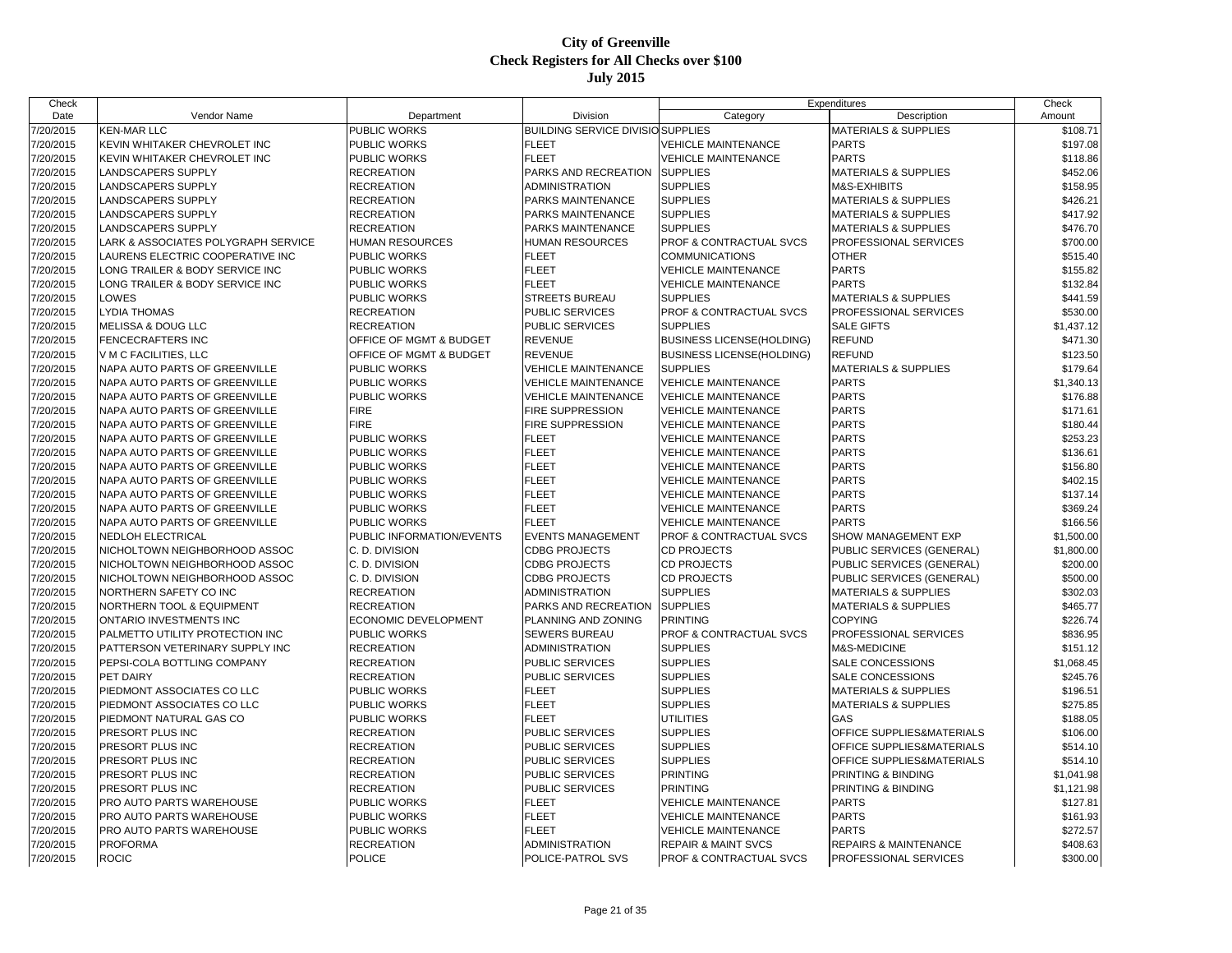# City of Greenville
## Check Registers for All Checks over $100
### July 2015

| Check Date | Vendor Name | Department | Division | Expenditures Category | Expenditures Description | Check Amount |
|---|---|---|---|---|---|---|
| 7/20/2015 | KEN-MAR LLC | PUBLIC WORKS | BUILDING SERVICE DIVISIO | SUPPLIES | MATERIALS & SUPPLIES | $108.71 |
| 7/20/2015 | KEVIN WHITAKER CHEVROLET INC | PUBLIC WORKS | FLEET | VEHICLE MAINTENANCE | PARTS | $197.08 |
| 7/20/2015 | KEVIN WHITAKER CHEVROLET INC | PUBLIC WORKS | FLEET | VEHICLE MAINTENANCE | PARTS | $118.86 |
| 7/20/2015 | LANDSCAPERS SUPPLY | RECREATION | PARKS AND RECREATION | SUPPLIES | MATERIALS & SUPPLIES | $452.06 |
| 7/20/2015 | LANDSCAPERS SUPPLY | RECREATION | ADMINISTRATION | SUPPLIES | M&S-EXHIBITS | $158.95 |
| 7/20/2015 | LANDSCAPERS SUPPLY | RECREATION | PARKS MAINTENANCE | SUPPLIES | MATERIALS & SUPPLIES | $426.21 |
| 7/20/2015 | LANDSCAPERS SUPPLY | RECREATION | PARKS MAINTENANCE | SUPPLIES | MATERIALS & SUPPLIES | $417.92 |
| 7/20/2015 | LANDSCAPERS SUPPLY | RECREATION | PARKS MAINTENANCE | SUPPLIES | MATERIALS & SUPPLIES | $476.70 |
| 7/20/2015 | LARK & ASSOCIATES POLYGRAPH SERVICE | HUMAN RESOURCES | HUMAN RESOURCES | PROF & CONTRACTUAL SVCS | PROFESSIONAL SERVICES | $700.00 |
| 7/20/2015 | LAURENS ELECTRIC COOPERATIVE INC | PUBLIC WORKS | FLEET | COMMUNICATIONS | OTHER | $515.40 |
| 7/20/2015 | LONG TRAILER & BODY SERVICE INC | PUBLIC WORKS | FLEET | VEHICLE MAINTENANCE | PARTS | $155.82 |
| 7/20/2015 | LONG TRAILER & BODY SERVICE INC | PUBLIC WORKS | FLEET | VEHICLE MAINTENANCE | PARTS | $132.84 |
| 7/20/2015 | LOWES | PUBLIC WORKS | STREETS BUREAU | SUPPLIES | MATERIALS & SUPPLIES | $441.59 |
| 7/20/2015 | LYDIA THOMAS | RECREATION | PUBLIC SERVICES | PROF & CONTRACTUAL SVCS | PROFESSIONAL SERVICES | $530.00 |
| 7/20/2015 | MELISSA & DOUG LLC | RECREATION | PUBLIC SERVICES | SUPPLIES | SALE GIFTS | $1,437.12 |
| 7/20/2015 | FENCECRAFTERS INC | OFFICE OF MGMT & BUDGET | REVENUE | BUSINESS LICENSE(HOLDING) | REFUND | $471.30 |
| 7/20/2015 | V M C FACILITIES, LLC | OFFICE OF MGMT & BUDGET | REVENUE | BUSINESS LICENSE(HOLDING) | REFUND | $123.50 |
| 7/20/2015 | NAPA AUTO PARTS OF GREENVILLE | PUBLIC WORKS | VEHICLE MAINTENANCE | SUPPLIES | MATERIALS & SUPPLIES | $179.64 |
| 7/20/2015 | NAPA AUTO PARTS OF GREENVILLE | PUBLIC WORKS | VEHICLE MAINTENANCE | VEHICLE MAINTENANCE | PARTS | $1,340.13 |
| 7/20/2015 | NAPA AUTO PARTS OF GREENVILLE | PUBLIC WORKS | VEHICLE MAINTENANCE | VEHICLE MAINTENANCE | PARTS | $176.88 |
| 7/20/2015 | NAPA AUTO PARTS OF GREENVILLE | FIRE | FIRE SUPPRESSION | VEHICLE MAINTENANCE | PARTS | $171.61 |
| 7/20/2015 | NAPA AUTO PARTS OF GREENVILLE | FIRE | FIRE SUPPRESSION | VEHICLE MAINTENANCE | PARTS | $180.44 |
| 7/20/2015 | NAPA AUTO PARTS OF GREENVILLE | PUBLIC WORKS | FLEET | VEHICLE MAINTENANCE | PARTS | $253.23 |
| 7/20/2015 | NAPA AUTO PARTS OF GREENVILLE | PUBLIC WORKS | FLEET | VEHICLE MAINTENANCE | PARTS | $136.61 |
| 7/20/2015 | NAPA AUTO PARTS OF GREENVILLE | PUBLIC WORKS | FLEET | VEHICLE MAINTENANCE | PARTS | $156.80 |
| 7/20/2015 | NAPA AUTO PARTS OF GREENVILLE | PUBLIC WORKS | FLEET | VEHICLE MAINTENANCE | PARTS | $402.15 |
| 7/20/2015 | NAPA AUTO PARTS OF GREENVILLE | PUBLIC WORKS | FLEET | VEHICLE MAINTENANCE | PARTS | $137.14 |
| 7/20/2015 | NAPA AUTO PARTS OF GREENVILLE | PUBLIC WORKS | FLEET | VEHICLE MAINTENANCE | PARTS | $369.24 |
| 7/20/2015 | NAPA AUTO PARTS OF GREENVILLE | PUBLIC WORKS | FLEET | VEHICLE MAINTENANCE | PARTS | $166.56 |
| 7/20/2015 | NEDLOH ELECTRICAL | PUBLIC INFORMATION/EVENTS | EVENTS MANAGEMENT | PROF & CONTRACTUAL SVCS | SHOW MANAGEMENT EXP | $1,500.00 |
| 7/20/2015 | NICHOLTOWN NEIGHBORHOOD ASSOC | C. D. DIVISION | CDBG PROJECTS | CD PROJECTS | PUBLIC SERVICES (GENERAL) | $1,800.00 |
| 7/20/2015 | NICHOLTOWN NEIGHBORHOOD ASSOC | C. D. DIVISION | CDBG PROJECTS | CD PROJECTS | PUBLIC SERVICES (GENERAL) | $200.00 |
| 7/20/2015 | NICHOLTOWN NEIGHBORHOOD ASSOC | C. D. DIVISION | CDBG PROJECTS | CD PROJECTS | PUBLIC SERVICES (GENERAL) | $500.00 |
| 7/20/2015 | NORTHERN SAFETY CO INC | RECREATION | ADMINISTRATION | SUPPLIES | MATERIALS & SUPPLIES | $302.03 |
| 7/20/2015 | NORTHERN TOOL & EQUIPMENT | RECREATION | PARKS AND RECREATION | SUPPLIES | MATERIALS & SUPPLIES | $465.77 |
| 7/20/2015 | ONTARIO INVESTMENTS INC | ECONOMIC DEVELOPMENT | PLANNING AND ZONING | PRINTING | COPYING | $226.74 |
| 7/20/2015 | PALMETTO UTILITY PROTECTION INC | PUBLIC WORKS | SEWERS BUREAU | PROF & CONTRACTUAL SVCS | PROFESSIONAL SERVICES | $836.95 |
| 7/20/2015 | PATTERSON VETERINARY SUPPLY INC | RECREATION | ADMINISTRATION | SUPPLIES | M&S-MEDICINE | $151.12 |
| 7/20/2015 | PEPSI-COLA BOTTLING COMPANY | RECREATION | PUBLIC SERVICES | SUPPLIES | SALE CONCESSIONS | $1,068.45 |
| 7/20/2015 | PET DAIRY | RECREATION | PUBLIC SERVICES | SUPPLIES | SALE CONCESSIONS | $245.76 |
| 7/20/2015 | PIEDMONT ASSOCIATES CO LLC | PUBLIC WORKS | FLEET | SUPPLIES | MATERIALS & SUPPLIES | $196.51 |
| 7/20/2015 | PIEDMONT ASSOCIATES CO LLC | PUBLIC WORKS | FLEET | SUPPLIES | MATERIALS & SUPPLIES | $275.85 |
| 7/20/2015 | PIEDMONT NATURAL GAS CO | PUBLIC WORKS | FLEET | UTILITIES | GAS | $188.05 |
| 7/20/2015 | PRESORT PLUS INC | RECREATION | PUBLIC SERVICES | SUPPLIES | OFFICE SUPPLIES&MATERIALS | $106.00 |
| 7/20/2015 | PRESORT PLUS INC | RECREATION | PUBLIC SERVICES | SUPPLIES | OFFICE SUPPLIES&MATERIALS | $514.10 |
| 7/20/2015 | PRESORT PLUS INC | RECREATION | PUBLIC SERVICES | SUPPLIES | OFFICE SUPPLIES&MATERIALS | $514.10 |
| 7/20/2015 | PRESORT PLUS INC | RECREATION | PUBLIC SERVICES | PRINTING | PRINTING & BINDING | $1,041.98 |
| 7/20/2015 | PRESORT PLUS INC | RECREATION | PUBLIC SERVICES | PRINTING | PRINTING & BINDING | $1,121.98 |
| 7/20/2015 | PRO AUTO PARTS WAREHOUSE | PUBLIC WORKS | FLEET | VEHICLE MAINTENANCE | PARTS | $127.81 |
| 7/20/2015 | PRO AUTO PARTS WAREHOUSE | PUBLIC WORKS | FLEET | VEHICLE MAINTENANCE | PARTS | $161.93 |
| 7/20/2015 | PRO AUTO PARTS WAREHOUSE | PUBLIC WORKS | FLEET | VEHICLE MAINTENANCE | PARTS | $272.57 |
| 7/20/2015 | PROFORMA | RECREATION | ADMINISTRATION | REPAIR & MAINT SVCS | REPAIRS & MAINTENANCE | $408.63 |
| 7/20/2015 | ROCIC | POLICE | POLICE-PATROL SVS | PROF & CONTRACTUAL SVCS | PROFESSIONAL SERVICES | $300.00 |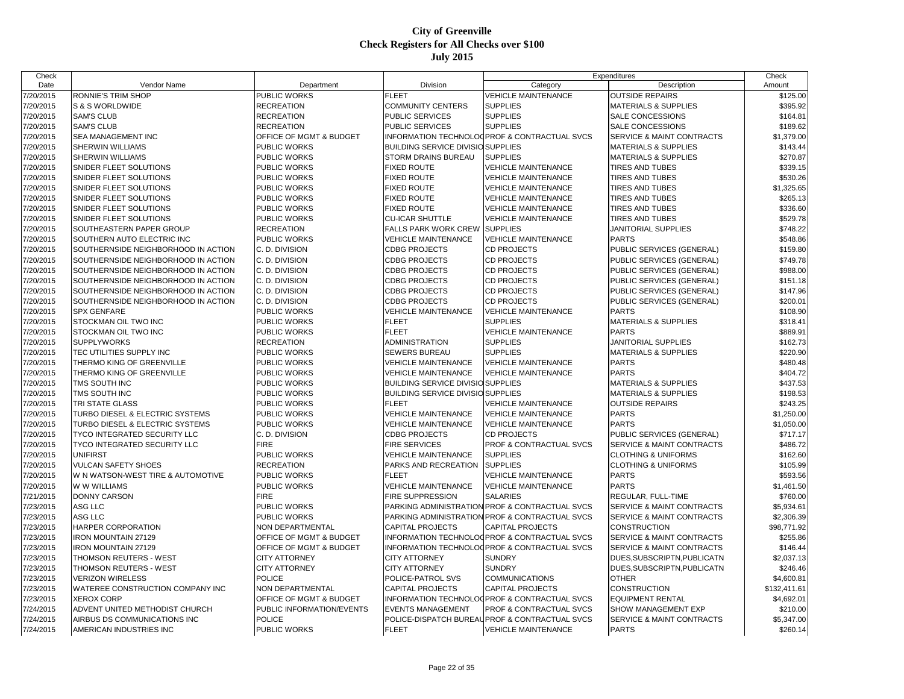# City of Greenville
## Check Registers for All Checks over $100
### July 2015

| Check Date | Vendor Name | Department | Division | Expenditures Category | Expenditures Description | Check Amount |
|---|---|---|---|---|---|---|
| 7/20/2015 | RONNIE'S TRIM SHOP | PUBLIC WORKS | FLEET | VEHICLE MAINTENANCE | OUTSIDE REPAIRS | $125.00 |
| 7/20/2015 | S & S WORLDWIDE | RECREATION | COMMUNITY CENTERS | SUPPLIES | MATERIALS & SUPPLIES | $395.92 |
| 7/20/2015 | SAM'S CLUB | RECREATION | PUBLIC SERVICES | SUPPLIES | SALE CONCESSIONS | $164.81 |
| 7/20/2015 | SAM'S CLUB | RECREATION | PUBLIC SERVICES | SUPPLIES | SALE CONCESSIONS | $189.62 |
| 7/20/2015 | SEA MANAGEMENT INC | OFFICE OF MGMT & BUDGET | INFORMATION TECHNOLOG | PROF & CONTRACTUAL SVCS | SERVICE & MAINT CONTRACTS | $1,379.00 |
| 7/20/2015 | SHERWIN WILLIAMS | PUBLIC WORKS | BUILDING SERVICE DIVISIO | SUPPLIES | MATERIALS & SUPPLIES | $143.44 |
| 7/20/2015 | SHERWIN WILLIAMS | PUBLIC WORKS | STORM DRAINS BUREAU | SUPPLIES | MATERIALS & SUPPLIES | $270.87 |
| 7/20/2015 | SNIDER FLEET SOLUTIONS | PUBLIC WORKS | FIXED ROUTE | VEHICLE MAINTENANCE | TIRES AND TUBES | $339.15 |
| 7/20/2015 | SNIDER FLEET SOLUTIONS | PUBLIC WORKS | FIXED ROUTE | VEHICLE MAINTENANCE | TIRES AND TUBES | $530.26 |
| 7/20/2015 | SNIDER FLEET SOLUTIONS | PUBLIC WORKS | FIXED ROUTE | VEHICLE MAINTENANCE | TIRES AND TUBES | $1,325.65 |
| 7/20/2015 | SNIDER FLEET SOLUTIONS | PUBLIC WORKS | FIXED ROUTE | VEHICLE MAINTENANCE | TIRES AND TUBES | $265.13 |
| 7/20/2015 | SNIDER FLEET SOLUTIONS | PUBLIC WORKS | FIXED ROUTE | VEHICLE MAINTENANCE | TIRES AND TUBES | $336.60 |
| 7/20/2015 | SNIDER FLEET SOLUTIONS | PUBLIC WORKS | CU-ICAR SHUTTLE | VEHICLE MAINTENANCE | TIRES AND TUBES | $529.78 |
| 7/20/2015 | SOUTHEASTERN PAPER GROUP | RECREATION | FALLS PARK WORK CREW | SUPPLIES | JANITORIAL SUPPLIES | $748.22 |
| 7/20/2015 | SOUTHERN AUTO ELECTRIC INC | PUBLIC WORKS | VEHICLE MAINTENANCE | VEHICLE MAINTENANCE | PARTS | $548.86 |
| 7/20/2015 | SOUTHERNSIDE NEIGHBORHOOD IN ACTION | C. D. DIVISION | CDBG PROJECTS | CD PROJECTS | PUBLIC SERVICES (GENERAL) | $159.80 |
| 7/20/2015 | SOUTHERNSIDE NEIGHBORHOOD IN ACTION | C. D. DIVISION | CDBG PROJECTS | CD PROJECTS | PUBLIC SERVICES (GENERAL) | $749.78 |
| 7/20/2015 | SOUTHERNSIDE NEIGHBORHOOD IN ACTION | C. D. DIVISION | CDBG PROJECTS | CD PROJECTS | PUBLIC SERVICES (GENERAL) | $988.00 |
| 7/20/2015 | SOUTHERNSIDE NEIGHBORHOOD IN ACTION | C. D. DIVISION | CDBG PROJECTS | CD PROJECTS | PUBLIC SERVICES (GENERAL) | $151.18 |
| 7/20/2015 | SOUTHERNSIDE NEIGHBORHOOD IN ACTION | C. D. DIVISION | CDBG PROJECTS | CD PROJECTS | PUBLIC SERVICES (GENERAL) | $147.96 |
| 7/20/2015 | SOUTHERNSIDE NEIGHBORHOOD IN ACTION | C. D. DIVISION | CDBG PROJECTS | CD PROJECTS | PUBLIC SERVICES (GENERAL) | $200.01 |
| 7/20/2015 | SPX GENFARE | PUBLIC WORKS | VEHICLE MAINTENANCE | VEHICLE MAINTENANCE | PARTS | $108.90 |
| 7/20/2015 | STOCKMAN OIL TWO INC | PUBLIC WORKS | FLEET | SUPPLIES | MATERIALS & SUPPLIES | $318.41 |
| 7/20/2015 | STOCKMAN OIL TWO INC | PUBLIC WORKS | FLEET | VEHICLE MAINTENANCE | PARTS | $889.91 |
| 7/20/2015 | SUPPLYWORKS | RECREATION | ADMINISTRATION | SUPPLIES | JANITORIAL SUPPLIES | $162.73 |
| 7/20/2015 | TEC UTILITIES SUPPLY INC | PUBLIC WORKS | SEWERS BUREAU | SUPPLIES | MATERIALS & SUPPLIES | $220.90 |
| 7/20/2015 | THERMO KING OF GREENVILLE | PUBLIC WORKS | VEHICLE MAINTENANCE | VEHICLE MAINTENANCE | PARTS | $480.48 |
| 7/20/2015 | THERMO KING OF GREENVILLE | PUBLIC WORKS | VEHICLE MAINTENANCE | VEHICLE MAINTENANCE | PARTS | $404.72 |
| 7/20/2015 | TMS SOUTH INC | PUBLIC WORKS | BUILDING SERVICE DIVISIO | SUPPLIES | MATERIALS & SUPPLIES | $437.53 |
| 7/20/2015 | TMS SOUTH INC | PUBLIC WORKS | BUILDING SERVICE DIVISIO | SUPPLIES | MATERIALS & SUPPLIES | $198.53 |
| 7/20/2015 | TRI STATE GLASS | PUBLIC WORKS | FLEET | VEHICLE MAINTENANCE | OUTSIDE REPAIRS | $243.25 |
| 7/20/2015 | TURBO DIESEL & ELECTRIC SYSTEMS | PUBLIC WORKS | VEHICLE MAINTENANCE | VEHICLE MAINTENANCE | PARTS | $1,250.00 |
| 7/20/2015 | TURBO DIESEL & ELECTRIC SYSTEMS | PUBLIC WORKS | VEHICLE MAINTENANCE | VEHICLE MAINTENANCE | PARTS | $1,050.00 |
| 7/20/2015 | TYCO INTEGRATED SECURITY LLC | C. D. DIVISION | CDBG PROJECTS | CD PROJECTS | PUBLIC SERVICES (GENERAL) | $717.17 |
| 7/20/2015 | TYCO INTEGRATED SECURITY LLC | FIRE | FIRE SERVICES | PROF & CONTRACTUAL SVCS | SERVICE & MAINT CONTRACTS | $486.72 |
| 7/20/2015 | UNIFIRST | PUBLIC WORKS | VEHICLE MAINTENANCE | SUPPLIES | CLOTHING & UNIFORMS | $162.60 |
| 7/20/2015 | VULCAN SAFETY SHOES | RECREATION | PARKS AND RECREATION | SUPPLIES | CLOTHING & UNIFORMS | $105.99 |
| 7/20/2015 | W N WATSON-WEST TIRE & AUTOMOTIVE | PUBLIC WORKS | FLEET | VEHICLE MAINTENANCE | PARTS | $593.56 |
| 7/20/2015 | W W WILLIAMS | PUBLIC WORKS | VEHICLE MAINTENANCE | VEHICLE MAINTENANCE | PARTS | $1,461.50 |
| 7/21/2015 | DONNY CARSON | FIRE | FIRE SUPPRESSION | SALARIES | REGULAR, FULL-TIME | $760.00 |
| 7/23/2015 | ASG LLC | PUBLIC WORKS | PARKING ADMINISTRATION | PROF & CONTRACTUAL SVCS | SERVICE & MAINT CONTRACTS | $5,934.61 |
| 7/23/2015 | ASG LLC | PUBLIC WORKS | PARKING ADMINISTRATION | PROF & CONTRACTUAL SVCS | SERVICE & MAINT CONTRACTS | $2,306.39 |
| 7/23/2015 | HARPER CORPORATION | NON DEPARTMENTAL | CAPITAL PROJECTS | CAPITAL PROJECTS | CONSTRUCTION | $98,771.92 |
| 7/23/2015 | IRON MOUNTAIN 27129 | OFFICE OF MGMT & BUDGET | INFORMATION TECHNOLOG | PROF & CONTRACTUAL SVCS | SERVICE & MAINT CONTRACTS | $255.86 |
| 7/23/2015 | IRON MOUNTAIN 27129 | OFFICE OF MGMT & BUDGET | INFORMATION TECHNOLOG | PROF & CONTRACTUAL SVCS | SERVICE & MAINT CONTRACTS | $146.44 |
| 7/23/2015 | THOMSON REUTERS - WEST | CITY ATTORNEY | CITY ATTORNEY | SUNDRY | DUES,SUBSCRIPTN,PUBLICATN | $2,037.13 |
| 7/23/2015 | THOMSON REUTERS - WEST | CITY ATTORNEY | CITY ATTORNEY | SUNDRY | DUES,SUBSCRIPTN,PUBLICATN | $246.46 |
| 7/23/2015 | VERIZON WIRELESS | POLICE | POLICE-PATROL SVS | COMMUNICATIONS | OTHER | $4,600.81 |
| 7/23/2015 | WATEREE CONSTRUCTION COMPANY INC | NON DEPARTMENTAL | CAPITAL PROJECTS | CAPITAL PROJECTS | CONSTRUCTION | $132,411.61 |
| 7/23/2015 | XEROX CORP | OFFICE OF MGMT & BUDGET | INFORMATION TECHNOLOG | PROF & CONTRACTUAL SVCS | EQUIPMENT RENTAL | $4,692.01 |
| 7/24/2015 | ADVENT UNITED METHODIST CHURCH | PUBLIC INFORMATION/EVENTS | EVENTS MANAGEMENT | PROF & CONTRACTUAL SVCS | SHOW MANAGEMENT EXP | $210.00 |
| 7/24/2015 | AIRBUS DS COMMUNICATIONS INC | POLICE | POLICE-DISPATCH BUREAU | PROF & CONTRACTUAL SVCS | SERVICE & MAINT CONTRACTS | $5,347.00 |
| 7/24/2015 | AMERICAN INDUSTRIES INC | PUBLIC WORKS | FLEET | VEHICLE MAINTENANCE | PARTS | $260.14 |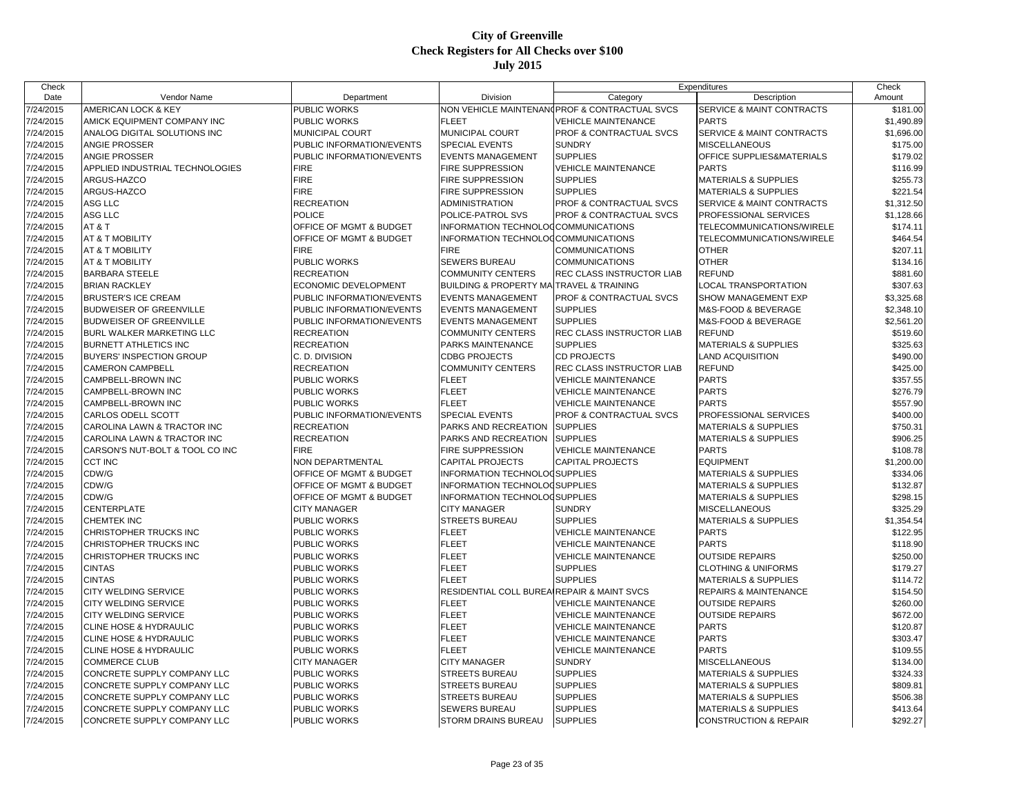# City of Greenville
## Check Registers for All Checks over $100
### July 2015

| Check Date | Vendor Name | Department | Division | Expenditures Category | Expenditures Description | Check Amount |
|---|---|---|---|---|---|---|
| 7/24/2015 | AMERICAN LOCK & KEY | PUBLIC WORKS | NON VEHICLE MAINTENANC | PROF & CONTRACTUAL SVCS | SERVICE & MAINT CONTRACTS | $181.00 |
| 7/24/2015 | AMICK EQUIPMENT COMPANY INC | PUBLIC WORKS | FLEET | VEHICLE MAINTENANCE | PARTS | $1,490.89 |
| 7/24/2015 | ANALOG DIGITAL SOLUTIONS INC | MUNICIPAL COURT | MUNICIPAL COURT | PROF & CONTRACTUAL SVCS | SERVICE & MAINT CONTRACTS | $1,696.00 |
| 7/24/2015 | ANGIE PROSSER | PUBLIC INFORMATION/EVENTS | SPECIAL EVENTS | SUNDRY | MISCELLANEOUS | $175.00 |
| 7/24/2015 | ANGIE PROSSER | PUBLIC INFORMATION/EVENTS | EVENTS MANAGEMENT | SUPPLIES | OFFICE SUPPLIES&MATERIALS | $179.02 |
| 7/24/2015 | APPLIED INDUSTRIAL TECHNOLOGIES | FIRE | FIRE SUPPRESSION | VEHICLE MAINTENANCE | PARTS | $116.99 |
| 7/24/2015 | ARGUS-HAZCO | FIRE | FIRE SUPPRESSION | SUPPLIES | MATERIALS & SUPPLIES | $255.73 |
| 7/24/2015 | ARGUS-HAZCO | FIRE | FIRE SUPPRESSION | SUPPLIES | MATERIALS & SUPPLIES | $221.54 |
| 7/24/2015 | ASG LLC | RECREATION | ADMINISTRATION | PROF & CONTRACTUAL SVCS | SERVICE & MAINT CONTRACTS | $1,312.50 |
| 7/24/2015 | ASG LLC | POLICE | POLICE-PATROL SVS | PROF & CONTRACTUAL SVCS | PROFESSIONAL SERVICES | $1,128.66 |
| 7/24/2015 | AT & T | OFFICE OF MGMT & BUDGET | INFORMATION TECHNOLOG | COMMUNICATIONS | TELECOMMUNICATIONS/WIRELE | $174.11 |
| 7/24/2015 | AT & T MOBILITY | OFFICE OF MGMT & BUDGET | INFORMATION TECHNOLOG | COMMUNICATIONS | TELECOMMUNICATIONS/WIRELE | $464.54 |
| 7/24/2015 | AT & T MOBILITY | FIRE | FIRE | COMMUNICATIONS | OTHER | $207.11 |
| 7/24/2015 | AT & T MOBILITY | PUBLIC WORKS | SEWERS BUREAU | COMMUNICATIONS | OTHER | $134.16 |
| 7/24/2015 | BARBARA STEELE | RECREATION | COMMUNITY CENTERS | REC CLASS INSTRUCTOR LIAB | REFUND | $881.60 |
| 7/24/2015 | BRIAN RACKLEY | ECONOMIC DEVELOPMENT | BUILDING & PROPERTY MA | TRAVEL & TRAINING | LOCAL TRANSPORTATION | $307.63 |
| 7/24/2015 | BRUSTER'S ICE CREAM | PUBLIC INFORMATION/EVENTS | EVENTS MANAGEMENT | PROF & CONTRACTUAL SVCS | SHOW MANAGEMENT EXP | $3,325.68 |
| 7/24/2015 | BUDWEISER OF GREENVILLE | PUBLIC INFORMATION/EVENTS | EVENTS MANAGEMENT | SUPPLIES | M&S-FOOD & BEVERAGE | $2,348.10 |
| 7/24/2015 | BUDWEISER OF GREENVILLE | PUBLIC INFORMATION/EVENTS | EVENTS MANAGEMENT | SUPPLIES | M&S-FOOD & BEVERAGE | $2,561.20 |
| 7/24/2015 | BURL WALKER MARKETING LLC | RECREATION | COMMUNITY CENTERS | REC CLASS INSTRUCTOR LIAB | REFUND | $519.60 |
| 7/24/2015 | BURNETT ATHLETICS INC | RECREATION | PARKS MAINTENANCE | SUPPLIES | MATERIALS & SUPPLIES | $325.63 |
| 7/24/2015 | BUYERS' INSPECTION GROUP | C. D. DIVISION | CDBG PROJECTS | CD PROJECTS | LAND ACQUISITION | $490.00 |
| 7/24/2015 | CAMERON CAMPBELL | RECREATION | COMMUNITY CENTERS | REC CLASS INSTRUCTOR LIAB | REFUND | $425.00 |
| 7/24/2015 | CAMPBELL-BROWN INC | PUBLIC WORKS | FLEET | VEHICLE MAINTENANCE | PARTS | $357.55 |
| 7/24/2015 | CAMPBELL-BROWN INC | PUBLIC WORKS | FLEET | VEHICLE MAINTENANCE | PARTS | $276.79 |
| 7/24/2015 | CAMPBELL-BROWN INC | PUBLIC WORKS | FLEET | VEHICLE MAINTENANCE | PARTS | $557.90 |
| 7/24/2015 | CARLOS ODELL SCOTT | PUBLIC INFORMATION/EVENTS | SPECIAL EVENTS | PROF & CONTRACTUAL SVCS | PROFESSIONAL SERVICES | $400.00 |
| 7/24/2015 | CAROLINA LAWN & TRACTOR INC | RECREATION | PARKS AND RECREATION | SUPPLIES | MATERIALS & SUPPLIES | $750.31 |
| 7/24/2015 | CAROLINA LAWN & TRACTOR INC | RECREATION | PARKS AND RECREATION | SUPPLIES | MATERIALS & SUPPLIES | $906.25 |
| 7/24/2015 | CARSON'S NUT-BOLT & TOOL CO INC | FIRE | FIRE SUPPRESSION | VEHICLE MAINTENANCE | PARTS | $108.78 |
| 7/24/2015 | CCT INC | NON DEPARTMENTAL | CAPITAL PROJECTS | CAPITAL PROJECTS | EQUIPMENT | $1,200.00 |
| 7/24/2015 | CDW/G | OFFICE OF MGMT & BUDGET | INFORMATION TECHNOLOG | SUPPLIES | MATERIALS & SUPPLIES | $334.06 |
| 7/24/2015 | CDW/G | OFFICE OF MGMT & BUDGET | INFORMATION TECHNOLOG | SUPPLIES | MATERIALS & SUPPLIES | $132.87 |
| 7/24/2015 | CDW/G | OFFICE OF MGMT & BUDGET | INFORMATION TECHNOLOG | SUPPLIES | MATERIALS & SUPPLIES | $298.15 |
| 7/24/2015 | CENTERPLATE | CITY MANAGER | CITY MANAGER | SUNDRY | MISCELLANEOUS | $325.29 |
| 7/24/2015 | CHEMTEK INC | PUBLIC WORKS | STREETS BUREAU | SUPPLIES | MATERIALS & SUPPLIES | $1,354.54 |
| 7/24/2015 | CHRISTOPHER TRUCKS INC | PUBLIC WORKS | FLEET | VEHICLE MAINTENANCE | PARTS | $122.95 |
| 7/24/2015 | CHRISTOPHER TRUCKS INC | PUBLIC WORKS | FLEET | VEHICLE MAINTENANCE | PARTS | $118.90 |
| 7/24/2015 | CHRISTOPHER TRUCKS INC | PUBLIC WORKS | FLEET | VEHICLE MAINTENANCE | OUTSIDE REPAIRS | $250.00 |
| 7/24/2015 | CINTAS | PUBLIC WORKS | FLEET | SUPPLIES | CLOTHING & UNIFORMS | $179.27 |
| 7/24/2015 | CINTAS | PUBLIC WORKS | FLEET | SUPPLIES | MATERIALS & SUPPLIES | $114.72 |
| 7/24/2015 | CITY WELDING SERVICE | PUBLIC WORKS | RESIDENTIAL COLL BUREA | REPAIR & MAINT SVCS | REPAIRS & MAINTENANCE | $154.50 |
| 7/24/2015 | CITY WELDING SERVICE | PUBLIC WORKS | FLEET | VEHICLE MAINTENANCE | OUTSIDE REPAIRS | $260.00 |
| 7/24/2015 | CITY WELDING SERVICE | PUBLIC WORKS | FLEET | VEHICLE MAINTENANCE | OUTSIDE REPAIRS | $672.00 |
| 7/24/2015 | CLINE HOSE & HYDRAULIC | PUBLIC WORKS | FLEET | VEHICLE MAINTENANCE | PARTS | $120.87 |
| 7/24/2015 | CLINE HOSE & HYDRAULIC | PUBLIC WORKS | FLEET | VEHICLE MAINTENANCE | PARTS | $303.47 |
| 7/24/2015 | CLINE HOSE & HYDRAULIC | PUBLIC WORKS | FLEET | VEHICLE MAINTENANCE | PARTS | $109.55 |
| 7/24/2015 | COMMERCE CLUB | CITY MANAGER | CITY MANAGER | SUNDRY | MISCELLANEOUS | $134.00 |
| 7/24/2015 | CONCRETE SUPPLY COMPANY LLC | PUBLIC WORKS | STREETS BUREAU | SUPPLIES | MATERIALS & SUPPLIES | $324.33 |
| 7/24/2015 | CONCRETE SUPPLY COMPANY LLC | PUBLIC WORKS | STREETS BUREAU | SUPPLIES | MATERIALS & SUPPLIES | $809.81 |
| 7/24/2015 | CONCRETE SUPPLY COMPANY LLC | PUBLIC WORKS | STREETS BUREAU | SUPPLIES | MATERIALS & SUPPLIES | $506.38 |
| 7/24/2015 | CONCRETE SUPPLY COMPANY LLC | PUBLIC WORKS | SEWERS BUREAU | SUPPLIES | MATERIALS & SUPPLIES | $413.64 |
| 7/24/2015 | CONCRETE SUPPLY COMPANY LLC | PUBLIC WORKS | STORM DRAINS BUREAU | SUPPLIES | CONSTRUCTION & REPAIR | $292.27 |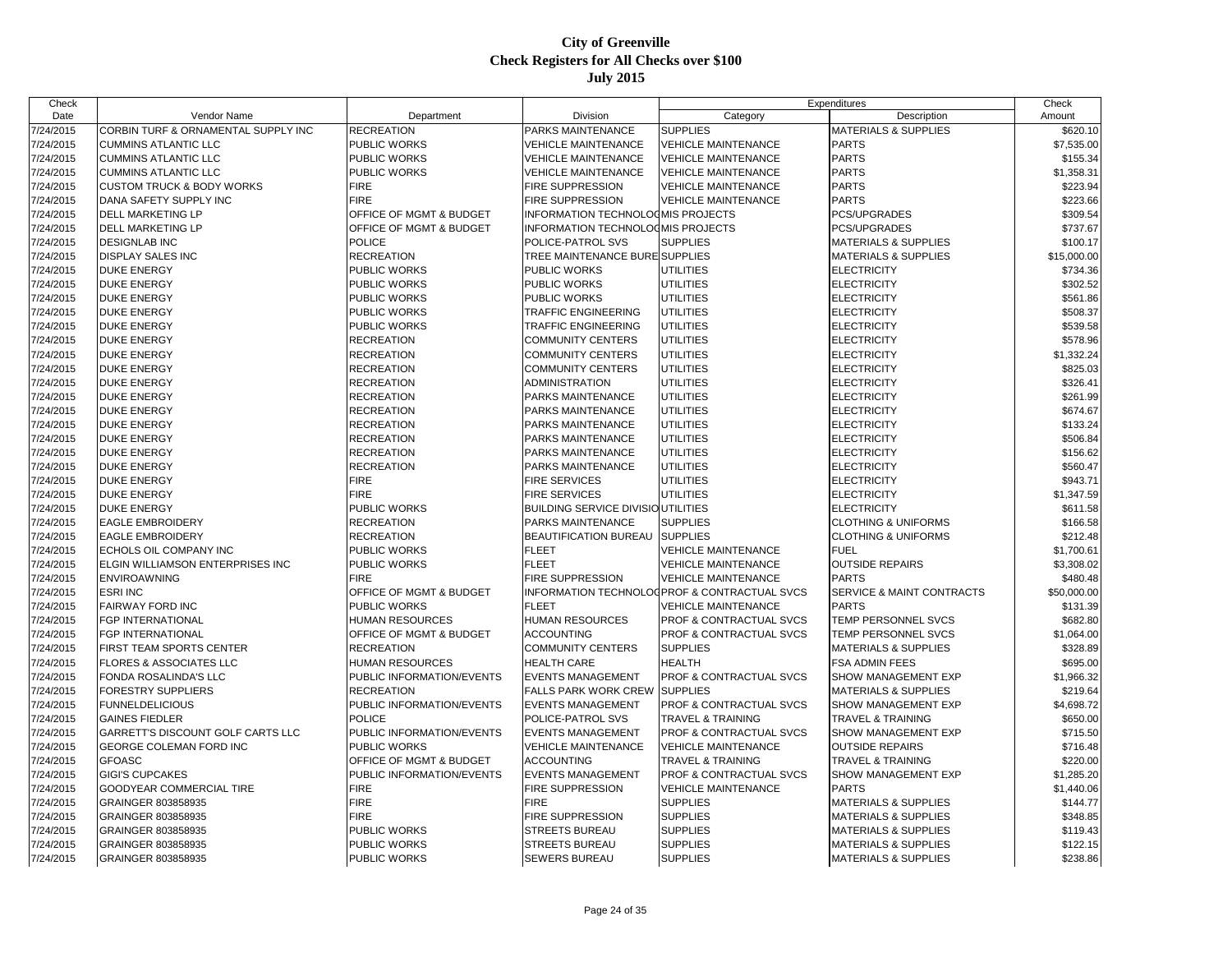# City of Greenville
## Check Registers for All Checks over $100
### July 2015

| Check Date | Vendor Name | Department | Division | Expenditures Category | Expenditures Description | Check Amount |
|---|---|---|---|---|---|---|
| 7/24/2015 | CORBIN TURF & ORNAMENTAL SUPPLY INC | RECREATION | PARKS MAINTENANCE | SUPPLIES | MATERIALS & SUPPLIES | $620.10 |
| 7/24/2015 | CUMMINS ATLANTIC LLC | PUBLIC WORKS | VEHICLE MAINTENANCE | VEHICLE MAINTENANCE | PARTS | $7,535.00 |
| 7/24/2015 | CUMMINS ATLANTIC LLC | PUBLIC WORKS | VEHICLE MAINTENANCE | VEHICLE MAINTENANCE | PARTS | $155.34 |
| 7/24/2015 | CUMMINS ATLANTIC LLC | PUBLIC WORKS | VEHICLE MAINTENANCE | VEHICLE MAINTENANCE | PARTS | $1,358.31 |
| 7/24/2015 | CUSTOM TRUCK & BODY WORKS | FIRE | FIRE SUPPRESSION | VEHICLE MAINTENANCE | PARTS | $223.94 |
| 7/24/2015 | DANA SAFETY SUPPLY INC | FIRE | FIRE SUPPRESSION | VEHICLE MAINTENANCE | PARTS | $223.66 |
| 7/24/2015 | DELL MARKETING LP | OFFICE OF MGMT & BUDGET | INFORMATION TECHNOLOG | MIS PROJECTS | PCS/UPGRADES | $309.54 |
| 7/24/2015 | DELL MARKETING LP | OFFICE OF MGMT & BUDGET | INFORMATION TECHNOLOG | MIS PROJECTS | PCS/UPGRADES | $737.67 |
| 7/24/2015 | DESIGNLAB INC | POLICE | POLICE-PATROL SVS | SUPPLIES | MATERIALS & SUPPLIES | $100.17 |
| 7/24/2015 | DISPLAY SALES INC | RECREATION | TREE MAINTENANCE BURE | SUPPLIES | MATERIALS & SUPPLIES | $15,000.00 |
| 7/24/2015 | DUKE ENERGY | PUBLIC WORKS | PUBLIC WORKS | UTILITIES | ELECTRICITY | $734.36 |
| 7/24/2015 | DUKE ENERGY | PUBLIC WORKS | PUBLIC WORKS | UTILITIES | ELECTRICITY | $302.52 |
| 7/24/2015 | DUKE ENERGY | PUBLIC WORKS | PUBLIC WORKS | UTILITIES | ELECTRICITY | $561.86 |
| 7/24/2015 | DUKE ENERGY | PUBLIC WORKS | TRAFFIC ENGINEERING | UTILITIES | ELECTRICITY | $508.37 |
| 7/24/2015 | DUKE ENERGY | PUBLIC WORKS | TRAFFIC ENGINEERING | UTILITIES | ELECTRICITY | $539.58 |
| 7/24/2015 | DUKE ENERGY | RECREATION | COMMUNITY CENTERS | UTILITIES | ELECTRICITY | $578.96 |
| 7/24/2015 | DUKE ENERGY | RECREATION | COMMUNITY CENTERS | UTILITIES | ELECTRICITY | $1,332.24 |
| 7/24/2015 | DUKE ENERGY | RECREATION | COMMUNITY CENTERS | UTILITIES | ELECTRICITY | $825.03 |
| 7/24/2015 | DUKE ENERGY | RECREATION | ADMINISTRATION | UTILITIES | ELECTRICITY | $326.41 |
| 7/24/2015 | DUKE ENERGY | RECREATION | PARKS MAINTENANCE | UTILITIES | ELECTRICITY | $261.99 |
| 7/24/2015 | DUKE ENERGY | RECREATION | PARKS MAINTENANCE | UTILITIES | ELECTRICITY | $674.67 |
| 7/24/2015 | DUKE ENERGY | RECREATION | PARKS MAINTENANCE | UTILITIES | ELECTRICITY | $133.24 |
| 7/24/2015 | DUKE ENERGY | RECREATION | PARKS MAINTENANCE | UTILITIES | ELECTRICITY | $506.84 |
| 7/24/2015 | DUKE ENERGY | RECREATION | PARKS MAINTENANCE | UTILITIES | ELECTRICITY | $156.62 |
| 7/24/2015 | DUKE ENERGY | RECREATION | PARKS MAINTENANCE | UTILITIES | ELECTRICITY | $560.47 |
| 7/24/2015 | DUKE ENERGY | FIRE | FIRE SERVICES | UTILITIES | ELECTRICITY | $943.71 |
| 7/24/2015 | DUKE ENERGY | FIRE | FIRE SERVICES | UTILITIES | ELECTRICITY | $1,347.59 |
| 7/24/2015 | DUKE ENERGY | PUBLIC WORKS | BUILDING SERVICE DIVISIO | UTILITIES | ELECTRICITY | $611.58 |
| 7/24/2015 | EAGLE EMBROIDERY | RECREATION | PARKS MAINTENANCE | SUPPLIES | CLOTHING & UNIFORMS | $166.58 |
| 7/24/2015 | EAGLE EMBROIDERY | RECREATION | BEAUTIFICATION BUREAU | SUPPLIES | CLOTHING & UNIFORMS | $212.48 |
| 7/24/2015 | ECHOLS OIL COMPANY INC | PUBLIC WORKS | FLEET | VEHICLE MAINTENANCE | FUEL | $1,700.61 |
| 7/24/2015 | ELGIN WILLIAMSON ENTERPRISES INC | PUBLIC WORKS | FLEET | VEHICLE MAINTENANCE | OUTSIDE REPAIRS | $3,308.02 |
| 7/24/2015 | ENVIROAWNING | FIRE | FIRE SUPPRESSION | VEHICLE MAINTENANCE | PARTS | $480.48 |
| 7/24/2015 | ESRI INC | OFFICE OF MGMT & BUDGET | INFORMATION TECHNOLOG | PROF & CONTRACTUAL SVCS | SERVICE & MAINT CONTRACTS | $50,000.00 |
| 7/24/2015 | FAIRWAY FORD INC | PUBLIC WORKS | FLEET | VEHICLE MAINTENANCE | PARTS | $131.39 |
| 7/24/2015 | FGP INTERNATIONAL | HUMAN RESOURCES | HUMAN RESOURCES | PROF & CONTRACTUAL SVCS | TEMP PERSONNEL SVCS | $682.80 |
| 7/24/2015 | FGP INTERNATIONAL | OFFICE OF MGMT & BUDGET | ACCOUNTING | PROF & CONTRACTUAL SVCS | TEMP PERSONNEL SVCS | $1,064.00 |
| 7/24/2015 | FIRST TEAM SPORTS CENTER | RECREATION | COMMUNITY CENTERS | SUPPLIES | MATERIALS & SUPPLIES | $328.89 |
| 7/24/2015 | FLORES & ASSOCIATES LLC | HUMAN RESOURCES | HEALTH CARE | HEALTH | FSA ADMIN FEES | $695.00 |
| 7/24/2015 | FONDA ROSALINDA'S LLC | PUBLIC INFORMATION/EVENTS | EVENTS MANAGEMENT | PROF & CONTRACTUAL SVCS | SHOW MANAGEMENT EXP | $1,966.32 |
| 7/24/2015 | FORESTRY SUPPLIERS | RECREATION | FALLS PARK WORK CREW | SUPPLIES | MATERIALS & SUPPLIES | $219.64 |
| 7/24/2015 | FUNNELDELICIOUS | PUBLIC INFORMATION/EVENTS | EVENTS MANAGEMENT | PROF & CONTRACTUAL SVCS | SHOW MANAGEMENT EXP | $4,698.72 |
| 7/24/2015 | GAINES FIEDLER | POLICE | POLICE-PATROL SVS | TRAVEL & TRAINING | TRAVEL & TRAINING | $650.00 |
| 7/24/2015 | GARRETT'S DISCOUNT GOLF CARTS LLC | PUBLIC INFORMATION/EVENTS | EVENTS MANAGEMENT | PROF & CONTRACTUAL SVCS | SHOW MANAGEMENT EXP | $715.50 |
| 7/24/2015 | GEORGE COLEMAN FORD INC | PUBLIC WORKS | VEHICLE MAINTENANCE | VEHICLE MAINTENANCE | OUTSIDE REPAIRS | $716.48 |
| 7/24/2015 | GFOASC | OFFICE OF MGMT & BUDGET | ACCOUNTING | TRAVEL & TRAINING | TRAVEL & TRAINING | $220.00 |
| 7/24/2015 | GIGI'S CUPCAKES | PUBLIC INFORMATION/EVENTS | EVENTS MANAGEMENT | PROF & CONTRACTUAL SVCS | SHOW MANAGEMENT EXP | $1,285.20 |
| 7/24/2015 | GOODYEAR COMMERCIAL TIRE | FIRE | FIRE SUPPRESSION | VEHICLE MAINTENANCE | PARTS | $1,440.06 |
| 7/24/2015 | GRAINGER 803858935 | FIRE | FIRE | SUPPLIES | MATERIALS & SUPPLIES | $144.77 |
| 7/24/2015 | GRAINGER 803858935 | FIRE | FIRE SUPPRESSION | SUPPLIES | MATERIALS & SUPPLIES | $348.85 |
| 7/24/2015 | GRAINGER 803858935 | PUBLIC WORKS | STREETS BUREAU | SUPPLIES | MATERIALS & SUPPLIES | $119.43 |
| 7/24/2015 | GRAINGER 803858935 | PUBLIC WORKS | STREETS BUREAU | SUPPLIES | MATERIALS & SUPPLIES | $122.15 |
| 7/24/2015 | GRAINGER 803858935 | PUBLIC WORKS | SEWERS BUREAU | SUPPLIES | MATERIALS & SUPPLIES | $238.86 |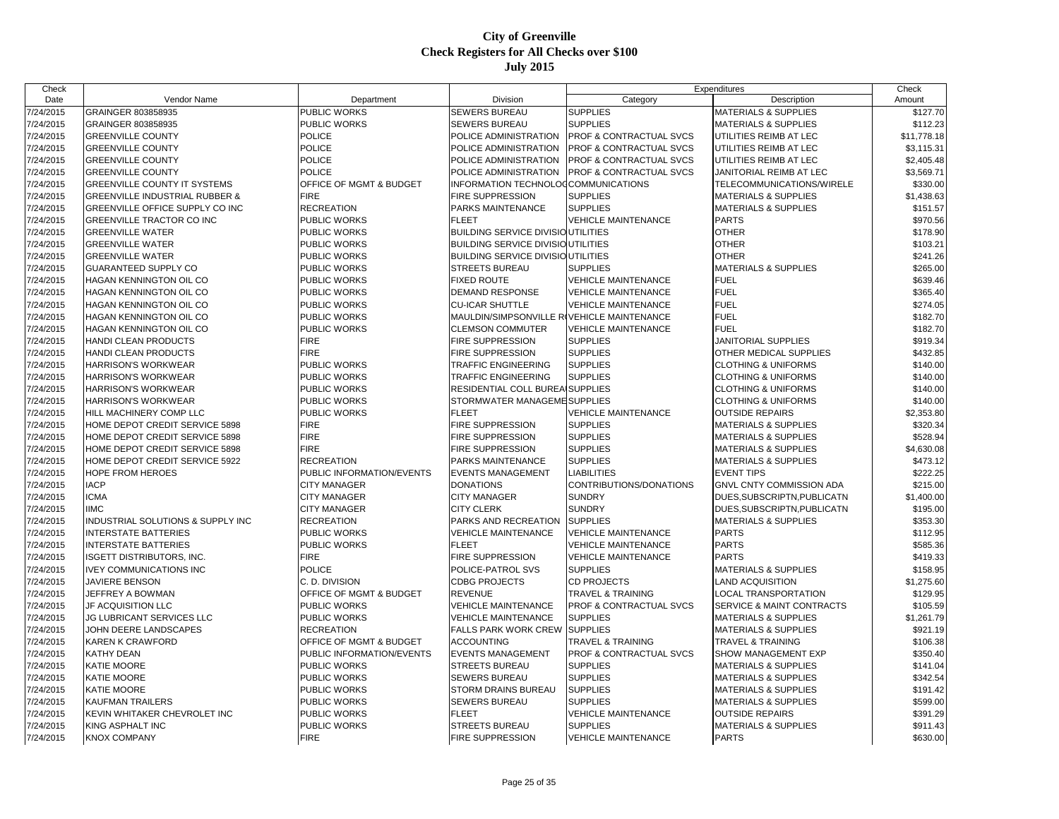# City of Greenville
## Check Registers for All Checks over $100
### July 2015

| Check Date | Vendor Name | Department | Division | Expenditures Category | Expenditures Description | Check Amount |
|---|---|---|---|---|---|---|
| 7/24/2015 | GRAINGER 803858935 | PUBLIC WORKS | SEWERS BUREAU | SUPPLIES | MATERIALS & SUPPLIES | $127.70 |
| 7/24/2015 | GRAINGER 803858935 | PUBLIC WORKS | SEWERS BUREAU | SUPPLIES | MATERIALS & SUPPLIES | $112.23 |
| 7/24/2015 | GREENVILLE COUNTY | POLICE | POLICE ADMINISTRATION | PROF & CONTRACTUAL SVCS | UTILITIES REIMB AT LEC | $11,778.18 |
| 7/24/2015 | GREENVILLE COUNTY | POLICE | POLICE ADMINISTRATION | PROF & CONTRACTUAL SVCS | UTILITIES REIMB AT LEC | $3,115.31 |
| 7/24/2015 | GREENVILLE COUNTY | POLICE | POLICE ADMINISTRATION | PROF & CONTRACTUAL SVCS | UTILITIES REIMB AT LEC | $2,405.48 |
| 7/24/2015 | GREENVILLE COUNTY | POLICE | POLICE ADMINISTRATION | PROF & CONTRACTUAL SVCS | JANITORIAL REIMB AT LEC | $3,569.71 |
| 7/24/2015 | GREENVILLE COUNTY IT SYSTEMS | OFFICE OF MGMT & BUDGET | INFORMATION TECHNOLOG | COMMUNICATIONS | TELECOMMUNICATIONS/WIRELE | $330.00 |
| 7/24/2015 | GREENVILLE INDUSTRIAL RUBBER & | FIRE | FIRE SUPPRESSION | SUPPLIES | MATERIALS & SUPPLIES | $1,438.63 |
| 7/24/2015 | GREENVILLE OFFICE SUPPLY CO INC | RECREATION | PARKS MAINTENANCE | SUPPLIES | MATERIALS & SUPPLIES | $151.57 |
| 7/24/2015 | GREENVILLE TRACTOR CO INC | PUBLIC WORKS | FLEET | VEHICLE MAINTENANCE | PARTS | $970.56 |
| 7/24/2015 | GREENVILLE WATER | PUBLIC WORKS | BUILDING SERVICE DIVISIO | UTILITIES | OTHER | $178.90 |
| 7/24/2015 | GREENVILLE WATER | PUBLIC WORKS | BUILDING SERVICE DIVISIO | UTILITIES | OTHER | $103.21 |
| 7/24/2015 | GREENVILLE WATER | PUBLIC WORKS | BUILDING SERVICE DIVISIO | UTILITIES | OTHER | $241.26 |
| 7/24/2015 | GUARANTEED SUPPLY CO | PUBLIC WORKS | STREETS BUREAU | SUPPLIES | MATERIALS & SUPPLIES | $265.00 |
| 7/24/2015 | HAGAN KENNINGTON OIL CO | PUBLIC WORKS | FIXED ROUTE | VEHICLE MAINTENANCE | FUEL | $639.46 |
| 7/24/2015 | HAGAN KENNINGTON OIL CO | PUBLIC WORKS | DEMAND RESPONSE | VEHICLE MAINTENANCE | FUEL | $365.40 |
| 7/24/2015 | HAGAN KENNINGTON OIL CO | PUBLIC WORKS | CU-ICAR SHUTTLE | VEHICLE MAINTENANCE | FUEL | $274.05 |
| 7/24/2015 | HAGAN KENNINGTON OIL CO | PUBLIC WORKS | MAULDIN/SIMPSONVILLE R | VEHICLE MAINTENANCE | FUEL | $182.70 |
| 7/24/2015 | HAGAN KENNINGTON OIL CO | PUBLIC WORKS | CLEMSON COMMUTER | VEHICLE MAINTENANCE | FUEL | $182.70 |
| 7/24/2015 | HANDI CLEAN PRODUCTS | FIRE | FIRE SUPPRESSION | SUPPLIES | JANITORIAL SUPPLIES | $919.34 |
| 7/24/2015 | HANDI CLEAN PRODUCTS | FIRE | FIRE SUPPRESSION | SUPPLIES | OTHER MEDICAL SUPPLIES | $432.85 |
| 7/24/2015 | HARRISON'S WORKWEAR | PUBLIC WORKS | TRAFFIC ENGINEERING | SUPPLIES | CLOTHING & UNIFORMS | $140.00 |
| 7/24/2015 | HARRISON'S WORKWEAR | PUBLIC WORKS | TRAFFIC ENGINEERING | SUPPLIES | CLOTHING & UNIFORMS | $140.00 |
| 7/24/2015 | HARRISON'S WORKWEAR | PUBLIC WORKS | RESIDENTIAL COLL BUREA | SUPPLIES | CLOTHING & UNIFORMS | $140.00 |
| 7/24/2015 | HARRISON'S WORKWEAR | PUBLIC WORKS | STORMWATER MANAGEME | SUPPLIES | CLOTHING & UNIFORMS | $140.00 |
| 7/24/2015 | HILL MACHINERY COMP LLC | PUBLIC WORKS | FLEET | VEHICLE MAINTENANCE | OUTSIDE REPAIRS | $2,353.80 |
| 7/24/2015 | HOME DEPOT CREDIT SERVICE 5898 | FIRE | FIRE SUPPRESSION | SUPPLIES | MATERIALS & SUPPLIES | $320.34 |
| 7/24/2015 | HOME DEPOT CREDIT SERVICE 5898 | FIRE | FIRE SUPPRESSION | SUPPLIES | MATERIALS & SUPPLIES | $528.94 |
| 7/24/2015 | HOME DEPOT CREDIT SERVICE 5898 | FIRE | FIRE SUPPRESSION | SUPPLIES | MATERIALS & SUPPLIES | $4,630.08 |
| 7/24/2015 | HOME DEPOT CREDIT SERVICE 5922 | RECREATION | PARKS MAINTENANCE | SUPPLIES | MATERIALS & SUPPLIES | $473.12 |
| 7/24/2015 | HOPE FROM HEROES | PUBLIC INFORMATION/EVENTS | EVENTS MANAGEMENT | LIABILITIES | EVENT TIPS | $222.25 |
| 7/24/2015 | IACP | CITY MANAGER | DONATIONS | CONTRIBUTIONS/DONATIONS | GNVL CNTY COMMISSION ADA | $215.00 |
| 7/24/2015 | ICMA | CITY MANAGER | CITY MANAGER | SUNDRY | DUES,SUBSCRIPTN,PUBLICATN | $1,400.00 |
| 7/24/2015 | IIMC | CITY MANAGER | CITY CLERK | SUNDRY | DUES,SUBSCRIPTN,PUBLICATN | $195.00 |
| 7/24/2015 | INDUSTRIAL SOLUTIONS & SUPPLY INC | RECREATION | PARKS AND RECREATION | SUPPLIES | MATERIALS & SUPPLIES | $353.30 |
| 7/24/2015 | INTERSTATE BATTERIES | PUBLIC WORKS | VEHICLE MAINTENANCE | VEHICLE MAINTENANCE | PARTS | $112.95 |
| 7/24/2015 | INTERSTATE BATTERIES | PUBLIC WORKS | FLEET | VEHICLE MAINTENANCE | PARTS | $585.36 |
| 7/24/2015 | ISGETT DISTRIBUTORS, INC. | FIRE | FIRE SUPPRESSION | VEHICLE MAINTENANCE | PARTS | $419.33 |
| 7/24/2015 | IVEY COMMUNICATIONS INC | POLICE | POLICE-PATROL SVS | SUPPLIES | MATERIALS & SUPPLIES | $158.95 |
| 7/24/2015 | JAVIERE BENSON | C. D. DIVISION | CDBG PROJECTS | CD PROJECTS | LAND ACQUISITION | $1,275.60 |
| 7/24/2015 | JEFFREY A BOWMAN | OFFICE OF MGMT & BUDGET | REVENUE | TRAVEL & TRAINING | LOCAL TRANSPORTATION | $129.95 |
| 7/24/2015 | JF ACQUISITION LLC | PUBLIC WORKS | VEHICLE MAINTENANCE | PROF & CONTRACTUAL SVCS | SERVICE & MAINT CONTRACTS | $105.59 |
| 7/24/2015 | JG LUBRICANT SERVICES LLC | PUBLIC WORKS | VEHICLE MAINTENANCE | SUPPLIES | MATERIALS & SUPPLIES | $1,261.79 |
| 7/24/2015 | JOHN DEERE LANDSCAPES | RECREATION | FALLS PARK WORK CREW | SUPPLIES | MATERIALS & SUPPLIES | $921.19 |
| 7/24/2015 | KAREN K CRAWFORD | OFFICE OF MGMT & BUDGET | ACCOUNTING | TRAVEL & TRAINING | TRAVEL & TRAINING | $106.38 |
| 7/24/2015 | KATHY DEAN | PUBLIC INFORMATION/EVENTS | EVENTS MANAGEMENT | PROF & CONTRACTUAL SVCS | SHOW MANAGEMENT EXP | $350.40 |
| 7/24/2015 | KATIE MOORE | PUBLIC WORKS | STREETS BUREAU | SUPPLIES | MATERIALS & SUPPLIES | $141.04 |
| 7/24/2015 | KATIE MOORE | PUBLIC WORKS | SEWERS BUREAU | SUPPLIES | MATERIALS & SUPPLIES | $342.54 |
| 7/24/2015 | KATIE MOORE | PUBLIC WORKS | STORM DRAINS BUREAU | SUPPLIES | MATERIALS & SUPPLIES | $191.42 |
| 7/24/2015 | KAUFMAN TRAILERS | PUBLIC WORKS | SEWERS BUREAU | SUPPLIES | MATERIALS & SUPPLIES | $599.00 |
| 7/24/2015 | KEVIN WHITAKER CHEVROLET INC | PUBLIC WORKS | FLEET | VEHICLE MAINTENANCE | OUTSIDE REPAIRS | $391.29 |
| 7/24/2015 | KING ASPHALT INC | PUBLIC WORKS | STREETS BUREAU | SUPPLIES | MATERIALS & SUPPLIES | $911.43 |
| 7/24/2015 | KNOX COMPANY | FIRE | FIRE SUPPRESSION | VEHICLE MAINTENANCE | PARTS | $630.00 |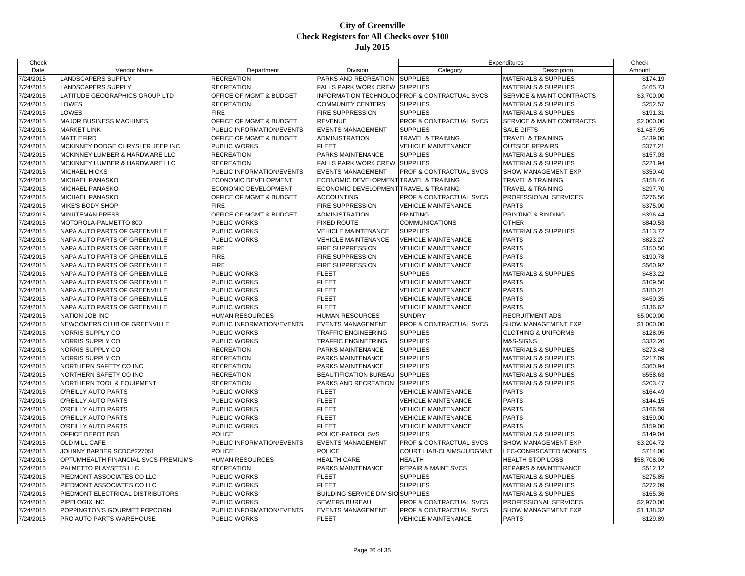# City of Greenville
## Check Registers for All Checks over $100
## July 2015

| Check Date | Vendor Name | Department | Division | Expenditures Category | Expenditures Description | Check Amount |
|---|---|---|---|---|---|---|
| 7/24/2015 | LANDSCAPERS SUPPLY | RECREATION | PARKS AND RECREATION | SUPPLIES | MATERIALS & SUPPLIES | $174.19 |
| 7/24/2015 | LANDSCAPERS SUPPLY | RECREATION | FALLS PARK WORK CREW | SUPPLIES | MATERIALS & SUPPLIES | $465.73 |
| 7/24/2015 | LATITUDE GEOGRAPHICS GROUP LTD | OFFICE OF MGMT & BUDGET | INFORMATION TECHNOLOG | PROF & CONTRACTUAL SVCS | SERVICE & MAINT CONTRACTS | $3,700.00 |
| 7/24/2015 | LOWES | RECREATION | COMMUNITY CENTERS | SUPPLIES | MATERIALS & SUPPLIES | $252.57 |
| 7/24/2015 | LOWES | FIRE | FIRE SUPPRESSION | SUPPLIES | MATERIALS & SUPPLIES | $191.31 |
| 7/24/2015 | MAJOR BUSINESS MACHINES | OFFICE OF MGMT & BUDGET | REVENUE | PROF & CONTRACTUAL SVCS | SERVICE & MAINT CONTRACTS | $2,000.00 |
| 7/24/2015 | MARKET LINK | PUBLIC INFORMATION/EVENTS | EVENTS MANAGEMENT | SUPPLIES | SALE GIFTS | $1,487.95 |
| 7/24/2015 | MATT EFIRD | OFFICE OF MGMT & BUDGET | ADMINISTRATION | TRAVEL & TRAINING | TRAVEL & TRAINING | $439.00 |
| 7/24/2015 | MCKINNEY DODGE CHRYSLER JEEP INC | PUBLIC WORKS | FLEET | VEHICLE MAINTENANCE | OUTSIDE REPAIRS | $377.21 |
| 7/24/2015 | MCKINNEY LUMBER & HARDWARE LLC | RECREATION | PARKS MAINTENANCE | SUPPLIES | MATERIALS & SUPPLIES | $157.03 |
| 7/24/2015 | MCKINNEY LUMBER & HARDWARE LLC | RECREATION | FALLS PARK WORK CREW | SUPPLIES | MATERIALS & SUPPLIES | $221.94 |
| 7/24/2015 | MICHAEL HICKS | PUBLIC INFORMATION/EVENTS | EVENTS MANAGEMENT | PROF & CONTRACTUAL SVCS | SHOW MANAGEMENT EXP | $350.40 |
| 7/24/2015 | MICHAEL PANASKO | ECONOMIC DEVELOPMENT | ECONOMIC DEVELOPMENT | TRAVEL & TRAINING | TRAVEL & TRAINING | $158.46 |
| 7/24/2015 | MICHAEL PANASKO | ECONOMIC DEVELOPMENT | ECONOMIC DEVELOPMENT | TRAVEL & TRAINING | TRAVEL & TRAINING | $297.70 |
| 7/24/2015 | MICHAEL PANASKO | OFFICE OF MGMT & BUDGET | ACCOUNTING | PROF & CONTRACTUAL SVCS | PROFESSIONAL SERVICES | $276.56 |
| 7/24/2015 | MIKE'S BODY SHOP | FIRE | FIRE SUPPRESSION | VEHICLE MAINTENANCE | PARTS | $375.00 |
| 7/24/2015 | MINUTEMAN PRESS | OFFICE OF MGMT & BUDGET | ADMINISTRATION | PRINTING | PRINTING & BINDING | $396.44 |
| 7/24/2015 | MOTOROLA-PALMETTO 800 | PUBLIC WORKS | FIXED ROUTE | COMMUNICATIONS | OTHER | $840.53 |
| 7/24/2015 | NAPA AUTO PARTS OF GREENVILLE | PUBLIC WORKS | VEHICLE MAINTENANCE | SUPPLIES | MATERIALS & SUPPLIES | $113.72 |
| 7/24/2015 | NAPA AUTO PARTS OF GREENVILLE | PUBLIC WORKS | VEHICLE MAINTENANCE | VEHICLE MAINTENANCE | PARTS | $823.27 |
| 7/24/2015 | NAPA AUTO PARTS OF GREENVILLE | FIRE | FIRE SUPPRESSION | VEHICLE MAINTENANCE | PARTS | $150.50 |
| 7/24/2015 | NAPA AUTO PARTS OF GREENVILLE | FIRE | FIRE SUPPRESSION | VEHICLE MAINTENANCE | PARTS | $190.78 |
| 7/24/2015 | NAPA AUTO PARTS OF GREENVILLE | FIRE | FIRE SUPPRESSION | VEHICLE MAINTENANCE | PARTS | $560.92 |
| 7/24/2015 | NAPA AUTO PARTS OF GREENVILLE | PUBLIC WORKS | FLEET | SUPPLIES | MATERIALS & SUPPLIES | $483.22 |
| 7/24/2015 | NAPA AUTO PARTS OF GREENVILLE | PUBLIC WORKS | FLEET | VEHICLE MAINTENANCE | PARTS | $109.50 |
| 7/24/2015 | NAPA AUTO PARTS OF GREENVILLE | PUBLIC WORKS | FLEET | VEHICLE MAINTENANCE | PARTS | $180.21 |
| 7/24/2015 | NAPA AUTO PARTS OF GREENVILLE | PUBLIC WORKS | FLEET | VEHICLE MAINTENANCE | PARTS | $450.35 |
| 7/24/2015 | NAPA AUTO PARTS OF GREENVILLE | PUBLIC WORKS | FLEET | VEHICLE MAINTENANCE | PARTS | $136.62 |
| 7/24/2015 | NATION JOB INC | HUMAN RESOURCES | HUMAN RESOURCES | SUNDRY | RECRUITMENT ADS | $5,000.00 |
| 7/24/2015 | NEWCOMERS CLUB OF GREENVILLE | PUBLIC INFORMATION/EVENTS | EVENTS MANAGEMENT | PROF & CONTRACTUAL SVCS | SHOW MANAGEMENT EXP | $1,000.00 |
| 7/24/2015 | NORRIS SUPPLY CO | PUBLIC WORKS | TRAFFIC ENGINEERING | SUPPLIES | CLOTHING & UNIFORMS | $128.05 |
| 7/24/2015 | NORRIS SUPPLY CO | PUBLIC WORKS | TRAFFIC ENGINEERING | SUPPLIES | M&S-SIGNS | $332.20 |
| 7/24/2015 | NORRIS SUPPLY CO | RECREATION | PARKS MAINTENANCE | SUPPLIES | MATERIALS & SUPPLIES | $273.48 |
| 7/24/2015 | NORRIS SUPPLY CO | RECREATION | PARKS MAINTENANCE | SUPPLIES | MATERIALS & SUPPLIES | $217.09 |
| 7/24/2015 | NORTHERN SAFETY CO INC | RECREATION | PARKS MAINTENANCE | SUPPLIES | MATERIALS & SUPPLIES | $360.94 |
| 7/24/2015 | NORTHERN SAFETY CO INC | RECREATION | BEAUTIFICATION BUREAU | SUPPLIES | MATERIALS & SUPPLIES | $558.63 |
| 7/24/2015 | NORTHERN TOOL & EQUIPMENT | RECREATION | PARKS AND RECREATION | SUPPLIES | MATERIALS & SUPPLIES | $203.47 |
| 7/24/2015 | O'REILLY AUTO PARTS | PUBLIC WORKS | FLEET | VEHICLE MAINTENANCE | PARTS | $164.49 |
| 7/24/2015 | O'REILLY AUTO PARTS | PUBLIC WORKS | FLEET | VEHICLE MAINTENANCE | PARTS | $144.15 |
| 7/24/2015 | O'REILLY AUTO PARTS | PUBLIC WORKS | FLEET | VEHICLE MAINTENANCE | PARTS | $166.59 |
| 7/24/2015 | O'REILLY AUTO PARTS | PUBLIC WORKS | FLEET | VEHICLE MAINTENANCE | PARTS | $159.00 |
| 7/24/2015 | O'REILLY AUTO PARTS | PUBLIC WORKS | FLEET | VEHICLE MAINTENANCE | PARTS | $159.00 |
| 7/24/2015 | OFFICE DEPOT BSD | POLICE | POLICE-PATROL SVS | SUPPLIES | MATERIALS & SUPPLIES | $149.04 |
| 7/24/2015 | OLD MILL CAFE | PUBLIC INFORMATION/EVENTS | EVENTS MANAGEMENT | PROF & CONTRACTUAL SVCS | SHOW MANAGEMENT EXP | $3,204.72 |
| 7/24/2015 | JOHNNY BARBER SCDC#227051 | POLICE | POLICE | COURT LIAB-CLAIMS/JUDGMNT | LEC-CONFISCATED MONIES | $714.00 |
| 7/24/2015 | OPTUMHEALTH FINANCIAL SVCS-PREMIUMS | HUMAN RESOURCES | HEALTH CARE | HEALTH | HEALTH STOP LOSS | $58,708.06 |
| 7/24/2015 | PALMETTO PLAYSETS LLC | RECREATION | PARKS MAINTENANCE | REPAIR & MAINT SVCS | REPAIRS & MAINTENANCE | $512.12 |
| 7/24/2015 | PIEDMONT ASSOCIATES CO LLC | PUBLIC WORKS | FLEET | SUPPLIES | MATERIALS & SUPPLIES | $275.85 |
| 7/24/2015 | PIEDMONT ASSOCIATES CO LLC | PUBLIC WORKS | FLEET | SUPPLIES | MATERIALS & SUPPLIES | $272.09 |
| 7/24/2015 | PIEDMONT ELECTRICAL DISTRIBUTORS | PUBLIC WORKS | BUILDING SERVICE DIVISIO | SUPPLIES | MATERIALS & SUPPLIES | $165.36 |
| 7/24/2015 | PIPELOGIX INC | PUBLIC WORKS | SEWERS BUREAU | PROF & CONTRACTUAL SVCS | PROFESSIONAL SERVICES | $2,970.00 |
| 7/24/2015 | POPPINGTON'S GOURMET POPCORN | PUBLIC INFORMATION/EVENTS | EVENTS MANAGEMENT | PROF & CONTRACTUAL SVCS | SHOW MANAGEMENT EXP | $1,138.32 |
| 7/24/2015 | PRO AUTO PARTS WAREHOUSE | PUBLIC WORKS | FLEET | VEHICLE MAINTENANCE | PARTS | $129.89 |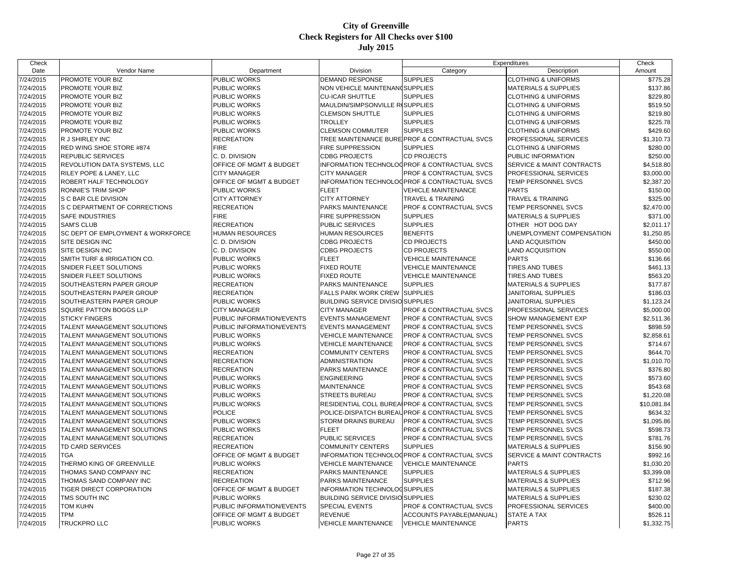# City of Greenville
## Check Registers for All Checks over $100
### July 2015

| Check Date | Vendor Name | Department | Division | Expenditures Category | Expenditures Description | Check Amount |
|---|---|---|---|---|---|---|
| 7/24/2015 | PROMOTE YOUR BIZ | PUBLIC WORKS | DEMAND RESPONSE | SUPPLIES | CLOTHING & UNIFORMS | $775.28 |
| 7/24/2015 | PROMOTE YOUR BIZ | PUBLIC WORKS | NON VEHICLE MAINTENANCE | SUPPLIES | MATERIALS & SUPPLIES | $137.86 |
| 7/24/2015 | PROMOTE YOUR BIZ | PUBLIC WORKS | CU-ICAR SHUTTLE | SUPPLIES | CLOTHING & UNIFORMS | $229.80 |
| 7/24/2015 | PROMOTE YOUR BIZ | PUBLIC WORKS | MAULDIN/SIMPSONVILLE R | SUPPLIES | CLOTHING & UNIFORMS | $519.50 |
| 7/24/2015 | PROMOTE YOUR BIZ | PUBLIC WORKS | CLEMSON SHUTTLE | SUPPLIES | CLOTHING & UNIFORMS | $219.80 |
| 7/24/2015 | PROMOTE YOUR BIZ | PUBLIC WORKS | TROLLEY | SUPPLIES | CLOTHING & UNIFORMS | $225.78 |
| 7/24/2015 | PROMOTE YOUR BIZ | PUBLIC WORKS | CLEMSON COMMUTER | SUPPLIES | CLOTHING & UNIFORMS | $429.60 |
| 7/24/2015 | R J SHIRLEY INC | RECREATION | TREE MAINTENANCE BURE | PROF & CONTRACTUAL SVCS | PROFESSIONAL SERVICES | $1,310.73 |
| 7/24/2015 | RED WING SHOE STORE #874 | FIRE | FIRE SUPPRESSION | SUPPLIES | CLOTHING & UNIFORMS | $280.00 |
| 7/24/2015 | REPUBLIC SERVICES | C. D. DIVISION | CDBG PROJECTS | CD PROJECTS | PUBLIC INFORMATION | $250.00 |
| 7/24/2015 | REVOLUTION DATA SYSTEMS, LLC | OFFICE OF MGMT & BUDGET | INFORMATION TECHNOLOG | PROF & CONTRACTUAL SVCS | SERVICE & MAINT CONTRACTS | $4,518.80 |
| 7/24/2015 | RILEY POPE & LANEY, LLC | CITY MANAGER | CITY MANAGER | PROF & CONTRACTUAL SVCS | PROFESSIONAL SERVICES | $3,000.00 |
| 7/24/2015 | ROBERT HALF TECHNOLOGY | OFFICE OF MGMT & BUDGET | INFORMATION TECHNOLOG | PROF & CONTRACTUAL SVCS | TEMP PERSONNEL SVCS | $2,387.20 |
| 7/24/2015 | RONNIE'S TRIM SHOP | PUBLIC WORKS | FLEET | VEHICLE MAINTENANCE | PARTS | $150.00 |
| 7/24/2015 | S C BAR CLE DIVISION | CITY ATTORNEY | CITY ATTORNEY | TRAVEL & TRAINING | TRAVEL & TRAINING | $325.00 |
| 7/24/2015 | S C DEPARTMENT OF CORRECTIONS | RECREATION | PARKS MAINTENANCE | PROF & CONTRACTUAL SVCS | TEMP PERSONNEL SVCS | $2,470.00 |
| 7/24/2015 | SAFE INDUSTRIES | FIRE | FIRE SUPPRESSION | SUPPLIES | MATERIALS & SUPPLIES | $371.00 |
| 7/24/2015 | SAM'S CLUB | RECREATION | PUBLIC SERVICES | SUPPLIES | OTHER HOT DOG DAY | $2,011.17 |
| 7/24/2015 | SC DEPT OF EMPLOYMENT & WORKFORCE | HUMAN RESOURCES | HUMAN RESOURCES | BENEFITS | UNEMPLOYMENT COMPENSATION | $1,250.85 |
| 7/24/2015 | SITE DESIGN INC | C. D. DIVISION | CDBG PROJECTS | CD PROJECTS | LAND ACQUISITION | $450.00 |
| 7/24/2015 | SITE DESIGN INC | C. D. DIVISION | CDBG PROJECTS | CD PROJECTS | LAND ACQUISITION | $550.00 |
| 7/24/2015 | SMITH TURF & IRRIGATION CO. | PUBLIC WORKS | FLEET | VEHICLE MAINTENANCE | PARTS | $136.66 |
| 7/24/2015 | SNIDER FLEET SOLUTIONS | PUBLIC WORKS | FIXED ROUTE | VEHICLE MAINTENANCE | TIRES AND TUBES | $461.13 |
| 7/24/2015 | SNIDER FLEET SOLUTIONS | PUBLIC WORKS | FIXED ROUTE | VEHICLE MAINTENANCE | TIRES AND TUBES | $563.20 |
| 7/24/2015 | SOUTHEASTERN PAPER GROUP | RECREATION | PARKS MAINTENANCE | SUPPLIES | MATERIALS & SUPPLIES | $177.87 |
| 7/24/2015 | SOUTHEASTERN PAPER GROUP | RECREATION | FALLS PARK WORK CREW | SUPPLIES | JANITORIAL SUPPLIES | $186.03 |
| 7/24/2015 | SOUTHEASTERN PAPER GROUP | PUBLIC WORKS | BUILDING SERVICE DIVISIO | SUPPLIES | JANITORIAL SUPPLIES | $1,123.24 |
| 7/24/2015 | SQUIRE PATTON BOGGS LLP | CITY MANAGER | CITY MANAGER | PROF & CONTRACTUAL SVCS | PROFESSIONAL SERVICES | $5,000.00 |
| 7/24/2015 | STICKY FINGERS | PUBLIC INFORMATION/EVENTS | EVENTS MANAGEMENT | PROF & CONTRACTUAL SVCS | SHOW MANAGEMENT EXP | $2,511.36 |
| 7/24/2015 | TALENT MANAGEMENT SOLUTIONS | PUBLIC INFORMATION/EVENTS | EVENTS MANAGEMENT | PROF & CONTRACTUAL SVCS | TEMP PERSONNEL SVCS | $898.59 |
| 7/24/2015 | TALENT MANAGEMENT SOLUTIONS | PUBLIC WORKS | VEHICLE MAINTENANCE | PROF & CONTRACTUAL SVCS | TEMP PERSONNEL SVCS | $2,858.61 |
| 7/24/2015 | TALENT MANAGEMENT SOLUTIONS | PUBLIC WORKS | VEHICLE MAINTENANCE | PROF & CONTRACTUAL SVCS | TEMP PERSONNEL SVCS | $714.67 |
| 7/24/2015 | TALENT MANAGEMENT SOLUTIONS | RECREATION | COMMUNITY CENTERS | PROF & CONTRACTUAL SVCS | TEMP PERSONNEL SVCS | $644.70 |
| 7/24/2015 | TALENT MANAGEMENT SOLUTIONS | RECREATION | ADMINISTRATION | PROF & CONTRACTUAL SVCS | TEMP PERSONNEL SVCS | $1,010.70 |
| 7/24/2015 | TALENT MANAGEMENT SOLUTIONS | RECREATION | PARKS MAINTENANCE | PROF & CONTRACTUAL SVCS | TEMP PERSONNEL SVCS | $376.80 |
| 7/24/2015 | TALENT MANAGEMENT SOLUTIONS | PUBLIC WORKS | ENGINEERING | PROF & CONTRACTUAL SVCS | TEMP PERSONNEL SVCS | $573.60 |
| 7/24/2015 | TALENT MANAGEMENT SOLUTIONS | PUBLIC WORKS | MAINTENANCE | PROF & CONTRACTUAL SVCS | TEMP PERSONNEL SVCS | $543.68 |
| 7/24/2015 | TALENT MANAGEMENT SOLUTIONS | PUBLIC WORKS | STREETS BUREAU | PROF & CONTRACTUAL SVCS | TEMP PERSONNEL SVCS | $1,220.08 |
| 7/24/2015 | TALENT MANAGEMENT SOLUTIONS | PUBLIC WORKS | RESIDENTIAL COLL BUREA | PROF & CONTRACTUAL SVCS | TEMP PERSONNEL SVCS | $10,081.84 |
| 7/24/2015 | TALENT MANAGEMENT SOLUTIONS | POLICE | POLICE-DISPATCH BUREAU | PROF & CONTRACTUAL SVCS | TEMP PERSONNEL SVCS | $634.32 |
| 7/24/2015 | TALENT MANAGEMENT SOLUTIONS | PUBLIC WORKS | STORM DRAINS BUREAU | PROF & CONTRACTUAL SVCS | TEMP PERSONNEL SVCS | $1,095.86 |
| 7/24/2015 | TALENT MANAGEMENT SOLUTIONS | PUBLIC WORKS | FLEET | PROF & CONTRACTUAL SVCS | TEMP PERSONNEL SVCS | $598.73 |
| 7/24/2015 | TALENT MANAGEMENT SOLUTIONS | RECREATION | PUBLIC SERVICES | PROF & CONTRACTUAL SVCS | TEMP PERSONNEL SVCS | $781.76 |
| 7/24/2015 | TD CARD SERVICES | RECREATION | COMMUNITY CENTERS | SUPPLIES | MATERIALS & SUPPLIES | $156.90 |
| 7/24/2015 | TGA | OFFICE OF MGMT & BUDGET | INFORMATION TECHNOLOG | PROF & CONTRACTUAL SVCS | SERVICE & MAINT CONTRACTS | $992.16 |
| 7/24/2015 | THERMO KING OF GREENVILLE | PUBLIC WORKS | VEHICLE MAINTENANCE | VEHICLE MAINTENANCE | PARTS | $1,030.20 |
| 7/24/2015 | THOMAS SAND COMPANY INC | RECREATION | PARKS MAINTENANCE | SUPPLIES | MATERIALS & SUPPLIES | $3,399.08 |
| 7/24/2015 | THOMAS SAND COMPANY INC | RECREATION | PARKS MAINTENANCE | SUPPLIES | MATERIALS & SUPPLIES | $712.96 |
| 7/24/2015 | TIGER DIRECT CORPORATION | OFFICE OF MGMT & BUDGET | INFORMATION TECHNOLOG | SUPPLIES | MATERIALS & SUPPLIES | $187.38 |
| 7/24/2015 | TMS SOUTH INC | PUBLIC WORKS | BUILDING SERVICE DIVISIO | SUPPLIES | MATERIALS & SUPPLIES | $230.02 |
| 7/24/2015 | TOM KUHN | PUBLIC INFORMATION/EVENTS | SPECIAL EVENTS | PROF & CONTRACTUAL SVCS | PROFESSIONAL SERVICES | $400.00 |
| 7/24/2015 | TPM | OFFICE OF MGMT & BUDGET | REVENUE | ACCOUNTS PAYABLE(MANUAL) | STATE A TAX | $526.11 |
| 7/24/2015 | TRUCKPRO LLC | PUBLIC WORKS | VEHICLE MAINTENANCE | VEHICLE MAINTENANCE | PARTS | $1,332.75 |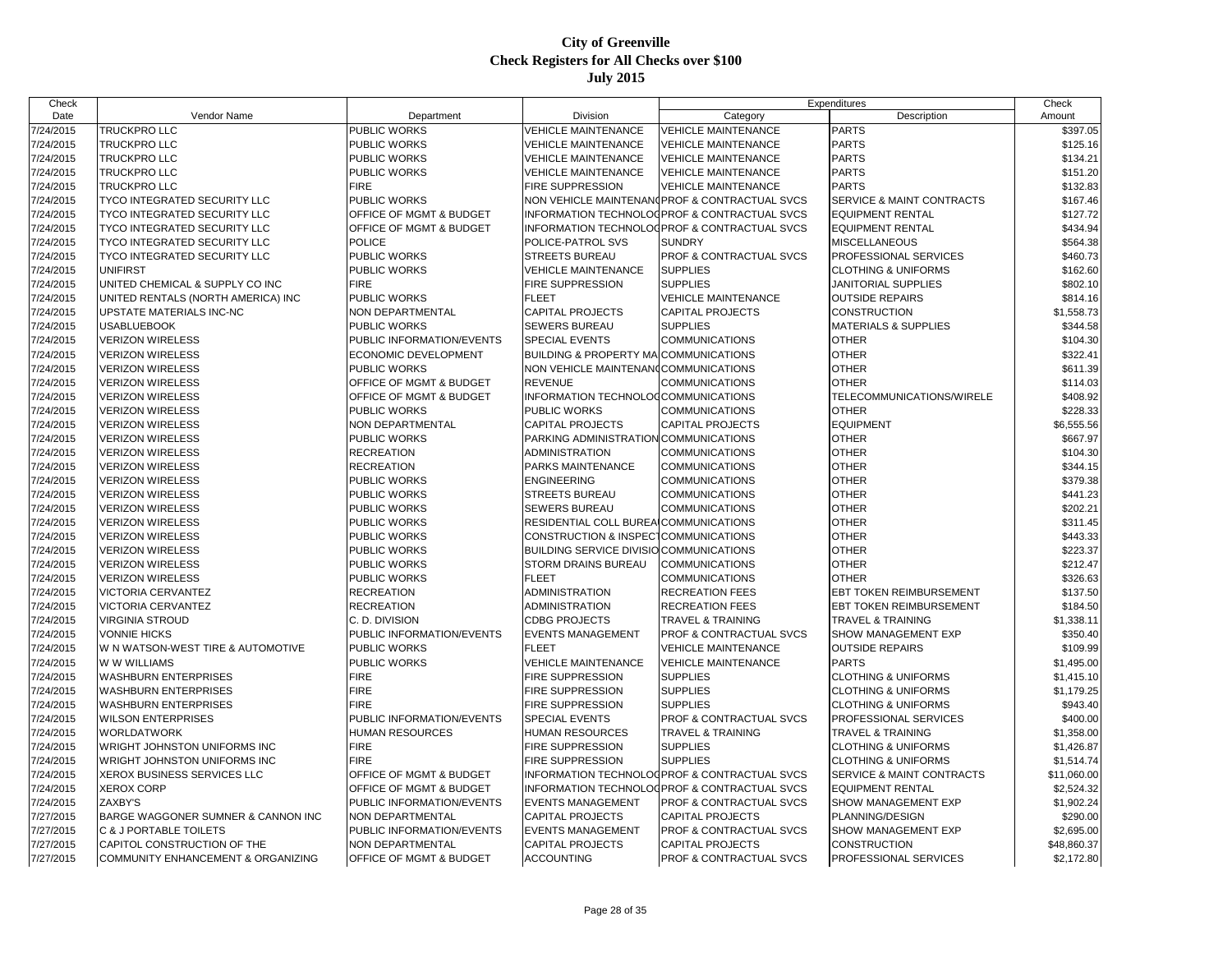# City of Greenville
## Check Registers for All Checks over $100
### July 2015

| Check Date | Vendor Name | Department | Division | Expenditures Category | Expenditures Description | Check Amount |
|---|---|---|---|---|---|---|
| 7/24/2015 | TRUCKPRO LLC | PUBLIC WORKS | VEHICLE MAINTENANCE | VEHICLE MAINTENANCE | PARTS | $397.05 |
| 7/24/2015 | TRUCKPRO LLC | PUBLIC WORKS | VEHICLE MAINTENANCE | VEHICLE MAINTENANCE | PARTS | $125.16 |
| 7/24/2015 | TRUCKPRO LLC | PUBLIC WORKS | VEHICLE MAINTENANCE | VEHICLE MAINTENANCE | PARTS | $134.21 |
| 7/24/2015 | TRUCKPRO LLC | PUBLIC WORKS | VEHICLE MAINTENANCE | VEHICLE MAINTENANCE | PARTS | $151.20 |
| 7/24/2015 | TRUCKPRO LLC | FIRE | FIRE SUPPRESSION | VEHICLE MAINTENANCE | PARTS | $132.83 |
| 7/24/2015 | TYCO INTEGRATED SECURITY LLC | PUBLIC WORKS | NON VEHICLE MAINTENANC | PROF & CONTRACTUAL SVCS | SERVICE & MAINT CONTRACTS | $167.46 |
| 7/24/2015 | TYCO INTEGRATED SECURITY LLC | OFFICE OF MGMT & BUDGET | INFORMATION TECHNOLOG | PROF & CONTRACTUAL SVCS | EQUIPMENT RENTAL | $127.72 |
| 7/24/2015 | TYCO INTEGRATED SECURITY LLC | OFFICE OF MGMT & BUDGET | INFORMATION TECHNOLOG | PROF & CONTRACTUAL SVCS | EQUIPMENT RENTAL | $434.94 |
| 7/24/2015 | TYCO INTEGRATED SECURITY LLC | POLICE | POLICE-PATROL SVS | SUNDRY | MISCELLANEOUS | $564.38 |
| 7/24/2015 | TYCO INTEGRATED SECURITY LLC | PUBLIC WORKS | STREETS BUREAU | PROF & CONTRACTUAL SVCS | PROFESSIONAL SERVICES | $460.73 |
| 7/24/2015 | UNIFIRST | PUBLIC WORKS | VEHICLE MAINTENANCE | SUPPLIES | CLOTHING & UNIFORMS | $162.60 |
| 7/24/2015 | UNITED CHEMICAL & SUPPLY CO INC | FIRE | FIRE SUPPRESSION | SUPPLIES | JANITORIAL SUPPLIES | $802.10 |
| 7/24/2015 | UNITED RENTALS (NORTH AMERICA) INC | PUBLIC WORKS | FLEET | VEHICLE MAINTENANCE | OUTSIDE REPAIRS | $814.16 |
| 7/24/2015 | UPSTATE MATERIALS INC-NC | NON DEPARTMENTAL | CAPITAL PROJECTS | CAPITAL PROJECTS | CONSTRUCTION | $1,558.73 |
| 7/24/2015 | USABLUEBOOK | PUBLIC WORKS | SEWERS BUREAU | SUPPLIES | MATERIALS & SUPPLIES | $344.58 |
| 7/24/2015 | VERIZON WIRELESS | PUBLIC INFORMATION/EVENTS | SPECIAL EVENTS | COMMUNICATIONS | OTHER | $104.30 |
| 7/24/2015 | VERIZON WIRELESS | ECONOMIC DEVELOPMENT | BUILDING & PROPERTY MA | COMMUNICATIONS | OTHER | $322.41 |
| 7/24/2015 | VERIZON WIRELESS | PUBLIC WORKS | NON VEHICLE MAINTENANC | COMMUNICATIONS | OTHER | $611.39 |
| 7/24/2015 | VERIZON WIRELESS | OFFICE OF MGMT & BUDGET | REVENUE | COMMUNICATIONS | OTHER | $114.03 |
| 7/24/2015 | VERIZON WIRELESS | OFFICE OF MGMT & BUDGET | INFORMATION TECHNOLOG | COMMUNICATIONS | TELECOMMUNICATIONS/WIRELE | $408.92 |
| 7/24/2015 | VERIZON WIRELESS | PUBLIC WORKS | PUBLIC WORKS | COMMUNICATIONS | OTHER | $228.33 |
| 7/24/2015 | VERIZON WIRELESS | NON DEPARTMENTAL | CAPITAL PROJECTS | CAPITAL PROJECTS | EQUIPMENT | $6,555.56 |
| 7/24/2015 | VERIZON WIRELESS | PUBLIC WORKS | PARKING ADMINISTRATION | COMMUNICATIONS | OTHER | $667.97 |
| 7/24/2015 | VERIZON WIRELESS | RECREATION | ADMINISTRATION | COMMUNICATIONS | OTHER | $104.30 |
| 7/24/2015 | VERIZON WIRELESS | RECREATION | PARKS MAINTENANCE | COMMUNICATIONS | OTHER | $344.15 |
| 7/24/2015 | VERIZON WIRELESS | PUBLIC WORKS | ENGINEERING | COMMUNICATIONS | OTHER | $379.38 |
| 7/24/2015 | VERIZON WIRELESS | PUBLIC WORKS | STREETS BUREAU | COMMUNICATIONS | OTHER | $441.23 |
| 7/24/2015 | VERIZON WIRELESS | PUBLIC WORKS | SEWERS BUREAU | COMMUNICATIONS | OTHER | $202.21 |
| 7/24/2015 | VERIZON WIRELESS | PUBLIC WORKS | RESIDENTIAL COLL BUREA | COMMUNICATIONS | OTHER | $311.45 |
| 7/24/2015 | VERIZON WIRELESS | PUBLIC WORKS | CONSTRUCTION & INSPECT | COMMUNICATIONS | OTHER | $443.33 |
| 7/24/2015 | VERIZON WIRELESS | PUBLIC WORKS | BUILDING SERVICE DIVISIO | COMMUNICATIONS | OTHER | $223.37 |
| 7/24/2015 | VERIZON WIRELESS | PUBLIC WORKS | STORM DRAINS BUREAU | COMMUNICATIONS | OTHER | $212.47 |
| 7/24/2015 | VERIZON WIRELESS | PUBLIC WORKS | FLEET | COMMUNICATIONS | OTHER | $326.63 |
| 7/24/2015 | VICTORIA CERVANTEZ | RECREATION | ADMINISTRATION | RECREATION FEES | EBT TOKEN REIMBURSEMENT | $137.50 |
| 7/24/2015 | VICTORIA CERVANTEZ | RECREATION | ADMINISTRATION | RECREATION FEES | EBT TOKEN REIMBURSEMENT | $184.50 |
| 7/24/2015 | VIRGINIA STROUD | C. D. DIVISION | CDBG PROJECTS | TRAVEL & TRAINING | TRAVEL & TRAINING | $1,338.11 |
| 7/24/2015 | VONNIE HICKS | PUBLIC INFORMATION/EVENTS | EVENTS MANAGEMENT | PROF & CONTRACTUAL SVCS | SHOW MANAGEMENT EXP | $350.40 |
| 7/24/2015 | W N WATSON-WEST TIRE & AUTOMOTIVE | PUBLIC WORKS | FLEET | VEHICLE MAINTENANCE | OUTSIDE REPAIRS | $109.99 |
| 7/24/2015 | W W WILLIAMS | PUBLIC WORKS | VEHICLE MAINTENANCE | VEHICLE MAINTENANCE | PARTS | $1,495.00 |
| 7/24/2015 | WASHBURN ENTERPRISES | FIRE | FIRE SUPPRESSION | SUPPLIES | CLOTHING & UNIFORMS | $1,415.10 |
| 7/24/2015 | WASHBURN ENTERPRISES | FIRE | FIRE SUPPRESSION | SUPPLIES | CLOTHING & UNIFORMS | $1,179.25 |
| 7/24/2015 | WASHBURN ENTERPRISES | FIRE | FIRE SUPPRESSION | SUPPLIES | CLOTHING & UNIFORMS | $943.40 |
| 7/24/2015 | WILSON ENTERPRISES | PUBLIC INFORMATION/EVENTS | SPECIAL EVENTS | PROF & CONTRACTUAL SVCS | PROFESSIONAL SERVICES | $400.00 |
| 7/24/2015 | WORLDATWORK | HUMAN RESOURCES | HUMAN RESOURCES | TRAVEL & TRAINING | TRAVEL & TRAINING | $1,358.00 |
| 7/24/2015 | WRIGHT JOHNSTON UNIFORMS INC | FIRE | FIRE SUPPRESSION | SUPPLIES | CLOTHING & UNIFORMS | $1,426.87 |
| 7/24/2015 | WRIGHT JOHNSTON UNIFORMS INC | FIRE | FIRE SUPPRESSION | SUPPLIES | CLOTHING & UNIFORMS | $1,514.74 |
| 7/24/2015 | XEROX BUSINESS SERVICES LLC | OFFICE OF MGMT & BUDGET | INFORMATION TECHNOLOG | PROF & CONTRACTUAL SVCS | SERVICE & MAINT CONTRACTS | $11,060.00 |
| 7/24/2015 | XEROX CORP | OFFICE OF MGMT & BUDGET | INFORMATION TECHNOLOG | PROF & CONTRACTUAL SVCS | EQUIPMENT RENTAL | $2,524.32 |
| 7/24/2015 | ZAXBY'S | PUBLIC INFORMATION/EVENTS | EVENTS MANAGEMENT | PROF & CONTRACTUAL SVCS | SHOW MANAGEMENT EXP | $1,902.24 |
| 7/27/2015 | BARGE WAGGONER SUMNER & CANNON INC | NON DEPARTMENTAL | CAPITAL PROJECTS | CAPITAL PROJECTS | PLANNING/DESIGN | $290.00 |
| 7/27/2015 | C & J PORTABLE TOILETS | PUBLIC INFORMATION/EVENTS | EVENTS MANAGEMENT | PROF & CONTRACTUAL SVCS | SHOW MANAGEMENT EXP | $2,695.00 |
| 7/27/2015 | CAPITOL CONSTRUCTION OF THE | NON DEPARTMENTAL | CAPITAL PROJECTS | CAPITAL PROJECTS | CONSTRUCTION | $48,860.37 |
| 7/27/2015 | COMMUNITY ENHANCEMENT & ORGANIZING | OFFICE OF MGMT & BUDGET | ACCOUNTING | PROF & CONTRACTUAL SVCS | PROFESSIONAL SERVICES | $2,172.80 |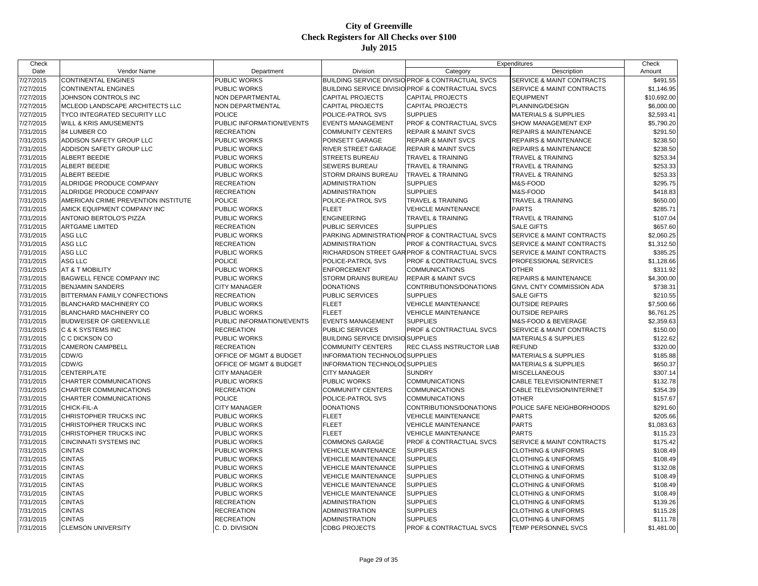# City of Greenville
## Check Registers for All Checks over $100
### July 2015

| Check Date | Vendor Name | Department | Division | Expenditures Category | Expenditures Description | Check Amount |
|---|---|---|---|---|---|---|
| 7/27/2015 | CONTINENTAL ENGINES | PUBLIC WORKS | BUILDING SERVICE DIVISIO | PROF & CONTRACTUAL SVCS | SERVICE & MAINT CONTRACTS | $491.55 |
| 7/27/2015 | CONTINENTAL ENGINES | PUBLIC WORKS | BUILDING SERVICE DIVISIO | PROF & CONTRACTUAL SVCS | SERVICE & MAINT CONTRACTS | $1,146.95 |
| 7/27/2015 | JOHNSON CONTROLS INC | NON DEPARTMENTAL | CAPITAL PROJECTS | CAPITAL PROJECTS | EQUIPMENT | $10,692.00 |
| 7/27/2015 | MCLEOD LANDSCAPE ARCHITECTS LLC | NON DEPARTMENTAL | CAPITAL PROJECTS | CAPITAL PROJECTS | PLANNING/DESIGN | $6,000.00 |
| 7/27/2015 | TYCO INTEGRATED SECURITY LLC | POLICE | POLICE-PATROL SVS | SUPPLIES | MATERIALS & SUPPLIES | $2,593.41 |
| 7/27/2015 | WILL & KRIS AMUSEMENTS | PUBLIC INFORMATION/EVENTS | EVENTS MANAGEMENT | PROF & CONTRACTUAL SVCS | SHOW MANAGEMENT EXP | $5,790.20 |
| 7/31/2015 | 84 LUMBER CO | RECREATION | COMMUNITY CENTERS | REPAIR & MAINT SVCS | REPAIRS & MAINTENANCE | $291.50 |
| 7/31/2015 | ADDISON SAFETY GROUP LLC | PUBLIC WORKS | POINSETT GARAGE | REPAIR & MAINT SVCS | REPAIRS & MAINTENANCE | $238.50 |
| 7/31/2015 | ADDISON SAFETY GROUP LLC | PUBLIC WORKS | RIVER STREET GARAGE | REPAIR & MAINT SVCS | REPAIRS & MAINTENANCE | $238.50 |
| 7/31/2015 | ALBERT BEEDIE | PUBLIC WORKS | STREETS BUREAU | TRAVEL & TRAINING | TRAVEL & TRAINING | $253.34 |
| 7/31/2015 | ALBERT BEEDIE | PUBLIC WORKS | SEWERS BUREAU | TRAVEL & TRAINING | TRAVEL & TRAINING | $253.33 |
| 7/31/2015 | ALBERT BEEDIE | PUBLIC WORKS | STORM DRAINS BUREAU | TRAVEL & TRAINING | TRAVEL & TRAINING | $253.33 |
| 7/31/2015 | ALDRIDGE PRODUCE COMPANY | RECREATION | ADMINISTRATION | SUPPLIES | M&S-FOOD | $295.75 |
| 7/31/2015 | ALDRIDGE PRODUCE COMPANY | RECREATION | ADMINISTRATION | SUPPLIES | M&S-FOOD | $418.83 |
| 7/31/2015 | AMERICAN CRIME PREVENTION INSTITUTE | POLICE | POLICE-PATROL SVS | TRAVEL & TRAINING | TRAVEL & TRAINING | $650.00 |
| 7/31/2015 | AMICK EQUIPMENT COMPANY INC | PUBLIC WORKS | FLEET | VEHICLE MAINTENANCE | PARTS | $285.71 |
| 7/31/2015 | ANTONIO BERTOLO'S PIZZA | PUBLIC WORKS | ENGINEERING | TRAVEL & TRAINING | TRAVEL & TRAINING | $107.04 |
| 7/31/2015 | ARTGAME LIMITED | RECREATION | PUBLIC SERVICES | SUPPLIES | SALE GIFTS | $657.60 |
| 7/31/2015 | ASG LLC | PUBLIC WORKS | PARKING ADMINISTRATION | PROF & CONTRACTUAL SVCS | SERVICE & MAINT CONTRACTS | $2,060.25 |
| 7/31/2015 | ASG LLC | RECREATION | ADMINISTRATION | PROF & CONTRACTUAL SVCS | SERVICE & MAINT CONTRACTS | $1,312.50 |
| 7/31/2015 | ASG LLC | PUBLIC WORKS | RICHARDSON STREET GAR | PROF & CONTRACTUAL SVCS | SERVICE & MAINT CONTRACTS | $385.25 |
| 7/31/2015 | ASG LLC | POLICE | POLICE-PATROL SVS | PROF & CONTRACTUAL SVCS | PROFESSIONAL SERVICES | $1,128.66 |
| 7/31/2015 | AT & T MOBILITY | PUBLIC WORKS | ENFORCEMENT | COMMUNICATIONS | OTHER | $311.92 |
| 7/31/2015 | BAGWELL FENCE COMPANY INC | PUBLIC WORKS | STORM DRAINS BUREAU | REPAIR & MAINT SVCS | REPAIRS & MAINTENANCE | $4,300.00 |
| 7/31/2015 | BENJAMIN SANDERS | CITY MANAGER | DONATIONS | CONTRIBUTIONS/DONATIONS | GNVL CNTY COMMISSION ADA | $738.31 |
| 7/31/2015 | BITTERMAN FAMILY CONFECTIONS | RECREATION | PUBLIC SERVICES | SUPPLIES | SALE GIFTS | $210.55 |
| 7/31/2015 | BLANCHARD MACHINERY CO | PUBLIC WORKS | FLEET | VEHICLE MAINTENANCE | OUTSIDE REPAIRS | $7,500.66 |
| 7/31/2015 | BLANCHARD MACHINERY CO | PUBLIC WORKS | FLEET | VEHICLE MAINTENANCE | OUTSIDE REPAIRS | $6,761.25 |
| 7/31/2015 | BUDWEISER OF GREENVILLE | PUBLIC INFORMATION/EVENTS | EVENTS MANAGEMENT | SUPPLIES | M&S-FOOD & BEVERAGE | $2,359.63 |
| 7/31/2015 | C & K SYSTEMS INC | RECREATION | PUBLIC SERVICES | PROF & CONTRACTUAL SVCS | SERVICE & MAINT CONTRACTS | $150.00 |
| 7/31/2015 | C C DICKSON CO | PUBLIC WORKS | BUILDING SERVICE DIVISIO | SUPPLIES | MATERIALS & SUPPLIES | $122.62 |
| 7/31/2015 | CAMERON CAMPBELL | RECREATION | COMMUNITY CENTERS | REC CLASS INSTRUCTOR LIAB | REFUND | $320.00 |
| 7/31/2015 | CDW/G | OFFICE OF MGMT & BUDGET | INFORMATION TECHNOLOG | SUPPLIES | MATERIALS & SUPPLIES | $185.88 |
| 7/31/2015 | CDW/G | OFFICE OF MGMT & BUDGET | INFORMATION TECHNOLOG | SUPPLIES | MATERIALS & SUPPLIES | $650.37 |
| 7/31/2015 | CENTERPLATE | CITY MANAGER | CITY MANAGER | SUNDRY | MISCELLANEOUS | $307.14 |
| 7/31/2015 | CHARTER COMMUNICATIONS | PUBLIC WORKS | PUBLIC WORKS | COMMUNICATIONS | CABLE TELEVISION/INTERNET | $132.78 |
| 7/31/2015 | CHARTER COMMUNICATIONS | RECREATION | COMMUNITY CENTERS | COMMUNICATIONS | CABLE TELEVISION/INTERNET | $354.39 |
| 7/31/2015 | CHARTER COMMUNICATIONS | POLICE | POLICE-PATROL SVS | COMMUNICATIONS | OTHER | $157.67 |
| 7/31/2015 | CHICK-FIL-A | CITY MANAGER | DONATIONS | CONTRIBUTIONS/DONATIONS | POLICE SAFE NEIGHBORHOODS | $291.60 |
| 7/31/2015 | CHRISTOPHER TRUCKS INC | PUBLIC WORKS | FLEET | VEHICLE MAINTENANCE | PARTS | $205.66 |
| 7/31/2015 | CHRISTOPHER TRUCKS INC | PUBLIC WORKS | FLEET | VEHICLE MAINTENANCE | PARTS | $1,083.63 |
| 7/31/2015 | CHRISTOPHER TRUCKS INC | PUBLIC WORKS | FLEET | VEHICLE MAINTENANCE | PARTS | $115.23 |
| 7/31/2015 | CINCINNATI SYSTEMS INC | PUBLIC WORKS | COMMONS GARAGE | PROF & CONTRACTUAL SVCS | SERVICE & MAINT CONTRACTS | $175.42 |
| 7/31/2015 | CINTAS | PUBLIC WORKS | VEHICLE MAINTENANCE | SUPPLIES | CLOTHING & UNIFORMS | $108.49 |
| 7/31/2015 | CINTAS | PUBLIC WORKS | VEHICLE MAINTENANCE | SUPPLIES | CLOTHING & UNIFORMS | $108.49 |
| 7/31/2015 | CINTAS | PUBLIC WORKS | VEHICLE MAINTENANCE | SUPPLIES | CLOTHING & UNIFORMS | $132.08 |
| 7/31/2015 | CINTAS | PUBLIC WORKS | VEHICLE MAINTENANCE | SUPPLIES | CLOTHING & UNIFORMS | $108.49 |
| 7/31/2015 | CINTAS | PUBLIC WORKS | VEHICLE MAINTENANCE | SUPPLIES | CLOTHING & UNIFORMS | $108.49 |
| 7/31/2015 | CINTAS | PUBLIC WORKS | VEHICLE MAINTENANCE | SUPPLIES | CLOTHING & UNIFORMS | $108.49 |
| 7/31/2015 | CINTAS | RECREATION | ADMINISTRATION | SUPPLIES | CLOTHING & UNIFORMS | $139.26 |
| 7/31/2015 | CINTAS | RECREATION | ADMINISTRATION | SUPPLIES | CLOTHING & UNIFORMS | $115.28 |
| 7/31/2015 | CINTAS | RECREATION | ADMINISTRATION | SUPPLIES | CLOTHING & UNIFORMS | $111.78 |
| 7/31/2015 | CLEMSON UNIVERSITY | C. D. DIVISION | CDBG PROJECTS | PROF & CONTRACTUAL SVCS | TEMP PERSONNEL SVCS | $1,481.00 |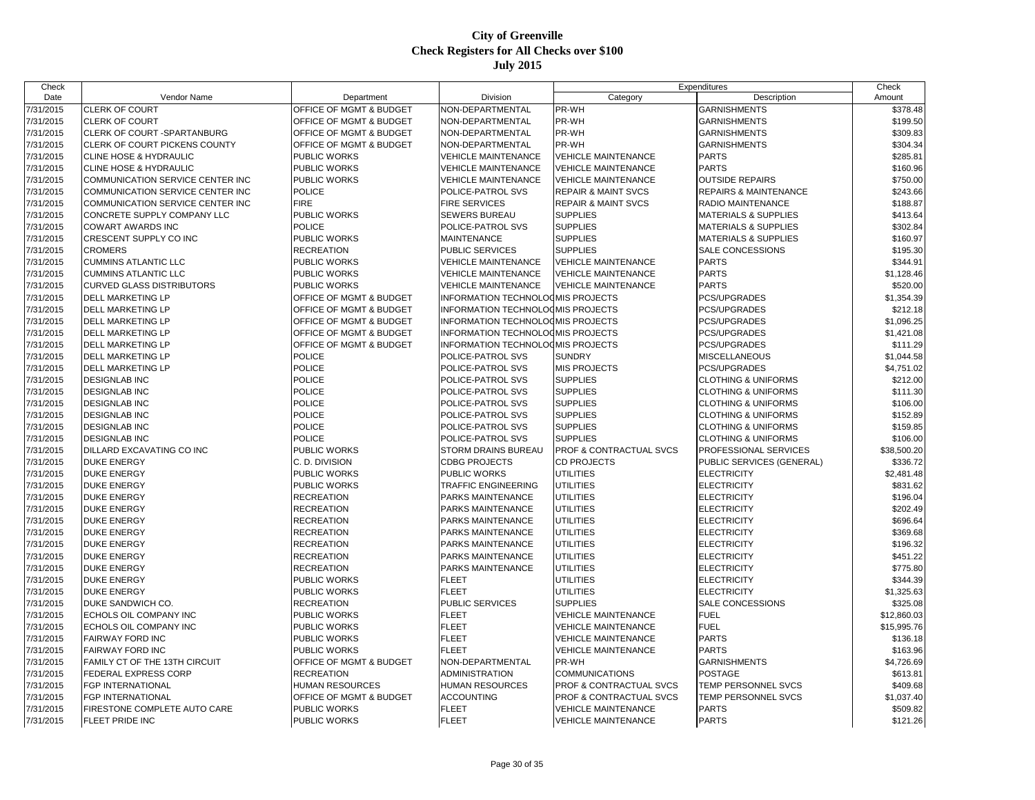# City of Greenville
## Check Registers for All Checks over $100
## July 2015

| Check Date | Vendor Name | Department | Division | Expenditures Category | Expenditures Description | Check Amount |
|---|---|---|---|---|---|---|
| 7/31/2015 | CLERK OF COURT | OFFICE OF MGMT & BUDGET | NON-DEPARTMENTAL | PR-WH | GARNISHMENTS | $378.48 |
| 7/31/2015 | CLERK OF COURT | OFFICE OF MGMT & BUDGET | NON-DEPARTMENTAL | PR-WH | GARNISHMENTS | $199.50 |
| 7/31/2015 | CLERK OF COURT -SPARTANBURG | OFFICE OF MGMT & BUDGET | NON-DEPARTMENTAL | PR-WH | GARNISHMENTS | $309.83 |
| 7/31/2015 | CLERK OF COURT PICKENS COUNTY | OFFICE OF MGMT & BUDGET | NON-DEPARTMENTAL | PR-WH | GARNISHMENTS | $304.34 |
| 7/31/2015 | CLINE HOSE & HYDRAULIC | PUBLIC WORKS | VEHICLE MAINTENANCE | VEHICLE MAINTENANCE | PARTS | $285.81 |
| 7/31/2015 | CLINE HOSE & HYDRAULIC | PUBLIC WORKS | VEHICLE MAINTENANCE | VEHICLE MAINTENANCE | PARTS | $160.96 |
| 7/31/2015 | COMMUNICATION SERVICE CENTER INC | PUBLIC WORKS | VEHICLE MAINTENANCE | VEHICLE MAINTENANCE | OUTSIDE REPAIRS | $750.00 |
| 7/31/2015 | COMMUNICATION SERVICE CENTER INC | POLICE | POLICE-PATROL SVS | REPAIR & MAINT SVCS | REPAIRS & MAINTENANCE | $243.66 |
| 7/31/2015 | COMMUNICATION SERVICE CENTER INC | FIRE | FIRE SERVICES | REPAIR & MAINT SVCS | RADIO MAINTENANCE | $188.87 |
| 7/31/2015 | CONCRETE SUPPLY COMPANY LLC | PUBLIC WORKS | SEWERS BUREAU | SUPPLIES | MATERIALS & SUPPLIES | $413.64 |
| 7/31/2015 | COWART AWARDS INC | POLICE | POLICE-PATROL SVS | SUPPLIES | MATERIALS & SUPPLIES | $302.84 |
| 7/31/2015 | CRESCENT SUPPLY CO INC | PUBLIC WORKS | MAINTENANCE | SUPPLIES | MATERIALS & SUPPLIES | $160.97 |
| 7/31/2015 | CROMERS | RECREATION | PUBLIC SERVICES | SUPPLIES | SALE CONCESSIONS | $195.30 |
| 7/31/2015 | CUMMINS ATLANTIC LLC | PUBLIC WORKS | VEHICLE MAINTENANCE | VEHICLE MAINTENANCE | PARTS | $344.91 |
| 7/31/2015 | CUMMINS ATLANTIC LLC | PUBLIC WORKS | VEHICLE MAINTENANCE | VEHICLE MAINTENANCE | PARTS | $1,128.46 |
| 7/31/2015 | CURVED GLASS DISTRIBUTORS | PUBLIC WORKS | VEHICLE MAINTENANCE | VEHICLE MAINTENANCE | PARTS | $520.00 |
| 7/31/2015 | DELL MARKETING LP | OFFICE OF MGMT & BUDGET | INFORMATION TECHNOLOG | MIS PROJECTS | PCS/UPGRADES | $1,354.39 |
| 7/31/2015 | DELL MARKETING LP | OFFICE OF MGMT & BUDGET | INFORMATION TECHNOLOG | MIS PROJECTS | PCS/UPGRADES | $212.18 |
| 7/31/2015 | DELL MARKETING LP | OFFICE OF MGMT & BUDGET | INFORMATION TECHNOLOG | MIS PROJECTS | PCS/UPGRADES | $1,096.25 |
| 7/31/2015 | DELL MARKETING LP | OFFICE OF MGMT & BUDGET | INFORMATION TECHNOLOG | MIS PROJECTS | PCS/UPGRADES | $1,421.08 |
| 7/31/2015 | DELL MARKETING LP | OFFICE OF MGMT & BUDGET | INFORMATION TECHNOLOG | MIS PROJECTS | PCS/UPGRADES | $111.29 |
| 7/31/2015 | DELL MARKETING LP | POLICE | POLICE-PATROL SVS | SUNDRY | MISCELLANEOUS | $1,044.58 |
| 7/31/2015 | DELL MARKETING LP | POLICE | POLICE-PATROL SVS | MIS PROJECTS | PCS/UPGRADES | $4,751.02 |
| 7/31/2015 | DESIGNLAB INC | POLICE | POLICE-PATROL SVS | SUPPLIES | CLOTHING & UNIFORMS | $212.00 |
| 7/31/2015 | DESIGNLAB INC | POLICE | POLICE-PATROL SVS | SUPPLIES | CLOTHING & UNIFORMS | $111.30 |
| 7/31/2015 | DESIGNLAB INC | POLICE | POLICE-PATROL SVS | SUPPLIES | CLOTHING & UNIFORMS | $106.00 |
| 7/31/2015 | DESIGNLAB INC | POLICE | POLICE-PATROL SVS | SUPPLIES | CLOTHING & UNIFORMS | $152.89 |
| 7/31/2015 | DESIGNLAB INC | POLICE | POLICE-PATROL SVS | SUPPLIES | CLOTHING & UNIFORMS | $159.85 |
| 7/31/2015 | DESIGNLAB INC | POLICE | POLICE-PATROL SVS | SUPPLIES | CLOTHING & UNIFORMS | $106.00 |
| 7/31/2015 | DILLARD EXCAVATING CO INC | PUBLIC WORKS | STORM DRAINS BUREAU | PROF & CONTRACTUAL SVCS | PROFESSIONAL SERVICES | $38,500.20 |
| 7/31/2015 | DUKE ENERGY | C. D. DIVISION | CDBG PROJECTS | CD PROJECTS | PUBLIC SERVICES (GENERAL) | $336.72 |
| 7/31/2015 | DUKE ENERGY | PUBLIC WORKS | PUBLIC WORKS | UTILITIES | ELECTRICITY | $2,481.48 |
| 7/31/2015 | DUKE ENERGY | PUBLIC WORKS | TRAFFIC ENGINEERING | UTILITIES | ELECTRICITY | $831.62 |
| 7/31/2015 | DUKE ENERGY | RECREATION | PARKS MAINTENANCE | UTILITIES | ELECTRICITY | $196.04 |
| 7/31/2015 | DUKE ENERGY | RECREATION | PARKS MAINTENANCE | UTILITIES | ELECTRICITY | $202.49 |
| 7/31/2015 | DUKE ENERGY | RECREATION | PARKS MAINTENANCE | UTILITIES | ELECTRICITY | $696.64 |
| 7/31/2015 | DUKE ENERGY | RECREATION | PARKS MAINTENANCE | UTILITIES | ELECTRICITY | $369.68 |
| 7/31/2015 | DUKE ENERGY | RECREATION | PARKS MAINTENANCE | UTILITIES | ELECTRICITY | $196.32 |
| 7/31/2015 | DUKE ENERGY | RECREATION | PARKS MAINTENANCE | UTILITIES | ELECTRICITY | $451.22 |
| 7/31/2015 | DUKE ENERGY | RECREATION | PARKS MAINTENANCE | UTILITIES | ELECTRICITY | $775.80 |
| 7/31/2015 | DUKE ENERGY | PUBLIC WORKS | FLEET | UTILITIES | ELECTRICITY | $344.39 |
| 7/31/2015 | DUKE ENERGY | PUBLIC WORKS | FLEET | UTILITIES | ELECTRICITY | $1,325.63 |
| 7/31/2015 | DUKE SANDWICH CO. | RECREATION | PUBLIC SERVICES | SUPPLIES | SALE CONCESSIONS | $325.08 |
| 7/31/2015 | ECHOLS OIL COMPANY INC | PUBLIC WORKS | FLEET | VEHICLE MAINTENANCE | FUEL | $12,860.03 |
| 7/31/2015 | ECHOLS OIL COMPANY INC | PUBLIC WORKS | FLEET | VEHICLE MAINTENANCE | FUEL | $15,995.76 |
| 7/31/2015 | FAIRWAY FORD INC | PUBLIC WORKS | FLEET | VEHICLE MAINTENANCE | PARTS | $136.18 |
| 7/31/2015 | FAIRWAY FORD INC | PUBLIC WORKS | FLEET | VEHICLE MAINTENANCE | PARTS | $163.96 |
| 7/31/2015 | FAMILY CT OF THE 13TH CIRCUIT | OFFICE OF MGMT & BUDGET | NON-DEPARTMENTAL | PR-WH | GARNISHMENTS | $4,726.69 |
| 7/31/2015 | FEDERAL EXPRESS CORP | RECREATION | ADMINISTRATION | COMMUNICATIONS | POSTAGE | $613.81 |
| 7/31/2015 | FGP INTERNATIONAL | HUMAN RESOURCES | HUMAN RESOURCES | PROF & CONTRACTUAL SVCS | TEMP PERSONNEL SVCS | $409.68 |
| 7/31/2015 | FGP INTERNATIONAL | OFFICE OF MGMT & BUDGET | ACCOUNTING | PROF & CONTRACTUAL SVCS | TEMP PERSONNEL SVCS | $1,037.40 |
| 7/31/2015 | FIRESTONE COMPLETE AUTO CARE | PUBLIC WORKS | FLEET | VEHICLE MAINTENANCE | PARTS | $509.82 |
| 7/31/2015 | FLEET PRIDE INC | PUBLIC WORKS | FLEET | VEHICLE MAINTENANCE | PARTS | $121.26 |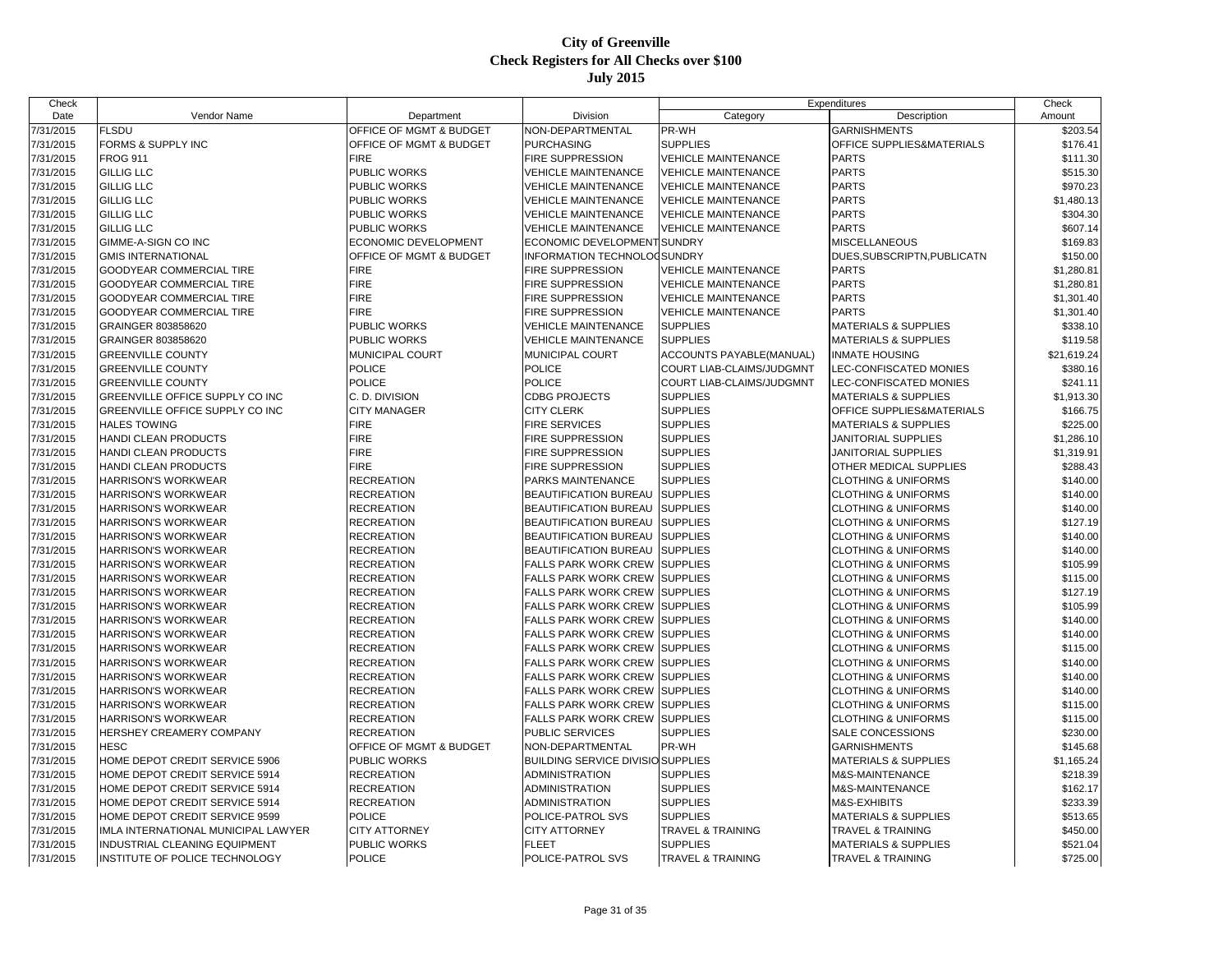# City of Greenville
## Check Registers for All Checks over $100
### July 2015

| Check Date | Vendor Name | Department | Division | Expenditures Category | Expenditures Description | Check Amount |
|---|---|---|---|---|---|---|
| 7/31/2015 | FLSDU | OFFICE OF MGMT & BUDGET | NON-DEPARTMENTAL | PR-WH | GARNISHMENTS | $203.54 |
| 7/31/2015 | FORMS & SUPPLY INC | OFFICE OF MGMT & BUDGET | PURCHASING | SUPPLIES | OFFICE SUPPLIES&MATERIALS | $176.41 |
| 7/31/2015 | FROG 911 | FIRE | FIRE SUPPRESSION | VEHICLE MAINTENANCE | PARTS | $111.30 |
| 7/31/2015 | GILLIG LLC | PUBLIC WORKS | VEHICLE MAINTENANCE | VEHICLE MAINTENANCE | PARTS | $515.30 |
| 7/31/2015 | GILLIG LLC | PUBLIC WORKS | VEHICLE MAINTENANCE | VEHICLE MAINTENANCE | PARTS | $970.23 |
| 7/31/2015 | GILLIG LLC | PUBLIC WORKS | VEHICLE MAINTENANCE | VEHICLE MAINTENANCE | PARTS | $1,480.13 |
| 7/31/2015 | GILLIG LLC | PUBLIC WORKS | VEHICLE MAINTENANCE | VEHICLE MAINTENANCE | PARTS | $304.30 |
| 7/31/2015 | GILLIG LLC | PUBLIC WORKS | VEHICLE MAINTENANCE | VEHICLE MAINTENANCE | PARTS | $607.14 |
| 7/31/2015 | GIMME-A-SIGN CO INC | ECONOMIC DEVELOPMENT | ECONOMIC DEVELOPMENT | SUNDRY | MISCELLANEOUS | $169.83 |
| 7/31/2015 | GMIS INTERNATIONAL | OFFICE OF MGMT & BUDGET | INFORMATION TECHNOLOG | SUNDRY | DUES,SUBSCRIPTN,PUBLICATN | $150.00 |
| 7/31/2015 | GOODYEAR COMMERCIAL TIRE | FIRE | FIRE SUPPRESSION | VEHICLE MAINTENANCE | PARTS | $1,280.81 |
| 7/31/2015 | GOODYEAR COMMERCIAL TIRE | FIRE | FIRE SUPPRESSION | VEHICLE MAINTENANCE | PARTS | $1,280.81 |
| 7/31/2015 | GOODYEAR COMMERCIAL TIRE | FIRE | FIRE SUPPRESSION | VEHICLE MAINTENANCE | PARTS | $1,301.40 |
| 7/31/2015 | GOODYEAR COMMERCIAL TIRE | FIRE | FIRE SUPPRESSION | VEHICLE MAINTENANCE | PARTS | $1,301.40 |
| 7/31/2015 | GRAINGER 803858620 | PUBLIC WORKS | VEHICLE MAINTENANCE | SUPPLIES | MATERIALS & SUPPLIES | $338.10 |
| 7/31/2015 | GRAINGER 803858620 | PUBLIC WORKS | VEHICLE MAINTENANCE | SUPPLIES | MATERIALS & SUPPLIES | $119.58 |
| 7/31/2015 | GREENVILLE COUNTY | MUNICIPAL COURT | MUNICIPAL COURT | ACCOUNTS PAYABLE(MANUAL) | INMATE HOUSING | $21,619.24 |
| 7/31/2015 | GREENVILLE COUNTY | POLICE | POLICE | COURT LIAB-CLAIMS/JUDGMNT | LEC-CONFISCATED MONIES | $380.16 |
| 7/31/2015 | GREENVILLE COUNTY | POLICE | POLICE | COURT LIAB-CLAIMS/JUDGMNT | LEC-CONFISCATED MONIES | $241.11 |
| 7/31/2015 | GREENVILLE OFFICE SUPPLY CO INC | C. D. DIVISION | CDBG PROJECTS | SUPPLIES | MATERIALS & SUPPLIES | $1,913.30 |
| 7/31/2015 | GREENVILLE OFFICE SUPPLY CO INC | CITY MANAGER | CITY CLERK | SUPPLIES | OFFICE SUPPLIES&MATERIALS | $166.75 |
| 7/31/2015 | HALES TOWING | FIRE | FIRE SERVICES | SUPPLIES | MATERIALS & SUPPLIES | $225.00 |
| 7/31/2015 | HANDI CLEAN PRODUCTS | FIRE | FIRE SUPPRESSION | SUPPLIES | JANITORIAL SUPPLIES | $1,286.10 |
| 7/31/2015 | HANDI CLEAN PRODUCTS | FIRE | FIRE SUPPRESSION | SUPPLIES | JANITORIAL SUPPLIES | $1,319.91 |
| 7/31/2015 | HANDI CLEAN PRODUCTS | FIRE | FIRE SUPPRESSION | SUPPLIES | OTHER MEDICAL SUPPLIES | $288.43 |
| 7/31/2015 | HARRISON'S WORKWEAR | RECREATION | PARKS MAINTENANCE | SUPPLIES | CLOTHING & UNIFORMS | $140.00 |
| 7/31/2015 | HARRISON'S WORKWEAR | RECREATION | BEAUTIFICATION BUREAU | SUPPLIES | CLOTHING & UNIFORMS | $140.00 |
| 7/31/2015 | HARRISON'S WORKWEAR | RECREATION | BEAUTIFICATION BUREAU | SUPPLIES | CLOTHING & UNIFORMS | $140.00 |
| 7/31/2015 | HARRISON'S WORKWEAR | RECREATION | BEAUTIFICATION BUREAU | SUPPLIES | CLOTHING & UNIFORMS | $127.19 |
| 7/31/2015 | HARRISON'S WORKWEAR | RECREATION | BEAUTIFICATION BUREAU | SUPPLIES | CLOTHING & UNIFORMS | $140.00 |
| 7/31/2015 | HARRISON'S WORKWEAR | RECREATION | BEAUTIFICATION BUREAU | SUPPLIES | CLOTHING & UNIFORMS | $140.00 |
| 7/31/2015 | HARRISON'S WORKWEAR | RECREATION | FALLS PARK WORK CREW | SUPPLIES | CLOTHING & UNIFORMS | $105.99 |
| 7/31/2015 | HARRISON'S WORKWEAR | RECREATION | FALLS PARK WORK CREW | SUPPLIES | CLOTHING & UNIFORMS | $115.00 |
| 7/31/2015 | HARRISON'S WORKWEAR | RECREATION | FALLS PARK WORK CREW | SUPPLIES | CLOTHING & UNIFORMS | $127.19 |
| 7/31/2015 | HARRISON'S WORKWEAR | RECREATION | FALLS PARK WORK CREW | SUPPLIES | CLOTHING & UNIFORMS | $105.99 |
| 7/31/2015 | HARRISON'S WORKWEAR | RECREATION | FALLS PARK WORK CREW | SUPPLIES | CLOTHING & UNIFORMS | $140.00 |
| 7/31/2015 | HARRISON'S WORKWEAR | RECREATION | FALLS PARK WORK CREW | SUPPLIES | CLOTHING & UNIFORMS | $140.00 |
| 7/31/2015 | HARRISON'S WORKWEAR | RECREATION | FALLS PARK WORK CREW | SUPPLIES | CLOTHING & UNIFORMS | $115.00 |
| 7/31/2015 | HARRISON'S WORKWEAR | RECREATION | FALLS PARK WORK CREW | SUPPLIES | CLOTHING & UNIFORMS | $140.00 |
| 7/31/2015 | HARRISON'S WORKWEAR | RECREATION | FALLS PARK WORK CREW | SUPPLIES | CLOTHING & UNIFORMS | $140.00 |
| 7/31/2015 | HARRISON'S WORKWEAR | RECREATION | FALLS PARK WORK CREW | SUPPLIES | CLOTHING & UNIFORMS | $140.00 |
| 7/31/2015 | HARRISON'S WORKWEAR | RECREATION | FALLS PARK WORK CREW | SUPPLIES | CLOTHING & UNIFORMS | $115.00 |
| 7/31/2015 | HARRISON'S WORKWEAR | RECREATION | FALLS PARK WORK CREW | SUPPLIES | CLOTHING & UNIFORMS | $115.00 |
| 7/31/2015 | HERSHEY CREAMERY COMPANY | RECREATION | PUBLIC SERVICES | SUPPLIES | SALE CONCESSIONS | $230.00 |
| 7/31/2015 | HESC | OFFICE OF MGMT & BUDGET | NON-DEPARTMENTAL | PR-WH | GARNISHMENTS | $145.68 |
| 7/31/2015 | HOME DEPOT CREDIT SERVICE 5906 | PUBLIC WORKS | BUILDING SERVICE DIVISIO | SUPPLIES | MATERIALS & SUPPLIES | $1,165.24 |
| 7/31/2015 | HOME DEPOT CREDIT SERVICE 5914 | RECREATION | ADMINISTRATION | SUPPLIES | M&S-MAINTENANCE | $218.39 |
| 7/31/2015 | HOME DEPOT CREDIT SERVICE 5914 | RECREATION | ADMINISTRATION | SUPPLIES | M&S-MAINTENANCE | $162.17 |
| 7/31/2015 | HOME DEPOT CREDIT SERVICE 5914 | RECREATION | ADMINISTRATION | SUPPLIES | M&S-EXHIBITS | $233.39 |
| 7/31/2015 | HOME DEPOT CREDIT SERVICE 9599 | POLICE | POLICE-PATROL SVS | SUPPLIES | MATERIALS & SUPPLIES | $513.65 |
| 7/31/2015 | IMLA INTERNATIONAL MUNICIPAL LAWYER | CITY ATTORNEY | CITY ATTORNEY | TRAVEL & TRAINING | TRAVEL & TRAINING | $450.00 |
| 7/31/2015 | INDUSTRIAL CLEANING EQUIPMENT | PUBLIC WORKS | FLEET | SUPPLIES | MATERIALS & SUPPLIES | $521.04 |
| 7/31/2015 | INSTITUTE OF POLICE TECHNOLOGY | POLICE | POLICE-PATROL SVS | TRAVEL & TRAINING | TRAVEL & TRAINING | $725.00 |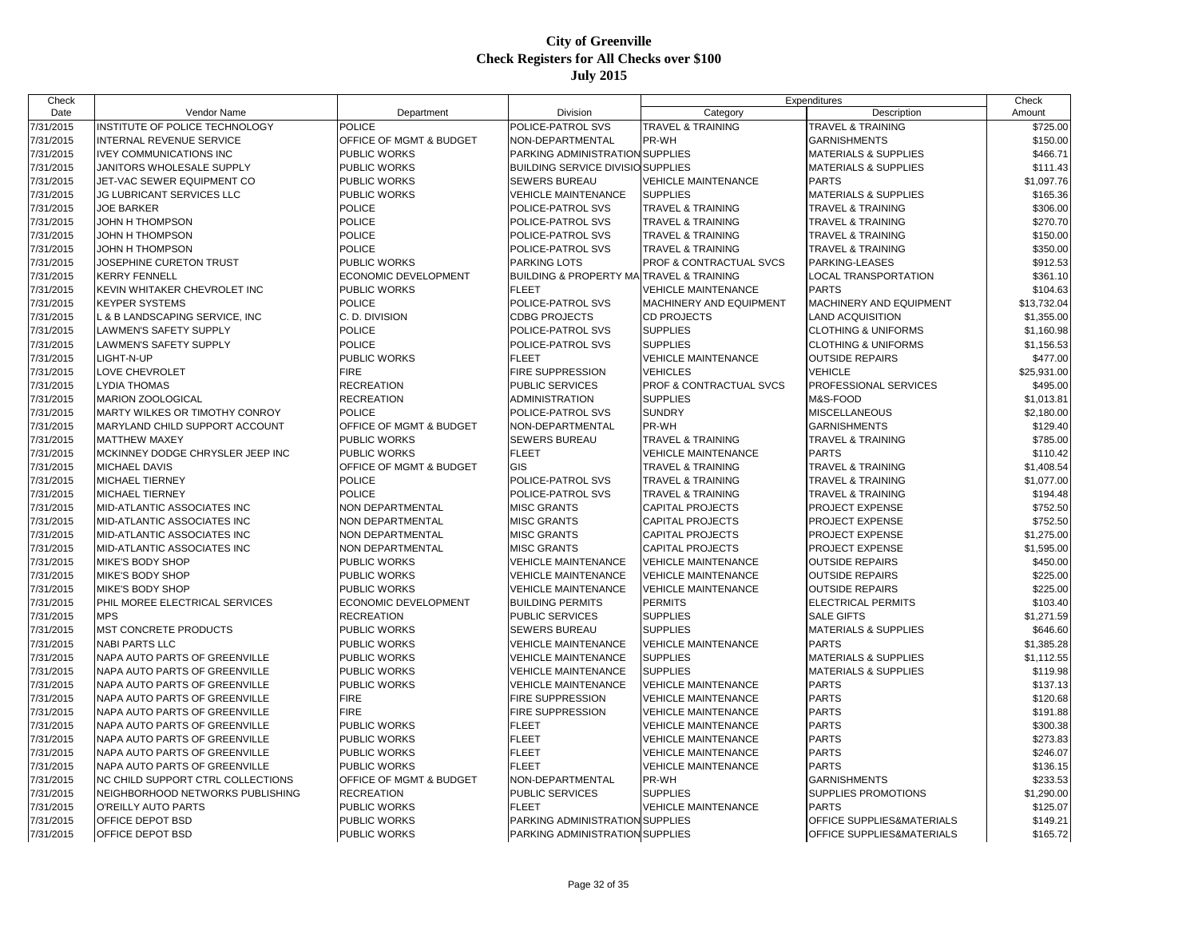# City of Greenville
## Check Registers for All Checks over $100
### July 2015

| Check Date | Vendor Name | Department | Division | Expenditures Category | Expenditures Description | Check Amount |
|---|---|---|---|---|---|---|
| 7/31/2015 | INSTITUTE OF POLICE TECHNOLOGY | POLICE | POLICE-PATROL SVS | TRAVEL & TRAINING | TRAVEL & TRAINING | $725.00 |
| 7/31/2015 | INTERNAL REVENUE SERVICE | OFFICE OF MGMT & BUDGET | NON-DEPARTMENTAL | PR-WH | GARNISHMENTS | $150.00 |
| 7/31/2015 | IVEY COMMUNICATIONS INC | PUBLIC WORKS | PARKING ADMINISTRATION | SUPPLIES | MATERIALS & SUPPLIES | $466.71 |
| 7/31/2015 | JANITORS WHOLESALE SUPPLY | PUBLIC WORKS | BUILDING SERVICE DIVISIO | SUPPLIES | MATERIALS & SUPPLIES | $111.43 |
| 7/31/2015 | JET-VAC SEWER EQUIPMENT CO | PUBLIC WORKS | SEWERS BUREAU | VEHICLE MAINTENANCE | PARTS | $1,097.76 |
| 7/31/2015 | JG LUBRICANT SERVICES LLC | PUBLIC WORKS | VEHICLE MAINTENANCE | SUPPLIES | MATERIALS & SUPPLIES | $165.36 |
| 7/31/2015 | JOE BARKER | POLICE | POLICE-PATROL SVS | TRAVEL & TRAINING | TRAVEL & TRAINING | $306.00 |
| 7/31/2015 | JOHN H THOMPSON | POLICE | POLICE-PATROL SVS | TRAVEL & TRAINING | TRAVEL & TRAINING | $270.70 |
| 7/31/2015 | JOHN H THOMPSON | POLICE | POLICE-PATROL SVS | TRAVEL & TRAINING | TRAVEL & TRAINING | $150.00 |
| 7/31/2015 | JOHN H THOMPSON | POLICE | POLICE-PATROL SVS | TRAVEL & TRAINING | TRAVEL & TRAINING | $350.00 |
| 7/31/2015 | JOSEPHINE CURETON TRUST | PUBLIC WORKS | PARKING LOTS | PROF & CONTRACTUAL SVCS | PARKING-LEASES | $912.53 |
| 7/31/2015 | KERRY FENNELL | ECONOMIC DEVELOPMENT | BUILDING & PROPERTY MA | TRAVEL & TRAINING | LOCAL TRANSPORTATION | $361.10 |
| 7/31/2015 | KEVIN WHITAKER CHEVROLET INC | PUBLIC WORKS | FLEET | VEHICLE MAINTENANCE | PARTS | $104.63 |
| 7/31/2015 | KEYPER SYSTEMS | POLICE | POLICE-PATROL SVS | MACHINERY AND EQUIPMENT | MACHINERY AND EQUIPMENT | $13,732.04 |
| 7/31/2015 | L & B LANDSCAPING SERVICE, INC | C. D. DIVISION | CDBG PROJECTS | CD PROJECTS | LAND ACQUISITION | $1,355.00 |
| 7/31/2015 | LAWMEN'S SAFETY SUPPLY | POLICE | POLICE-PATROL SVS | SUPPLIES | CLOTHING & UNIFORMS | $1,160.98 |
| 7/31/2015 | LAWMEN'S SAFETY SUPPLY | POLICE | POLICE-PATROL SVS | SUPPLIES | CLOTHING & UNIFORMS | $1,156.53 |
| 7/31/2015 | LIGHT-N-UP | PUBLIC WORKS | FLEET | VEHICLE MAINTENANCE | OUTSIDE REPAIRS | $477.00 |
| 7/31/2015 | LOVE CHEVROLET | FIRE | FIRE SUPPRESSION | VEHICLES | VEHICLE | $25,931.00 |
| 7/31/2015 | LYDIA THOMAS | RECREATION | PUBLIC SERVICES | PROF & CONTRACTUAL SVCS | PROFESSIONAL SERVICES | $495.00 |
| 7/31/2015 | MARION ZOOLOGICAL | RECREATION | ADMINISTRATION | SUPPLIES | M&S-FOOD | $1,013.81 |
| 7/31/2015 | MARTY WILKES OR TIMOTHY CONROY | POLICE | POLICE-PATROL SVS | SUNDRY | MISCELLANEOUS | $2,180.00 |
| 7/31/2015 | MARYLAND CHILD SUPPORT ACCOUNT | OFFICE OF MGMT & BUDGET | NON-DEPARTMENTAL | PR-WH | GARNISHMENTS | $129.40 |
| 7/31/2015 | MATTHEW MAXEY | PUBLIC WORKS | SEWERS BUREAU | TRAVEL & TRAINING | TRAVEL & TRAINING | $785.00 |
| 7/31/2015 | MCKINNEY DODGE CHRYSLER JEEP INC | PUBLIC WORKS | FLEET | VEHICLE MAINTENANCE | PARTS | $110.42 |
| 7/31/2015 | MICHAEL DAVIS | OFFICE OF MGMT & BUDGET | GIS | TRAVEL & TRAINING | TRAVEL & TRAINING | $1,408.54 |
| 7/31/2015 | MICHAEL TIERNEY | POLICE | POLICE-PATROL SVS | TRAVEL & TRAINING | TRAVEL & TRAINING | $1,077.00 |
| 7/31/2015 | MICHAEL TIERNEY | POLICE | POLICE-PATROL SVS | TRAVEL & TRAINING | TRAVEL & TRAINING | $194.48 |
| 7/31/2015 | MID-ATLANTIC ASSOCIATES INC | NON DEPARTMENTAL | MISC GRANTS | CAPITAL PROJECTS | PROJECT EXPENSE | $752.50 |
| 7/31/2015 | MID-ATLANTIC ASSOCIATES INC | NON DEPARTMENTAL | MISC GRANTS | CAPITAL PROJECTS | PROJECT EXPENSE | $752.50 |
| 7/31/2015 | MID-ATLANTIC ASSOCIATES INC | NON DEPARTMENTAL | MISC GRANTS | CAPITAL PROJECTS | PROJECT EXPENSE | $1,275.00 |
| 7/31/2015 | MID-ATLANTIC ASSOCIATES INC | NON DEPARTMENTAL | MISC GRANTS | CAPITAL PROJECTS | PROJECT EXPENSE | $1,595.00 |
| 7/31/2015 | MIKE'S BODY SHOP | PUBLIC WORKS | VEHICLE MAINTENANCE | VEHICLE MAINTENANCE | OUTSIDE REPAIRS | $450.00 |
| 7/31/2015 | MIKE'S BODY SHOP | PUBLIC WORKS | VEHICLE MAINTENANCE | VEHICLE MAINTENANCE | OUTSIDE REPAIRS | $225.00 |
| 7/31/2015 | MIKE'S BODY SHOP | PUBLIC WORKS | VEHICLE MAINTENANCE | VEHICLE MAINTENANCE | OUTSIDE REPAIRS | $225.00 |
| 7/31/2015 | PHIL MOREE ELECTRICAL SERVICES | ECONOMIC DEVELOPMENT | BUILDING PERMITS | PERMITS | ELECTRICAL PERMITS | $103.40 |
| 7/31/2015 | MPS | RECREATION | PUBLIC SERVICES | SUPPLIES | SALE GIFTS | $1,271.59 |
| 7/31/2015 | MST CONCRETE PRODUCTS | PUBLIC WORKS | SEWERS BUREAU | SUPPLIES | MATERIALS & SUPPLIES | $646.60 |
| 7/31/2015 | NABI PARTS LLC | PUBLIC WORKS | VEHICLE MAINTENANCE | VEHICLE MAINTENANCE | PARTS | $1,385.28 |
| 7/31/2015 | NAPA AUTO PARTS OF GREENVILLE | PUBLIC WORKS | VEHICLE MAINTENANCE | SUPPLIES | MATERIALS & SUPPLIES | $1,112.55 |
| 7/31/2015 | NAPA AUTO PARTS OF GREENVILLE | PUBLIC WORKS | VEHICLE MAINTENANCE | SUPPLIES | MATERIALS & SUPPLIES | $119.98 |
| 7/31/2015 | NAPA AUTO PARTS OF GREENVILLE | PUBLIC WORKS | VEHICLE MAINTENANCE | VEHICLE MAINTENANCE | PARTS | $137.13 |
| 7/31/2015 | NAPA AUTO PARTS OF GREENVILLE | FIRE | FIRE SUPPRESSION | VEHICLE MAINTENANCE | PARTS | $120.68 |
| 7/31/2015 | NAPA AUTO PARTS OF GREENVILLE | FIRE | FIRE SUPPRESSION | VEHICLE MAINTENANCE | PARTS | $191.88 |
| 7/31/2015 | NAPA AUTO PARTS OF GREENVILLE | PUBLIC WORKS | FLEET | VEHICLE MAINTENANCE | PARTS | $300.38 |
| 7/31/2015 | NAPA AUTO PARTS OF GREENVILLE | PUBLIC WORKS | FLEET | VEHICLE MAINTENANCE | PARTS | $273.83 |
| 7/31/2015 | NAPA AUTO PARTS OF GREENVILLE | PUBLIC WORKS | FLEET | VEHICLE MAINTENANCE | PARTS | $246.07 |
| 7/31/2015 | NAPA AUTO PARTS OF GREENVILLE | PUBLIC WORKS | FLEET | VEHICLE MAINTENANCE | PARTS | $136.15 |
| 7/31/2015 | NC CHILD SUPPORT CTRL COLLECTIONS | OFFICE OF MGMT & BUDGET | NON-DEPARTMENTAL | PR-WH | GARNISHMENTS | $233.53 |
| 7/31/2015 | NEIGHBORHOOD NETWORKS PUBLISHING | RECREATION | PUBLIC SERVICES | SUPPLIES | SUPPLIES PROMOTIONS | $1,290.00 |
| 7/31/2015 | O'REILLY AUTO PARTS | PUBLIC WORKS | FLEET | VEHICLE MAINTENANCE | PARTS | $125.07 |
| 7/31/2015 | OFFICE DEPOT BSD | PUBLIC WORKS | PARKING ADMINISTRATION | SUPPLIES | OFFICE SUPPLIES&MATERIALS | $149.21 |
| 7/31/2015 | OFFICE DEPOT BSD | PUBLIC WORKS | PARKING ADMINISTRATION | SUPPLIES | OFFICE SUPPLIES&MATERIALS | $165.72 |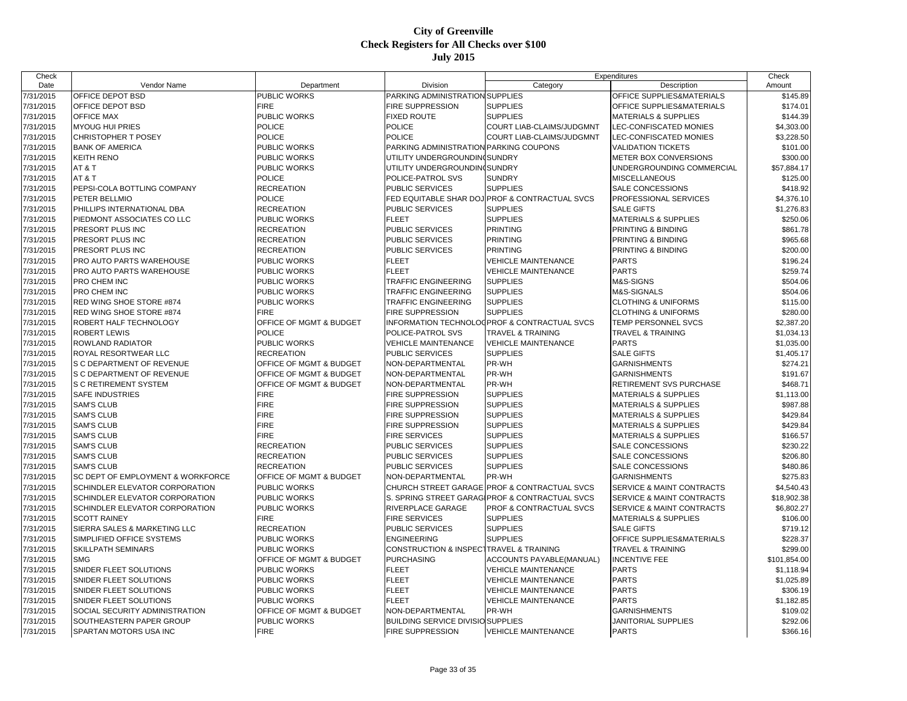# City of Greenville
## Check Registers for All Checks over $100
### July 2015

| Check Date | Vendor Name | Department | Division | Expenditures Category | Expenditures Description | Check Amount |
|---|---|---|---|---|---|---|
| 7/31/2015 | OFFICE DEPOT BSD | PUBLIC WORKS | PARKING ADMINISTRATION | SUPPLIES | OFFICE SUPPLIES&MATERIALS | $145.89 |
| 7/31/2015 | OFFICE DEPOT BSD | FIRE | FIRE SUPPRESSION | SUPPLIES | OFFICE SUPPLIES&MATERIALS | $174.01 |
| 7/31/2015 | OFFICE MAX | PUBLIC WORKS | FIXED ROUTE | SUPPLIES | MATERIALS & SUPPLIES | $144.39 |
| 7/31/2015 | MYOUG HUI PRIES | POLICE | POLICE | COURT LIAB-CLAIMS/JUDGMNT | LEC-CONFISCATED MONIES | $4,303.00 |
| 7/31/2015 | CHRISTOPHER T POSEY | POLICE | POLICE | COURT LIAB-CLAIMS/JUDGMNT | LEC-CONFISCATED MONIES | $3,228.50 |
| 7/31/2015 | BANK OF AMERICA | PUBLIC WORKS | PARKING ADMINISTRATION | PARKING COUPONS | VALIDATION TICKETS | $101.00 |
| 7/31/2015 | KEITH RENO | PUBLIC WORKS | UTILITY UNDERGROUNDING | SUNDRY | METER BOX CONVERSIONS | $300.00 |
| 7/31/2015 | AT & T | PUBLIC WORKS | UTILITY UNDERGROUNDING | SUNDRY | UNDERGROUNDING COMMERCIAL | $57,884.17 |
| 7/31/2015 | AT & T | POLICE | POLICE-PATROL SVS | SUNDRY | MISCELLANEOUS | $125.00 |
| 7/31/2015 | PEPSI-COLA BOTTLING COMPANY | RECREATION | PUBLIC SERVICES | SUPPLIES | SALE CONCESSIONS | $418.92 |
| 7/31/2015 | PETER BELLMIO | POLICE | FED EQUITABLE SHAR DOJ | PROF & CONTRACTUAL SVCS | PROFESSIONAL SERVICES | $4,376.10 |
| 7/31/2015 | PHILLIPS INTERNATIONAL DBA | RECREATION | PUBLIC SERVICES | SUPPLIES | SALE GIFTS | $1,276.83 |
| 7/31/2015 | PIEDMONT ASSOCIATES CO LLC | PUBLIC WORKS | FLEET | SUPPLIES | MATERIALS & SUPPLIES | $250.06 |
| 7/31/2015 | PRESORT PLUS INC | RECREATION | PUBLIC SERVICES | PRINTING | PRINTING & BINDING | $861.78 |
| 7/31/2015 | PRESORT PLUS INC | RECREATION | PUBLIC SERVICES | PRINTING | PRINTING & BINDING | $965.68 |
| 7/31/2015 | PRESORT PLUS INC | RECREATION | PUBLIC SERVICES | PRINTING | PRINTING & BINDING | $200.00 |
| 7/31/2015 | PRO AUTO PARTS WAREHOUSE | PUBLIC WORKS | FLEET | VEHICLE MAINTENANCE | PARTS | $196.24 |
| 7/31/2015 | PRO AUTO PARTS WAREHOUSE | PUBLIC WORKS | FLEET | VEHICLE MAINTENANCE | PARTS | $259.74 |
| 7/31/2015 | PRO CHEM INC | PUBLIC WORKS | TRAFFIC ENGINEERING | SUPPLIES | M&S-SIGNS | $504.06 |
| 7/31/2015 | PRO CHEM INC | PUBLIC WORKS | TRAFFIC ENGINEERING | SUPPLIES | M&S-SIGNALS | $504.06 |
| 7/31/2015 | RED WING SHOE STORE #874 | PUBLIC WORKS | TRAFFIC ENGINEERING | SUPPLIES | CLOTHING & UNIFORMS | $115.00 |
| 7/31/2015 | RED WING SHOE STORE #874 | FIRE | FIRE SUPPRESSION | SUPPLIES | CLOTHING & UNIFORMS | $280.00 |
| 7/31/2015 | ROBERT HALF TECHNOLOGY | OFFICE OF MGMT & BUDGET | INFORMATION TECHNOLOG | PROF & CONTRACTUAL SVCS | TEMP PERSONNEL SVCS | $2,387.20 |
| 7/31/2015 | ROBERT LEWIS | POLICE | POLICE-PATROL SVS | TRAVEL & TRAINING | TRAVEL & TRAINING | $1,034.13 |
| 7/31/2015 | ROWLAND RADIATOR | PUBLIC WORKS | VEHICLE MAINTENANCE | VEHICLE MAINTENANCE | PARTS | $1,035.00 |
| 7/31/2015 | ROYAL RESORTWEAR LLC | RECREATION | PUBLIC SERVICES | SUPPLIES | SALE GIFTS | $1,405.17 |
| 7/31/2015 | S C DEPARTMENT OF REVENUE | OFFICE OF MGMT & BUDGET | NON-DEPARTMENTAL | PR-WH | GARNISHMENTS | $274.21 |
| 7/31/2015 | S C DEPARTMENT OF REVENUE | OFFICE OF MGMT & BUDGET | NON-DEPARTMENTAL | PR-WH | GARNISHMENTS | $191.67 |
| 7/31/2015 | S C RETIREMENT SYSTEM | OFFICE OF MGMT & BUDGET | NON-DEPARTMENTAL | PR-WH | RETIREMENT SVS PURCHASE | $468.71 |
| 7/31/2015 | SAFE INDUSTRIES | FIRE | FIRE SUPPRESSION | SUPPLIES | MATERIALS & SUPPLIES | $1,113.00 |
| 7/31/2015 | SAM'S CLUB | FIRE | FIRE SUPPRESSION | SUPPLIES | MATERIALS & SUPPLIES | $987.88 |
| 7/31/2015 | SAM'S CLUB | FIRE | FIRE SUPPRESSION | SUPPLIES | MATERIALS & SUPPLIES | $429.84 |
| 7/31/2015 | SAM'S CLUB | FIRE | FIRE SUPPRESSION | SUPPLIES | MATERIALS & SUPPLIES | $429.84 |
| 7/31/2015 | SAM'S CLUB | FIRE | FIRE SERVICES | SUPPLIES | MATERIALS & SUPPLIES | $166.57 |
| 7/31/2015 | SAM'S CLUB | RECREATION | PUBLIC SERVICES | SUPPLIES | SALE CONCESSIONS | $230.22 |
| 7/31/2015 | SAM'S CLUB | RECREATION | PUBLIC SERVICES | SUPPLIES | SALE CONCESSIONS | $206.80 |
| 7/31/2015 | SAM'S CLUB | RECREATION | PUBLIC SERVICES | SUPPLIES | SALE CONCESSIONS | $480.86 |
| 7/31/2015 | SC DEPT OF EMPLOYMENT & WORKFORCE | OFFICE OF MGMT & BUDGET | NON-DEPARTMENTAL | PR-WH | GARNISHMENTS | $275.83 |
| 7/31/2015 | SCHINDLER ELEVATOR CORPORATION | PUBLIC WORKS | CHURCH STREET GARAGE | PROF & CONTRACTUAL SVCS | SERVICE & MAINT CONTRACTS | $4,540.43 |
| 7/31/2015 | SCHINDLER ELEVATOR CORPORATION | PUBLIC WORKS | S. SPRING STREET GARAG | PROF & CONTRACTUAL SVCS | SERVICE & MAINT CONTRACTS | $18,902.38 |
| 7/31/2015 | SCHINDLER ELEVATOR CORPORATION | PUBLIC WORKS | RIVERPLACE GARAGE | PROF & CONTRACTUAL SVCS | SERVICE & MAINT CONTRACTS | $6,802.27 |
| 7/31/2015 | SCOTT RAINEY | FIRE | FIRE SERVICES | SUPPLIES | MATERIALS & SUPPLIES | $106.00 |
| 7/31/2015 | SIERRA SALES & MARKETING LLC | RECREATION | PUBLIC SERVICES | SUPPLIES | SALE GIFTS | $719.12 |
| 7/31/2015 | SIMPLIFIED OFFICE SYSTEMS | PUBLIC WORKS | ENGINEERING | SUPPLIES | OFFICE SUPPLIES&MATERIALS | $228.37 |
| 7/31/2015 | SKILLPATH SEMINARS | PUBLIC WORKS | CONSTRUCTION & INSPECT | TRAVEL & TRAINING | TRAVEL & TRAINING | $299.00 |
| 7/31/2015 | SMG | OFFICE OF MGMT & BUDGET | PURCHASING | ACCOUNTS PAYABLE(MANUAL) | INCENTIVE FEE | $101,854.00 |
| 7/31/2015 | SNIDER FLEET SOLUTIONS | PUBLIC WORKS | FLEET | VEHICLE MAINTENANCE | PARTS | $1,118.94 |
| 7/31/2015 | SNIDER FLEET SOLUTIONS | PUBLIC WORKS | FLEET | VEHICLE MAINTENANCE | PARTS | $1,025.89 |
| 7/31/2015 | SNIDER FLEET SOLUTIONS | PUBLIC WORKS | FLEET | VEHICLE MAINTENANCE | PARTS | $306.19 |
| 7/31/2015 | SNIDER FLEET SOLUTIONS | PUBLIC WORKS | FLEET | VEHICLE MAINTENANCE | PARTS | $1,182.85 |
| 7/31/2015 | SOCIAL SECURITY ADMINISTRATION | OFFICE OF MGMT & BUDGET | NON-DEPARTMENTAL | PR-WH | GARNISHMENTS | $109.02 |
| 7/31/2015 | SOUTHEASTERN PAPER GROUP | PUBLIC WORKS | BUILDING SERVICE DIVISIO | SUPPLIES | JANITORIAL SUPPLIES | $292.06 |
| 7/31/2015 | SPARTAN MOTORS USA INC | FIRE | FIRE SUPPRESSION | VEHICLE MAINTENANCE | PARTS | $366.16 |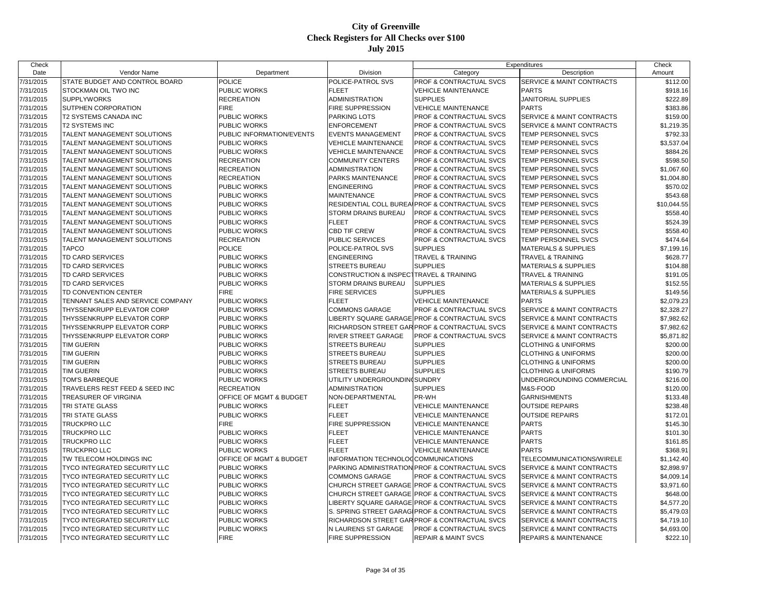# City of Greenville
## Check Registers for All Checks over $100
### July 2015

| Check Date | Vendor Name | Department | Division | Expenditures Category | Expenditures Description | Check Amount |
|---|---|---|---|---|---|---|
| 7/31/2015 | STATE BUDGET AND CONTROL BOARD | POLICE | POLICE-PATROL SVS | PROF & CONTRACTUAL SVCS | SERVICE & MAINT CONTRACTS | $112.00 |
| 7/31/2015 | STOCKMAN OIL TWO INC | PUBLIC WORKS | FLEET | VEHICLE MAINTENANCE | PARTS | $918.16 |
| 7/31/2015 | SUPPLYWORKS | RECREATION | ADMINISTRATION | SUPPLIES | JANITORIAL SUPPLIES | $222.89 |
| 7/31/2015 | SUTPHEN CORPORATION | FIRE | FIRE SUPPRESSION | VEHICLE MAINTENANCE | PARTS | $383.86 |
| 7/31/2015 | T2 SYSTEMS CANADA INC | PUBLIC WORKS | PARKING LOTS | PROF & CONTRACTUAL SVCS | SERVICE & MAINT CONTRACTS | $159.00 |
| 7/31/2015 | T2 SYSTEMS INC | PUBLIC WORKS | ENFORCEMENT | PROF & CONTRACTUAL SVCS | SERVICE & MAINT CONTRACTS | $1,219.35 |
| 7/31/2015 | TALENT MANAGEMENT SOLUTIONS | PUBLIC INFORMATION/EVENTS | EVENTS MANAGEMENT | PROF & CONTRACTUAL SVCS | TEMP PERSONNEL SVCS | $792.33 |
| 7/31/2015 | TALENT MANAGEMENT SOLUTIONS | PUBLIC WORKS | VEHICLE MAINTENANCE | PROF & CONTRACTUAL SVCS | TEMP PERSONNEL SVCS | $3,537.04 |
| 7/31/2015 | TALENT MANAGEMENT SOLUTIONS | PUBLIC WORKS | VEHICLE MAINTENANCE | PROF & CONTRACTUAL SVCS | TEMP PERSONNEL SVCS | $884.26 |
| 7/31/2015 | TALENT MANAGEMENT SOLUTIONS | RECREATION | COMMUNITY CENTERS | PROF & CONTRACTUAL SVCS | TEMP PERSONNEL SVCS | $598.50 |
| 7/31/2015 | TALENT MANAGEMENT SOLUTIONS | RECREATION | ADMINISTRATION | PROF & CONTRACTUAL SVCS | TEMP PERSONNEL SVCS | $1,067.60 |
| 7/31/2015 | TALENT MANAGEMENT SOLUTIONS | RECREATION | PARKS MAINTENANCE | PROF & CONTRACTUAL SVCS | TEMP PERSONNEL SVCS | $1,004.80 |
| 7/31/2015 | TALENT MANAGEMENT SOLUTIONS | PUBLIC WORKS | ENGINEERING | PROF & CONTRACTUAL SVCS | TEMP PERSONNEL SVCS | $570.02 |
| 7/31/2015 | TALENT MANAGEMENT SOLUTIONS | PUBLIC WORKS | MAINTENANCE | PROF & CONTRACTUAL SVCS | TEMP PERSONNEL SVCS | $543.68 |
| 7/31/2015 | TALENT MANAGEMENT SOLUTIONS | PUBLIC WORKS | RESIDENTIAL COLL BUREAU | PROF & CONTRACTUAL SVCS | TEMP PERSONNEL SVCS | $10,044.55 |
| 7/31/2015 | TALENT MANAGEMENT SOLUTIONS | PUBLIC WORKS | STORM DRAINS BUREAU | PROF & CONTRACTUAL SVCS | TEMP PERSONNEL SVCS | $558.40 |
| 7/31/2015 | TALENT MANAGEMENT SOLUTIONS | PUBLIC WORKS | FLEET | PROF & CONTRACTUAL SVCS | TEMP PERSONNEL SVCS | $524.39 |
| 7/31/2015 | TALENT MANAGEMENT SOLUTIONS | PUBLIC WORKS | CBD TIF CREW | PROF & CONTRACTUAL SVCS | TEMP PERSONNEL SVCS | $558.40 |
| 7/31/2015 | TALENT MANAGEMENT SOLUTIONS | RECREATION | PUBLIC SERVICES | PROF & CONTRACTUAL SVCS | TEMP PERSONNEL SVCS | $474.64 |
| 7/31/2015 | TAPCO | POLICE | POLICE-PATROL SVS | SUPPLIES | MATERIALS & SUPPLIES | $7,199.16 |
| 7/31/2015 | TD CARD SERVICES | PUBLIC WORKS | ENGINEERING | TRAVEL & TRAINING | TRAVEL & TRAINING | $628.77 |
| 7/31/2015 | TD CARD SERVICES | PUBLIC WORKS | STREETS BUREAU | SUPPLIES | MATERIALS & SUPPLIES | $104.88 |
| 7/31/2015 | TD CARD SERVICES | PUBLIC WORKS | CONSTRUCTION & INSPECT | TRAVEL & TRAINING | TRAVEL & TRAINING | $191.05 |
| 7/31/2015 | TD CARD SERVICES | PUBLIC WORKS | STORM DRAINS BUREAU | SUPPLIES | MATERIALS & SUPPLIES | $152.55 |
| 7/31/2015 | TD CONVENTION CENTER | FIRE | FIRE SERVICES | SUPPLIES | MATERIALS & SUPPLIES | $149.56 |
| 7/31/2015 | TENNANT SALES AND SERVICE COMPANY | PUBLIC WORKS | FLEET | VEHICLE MAINTENANCE | PARTS | $2,079.23 |
| 7/31/2015 | THYSSENKRUPP ELEVATOR CORP | PUBLIC WORKS | COMMONS GARAGE | PROF & CONTRACTUAL SVCS | SERVICE & MAINT CONTRACTS | $2,328.27 |
| 7/31/2015 | THYSSENKRUPP ELEVATOR CORP | PUBLIC WORKS | LIBERTY SQUARE GARAGE | PROF & CONTRACTUAL SVCS | SERVICE & MAINT CONTRACTS | $7,982.62 |
| 7/31/2015 | THYSSENKRUPP ELEVATOR CORP | PUBLIC WORKS | RICHARDSON STREET GAR | PROF & CONTRACTUAL SVCS | SERVICE & MAINT CONTRACTS | $7,982.62 |
| 7/31/2015 | THYSSENKRUPP ELEVATOR CORP | PUBLIC WORKS | RIVER STREET GARAGE | PROF & CONTRACTUAL SVCS | SERVICE & MAINT CONTRACTS | $5,871.82 |
| 7/31/2015 | TIM GUERIN | PUBLIC WORKS | STREETS BUREAU | SUPPLIES | CLOTHING & UNIFORMS | $200.00 |
| 7/31/2015 | TIM GUERIN | PUBLIC WORKS | STREETS BUREAU | SUPPLIES | CLOTHING & UNIFORMS | $200.00 |
| 7/31/2015 | TIM GUERIN | PUBLIC WORKS | STREETS BUREAU | SUPPLIES | CLOTHING & UNIFORMS | $200.00 |
| 7/31/2015 | TIM GUERIN | PUBLIC WORKS | STREETS BUREAU | SUPPLIES | CLOTHING & UNIFORMS | $190.79 |
| 7/31/2015 | TOM'S BARBEQUE | PUBLIC WORKS | UTILITY UNDERGROUNDING | SUNDRY | UNDERGROUNDING COMMERCIAL | $216.00 |
| 7/31/2015 | TRAVELERS REST FEED & SEED INC | RECREATION | ADMINISTRATION | SUPPLIES | M&S-FOOD | $120.00 |
| 7/31/2015 | TREASURER OF VIRGINIA | OFFICE OF MGMT & BUDGET | NON-DEPARTMENTAL | PR-WH | GARNISHMENTS | $133.48 |
| 7/31/2015 | TRI STATE GLASS | PUBLIC WORKS | FLEET | VEHICLE MAINTENANCE | OUTSIDE REPAIRS | $238.48 |
| 7/31/2015 | TRI STATE GLASS | PUBLIC WORKS | FLEET | VEHICLE MAINTENANCE | OUTSIDE REPAIRS | $172.01 |
| 7/31/2015 | TRUCKPRO LLC | FIRE | FIRE SUPPRESSION | VEHICLE MAINTENANCE | PARTS | $145.30 |
| 7/31/2015 | TRUCKPRO LLC | PUBLIC WORKS | FLEET | VEHICLE MAINTENANCE | PARTS | $101.30 |
| 7/31/2015 | TRUCKPRO LLC | PUBLIC WORKS | FLEET | VEHICLE MAINTENANCE | PARTS | $161.85 |
| 7/31/2015 | TRUCKPRO LLC | PUBLIC WORKS | FLEET | VEHICLE MAINTENANCE | PARTS | $368.91 |
| 7/31/2015 | TW TELECOM HOLDINGS INC | OFFICE OF MGMT & BUDGET | INFORMATION TECHNOLOG | COMMUNICATIONS | TELECOMMUNICATIONS/WIRELE | $1,142.40 |
| 7/31/2015 | TYCO INTEGRATED SECURITY LLC | PUBLIC WORKS | PARKING ADMINISTRATION | PROF & CONTRACTUAL SVCS | SERVICE & MAINT CONTRACTS | $2,898.97 |
| 7/31/2015 | TYCO INTEGRATED SECURITY LLC | PUBLIC WORKS | COMMONS GARAGE | PROF & CONTRACTUAL SVCS | SERVICE & MAINT CONTRACTS | $4,009.14 |
| 7/31/2015 | TYCO INTEGRATED SECURITY LLC | PUBLIC WORKS | CHURCH STREET GARAGE | PROF & CONTRACTUAL SVCS | SERVICE & MAINT CONTRACTS | $3,971.60 |
| 7/31/2015 | TYCO INTEGRATED SECURITY LLC | PUBLIC WORKS | CHURCH STREET GARAGE | PROF & CONTRACTUAL SVCS | SERVICE & MAINT CONTRACTS | $648.00 |
| 7/31/2015 | TYCO INTEGRATED SECURITY LLC | PUBLIC WORKS | LIBERTY SQUARE GARAGE | PROF & CONTRACTUAL SVCS | SERVICE & MAINT CONTRACTS | $4,577.20 |
| 7/31/2015 | TYCO INTEGRATED SECURITY LLC | PUBLIC WORKS | S. SPRING STREET GARAG | PROF & CONTRACTUAL SVCS | SERVICE & MAINT CONTRACTS | $5,479.03 |
| 7/31/2015 | TYCO INTEGRATED SECURITY LLC | PUBLIC WORKS | RICHARDSON STREET GAR | PROF & CONTRACTUAL SVCS | SERVICE & MAINT CONTRACTS | $4,719.10 |
| 7/31/2015 | TYCO INTEGRATED SECURITY LLC | PUBLIC WORKS | N LAURENS ST GARAGE | PROF & CONTRACTUAL SVCS | SERVICE & MAINT CONTRACTS | $4,693.00 |
| 7/31/2015 | TYCO INTEGRATED SECURITY LLC | FIRE | FIRE SUPPRESSION | REPAIR & MAINT SVCS | REPAIRS & MAINTENANCE | $222.10 |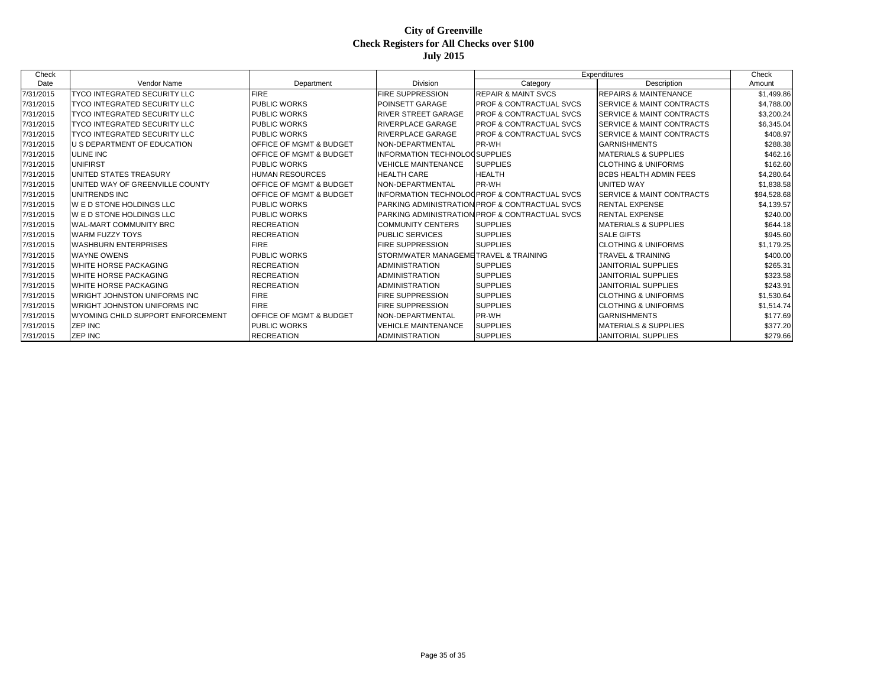# City of Greenville
## Check Registers for All Checks over $100
### July 2015

| Check Date | Vendor Name | Department | Division | Expenditures Category | Expenditures Description | Check Amount |
|---|---|---|---|---|---|---|
| 7/31/2015 | TYCO INTEGRATED SECURITY LLC | FIRE | FIRE SUPPRESSION | REPAIR & MAINT SVCS | REPAIRS & MAINTENANCE | $1,499.86 |
| 7/31/2015 | TYCO INTEGRATED SECURITY LLC | PUBLIC WORKS | POINSETT GARAGE | PROF & CONTRACTUAL SVCS | SERVICE & MAINT CONTRACTS | $4,788.00 |
| 7/31/2015 | TYCO INTEGRATED SECURITY LLC | PUBLIC WORKS | RIVER STREET GARAGE | PROF & CONTRACTUAL SVCS | SERVICE & MAINT CONTRACTS | $3,200.24 |
| 7/31/2015 | TYCO INTEGRATED SECURITY LLC | PUBLIC WORKS | RIVERPLACE GARAGE | PROF & CONTRACTUAL SVCS | SERVICE & MAINT CONTRACTS | $6,345.04 |
| 7/31/2015 | TYCO INTEGRATED SECURITY LLC | PUBLIC WORKS | RIVERPLACE GARAGE | PROF & CONTRACTUAL SVCS | SERVICE & MAINT CONTRACTS | $408.97 |
| 7/31/2015 | U S DEPARTMENT OF EDUCATION | OFFICE OF MGMT & BUDGET | NON-DEPARTMENTAL | PR-WH | GARNISHMENTS | $288.38 |
| 7/31/2015 | ULINE INC | OFFICE OF MGMT & BUDGET | INFORMATION TECHNOLOG | SUPPLIES | MATERIALS & SUPPLIES | $462.16 |
| 7/31/2015 | UNIFIRST | PUBLIC WORKS | VEHICLE MAINTENANCE | SUPPLIES | CLOTHING & UNIFORMS | $162.60 |
| 7/31/2015 | UNITED STATES TREASURY | HUMAN RESOURCES | HEALTH CARE | HEALTH | BCBS HEALTH ADMIN FEES | $4,280.64 |
| 7/31/2015 | UNITED WAY OF GREENVILLE COUNTY | OFFICE OF MGMT & BUDGET | NON-DEPARTMENTAL | PR-WH | UNITED WAY | $1,838.58 |
| 7/31/2015 | UNITRENDS INC | OFFICE OF MGMT & BUDGET | INFORMATION TECHNOLOG | PROF & CONTRACTUAL SVCS | SERVICE & MAINT CONTRACTS | $94,528.68 |
| 7/31/2015 | W E D STONE HOLDINGS LLC | PUBLIC WORKS | PARKING ADMINISTRATION | PROF & CONTRACTUAL SVCS | RENTAL EXPENSE | $4,139.57 |
| 7/31/2015 | W E D STONE HOLDINGS LLC | PUBLIC WORKS | PARKING ADMINISTRATION | PROF & CONTRACTUAL SVCS | RENTAL EXPENSE | $240.00 |
| 7/31/2015 | WAL-MART COMMUNITY BRC | RECREATION | COMMUNITY CENTERS | SUPPLIES | MATERIALS & SUPPLIES | $644.18 |
| 7/31/2015 | WARM FUZZY TOYS | RECREATION | PUBLIC SERVICES | SUPPLIES | SALE GIFTS | $945.60 |
| 7/31/2015 | WASHBURN ENTERPRISES | FIRE | FIRE SUPPRESSION | SUPPLIES | CLOTHING & UNIFORMS | $1,179.25 |
| 7/31/2015 | WAYNE OWENS | PUBLIC WORKS | STORMWATER MANAGEME | TRAVEL & TRAINING | TRAVEL & TRAINING | $400.00 |
| 7/31/2015 | WHITE HORSE PACKAGING | RECREATION | ADMINISTRATION | SUPPLIES | JANITORIAL SUPPLIES | $265.31 |
| 7/31/2015 | WHITE HORSE PACKAGING | RECREATION | ADMINISTRATION | SUPPLIES | JANITORIAL SUPPLIES | $323.58 |
| 7/31/2015 | WHITE HORSE PACKAGING | RECREATION | ADMINISTRATION | SUPPLIES | JANITORIAL SUPPLIES | $243.91 |
| 7/31/2015 | WRIGHT JOHNSTON UNIFORMS INC | FIRE | FIRE SUPPRESSION | SUPPLIES | CLOTHING & UNIFORMS | $1,530.64 |
| 7/31/2015 | WRIGHT JOHNSTON UNIFORMS INC | FIRE | FIRE SUPPRESSION | SUPPLIES | CLOTHING & UNIFORMS | $1,514.74 |
| 7/31/2015 | WYOMING CHILD SUPPORT ENFORCEMENT | OFFICE OF MGMT & BUDGET | NON-DEPARTMENTAL | PR-WH | GARNISHMENTS | $177.69 |
| 7/31/2015 | ZEP INC | PUBLIC WORKS | VEHICLE MAINTENANCE | SUPPLIES | MATERIALS & SUPPLIES | $377.20 |
| 7/31/2015 | ZEP INC | RECREATION | ADMINISTRATION | SUPPLIES | JANITORIAL SUPPLIES | $279.66 |